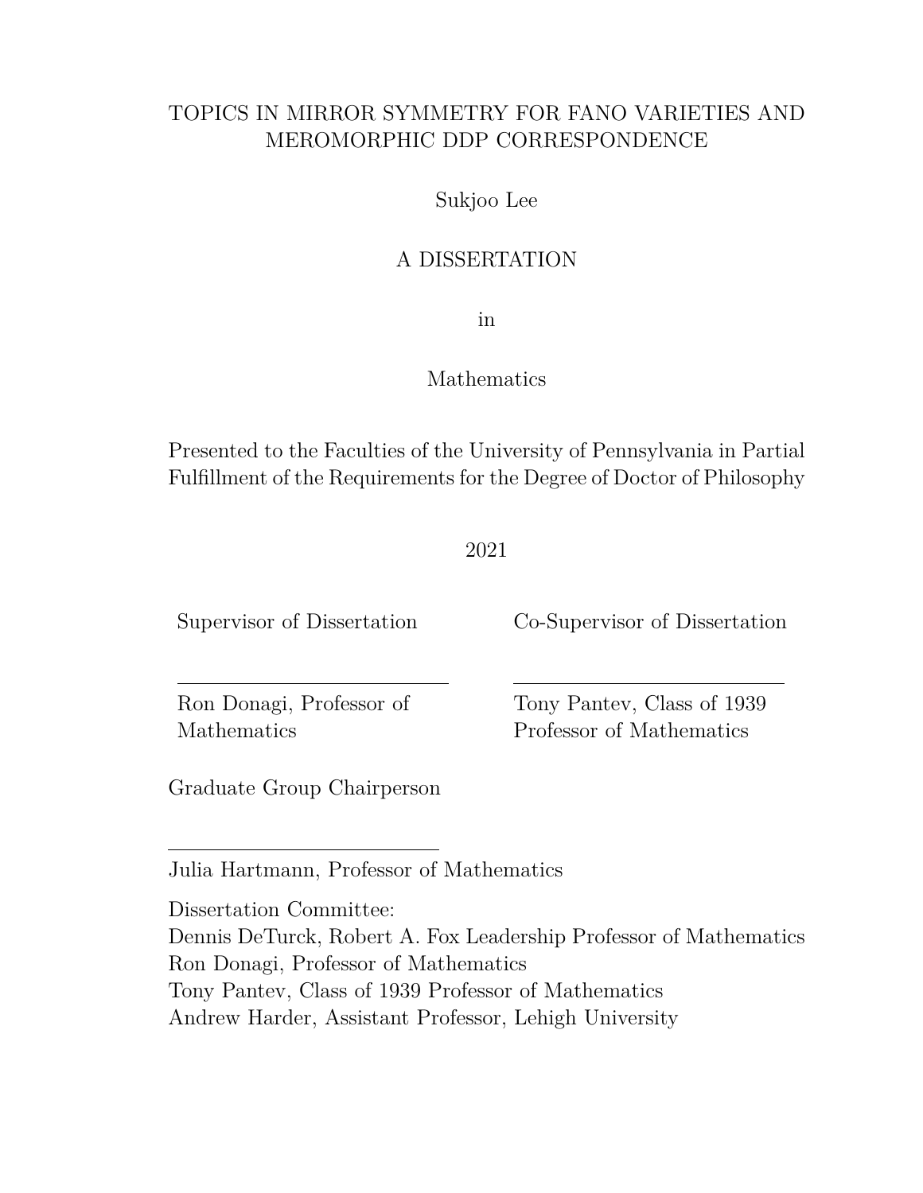# TOPICS IN MIRROR SYMMETRY FOR FANO VARIETIES AND MEROMORPHIC DDP CORRESPONDENCE

Sukjoo Lee

A DISSERTATION

in

Mathematics

Presented to the Faculties of the University of Pennsylvania in Partial Fulfillment of the Requirements for the Degree of Doctor of Philosophy

2021

Supervisor of Dissertation

Ron Donagi, Professor of Mathematics

Co-Supervisor of Dissertation

Tony Pantev, Class of 1939 Professor of Mathematics

Graduate Group Chairperson

Julia Hartmann, Professor of Mathematics

Dissertation Committee:
Dennis DeTurck, Robert A. Fox Leadership Professor of Mathematics
Ron Donagi, Professor of Mathematics
Tony Pantev, Class of 1939 Professor of Mathematics
Andrew Harder, Assistant Professor, Lehigh University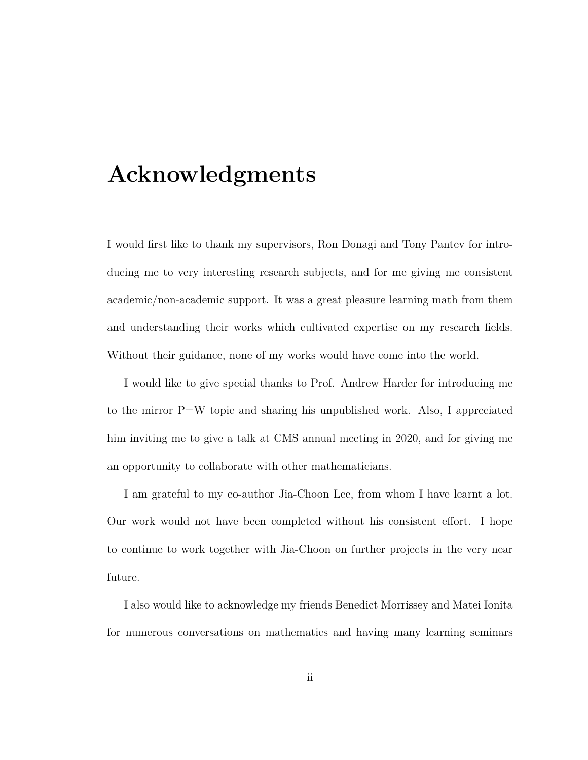# Acknowledgments

I would first like to thank my supervisors, Ron Donagi and Tony Pantev for introducing me to very interesting research subjects, and for me giving me consistent academic/non-academic support. It was a great pleasure learning math from them and understanding their works which cultivated expertise on my research fields. Without their guidance, none of my works would have come into the world.

I would like to give special thanks to Prof. Andrew Harder for introducing me to the mirror P=W topic and sharing his unpublished work. Also, I appreciated him inviting me to give a talk at CMS annual meeting in 2020, and for giving me an opportunity to collaborate with other mathematicians.

I am grateful to my co-author Jia-Choon Lee, from whom I have learnt a lot. Our work would not have been completed without his consistent effort. I hope to continue to work together with Jia-Choon on further projects in the very near future.

I also would like to acknowledge my friends Benedict Morrissey and Matei Ionita for numerous conversations on mathematics and having many learning seminars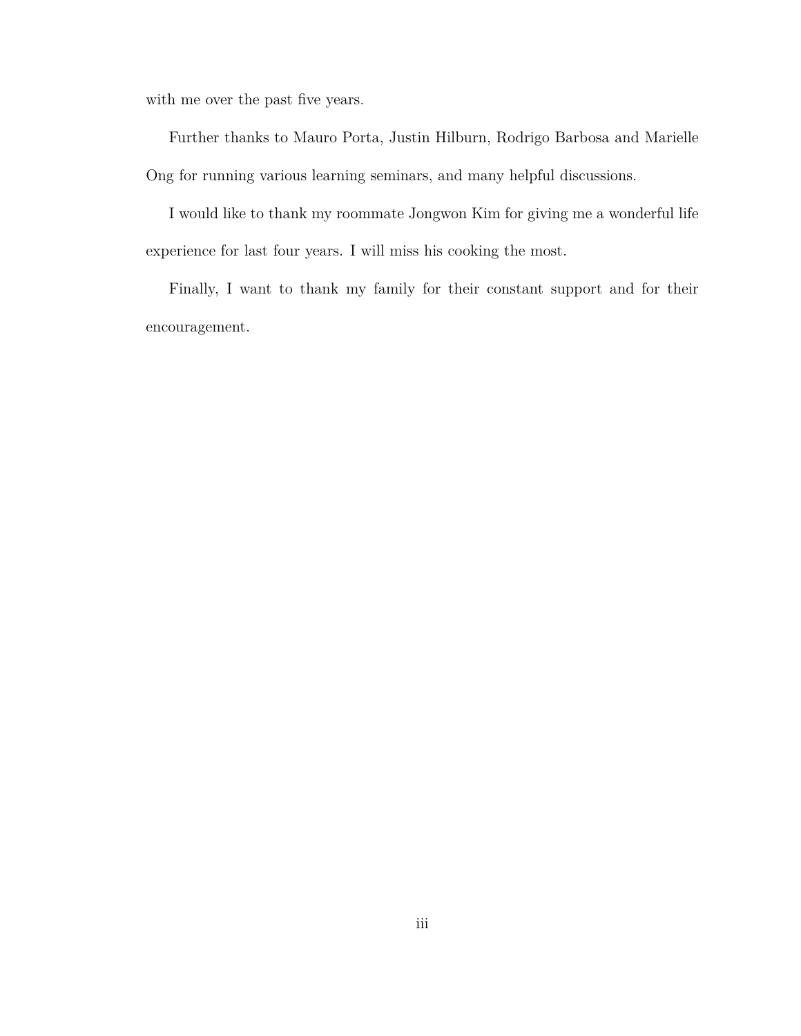with me over the past five years.

Further thanks to Mauro Porta, Justin Hilburn, Rodrigo Barbosa and Marielle Ong for running various learning seminars, and many helpful discussions.

I would like to thank my roommate Jongwon Kim for giving me a wonderful life experience for last four years. I will miss his cooking the most.

Finally, I want to thank my family for their constant support and for their encouragement.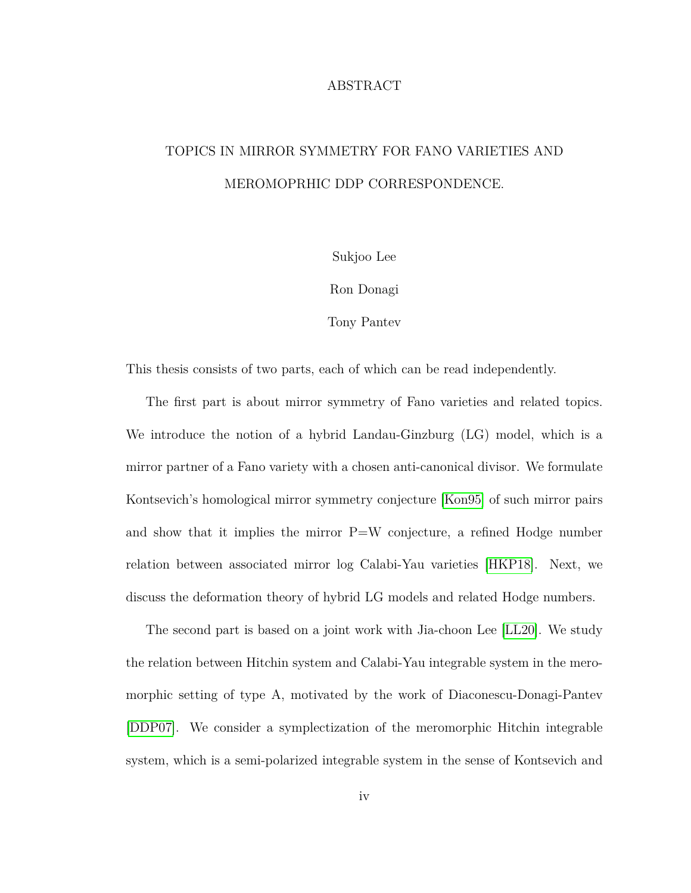# ABSTRACT

## TOPICS IN MIRROR SYMMETRY FOR FANO VARIETIES AND MEROMOPRHIC DDP CORRESPONDENCE.

Sukjoo Lee

Ron Donagi

Tony Pantev

This thesis consists of two parts, each of which can be read independently.

The first part is about mirror symmetry of Fano varieties and related topics. We introduce the notion of a hybrid Landau-Ginzburg (LG) model, which is a mirror partner of a Fano variety with a chosen anti-canonical divisor. We formulate Kontsevich's homological mirror symmetry conjecture [Kon95] of such mirror pairs and show that it implies the mirror P=W conjecture, a refined Hodge number relation between associated mirror log Calabi-Yau varieties [HKP18]. Next, we discuss the deformation theory of hybrid LG models and related Hodge numbers.

The second part is based on a joint work with Jia-choon Lee [LL20]. We study the relation between Hitchin system and Calabi-Yau integrable system in the meromorphic setting of type A, motivated by the work of Diaconescu-Donagi-Pantev [DDP07]. We consider a symplectization of the meromorphic Hitchin integrable system, which is a semi-polarized integrable system in the sense of Kontsevich and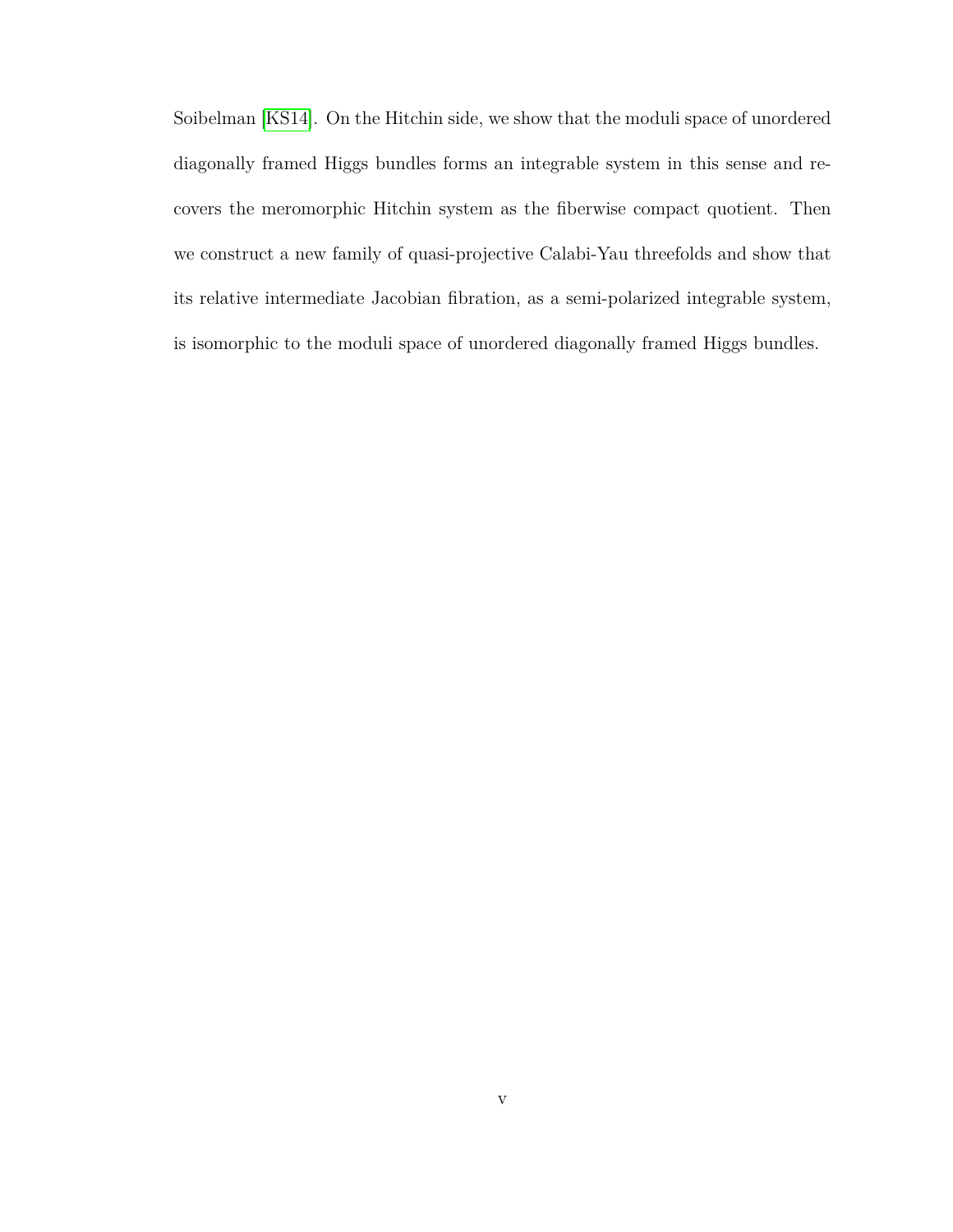Soibelman [KS14]. On the Hitchin side, we show that the moduli space of unordered diagonally framed Higgs bundles forms an integrable system in this sense and recovers the meromorphic Hitchin system as the fiberwise compact quotient. Then we construct a new family of quasi-projective Calabi-Yau threefolds and show that its relative intermediate Jacobian fibration, as a semi-polarized integrable system, is isomorphic to the moduli space of unordered diagonally framed Higgs bundles.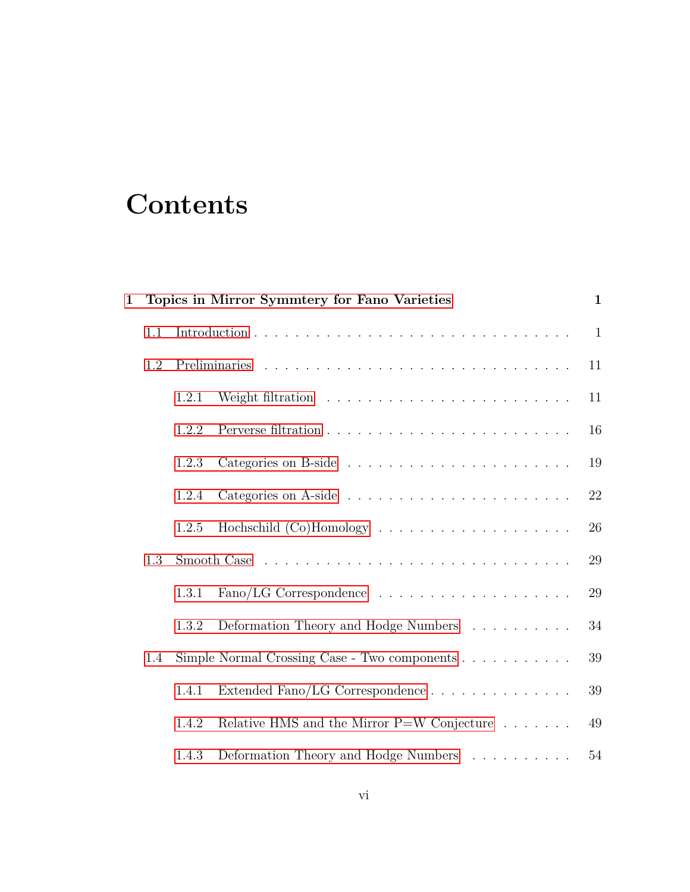# Contents

**1 Topics in Mirror Symmtery for Fano Varieties** **1**

1.1 Introduction . . . . . . . . . . . . . . . . . . . . . . . . . . . . . . 1

1.2 Preliminaries . . . . . . . . . . . . . . . . . . . . . . . . . . . . . . 11

1.2.1 Weight filtration . . . . . . . . . . . . . . . . . . . . . . . . 11

1.2.2 Perverse filtration . . . . . . . . . . . . . . . . . . . . . . . 16

1.2.3 Categories on B-side . . . . . . . . . . . . . . . . . . . . . . 19

1.2.4 Categories on A-side . . . . . . . . . . . . . . . . . . . . . . 22

1.2.5 Hochschild (Co)Homology . . . . . . . . . . . . . . . . . . . 26

1.3 Smooth Case . . . . . . . . . . . . . . . . . . . . . . . . . . . . . . 29

1.3.1 Fano/LG Correspondence . . . . . . . . . . . . . . . . . . . 29

1.3.2 Deformation Theory and Hodge Numbers . . . . . . . . . . 34

1.4 Simple Normal Crossing Case - Two components . . . . . . . . . . . 39

1.4.1 Extended Fano/LG Correspondence . . . . . . . . . . . . . . 39

1.4.2 Relative HMS and the Mirror P=W Conjecture . . . . . . . 49

1.4.3 Deformation Theory and Hodge Numbers . . . . . . . . . . 54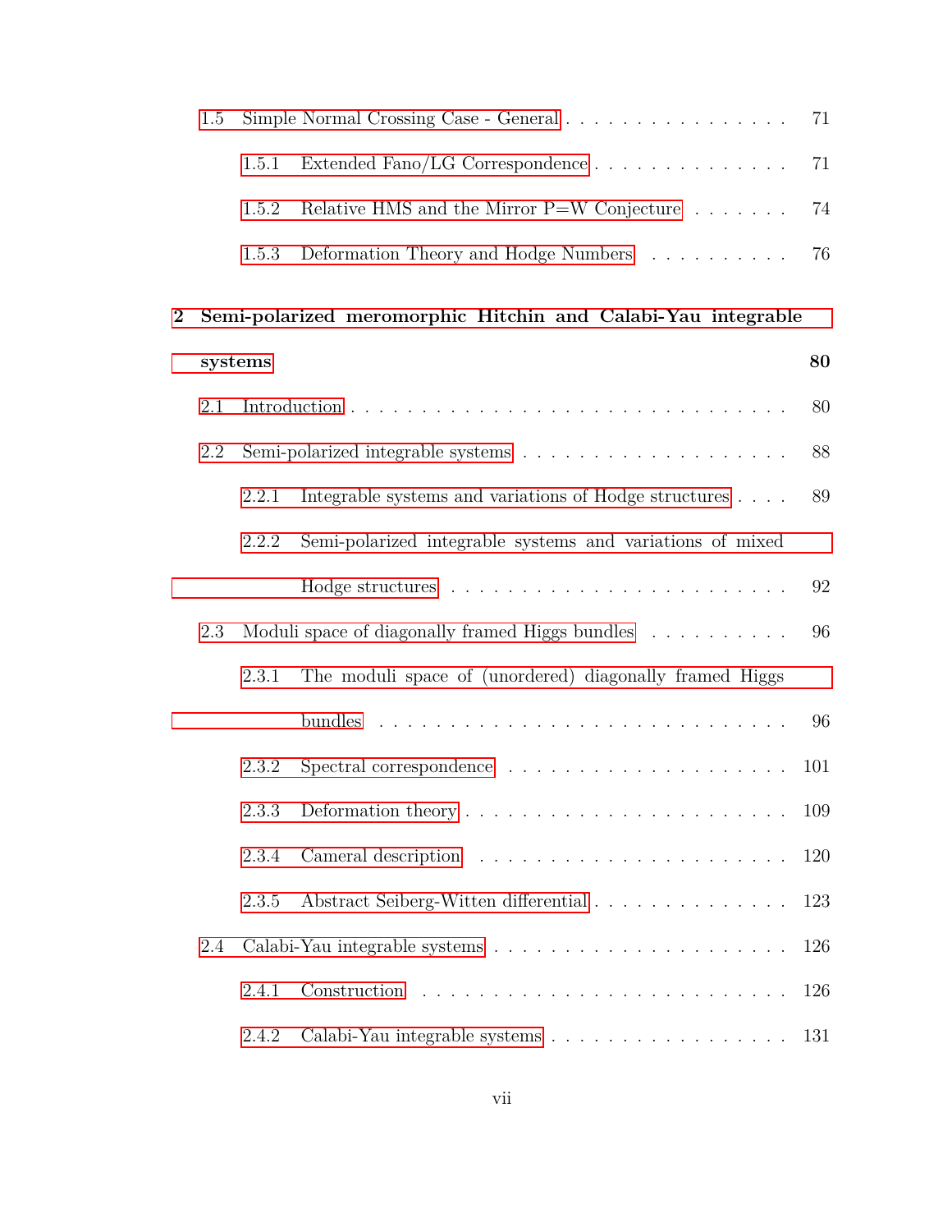1.5 Simple Normal Crossing Case - General . . . . . . . . . . . . . . . . 71

1.5.1 Extended Fano/LG Correspondence . . . . . . . . . . . . . . 71

1.5.2 Relative HMS and the Mirror P=W Conjecture . . . . . . . 74

1.5.3 Deformation Theory and Hodge Numbers . . . . . . . . . . 76

**2 Semi-polarized meromorphic Hitchin and Calabi-Yau integrable systems** **80**

2.1 Introduction . . . . . . . . . . . . . . . . . . . . . . . . . . . . . 80

2.2 Semi-polarized integrable systems . . . . . . . . . . . . . . . . . . . 88

2.2.1 Integrable systems and variations of Hodge structures . . . . 89

2.2.2 Semi-polarized integrable systems and variations of mixed Hodge structures . . . . . . . . . . . . . . . . . . . . . . . 92

2.3 Moduli space of diagonally framed Higgs bundles . . . . . . . . . . 96

2.3.1 The moduli space of (unordered) diagonally framed Higgs bundles . . . . . . . . . . . . . . . . . . . . . . . . . . . 96

2.3.2 Spectral correspondence . . . . . . . . . . . . . . . . . . . . 101

2.3.3 Deformation theory . . . . . . . . . . . . . . . . . . . . . . . 109

2.3.4 Cameral description . . . . . . . . . . . . . . . . . . . . . . 120

2.3.5 Abstract Seiberg-Witten differential . . . . . . . . . . . . . . 123

2.4 Calabi-Yau integrable systems . . . . . . . . . . . . . . . . . . . . 126

2.4.1 Construction . . . . . . . . . . . . . . . . . . . . . . . . . . 126

2.4.2 Calabi-Yau integrable systems . . . . . . . . . . . . . . . . . 131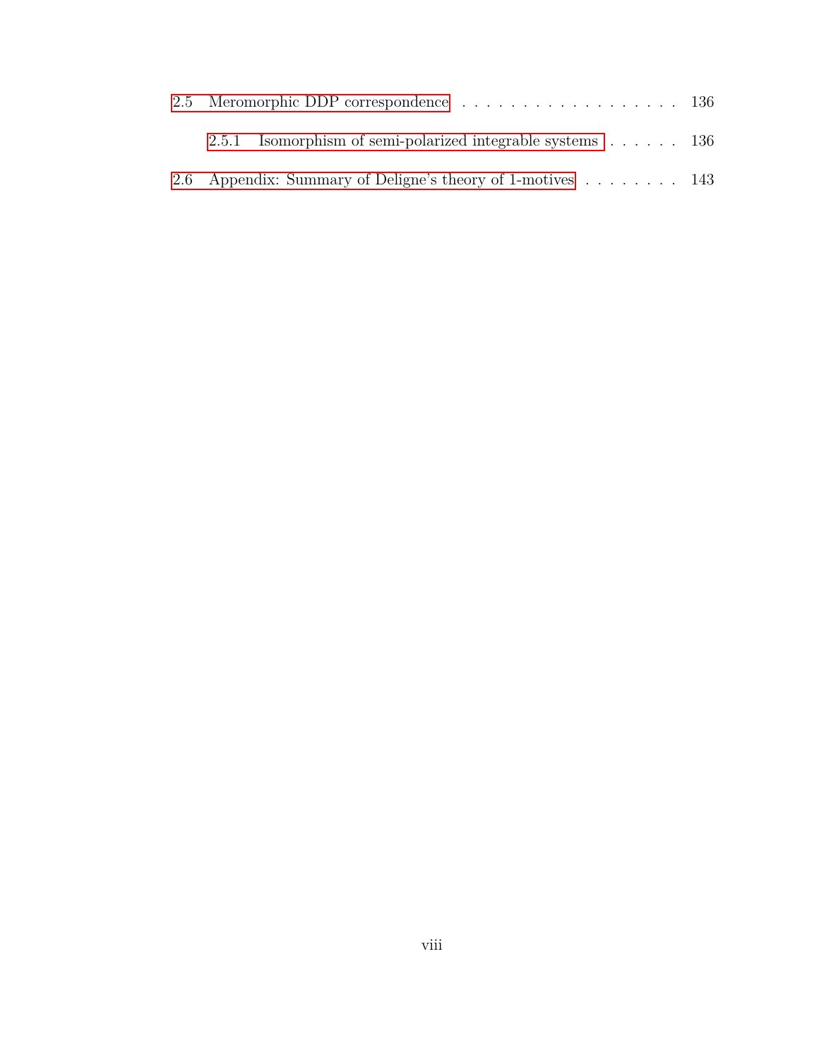2.5 Meromorphic DDP correspondence . . . . . . . . . . . . . . . . . . 136

  2.5.1 Isomorphism of semi-polarized integrable systems . . . . . . . 136

2.6 Appendix: Summary of Deligne's theory of 1-motives . . . . . . . . . 143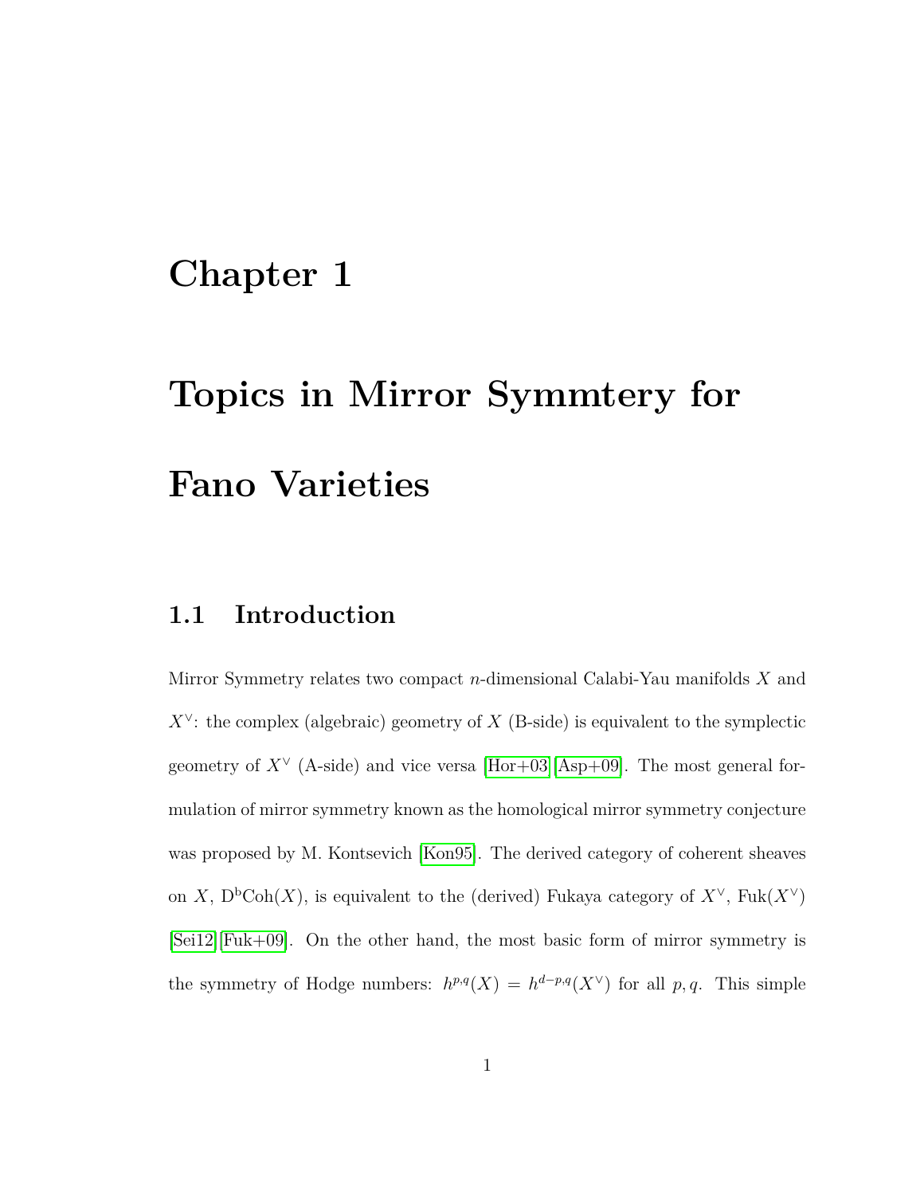# Chapter 1

# Topics in Mirror Symmtery for Fano Varieties

## 1.1 Introduction

Mirror Symmetry relates two compact $n$-dimensional Calabi-Yau manifolds $X$ and $X^\vee$: the complex (algebraic) geometry of $X$ (B-side) is equivalent to the symplectic geometry of $X^\vee$ (A-side) and vice versa [Hor+03][Asp+09]. The most general formulation of mirror symmetry known as the homological mirror symmetry conjecture was proposed by M. Kontsevich [Kon95]. The derived category of coherent sheaves on $X$, $\mathrm{D^bCoh}(X)$, is equivalent to the (derived) Fukaya category of $X^\vee$, $\mathrm{Fuk}(X^\vee)$ [Sei12][Fuk+09]. On the other hand, the most basic form of mirror symmetry is the symmetry of Hodge numbers: $h^{p,q}(X) = h^{d-p,q}(X^\vee)$ for all $p, q$. This simple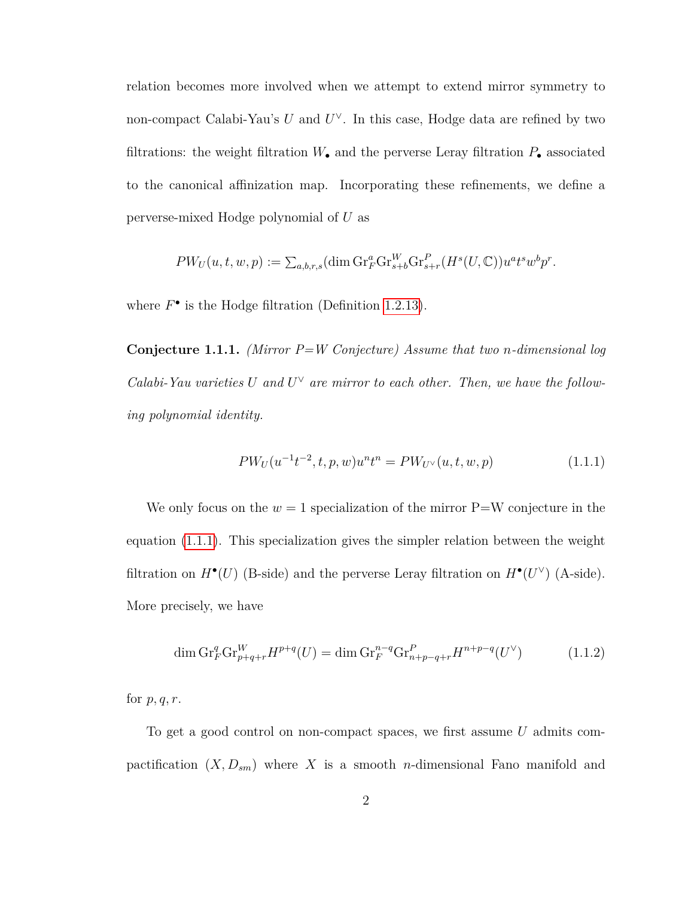relation becomes more involved when we attempt to extend mirror symmetry to non-compact Calabi-Yau's $U$ and $U^\vee$. In this case, Hodge data are refined by two filtrations: the weight filtration $W_\bullet$ and the perverse Leray filtration $P_\bullet$ associated to the canonical affinization map. Incorporating these refinements, we define a perverse-mixed Hodge polynomial of $U$ as

$$PW_U(u,t,w,p) := \textstyle\sum_{a,b,r,s} (\dim \mathrm{Gr}_F^a \mathrm{Gr}_{s+b}^W \mathrm{Gr}_{s+r}^P (H^s(U,\mathbb{C})) u^a t^s w^b p^r.$$

where $F^\bullet$ is the Hodge filtration (Definition 1.2.13).

**Conjecture 1.1.1.** *(Mirror P=W Conjecture) Assume that two $n$-dimensional log Calabi-Yau varieties $U$ and $U^\vee$ are mirror to each other. Then, we have the following polynomial identity.*

$$PW_U(u^{-1}t^{-2}, t, p, w)u^n t^n = PW_{U^\vee}(u,t,w,p) \tag{1.1.1}$$

We only focus on the $w = 1$ specialization of the mirror P=W conjecture in the equation (1.1.1). This specialization gives the simpler relation between the weight filtration on $H^\bullet(U)$ (B-side) and the perverse Leray filtration on $H^\bullet(U^\vee)$ (A-side). More precisely, we have

$$\dim \mathrm{Gr}_F^q \mathrm{Gr}_{p+q+r}^W H^{p+q}(U) = \dim \mathrm{Gr}_F^{n-q} \mathrm{Gr}_{n+p-q+r}^P H^{n+p-q}(U^\vee) \tag{1.1.2}$$

for $p, q, r$.

To get a good control on non-compact spaces, we first assume $U$ admits compactification $(X, D_{sm})$ where $X$ is a smooth $n$-dimensional Fano manifold and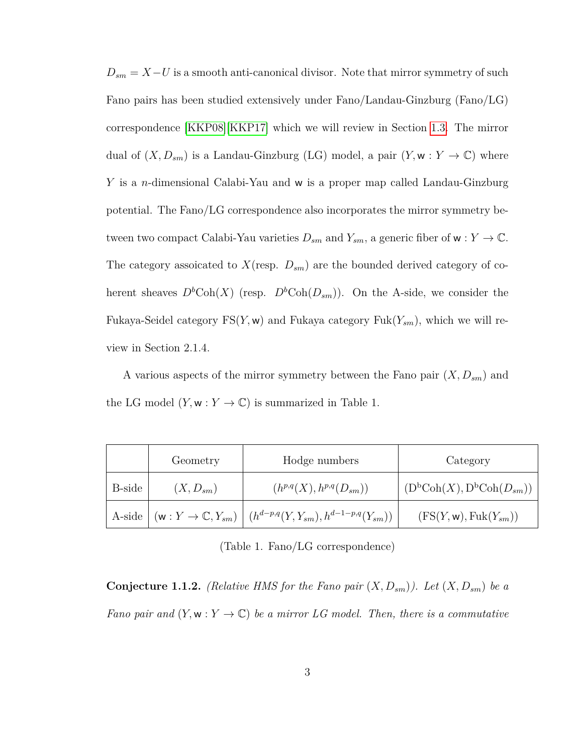$D_{sm} = X - U$ is a smooth anti-canonical divisor. Note that mirror symmetry of such Fano pairs has been studied extensively under Fano/Landau-Ginzburg (Fano/LG) correspondence [KKP08][KKP17] which we will review in Section 1.3. The mirror dual of $(X, D_{sm})$ is a Landau-Ginzburg (LG) model, a pair $(Y, \mathsf{w} : Y \to \mathbb{C})$ where $Y$ is a $n$-dimensional Calabi-Yau and $\mathsf{w}$ is a proper map called Landau-Ginzburg potential. The Fano/LG correspondence also incorporates the mirror symmetry between two compact Calabi-Yau varieties $D_{sm}$ and $Y_{sm}$, a generic fiber of $\mathsf{w} : Y \to \mathbb{C}$. The category assoicated to $X$(resp. $D_{sm}$) are the bounded derived category of coherent sheaves $D^b\mathrm{Coh}(X)$ (resp. $D^b\mathrm{Coh}(D_{sm})$). On the A-side, we consider the Fukaya-Seidel category $\mathrm{FS}(Y, \mathsf{w})$ and Fukaya category $\mathrm{Fuk}(Y_{sm})$, which we will review in Section 2.1.4.

A various aspects of the mirror symmetry between the Fano pair $(X, D_{sm})$ and the LG model $(Y, \mathsf{w} : Y \to \mathbb{C})$ is summarized in Table 1.

| | Geometry | Hodge numbers | Category |
|---|---|---|---|
| B-side | $(X, D_{sm})$ | $(h^{p,q}(X), h^{p,q}(D_{sm}))$ | $(\mathrm{D^bCoh}(X), \mathrm{D^bCoh}(D_{sm}))$ |
| A-side | $(\mathsf{w} : Y \to \mathbb{C}, Y_{sm})$ | $(h^{d-p,q}(Y, Y_{sm}), h^{d-1-p,q}(Y_{sm}))$ | $(\mathrm{FS}(Y, \mathsf{w}), \mathrm{Fuk}(Y_{sm}))$ |

(Table 1. Fano/LG correspondence)

**Conjecture 1.1.2.** *(Relative HMS for the Fano pair $(X, D_{sm})$). Let $(X, D_{sm})$ be a Fano pair and $(Y, \mathsf{w} : Y \to \mathbb{C})$ be a mirror LG model. Then, there is a commutative*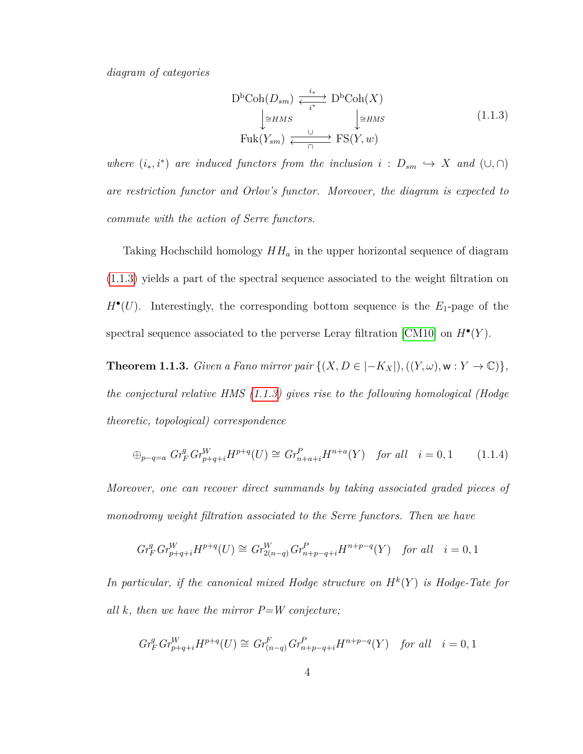*diagram of categories*

$$
\begin{array}{ccc}
\mathrm{D^bCoh}(D_{sm}) & \underset{i^*}{\overset{i_*}{\rightleftarrows}} & \mathrm{D^bCoh}(X) \\
\Big\downarrow \cong HMS & & \Big\downarrow \cong HMS \\
\mathrm{Fuk}(Y_{sm}) & \underset{\cap}{\overset{\cup}{\rightleftarrows}} & \mathrm{FS}(Y, w)
\end{array}
\tag{1.1.3}
$$

*where $(i_*, i^*)$ are induced functors from the inclusion $i : D_{sm} \hookrightarrow X$ and $(\cup, \cap)$ are restriction functor and Orlov's functor. Moreover, the diagram is expected to commute with the action of Serre functors.*

Taking Hochschild homology $HH_a$ in the upper horizontal sequence of diagram (1.1.3) yields a part of the spectral sequence associated to the weight filtration on $H^\bullet(U)$. Interestingly, the corresponding bottom sequence is the $E_1$-page of the spectral sequence associated to the perverse Leray filtration [CM10] on $H^\bullet(Y)$.

**Theorem 1.1.3.** *Given a Fano mirror pair $\{(X, D \in |-K_X|), ((Y, \omega), \mathsf{w} : Y \to \mathbb{C})\}$, the conjectural relative HMS (1.1.3) gives rise to the following homological (Hodge theoretic, topological) correspondence*

$$\oplus_{p-q=a} \, Gr_F^q \, Gr_{p+q+i}^W H^{p+q}(U) \cong Gr_{n+a+i}^P H^{n+a}(Y) \quad \text{for all} \quad i = 0, 1 \tag{1.1.4}$$

*Moreover, one can recover direct summands by taking associated graded pieces of monodromy weight filtration associated to the Serre functors. Then we have*

$$Gr_F^q \, Gr_{p+q+i}^W H^{p+q}(U) \cong Gr_{2(n-q)}^W \, Gr_{n+p-q+i}^P H^{n+p-q}(Y) \quad \text{for all} \quad i = 0, 1$$

*In particular, if the canonical mixed Hodge structure on $H^k(Y)$ is Hodge-Tate for all $k$, then we have the mirror P=W conjecture;*

$$Gr_F^q \, Gr_{p+q+i}^W H^{p+q}(U) \cong Gr_{(n-q)}^F \, Gr_{n+p-q+i}^P H^{n+p-q}(Y) \quad \text{for all} \quad i = 0, 1$$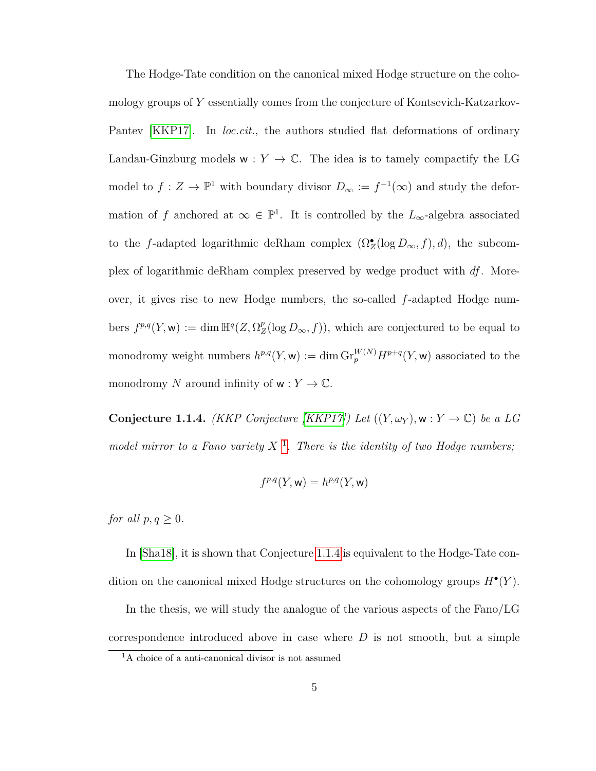The Hodge-Tate condition on the canonical mixed Hodge structure on the cohomology groups of $Y$ essentially comes from the conjecture of Kontsevich-Katzarkov-Pantev [KKP17]. In *loc.cit.*, the authors studied flat deformations of ordinary Landau-Ginzburg models $\mathsf{w} : Y \to \mathbb{C}$. The idea is to tamely compactify the LG model to $f : Z \to \mathbb{P}^1$ with boundary divisor $D_\infty := f^{-1}(\infty)$ and study the deformation of $f$ anchored at $\infty \in \mathbb{P}^1$. It is controlled by the $L_\infty$-algebra associated to the $f$-adapted logarithmic deRham complex $(\Omega_Z^\bullet(\log D_\infty, f), d)$, the subcomplex of logarithmic deRham complex preserved by wedge product with $df$. Moreover, it gives rise to new Hodge numbers, the so-called $f$-adapted Hodge numbers $f^{p,q}(Y, \mathsf{w}) := \dim \mathbb{H}^q(Z, \Omega_Z^p(\log D_\infty, f))$, which are conjectured to be equal to monodromy weight numbers $h^{p,q}(Y, \mathsf{w}) := \dim \mathrm{Gr}_p^{W(N)} H^{p+q}(Y, \mathsf{w})$ associated to the monodromy $N$ around infinity of $\mathsf{w} : Y \to \mathbb{C}$.

**Conjecture 1.1.4.** *(KKP Conjecture [KKP17]) Let $((Y, \omega_Y), \mathsf{w} : Y \to \mathbb{C})$ be a LG model mirror to a Fano variety $X$ [1]. There is the identity of two Hodge numbers;*

$$f^{p,q}(Y, \mathsf{w}) = h^{p,q}(Y, \mathsf{w})$$

*for all $p, q \geq 0$.*

In [Sha18], it is shown that Conjecture 1.1.4 is equivalent to the Hodge-Tate condition on the canonical mixed Hodge structures on the cohomology groups $H^\bullet(Y)$.

In the thesis, we will study the analogue of the various aspects of the Fano/LG correspondence introduced above in case where $D$ is not smooth, but a simple

[1] A choice of a anti-canonical divisor is not assumed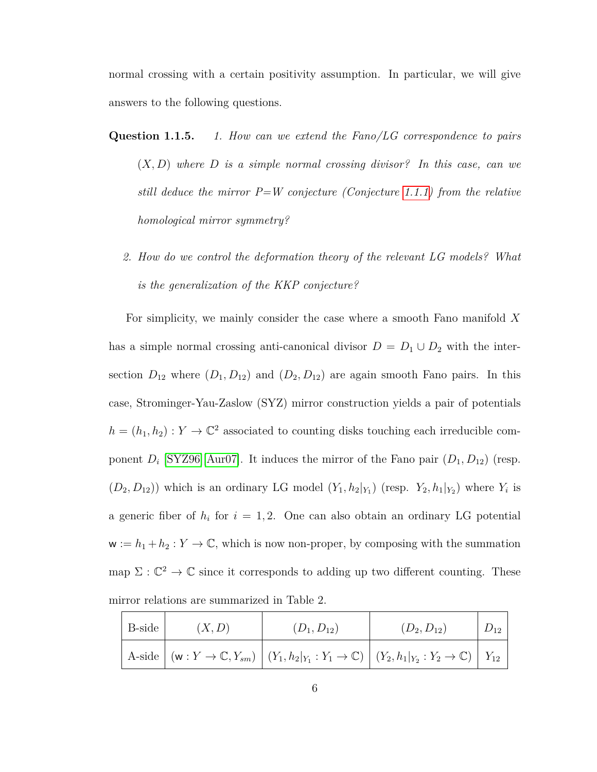normal crossing with a certain positivity assumption. In particular, we will give answers to the following questions.

**Question 1.1.5.** *1. How can we extend the Fano/LG correspondence to pairs $(X, D)$ where $D$ is a simple normal crossing divisor? In this case, can we still deduce the mirror P=W conjecture (Conjecture 1.1.1) from the relative homological mirror symmetry?*

*2. How do we control the deformation theory of the relevant LG models? What is the generalization of the KKP conjecture?*

For simplicity, we mainly consider the case where a smooth Fano manifold $X$ has a simple normal crossing anti-canonical divisor $D = D_1 \cup D_2$ with the intersection $D_{12}$ where $(D_1, D_{12})$ and $(D_2, D_{12})$ are again smooth Fano pairs. In this case, Strominger-Yau-Zaslow (SYZ) mirror construction yields a pair of potentials $h = (h_1, h_2) : Y \to \mathbb{C}^2$ associated to counting disks touching each irreducible component $D_i$ [SYZ96, Aur07]. It induces the mirror of the Fano pair $(D_1, D_{12})$ (resp. $(D_2, D_{12})$) which is an ordinary LG model $(Y_1, h_2|_{Y_1})$ (resp. $Y_2, h_1|_{Y_2}$) where $Y_i$ is a generic fiber of $h_i$ for $i = 1, 2$. One can also obtain an ordinary LG potential $\mathsf{w} := h_1 + h_2 : Y \to \mathbb{C}$, which is now non-proper, by composing with the summation map $\Sigma : \mathbb{C}^2 \to \mathbb{C}$ since it corresponds to adding up two different counting. These mirror relations are summarized in Table 2.

| B-side | $(X, D)$ | $(D_1, D_{12})$ | $(D_2, D_{12})$ | $D_{12}$ |
|---|---|---|---|---|
| A-side | $(\mathsf{w} : Y \to \mathbb{C}, Y_{sm})$ | $(Y_1, h_2\|_{Y_1} : Y_1 \to \mathbb{C})$ | $(Y_2, h_1\|_{Y_2} : Y_2 \to \mathbb{C})$ | $Y_{12}$ |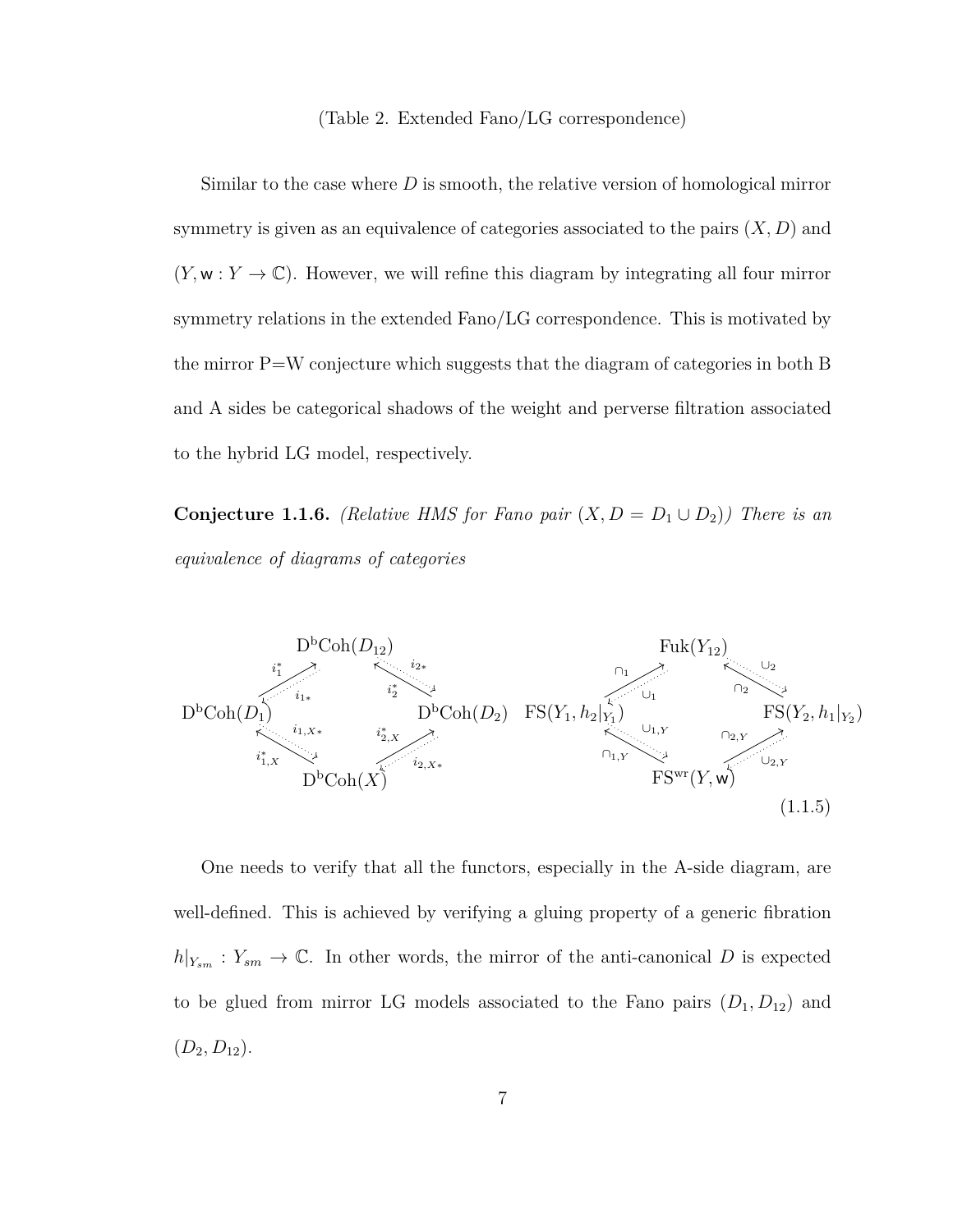(Table 2. Extended Fano/LG correspondence)

Similar to the case where $D$ is smooth, the relative version of homological mirror symmetry is given as an equivalence of categories associated to the pairs $(X, D)$ and $(Y, \mathsf{w} : Y \to \mathbb{C})$. However, we will refine this diagram by integrating all four mirror symmetry relations in the extended Fano/LG correspondence. This is motivated by the mirror P=W conjecture which suggests that the diagram of categories in both B and A sides be categorical shadows of the weight and perverse filtration associated to the hybrid LG model, respectively.

**Conjecture 1.1.6.** *(Relative HMS for Fano pair $(X, D = D_1 \cup D_2)$) There is an equivalence of diagrams of categories*

$$
\begin{array}{ccccccccc}
 & \mathrm{D^bCoh}(D_{12}) & & & & \mathrm{Fuk}(Y_{12}) & \\
{\scriptstyle i_1^*}\nearrow\swarrow{\scriptstyle i_{1*}} & & \nwarrow{\scriptstyle i_2^*}\searrow{\scriptstyle i_{2*}} & & {\scriptstyle \cap_1}\nearrow\swarrow{\scriptstyle \cup_1} & & \nwarrow{\scriptstyle \cap_2}\searrow{\scriptstyle \cup_2} \\
\mathrm{D^bCoh}(D_1) & & \mathrm{D^bCoh}(D_2) & & \mathrm{FS}(Y_1, h_2|_{Y_1}) & & \mathrm{FS}(Y_2, h_1|_{Y_2}) \\
{\scriptstyle i_{1,X}^*}\nwarrow\searrow{\scriptstyle i_{1,X*}} & & \nearrow{\scriptstyle i_{2,X}^*}\swarrow{\scriptstyle i_{2,X*}} & & {\scriptstyle \cap_{1,Y}}\nwarrow\searrow{\scriptstyle \cup_{1,Y}} & & \nearrow{\scriptstyle \cap_{2,Y}}\swarrow{\scriptstyle \cup_{2,Y}} \\
 & \mathrm{D^bCoh}(X) & & & & \mathrm{FS^{wr}}(Y, \mathsf{w}) &
\end{array}
\tag{1.1.5}
$$

One needs to verify that all the functors, especially in the A-side diagram, are well-defined. This is achieved by verifying a gluing property of a generic fibration $h|_{Y_{sm}} : Y_{sm} \to \mathbb{C}$. In other words, the mirror of the anti-canonical $D$ is expected to be glued from mirror LG models associated to the Fano pairs $(D_1, D_{12})$ and $(D_2, D_{12})$.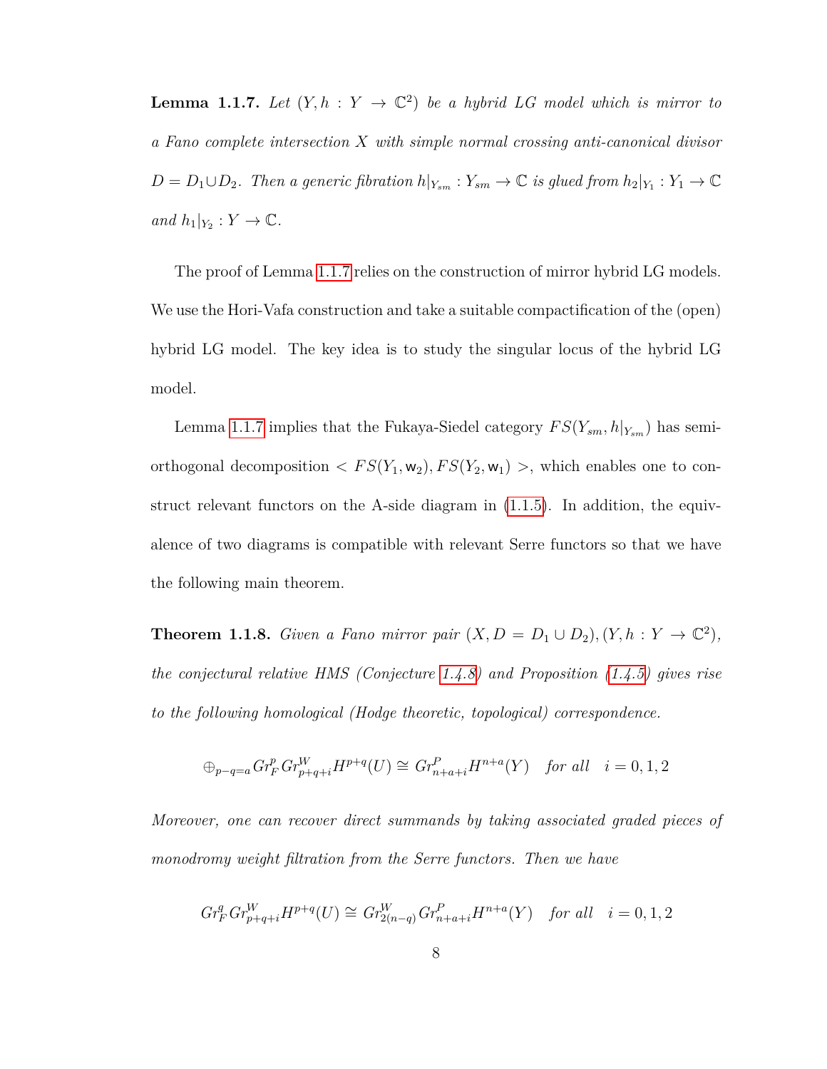**Lemma 1.1.7.** *Let $(Y, h : Y \to \mathbb{C}^2)$ be a hybrid LG model which is mirror to a Fano complete intersection $X$ with simple normal crossing anti-canonical divisor $D = D_1 \cup D_2$. Then a generic fibration $h|_{Y_{sm}} : Y_{sm} \to \mathbb{C}$ is glued from $h_2|_{Y_1} : Y_1 \to \mathbb{C}$ and $h_1|_{Y_2} : Y \to \mathbb{C}$.*

The proof of Lemma 1.1.7 relies on the construction of mirror hybrid LG models. We use the Hori-Vafa construction and take a suitable compactification of the (open) hybrid LG model. The key idea is to study the singular locus of the hybrid LG model.

Lemma 1.1.7 implies that the Fukaya-Siedel category $FS(Y_{sm}, h|_{Y_{sm}})$ has semi-orthogonal decomposition $< FS(Y_1, \mathsf{w}_2), FS(Y_2, \mathsf{w}_1) >$, which enables one to construct relevant functors on the A-side diagram in (1.1.5). In addition, the equivalence of two diagrams is compatible with relevant Serre functors so that we have the following main theorem.

**Theorem 1.1.8.** *Given a Fano mirror pair $(X, D = D_1 \cup D_2), (Y, h : Y \to \mathbb{C}^2)$, the conjectural relative HMS (Conjecture 1.4.8) and Proposition (1.4.5) gives rise to the following homological (Hodge theoretic, topological) correspondence.*

$$\oplus_{p-q=a} Gr_F^p Gr_{p+q+i}^W H^{p+q}(U) \cong Gr_{n+a+i}^P H^{n+a}(Y) \quad \text{for all} \quad i = 0, 1, 2$$

*Moreover, one can recover direct summands by taking associated graded pieces of monodromy weight filtration from the Serre functors. Then we have*

$$Gr_F^q Gr_{p+q+i}^W H^{p+q}(U) \cong Gr_{2(n-q)}^W Gr_{n+a+i}^P H^{n+a}(Y) \quad \text{for all} \quad i = 0, 1, 2$$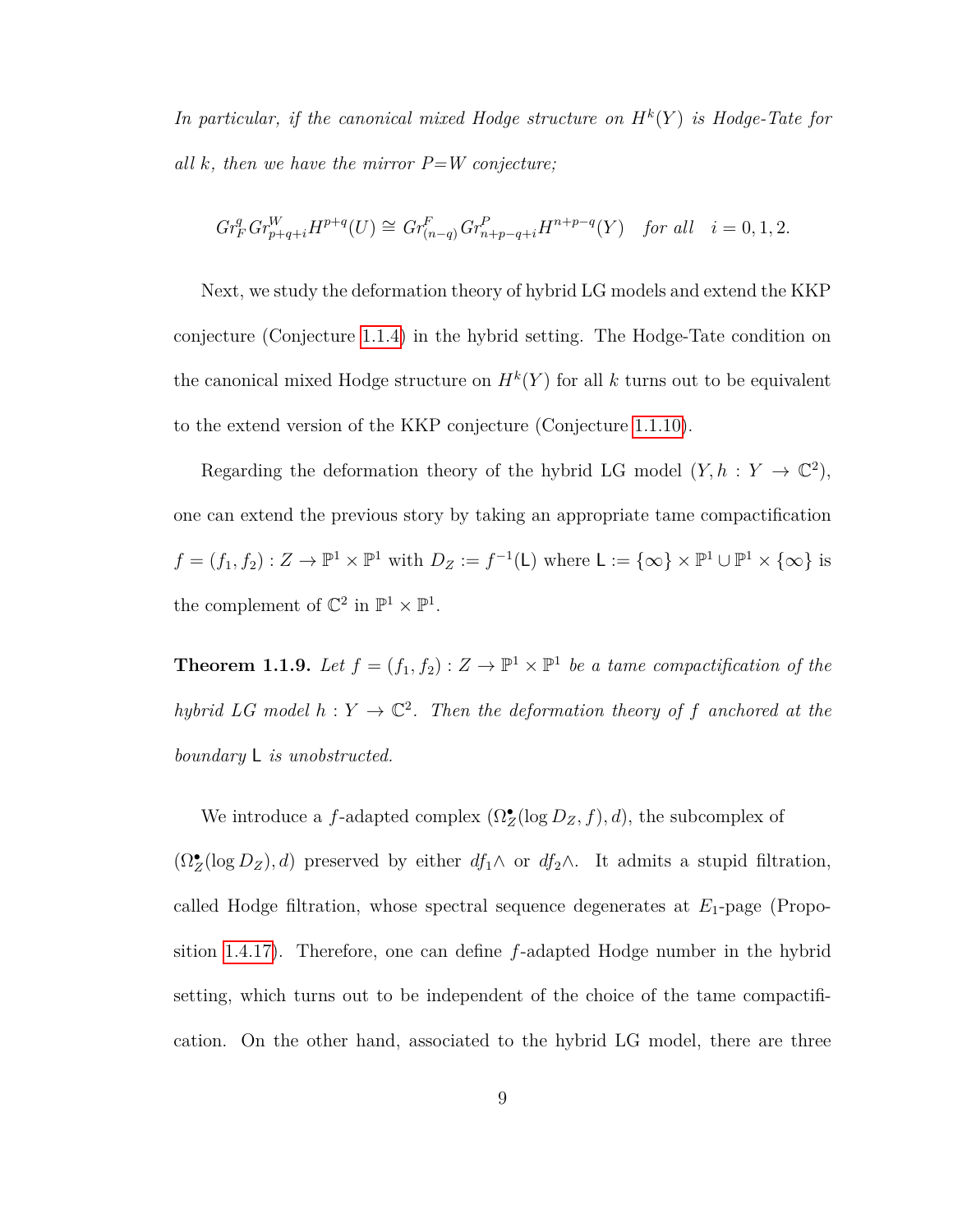*In particular, if the canonical mixed Hodge structure on $H^k(Y)$ is Hodge-Tate for all $k$, then we have the mirror P=W conjecture;*

$$Gr_F^q Gr_{p+q+i}^W H^{p+q}(U) \cong Gr_{(n-q)}^F Gr_{n+p-q+i}^P H^{n+p-q}(Y) \quad \textit{for all} \quad i = 0, 1, 2.$$

Next, we study the deformation theory of hybrid LG models and extend the KKP conjecture (Conjecture 1.1.4) in the hybrid setting. The Hodge-Tate condition on the canonical mixed Hodge structure on $H^k(Y)$ for all $k$ turns out to be equivalent to the extend version of the KKP conjecture (Conjecture 1.1.10).

Regarding the deformation theory of the hybrid LG model $(Y, h : Y \to \mathbb{C}^2)$, one can extend the previous story by taking an appropriate tame compactification $f = (f_1, f_2) : Z \to \mathbb{P}^1 \times \mathbb{P}^1$ with $D_Z := f^{-1}(\mathsf{L})$ where $\mathsf{L} := \{\infty\} \times \mathbb{P}^1 \cup \mathbb{P}^1 \times \{\infty\}$ is the complement of $\mathbb{C}^2$ in $\mathbb{P}^1 \times \mathbb{P}^1$.

**Theorem 1.1.9.** *Let $f = (f_1, f_2) : Z \to \mathbb{P}^1 \times \mathbb{P}^1$ be a tame compactification of the hybrid LG model $h : Y \to \mathbb{C}^2$. Then the deformation theory of $f$ anchored at the boundary $\mathsf{L}$ is unobstructed.*

We introduce a $f$-adapted complex $(\Omega_Z^\bullet(\log D_Z, f), d)$, the subcomplex of $(\Omega_Z^\bullet(\log D_Z), d)$ preserved by either $df_1\wedge$ or $df_2\wedge$. It admits a stupid filtration, called Hodge filtration, whose spectral sequence degenerates at $E_1$-page (Proposition 1.4.17). Therefore, one can define $f$-adapted Hodge number in the hybrid setting, which turns out to be independent of the choice of the tame compactification. On the other hand, associated to the hybrid LG model, there are three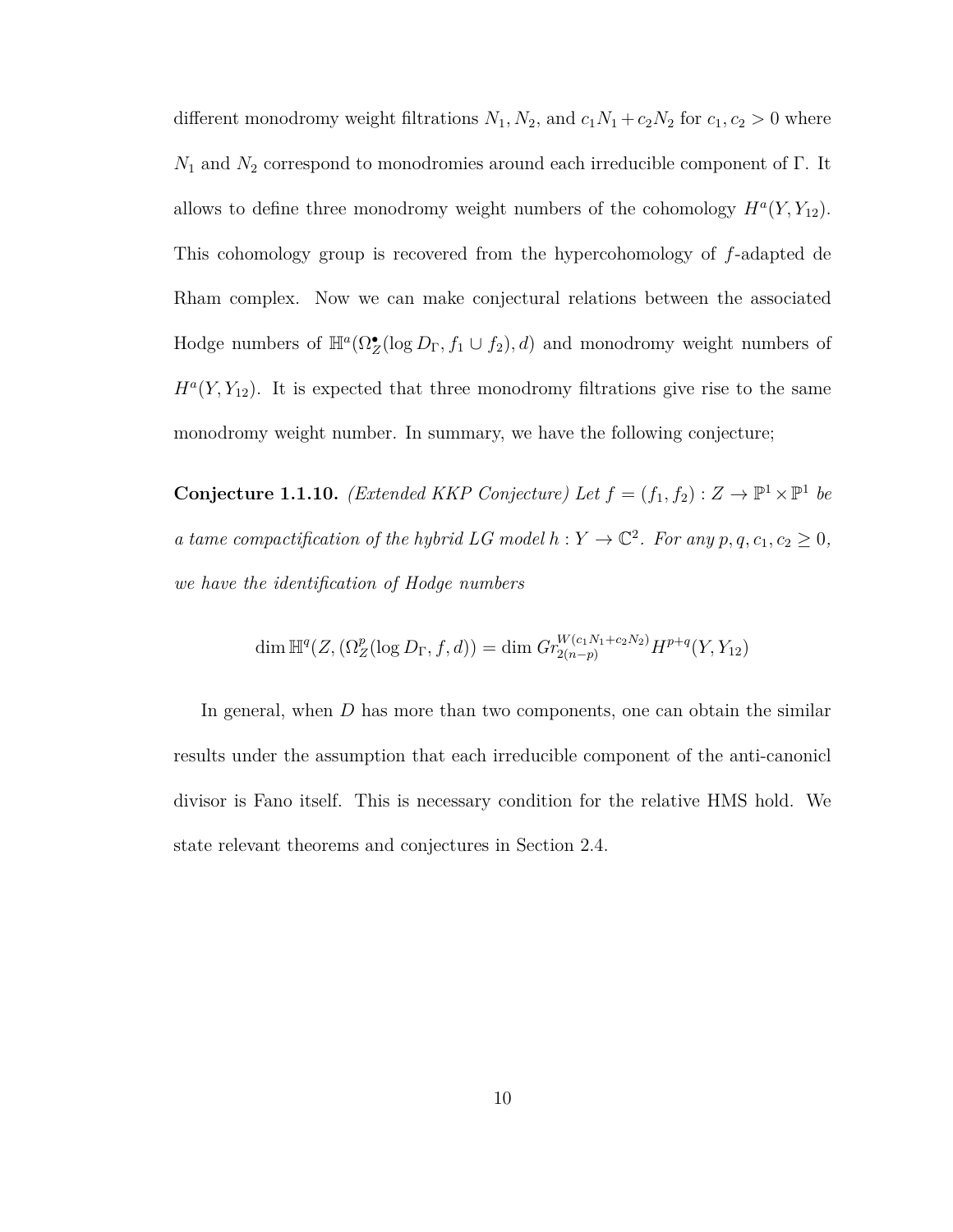different monodromy weight filtrations $N_1, N_2$, and $c_1N_1 + c_2N_2$ for $c_1, c_2 > 0$ where $N_1$ and $N_2$ correspond to monodromies around each irreducible component of $\Gamma$. It allows to define three monodromy weight numbers of the cohomology $H^a(Y, Y_{12})$. This cohomology group is recovered from the hypercohomology of $f$-adapted de Rham complex. Now we can make conjectural relations between the associated Hodge numbers of $\mathbb{H}^a(\Omega_Z^\bullet(\log D_\Gamma, f_1 \cup f_2), d)$ and monodromy weight numbers of $H^a(Y, Y_{12})$. It is expected that three monodromy filtrations give rise to the same monodromy weight number. In summary, we have the following conjecture;

**Conjecture 1.1.10.** *(Extended KKP Conjecture) Let $f = (f_1, f_2) : Z \to \mathbb{P}^1 \times \mathbb{P}^1$ be a tame compactification of the hybrid LG model $h : Y \to \mathbb{C}^2$. For any $p, q, c_1, c_2 \geq 0$, we have the identification of Hodge numbers*

$$\dim \mathbb{H}^q(Z, (\Omega_Z^p(\log D_\Gamma, f, d)) = \dim Gr_{2(n-p)}^{W(c_1N_1+c_2N_2)} H^{p+q}(Y, Y_{12})$$

In general, when $D$ has more than two components, one can obtain the similar results under the assumption that each irreducible component of the anti-canonicl divisor is Fano itself. This is necessary condition for the relative HMS hold. We state relevant theorems and conjectures in Section 2.4.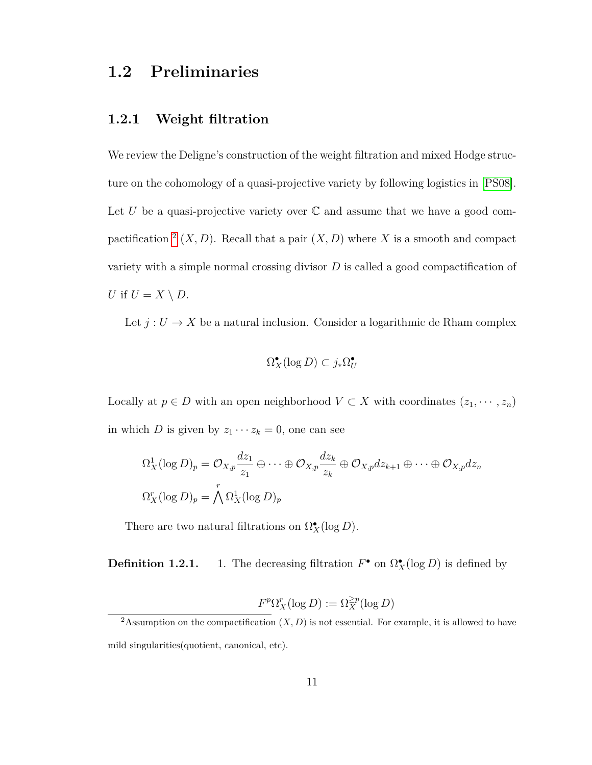## 1.2 Preliminaries

### 1.2.1 Weight filtration

We review the Deligne's construction of the weight filtration and mixed Hodge structure on the cohomology of a quasi-projective variety by following logistics in [PS08]. Let $U$ be a quasi-projective variety over $\mathbb{C}$ and assume that we have a good compactification [2] $(X, D)$. Recall that a pair $(X, D)$ where $X$ is a smooth and compact variety with a simple normal crossing divisor $D$ is called a good compactification of $U$ if $U = X \setminus D$.

Let $j : U \to X$ be a natural inclusion. Consider a logarithmic de Rham complex

$$\Omega_X^\bullet(\log D) \subset j_*\Omega_U^\bullet$$

Locally at $p \in D$ with an open neighborhood $V \subset X$ with coordinates $(z_1, \cdots, z_n)$ in which $D$ is given by $z_1 \cdots z_k = 0$, one can see

$$\Omega_X^1(\log D)_p = \mathcal{O}_{X,p}\frac{dz_1}{z_1} \oplus \cdots \oplus \mathcal{O}_{X,p}\frac{dz_k}{z_k} \oplus \mathcal{O}_{X,p}dz_{k+1} \oplus \cdots \oplus \mathcal{O}_{X,p}dz_n$$

$$\Omega_X^r(\log D)_p = \bigwedge^r \Omega_X^1(\log D)_p$$

There are two natural filtrations on $\Omega_X^\bullet(\log D)$.

**Definition 1.2.1.** 1. The decreasing filtration $F^\bullet$ on $\Omega_X^\bullet(\log D)$ is defined by

$$F^p\Omega_X^r(\log D) := \Omega_X^{\geq p}(\log D)$$

[2] Assumption on the compactification $(X, D)$ is not essential. For example, it is allowed to have mild singularities(quotient, canonical, etc).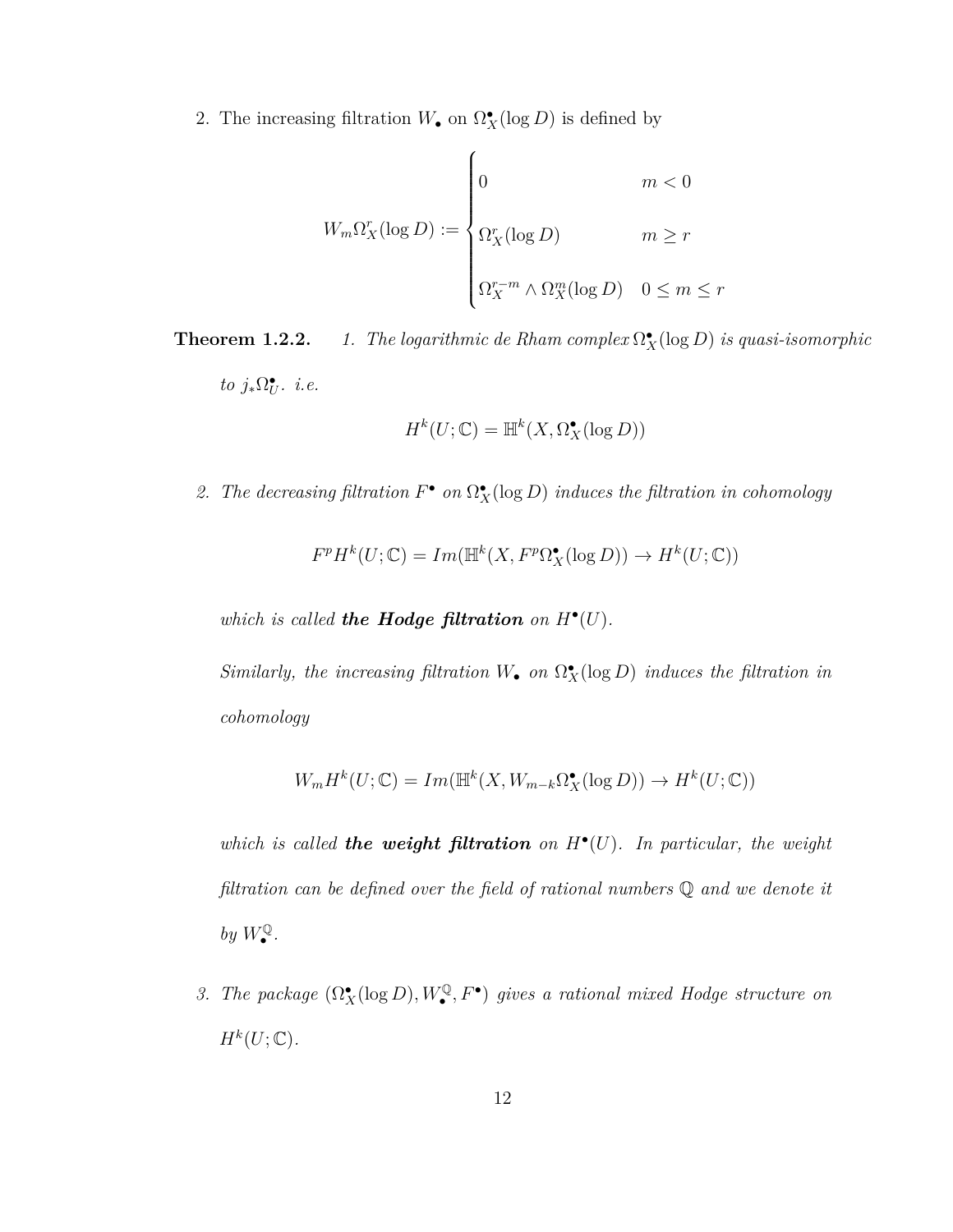2. The increasing filtration $W_\bullet$ on $\Omega^\bullet_X(\log D)$ is defined by

$$W_m\Omega^r_X(\log D) := \begin{cases} 0 & m < 0 \\ \Omega^r_X(\log D) & m \geq r \\ \Omega^{r-m}_X \wedge \Omega^m_X(\log D) & 0 \leq m \leq r \end{cases}$$

**Theorem 1.2.2.** *1. The logarithmic de Rham complex $\Omega^\bullet_X(\log D)$ is quasi-isomorphic to $j_*\Omega^\bullet_U$. i.e.*

$$H^k(U;\mathbb{C}) = \mathbb{H}^k(X, \Omega^\bullet_X(\log D))$$

*2. The decreasing filtration $F^\bullet$ on $\Omega^\bullet_X(\log D)$ induces the filtration in cohomology*

$$F^pH^k(U;\mathbb{C}) = Im(\mathbb{H}^k(X, F^p\Omega^\bullet_X(\log D)) \to H^k(U;\mathbb{C}))$$

*which is called **the Hodge filtration** on $H^\bullet(U)$.*

*Similarly, the increasing filtration $W_\bullet$ on $\Omega^\bullet_X(\log D)$ induces the filtration in cohomology*

$$W_mH^k(U;\mathbb{C}) = Im(\mathbb{H}^k(X, W_{m-k}\Omega^\bullet_X(\log D)) \to H^k(U;\mathbb{C}))$$

*which is called **the weight filtration** on $H^\bullet(U)$. In particular, the weight filtration can be defined over the field of rational numbers $\mathbb{Q}$ and we denote it by $W^{\mathbb{Q}}_\bullet$.*

*3. The package $(\Omega^\bullet_X(\log D), W^{\mathbb{Q}}_\bullet, F^\bullet)$ gives a rational mixed Hodge structure on $H^k(U;\mathbb{C})$.*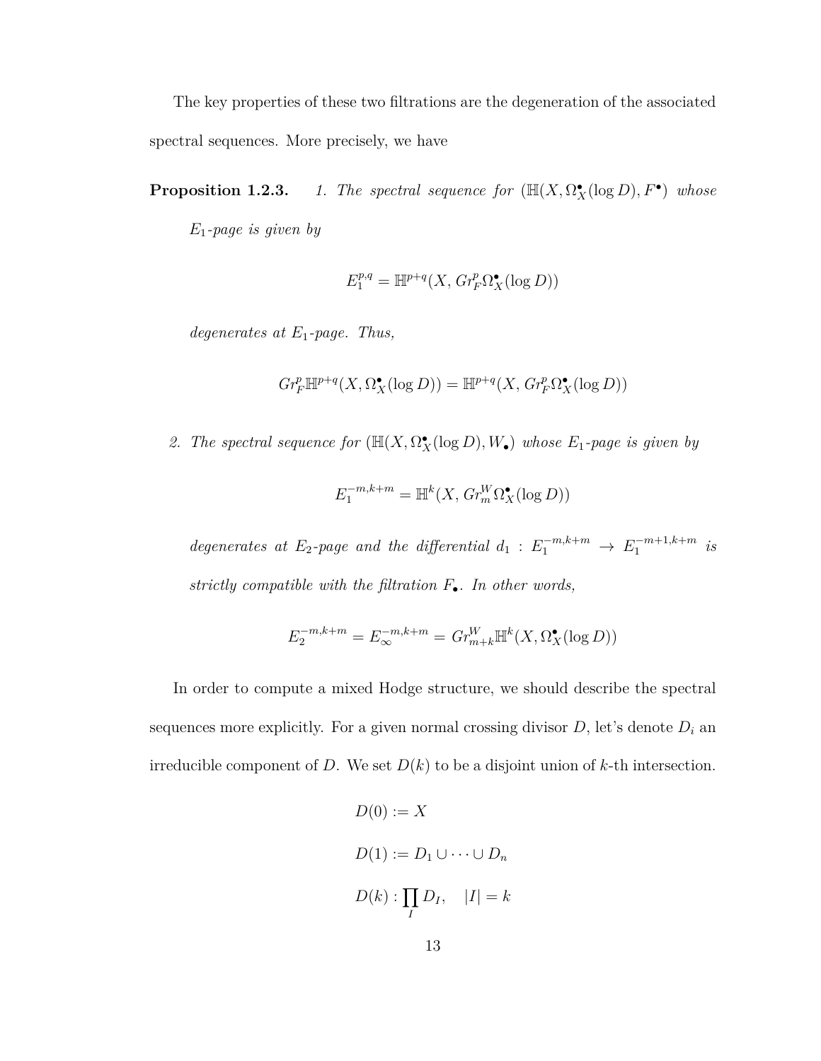The key properties of these two filtrations are the degeneration of the associated spectral sequences. More precisely, we have

**Proposition 1.2.3.** *1. The spectral sequence for $(\mathbb{H}(X, \Omega_X^\bullet(\log D), F^\bullet)$ whose $E_1$-page is given by*

$$E_1^{p,q} = \mathbb{H}^{p+q}(X, Gr_F^p \Omega_X^\bullet(\log D))$$

*degenerates at $E_1$-page. Thus,*

$$Gr_F^p \mathbb{H}^{p+q}(X, \Omega_X^\bullet(\log D)) = \mathbb{H}^{p+q}(X, Gr_F^p \Omega_X^\bullet(\log D))$$

*2. The spectral sequence for $(\mathbb{H}(X, \Omega_X^\bullet(\log D), W_\bullet)$ whose $E_1$-page is given by*

$$E_1^{-m,k+m} = \mathbb{H}^k(X, Gr_m^W \Omega_X^\bullet(\log D))$$

*degenerates at $E_2$-page and the differential $d_1 : E_1^{-m,k+m} \to E_1^{-m+1,k+m}$ is strictly compatible with the filtration $F_\bullet$. In other words,*

$$E_2^{-m,k+m} = E_\infty^{-m,k+m} = Gr_{m+k}^W \mathbb{H}^k(X, \Omega_X^\bullet(\log D))$$

In order to compute a mixed Hodge structure, we should describe the spectral sequences more explicitly. For a given normal crossing divisor $D$, let's denote $D_i$ an irreducible component of $D$. We set $D(k)$ to be a disjoint union of $k$-th intersection.

$$D(0) := X$$

$$D(1) := D_1 \cup \cdots \cup D_n$$

$$D(k) : \coprod_I D_I, \quad |I| = k$$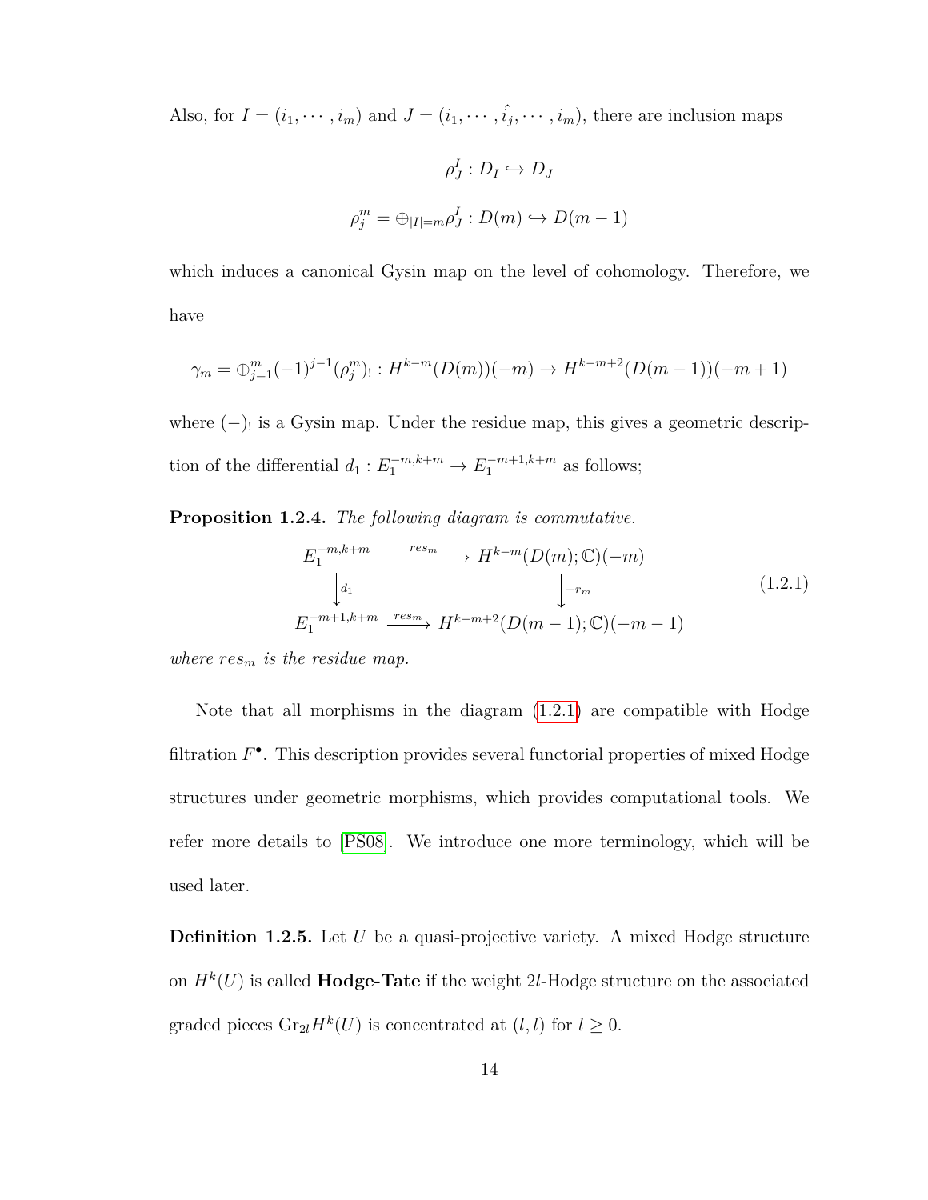Also, for $I = (i_1, \cdots, i_m)$ and $J = (i_1, \cdots, \hat{i_j}, \cdots, i_m)$, there are inclusion maps

$$\rho^I_J : D_I \hookrightarrow D_J$$

$$\rho^m_j = \oplus_{|I|=m} \rho^I_J : D(m) \hookrightarrow D(m-1)$$

which induces a canonical Gysin map on the level of cohomology. Therefore, we have

$$\gamma_m = \oplus_{j=1}^m (-1)^{j-1} (\rho^m_j)_! : H^{k-m}(D(m))(-m) \to H^{k-m+2}(D(m-1))(-m+1)$$

where $(-)_!$ is a Gysin map. Under the residue map, this gives a geometric description of the differential $d_1 : E_1^{-m,k+m} \to E_1^{-m+1,k+m}$ as follows;

**Proposition 1.2.4.** *The following diagram is commutative.*

$$\begin{array}{ccc} E_1^{-m,k+m} & \xrightarrow{res_m} & H^{k-m}(D(m);\mathbb{C})(-m) \\ \downarrow{\scriptstyle d_1} & & \downarrow{\scriptstyle -r_m} \\ E_1^{-m+1,k+m} & \xrightarrow{res_m} & H^{k-m+2}(D(m-1);\mathbb{C})(-m-1) \end{array} \tag{1.2.1}$$

*where $res_m$ is the residue map.*

Note that all morphisms in the diagram (1.2.1) are compatible with Hodge filtration $F^\bullet$. This description provides several functorial properties of mixed Hodge structures under geometric morphisms, which provides computational tools. We refer more details to [PS08]. We introduce one more terminology, which will be used later.

**Definition 1.2.5.** Let $U$ be a quasi-projective variety. A mixed Hodge structure on $H^k(U)$ is called **Hodge-Tate** if the weight $2l$-Hodge structure on the associated graded pieces $\mathrm{Gr}_{2l} H^k(U)$ is concentrated at $(l,l)$ for $l \geq 0$.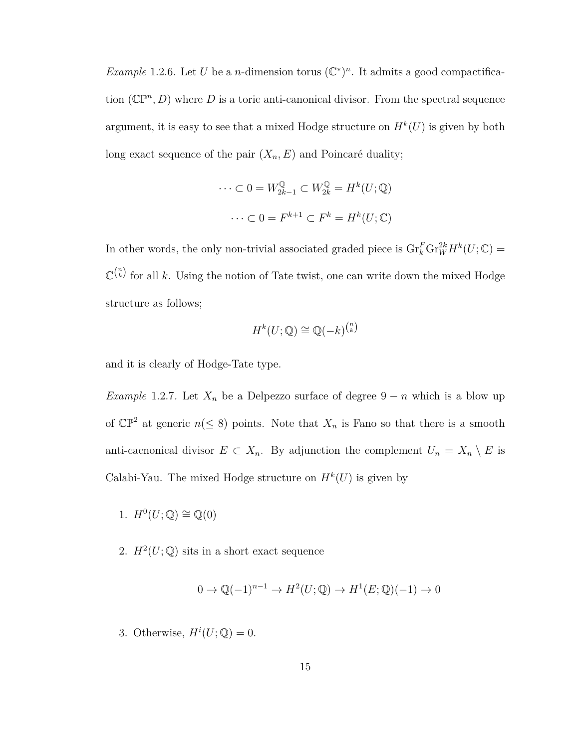*Example* 1.2.6. Let $U$ be a $n$-dimension torus $(\mathbb{C}^*)^n$. It admits a good compactification $(\mathbb{CP}^n, D)$ where $D$ is a toric anti-canonical divisor. From the spectral sequence argument, it is easy to see that a mixed Hodge structure on $H^k(U)$ is given by both long exact sequence of the pair $(X_n, E)$ and Poincaré duality;

$$\cdots \subset 0 = W_{2k-1}^{\mathbb{Q}} \subset W_{2k}^{\mathbb{Q}} = H^k(U; \mathbb{Q})$$

$$\cdots \subset 0 = F^{k+1} \subset F^k = H^k(U; \mathbb{C})$$

In other words, the only non-trivial associated graded piece is $\mathrm{Gr}_k^F \mathrm{Gr}_W^{2k} H^k(U; \mathbb{C}) = \mathbb{C}^{\binom{n}{k}}$ for all $k$. Using the notion of Tate twist, one can write down the mixed Hodge structure as follows;

$$H^k(U; \mathbb{Q}) \cong \mathbb{Q}(-k)^{\binom{n}{k}}$$

and it is clearly of Hodge-Tate type.

*Example* 1.2.7. Let $X_n$ be a Delpezzo surface of degree $9 - n$ which is a blow up of $\mathbb{CP}^2$ at generic $n (\leq 8)$ points. Note that $X_n$ is Fano so that there is a smooth anti-cacnonical divisor $E \subset X_n$. By adjunction the complement $U_n = X_n \setminus E$ is Calabi-Yau. The mixed Hodge structure on $H^k(U)$ is given by

1. $H^0(U; \mathbb{Q}) \cong \mathbb{Q}(0)$
2. $H^2(U; \mathbb{Q})$ sits in a short exact sequence

$$0 \to \mathbb{Q}(-1)^{n-1} \to H^2(U; \mathbb{Q}) \to H^1(E; \mathbb{Q})(-1) \to 0$$

3. Otherwise, $H^i(U; \mathbb{Q}) = 0$.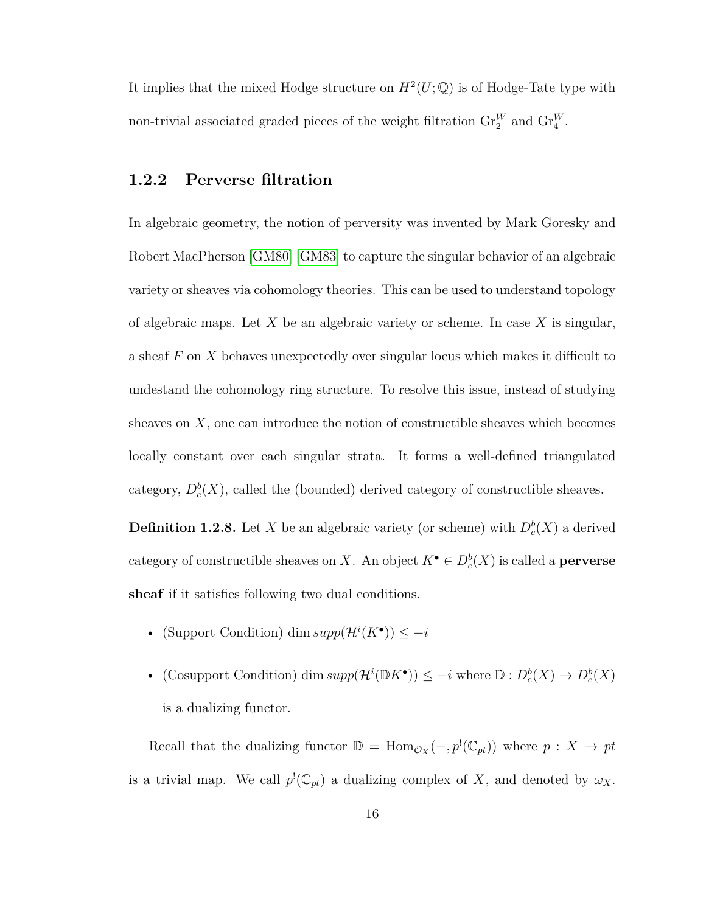It implies that the mixed Hodge structure on $H^2(U;\mathbb{Q})$ is of Hodge-Tate type with non-trivial associated graded pieces of the weight filtration $\mathrm{Gr}_2^W$ and $\mathrm{Gr}_4^W$.

### 1.2.2 Perverse filtration

In algebraic geometry, the notion of perversity was invented by Mark Goresky and Robert MacPherson [GM80] [GM83] to capture the singular behavior of an algebraic variety or sheaves via cohomology theories. This can be used to understand topology of algebraic maps. Let $X$ be an algebraic variety or scheme. In case $X$ is singular, a sheaf $F$ on $X$ behaves unexpectedly over singular locus which makes it difficult to undestand the cohomology ring structure. To resolve this issue, instead of studying sheaves on $X$, one can introduce the notion of constructible sheaves which becomes locally constant over each singular strata. It forms a well-defined triangulated category, $D_c^b(X)$, called the (bounded) derived category of constructible sheaves.

**Definition 1.2.8.** Let $X$ be an algebraic variety (or scheme) with $D_c^b(X)$ a derived category of constructible sheaves on $X$. An object $K^\bullet \in D_c^b(X)$ is called a **perverse sheaf** if it satisfies following two dual conditions.

- (Support Condition) $\dim supp(\mathcal{H}^i(K^\bullet)) \leq -i$
- (Cosupport Condition) $\dim supp(\mathcal{H}^i(\mathbb{D}K^\bullet)) \leq -i$ where $\mathbb{D} : D_c^b(X) \to D_c^b(X)$ is a dualizing functor.

Recall that the dualizing functor $\mathbb{D} = \mathrm{Hom}_{\mathcal{O}_X}(-, p^!(\mathbb{C}_{pt}))$ where $p : X \to pt$ is a trivial map. We call $p^!(\mathbb{C}_{pt})$ a dualizing complex of $X$, and denoted by $\omega_X$.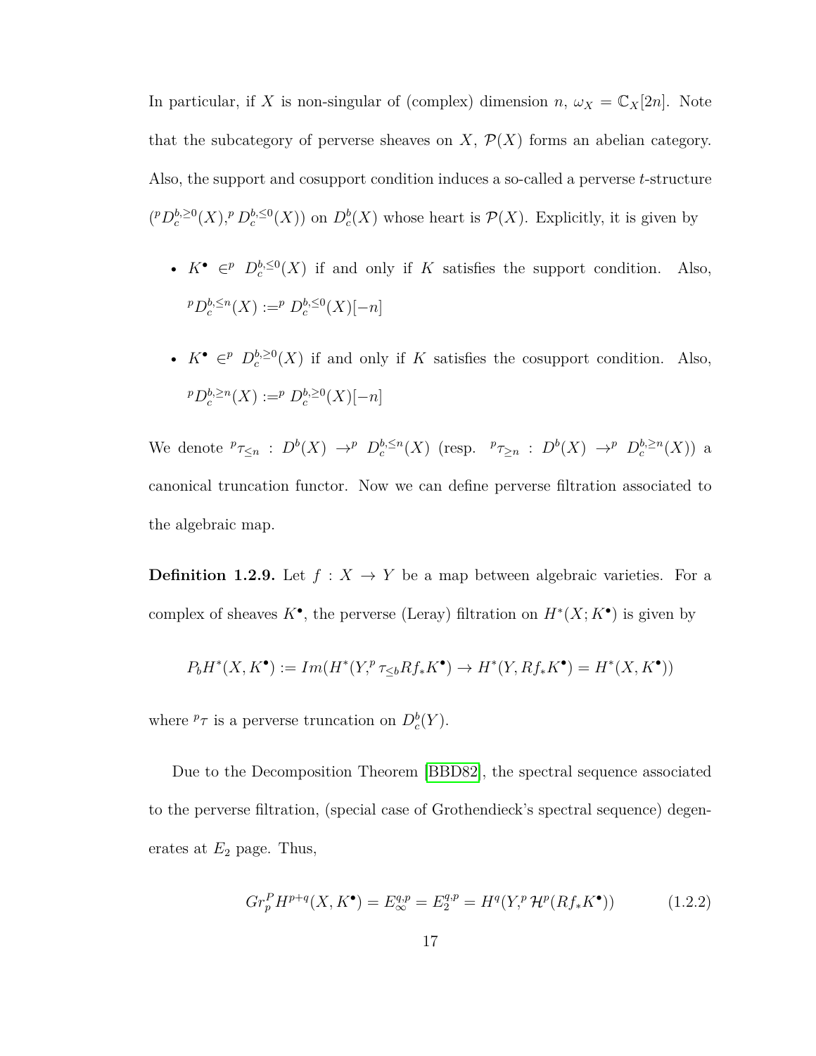In particular, if $X$ is non-singular of (complex) dimension $n$, $\omega_X = \mathbb{C}_X[2n]$. Note that the subcategory of perverse sheaves on $X$, $\mathcal{P}(X)$ forms an abelian category. Also, the support and cosupport condition induces a so-called a perverse $t$-structure $({}^pD_c^{b,\geq 0}(X), {}^pD_c^{b,\leq 0}(X))$ on $D_c^b(X)$ whose heart is $\mathcal{P}(X)$. Explicitly, it is given by

- $K^\bullet \in {}^p D_c^{b,\leq 0}(X)$ if and only if $K$ satisfies the support condition. Also, ${}^pD_c^{b,\leq n}(X) := {}^p D_c^{b,\leq 0}(X)[-n]$
- $K^\bullet \in {}^p D_c^{b,\geq 0}(X)$ if and only if $K$ satisfies the cosupport condition. Also, ${}^pD_c^{b,\geq n}(X) := {}^p D_c^{b,\geq 0}(X)[-n]$

We denote ${}^p\tau_{\leq n} : D^b(X) \to {}^p D_c^{b,\leq n}(X)$ (resp. ${}^p\tau_{\geq n} : D^b(X) \to {}^p D_c^{b,\geq n}(X)$) a canonical truncation functor. Now we can define perverse filtration associated to the algebraic map.

**Definition 1.2.9.** Let $f : X \to Y$ be a map between algebraic varieties. For a complex of sheaves $K^\bullet$, the perverse (Leray) filtration on $H^*(X; K^\bullet)$ is given by

$$P_b H^*(X, K^\bullet) := Im(H^*(Y, {}^p\tau_{\leq b} Rf_* K^\bullet) \to H^*(Y, Rf_*K^\bullet) = H^*(X, K^\bullet))$$

where ${}^p\tau$ is a perverse truncation on $D_c^b(Y)$.

Due to the Decomposition Theorem [BBD82], the spectral sequence associated to the perverse filtration, (special case of Grothendieck's spectral sequence) degenerates at $E_2$ page. Thus,

$$Gr_p^P H^{p+q}(X, K^\bullet) = E_\infty^{q,p} = E_2^{q,p} = H^q(Y, {}^p\mathcal{H}^p(Rf_*K^\bullet)) \tag{1.2.2}$$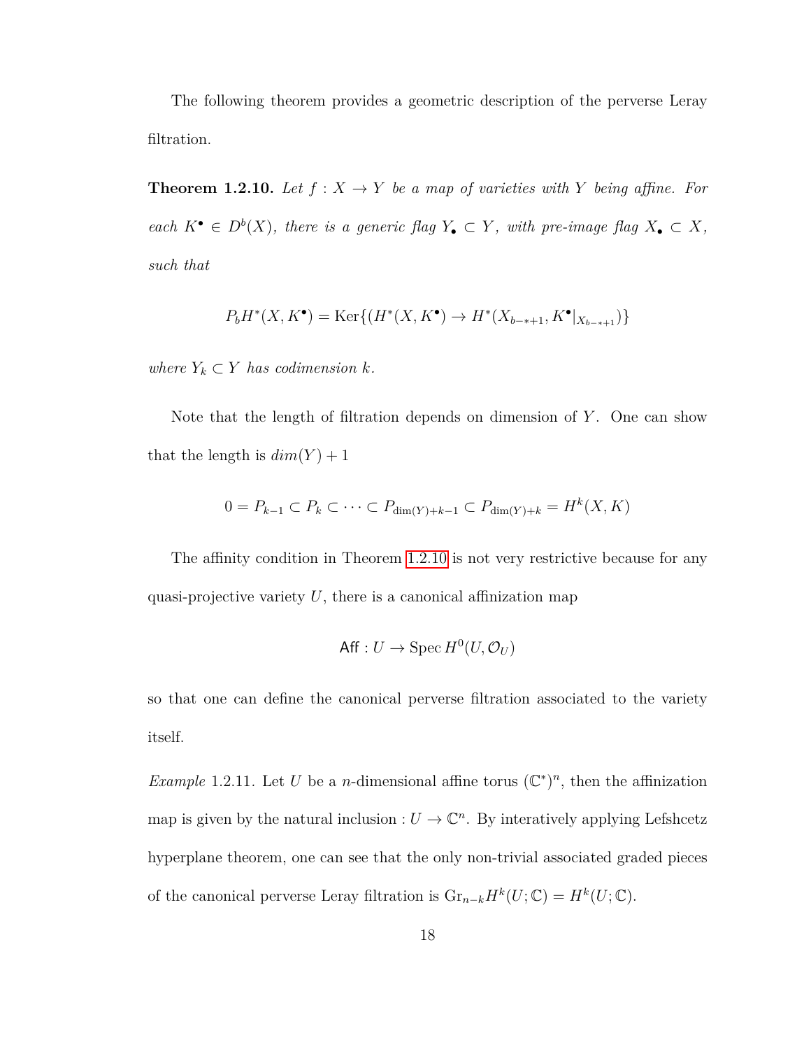The following theorem provides a geometric description of the perverse Leray filtration.

**Theorem 1.2.10.** *Let $f : X \to Y$ be a map of varieties with $Y$ being affine. For each $K^\bullet \in D^b(X)$, there is a generic flag $Y_\bullet \subset Y$, with pre-image flag $X_\bullet \subset X$, such that*

$$P_b H^*(X, K^\bullet) = \mathrm{Ker}\{(H^*(X, K^\bullet) \to H^*(X_{b-*+1}, K^\bullet|_{X_{b-*+1}})\}$$

*where $Y_k \subset Y$ has codimension $k$.*

Note that the length of filtration depends on dimension of $Y$. One can show that the length is $dim(Y) + 1$

$$0 = P_{k-1} \subset P_k \subset \cdots \subset P_{\dim(Y)+k-1} \subset P_{\dim(Y)+k} = H^k(X, K)$$

The affinity condition in Theorem 1.2.10 is not very restrictive because for any quasi-projective variety $U$, there is a canonical affinization map

$$\mathsf{Aff} : U \to \mathrm{Spec}\, H^0(U, \mathcal{O}_U)$$

so that one can define the canonical perverse filtration associated to the variety itself.

*Example* 1.2.11. Let $U$ be a $n$-dimensional affine torus $(\mathbb{C}^*)^n$, then the affinization map is given by the natural inclusion : $U \to \mathbb{C}^n$. By interatively applying Lefshcetz hyperplane theorem, one can see that the only non-trivial associated graded pieces of the canonical perverse Leray filtration is $\mathrm{Gr}_{n-k} H^k(U; \mathbb{C}) = H^k(U; \mathbb{C})$.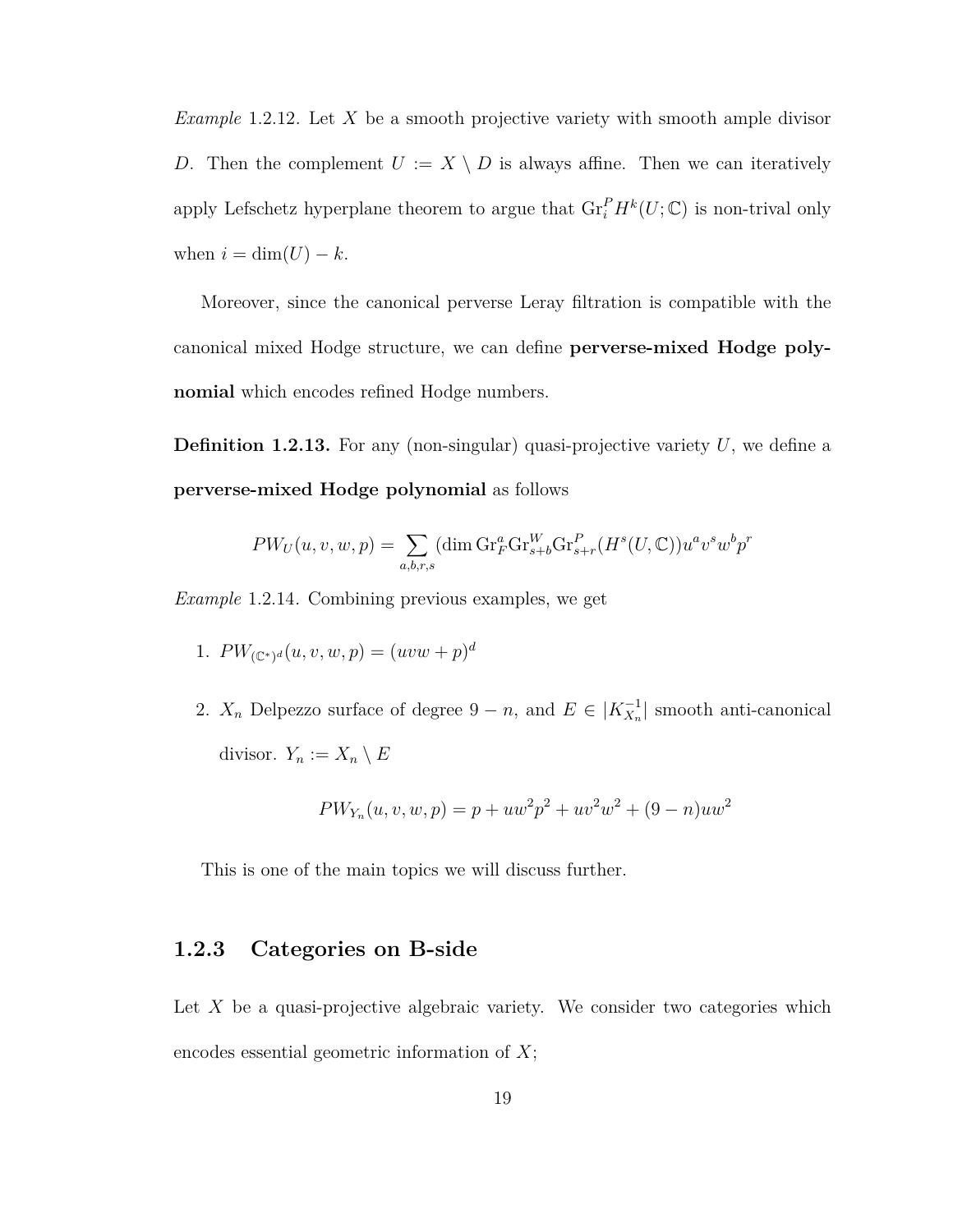*Example* 1.2.12. Let $X$ be a smooth projective variety with smooth ample divisor $D$. Then the complement $U := X \setminus D$ is always affine. Then we can iteratively apply Lefschetz hyperplane theorem to argue that $\mathrm{Gr}_i^P H^k(U;\mathbb{C})$ is non-trival only when $i = \dim(U) - k$.

Moreover, since the canonical perverse Leray filtration is compatible with the canonical mixed Hodge structure, we can define **perverse-mixed Hodge polynomial** which encodes refined Hodge numbers.

**Definition 1.2.13.** For any (non-singular) quasi-projective variety $U$, we define a **perverse-mixed Hodge polynomial** as follows

$$PW_U(u,v,w,p) = \sum_{a,b,r,s} (\dim \mathrm{Gr}_F^a \mathrm{Gr}_{s+b}^W \mathrm{Gr}_{s+r}^P (H^s(U,\mathbb{C}))u^a v^s w^b p^r$$

*Example* 1.2.14. Combining previous examples, we get

1. $PW_{(\mathbb{C}^*)^d}(u,v,w,p) = (uvw+p)^d$

2. $X_n$ Delpezzo surface of degree $9-n$, and $E \in |K_{X_n}^{-1}|$ smooth anti-canonical divisor. $Y_n := X_n \setminus E$

$$PW_{Y_n}(u,v,w,p) = p + uw^2p^2 + uv^2w^2 + (9-n)uw^2$$

This is one of the main topics we will discuss further.

### 1.2.3 Categories on B-side

Let $X$ be a quasi-projective algebraic variety. We consider two categories which encodes essential geometric information of $X$;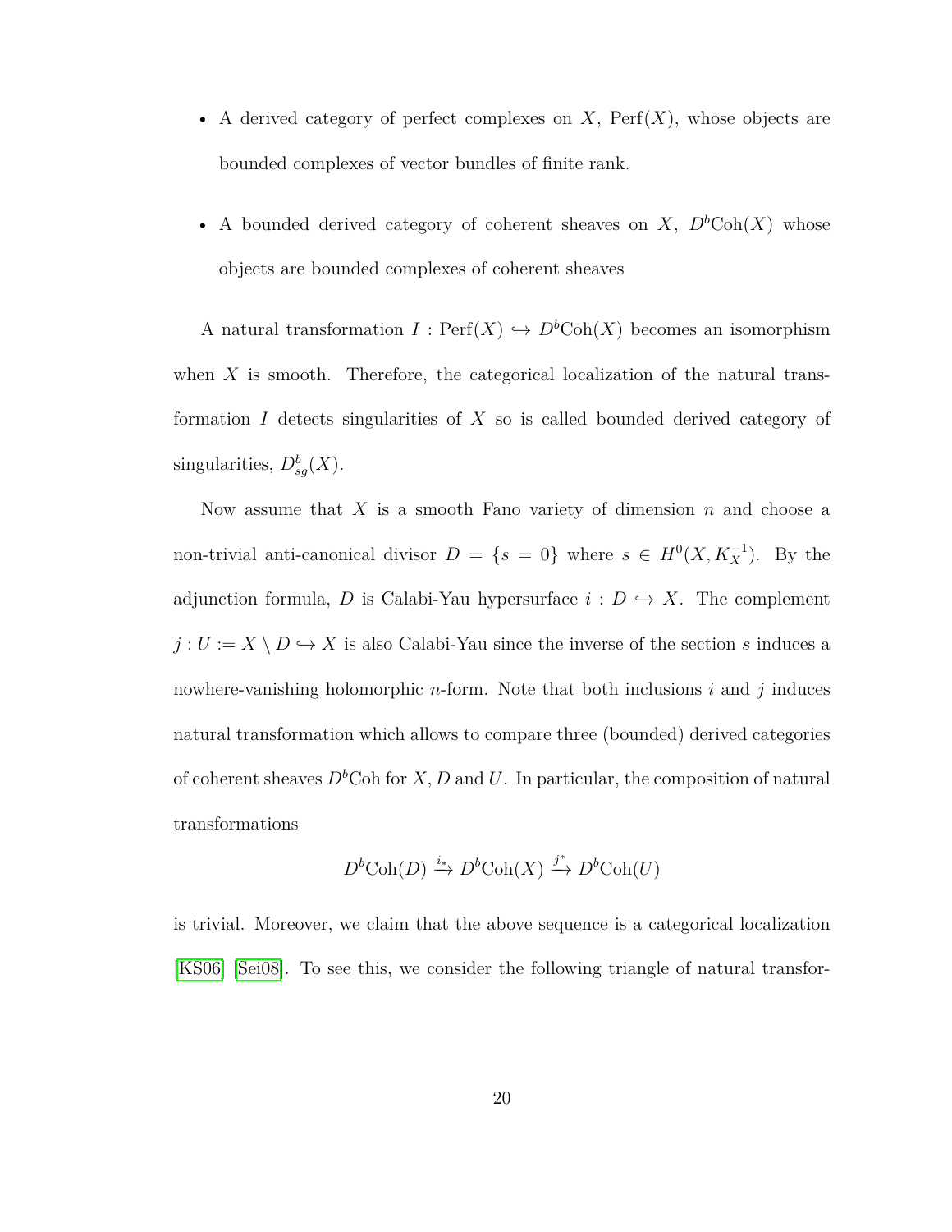- A derived category of perfect complexes on $X$, $\mathrm{Perf}(X)$, whose objects are bounded complexes of vector bundles of finite rank.

- A bounded derived category of coherent sheaves on $X$, $D^b\mathrm{Coh}(X)$ whose objects are bounded complexes of coherent sheaves

A natural transformation $I : \mathrm{Perf}(X) \hookrightarrow D^b\mathrm{Coh}(X)$ becomes an isomorphism when $X$ is smooth. Therefore, the categorical localization of the natural transformation $I$ detects singularities of $X$ so is called bounded derived category of singularities, $D^b_{sg}(X)$.

Now assume that $X$ is a smooth Fano variety of dimension $n$ and choose a non-trivial anti-canonical divisor $D = \{s = 0\}$ where $s \in H^0(X, K_X^{-1})$. By the adjunction formula, $D$ is Calabi-Yau hypersurface $i : D \hookrightarrow X$. The complement $j : U := X \setminus D \hookrightarrow X$ is also Calabi-Yau since the inverse of the section $s$ induces a nowhere-vanishing holomorphic $n$-form. Note that both inclusions $i$ and $j$ induces natural transformation which allows to compare three (bounded) derived categories of coherent sheaves $D^b\mathrm{Coh}$ for $X, D$ and $U$. In particular, the composition of natural transformations

$$D^b\mathrm{Coh}(D) \xrightarrow{i_*} D^b\mathrm{Coh}(X) \xrightarrow{j^*} D^b\mathrm{Coh}(U)$$

is trivial. Moreover, we claim that the above sequence is a categorical localization [KS06] [Sei08]. To see this, we consider the following triangle of natural transfor-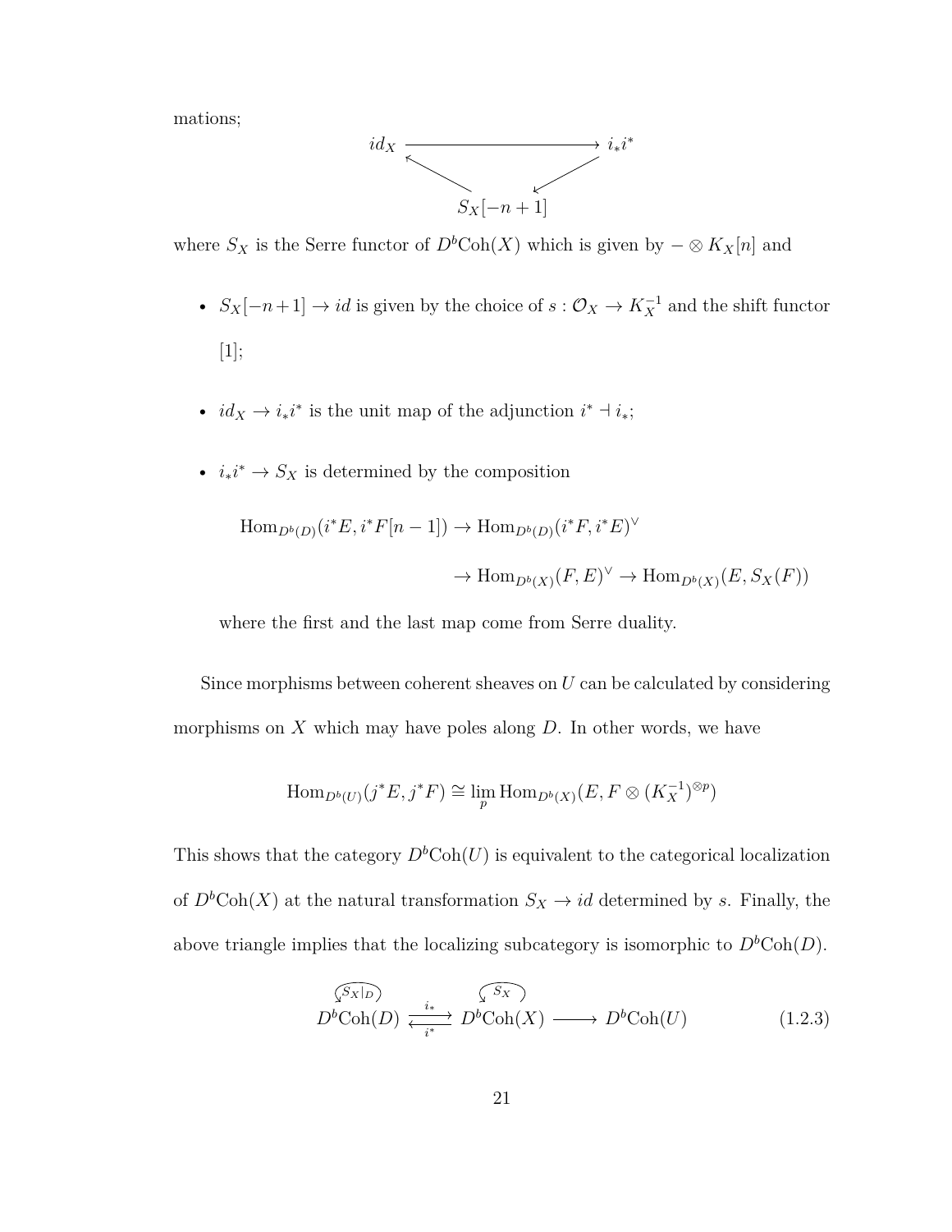mations;

$$
\begin{array}{ccc}
id_X & \longrightarrow & i_* i^* \\
& \nwarrow \quad \swarrow & \\
& S_X[-n+1] &
\end{array}
$$

where $S_X$ is the Serre functor of $D^b\mathrm{Coh}(X)$ which is given by $- \otimes K_X[n]$ and

- $S_X[-n+1] \to id$ is given by the choice of $s : \mathcal{O}_X \to K_X^{-1}$ and the shift functor [1];
- $id_X \to i_* i^*$ is the unit map of the adjunction $i^* \dashv i_*$;
- $i_* i^* \to S_X$ is determined by the composition

$$
\begin{aligned}
\mathrm{Hom}_{D^b(D)}(i^*E, i^*F[n-1]) &\to \mathrm{Hom}_{D^b(D)}(i^*F, i^*E)^\vee \\
&\to \mathrm{Hom}_{D^b(X)}(F, E)^\vee \to \mathrm{Hom}_{D^b(X)}(E, S_X(F))
\end{aligned}
$$

  where the first and the last map come from Serre duality.

Since morphisms between coherent sheaves on $U$ can be calculated by considering morphisms on $X$ which may have poles along $D$. In other words, we have

$$
\mathrm{Hom}_{D^b(U)}(j^*E, j^*F) \cong \lim_{p} \mathrm{Hom}_{D^b(X)}(E, F \otimes (K_X^{-1})^{\otimes p})
$$

This shows that the category $D^b\mathrm{Coh}(U)$ is equivalent to the categorical localization of $D^b\mathrm{Coh}(X)$ at the natural transformation $S_X \to id$ determined by $s$. Finally, the above triangle implies that the localizing subcategory is isomorphic to $D^b\mathrm{Coh}(D)$.

$$
\overset{S_X|_D}{\circlearrowleft} D^b\mathrm{Coh}(D) \underset{i^*}{\overset{i_*}{\rightleftarrows}} \overset{S_X}{\circlearrowleft} D^b\mathrm{Coh}(X) \longrightarrow D^b\mathrm{Coh}(U) \tag{1.2.3}
$$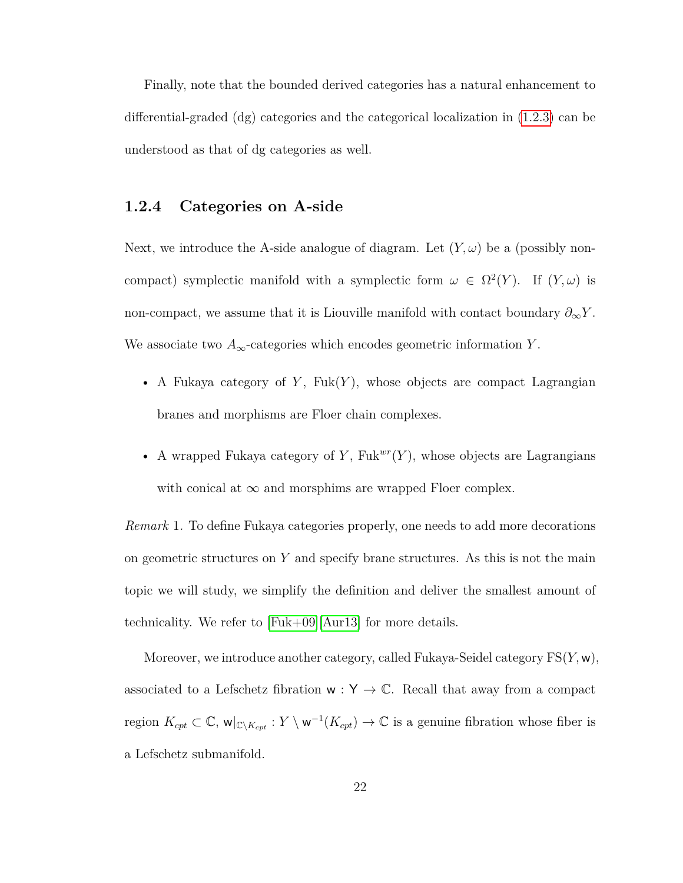Finally, note that the bounded derived categories has a natural enhancement to differential-graded (dg) categories and the categorical localization in (1.2.3) can be understood as that of dg categories as well.

### 1.2.4 Categories on A-side

Next, we introduce the A-side analogue of diagram. Let $(Y, \omega)$ be a (possibly non-compact) symplectic manifold with a symplectic form $\omega \in \Omega^2(Y)$. If $(Y, \omega)$ is non-compact, we assume that it is Liouville manifold with contact boundary $\partial_\infty Y$. We associate two $A_\infty$-categories which encodes geometric information $Y$.

- A Fukaya category of $Y$, $\mathrm{Fuk}(Y)$, whose objects are compact Lagrangian branes and morphisms are Floer chain complexes.
- A wrapped Fukaya category of $Y$, $\mathrm{Fuk}^{wr}(Y)$, whose objects are Lagrangians with conical at $\infty$ and morsphims are wrapped Floer complex.

*Remark* 1. To define Fukaya categories properly, one needs to add more decorations on geometric structures on $Y$ and specify brane structures. As this is not the main topic we will study, we simplify the definition and deliver the smallest amount of technicality. We refer to [Fuk+09][Aur13] for more details.

Moreover, we introduce another category, called Fukaya-Seidel category $\mathrm{FS}(Y, \mathsf{w})$, associated to a Lefschetz fibration $\mathsf{w} : \mathsf{Y} \to \mathbb{C}$. Recall that away from a compact region $K_{cpt} \subset \mathbb{C}$, $\mathsf{w}|_{\mathbb{C} \setminus K_{cpt}} : Y \setminus \mathsf{w}^{-1}(K_{cpt}) \to \mathbb{C}$ is a genuine fibration whose fiber is a Lefschetz submanifold.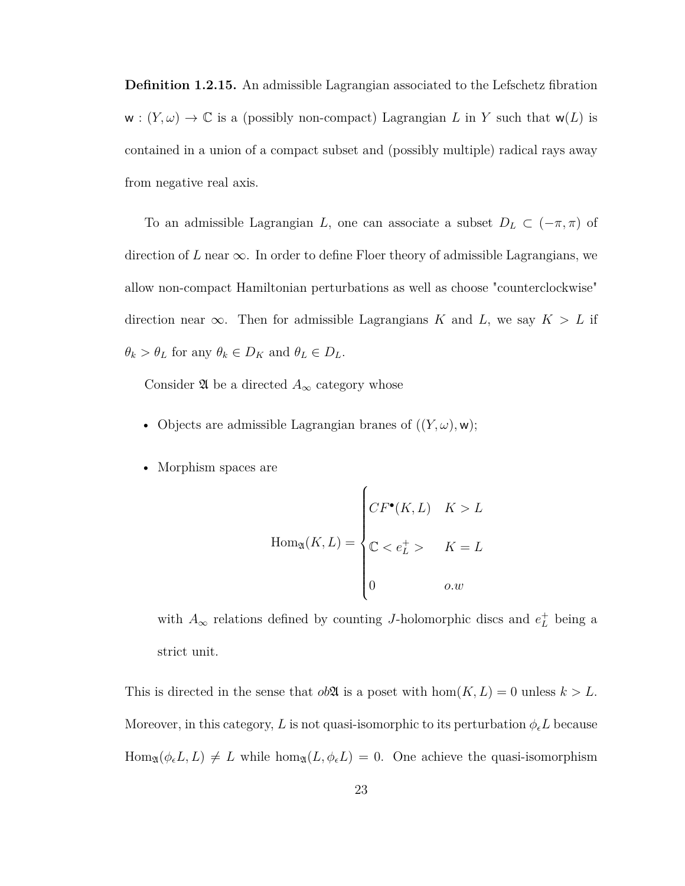**Definition 1.2.15.** An admissible Lagrangian associated to the Lefschetz fibration $\mathsf{w} : (Y, \omega) \to \mathbb{C}$ is a (possibly non-compact) Lagrangian $L$ in $Y$ such that $\mathsf{w}(L)$ is contained in a union of a compact subset and (possibly multiple) radical rays away from negative real axis.

To an admissible Lagrangian $L$, one can associate a subset $D_L \subset (-\pi, \pi)$ of direction of $L$ near $\infty$. In order to define Floer theory of admissible Lagrangians, we allow non-compact Hamiltonian perturbations as well as choose "counterclockwise" direction near $\infty$. Then for admissible Lagrangians $K$ and $L$, we say $K > L$ if $\theta_k > \theta_L$ for any $\theta_k \in D_K$ and $\theta_L \in D_L$.

Consider $\mathfrak{A}$ be a directed $A_\infty$ category whose

- Objects are admissible Lagrangian branes of $((Y, \omega), \mathsf{w})$;
- Morphism spaces are

$$\mathrm{Hom}_{\mathfrak{A}}(K, L) = \begin{cases} CF^\bullet(K, L) & K > L \\ \mathbb{C} < e_L^+ > & K = L \\ 0 & o.w \end{cases}$$

  with $A_\infty$ relations defined by counting $J$-holomorphic discs and $e_L^+$ being a strict unit.

This is directed in the sense that $ob\mathfrak{A}$ is a poset with $\hom(K, L) = 0$ unless $k > L$. Moreover, in this category, $L$ is not quasi-isomorphic to its perturbation $\phi_\epsilon L$ because $\mathrm{Hom}_{\mathfrak{A}}(\phi_\epsilon L, L) \neq L$ while $\hom_{\mathfrak{A}}(L, \phi_\epsilon L) = 0$. One achieve the quasi-isomorphism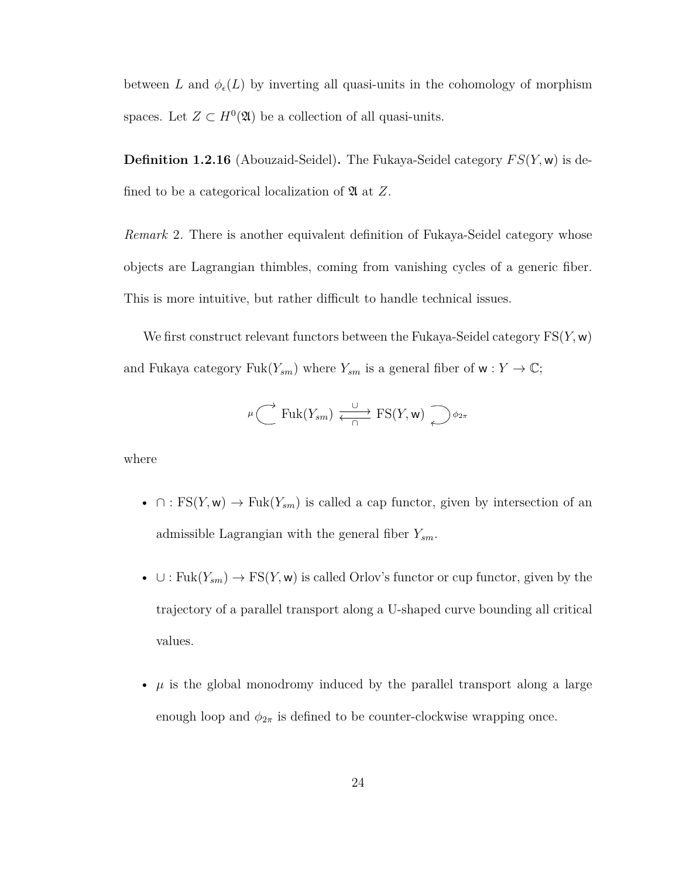between $L$ and $\phi_\epsilon(L)$ by inverting all quasi-units in the cohomology of morphism spaces. Let $Z \subset H^0(\mathfrak{A})$ be a collection of all quasi-units.

**Definition 1.2.16** (Abouzaid-Seidel)**.** The Fukaya-Seidel category $FS(Y, \mathsf{w})$ is defined to be a categorical localization of $\mathfrak{A}$ at $Z$.

*Remark* 2. There is another equivalent definition of Fukaya-Seidel category whose objects are Lagrangian thimbles, coming from vanishing cycles of a generic fiber. This is more intuitive, but rather difficult to handle technical issues.

We first construct relevant functors between the Fukaya-Seidel category $\mathrm{FS}(Y, \mathsf{w})$ and Fukaya category $\mathrm{Fuk}(Y_{sm})$ where $Y_{sm}$ is a general fiber of $\mathsf{w} : Y \to \mathbb{C}$;

$$\mu \circlearrowright \mathrm{Fuk}(Y_{sm}) \underset{\cap}{\overset{\cup}{\rightleftarrows}} \mathrm{FS}(Y, \mathsf{w}) \circlearrowleft \phi_{2\pi}$$

where

- $\cap : \mathrm{FS}(Y, \mathsf{w}) \to \mathrm{Fuk}(Y_{sm})$ is called a cap functor, given by intersection of an admissible Lagrangian with the general fiber $Y_{sm}$.
- $\cup : \mathrm{Fuk}(Y_{sm}) \to \mathrm{FS}(Y, \mathsf{w})$ is called Orlov's functor or cup functor, given by the trajectory of a parallel transport along a U-shaped curve bounding all critical values.
- $\mu$ is the global monodromy induced by the parallel transport along a large enough loop and $\phi_{2\pi}$ is defined to be counter-clockwise wrapping once.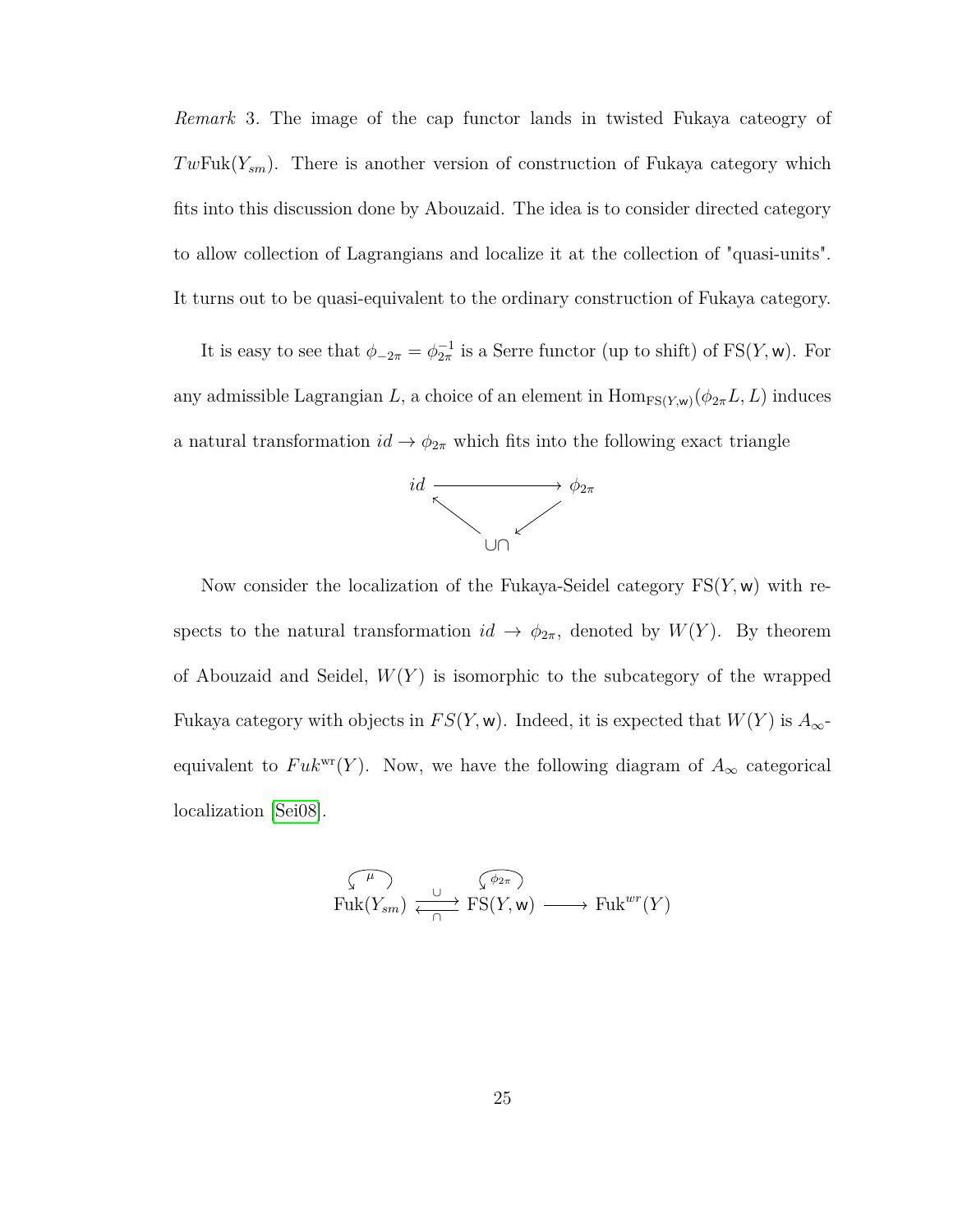*Remark* 3. The image of the cap functor lands in twisted Fukaya cateogry of $Tw\mathrm{Fuk}(Y_{sm})$. There is another version of construction of Fukaya category which fits into this discussion done by Abouzaid. The idea is to consider directed category to allow collection of Lagrangians and localize it at the collection of "quasi-units". It turns out to be quasi-equivalent to the ordinary construction of Fukaya category.

It is easy to see that $\phi_{-2\pi} = \phi_{2\pi}^{-1}$ is a Serre functor (up to shift) of $\mathrm{FS}(Y, \mathsf{w})$. For any admissible Lagrangian $L$, a choice of an element in $\mathrm{Hom}_{\mathrm{FS}(Y,\mathsf{w})}(\phi_{2\pi}L, L)$ induces a natural transformation $id \to \phi_{2\pi}$ which fits into the following exact triangle

$$\begin{array}{ccc} id & \longrightarrow & \phi_{2\pi} \\ & \nwarrow \quad \swarrow & \\ & \cup\cap & \end{array}$$

Now consider the localization of the Fukaya-Seidel category $\mathrm{FS}(Y, \mathsf{w})$ with respects to the natural transformation $id \to \phi_{2\pi}$, denoted by $W(Y)$. By theorem of Abouzaid and Seidel, $W(Y)$ is isomorphic to the subcategory of the wrapped Fukaya category with objects in $FS(Y, \mathsf{w})$. Indeed, it is expected that $W(Y)$ is $A_\infty$-equivalent to $Fuk^{\mathrm{wr}}(Y)$. Now, we have the following diagram of $A_\infty$ categorical localization [Sei08].

$$\mathrm{Fuk}(Y_{sm}) \overset{\cup}{\underset{\cap}{\rightleftarrows}} \mathrm{FS}(Y, \mathsf{w}) \longrightarrow \mathrm{Fuk}^{wr}(Y)$$

(with $\mu$ acting on $\mathrm{Fuk}(Y_{sm})$ and $\phi_{2\pi}$ acting on $\mathrm{FS}(Y, \mathsf{w})$)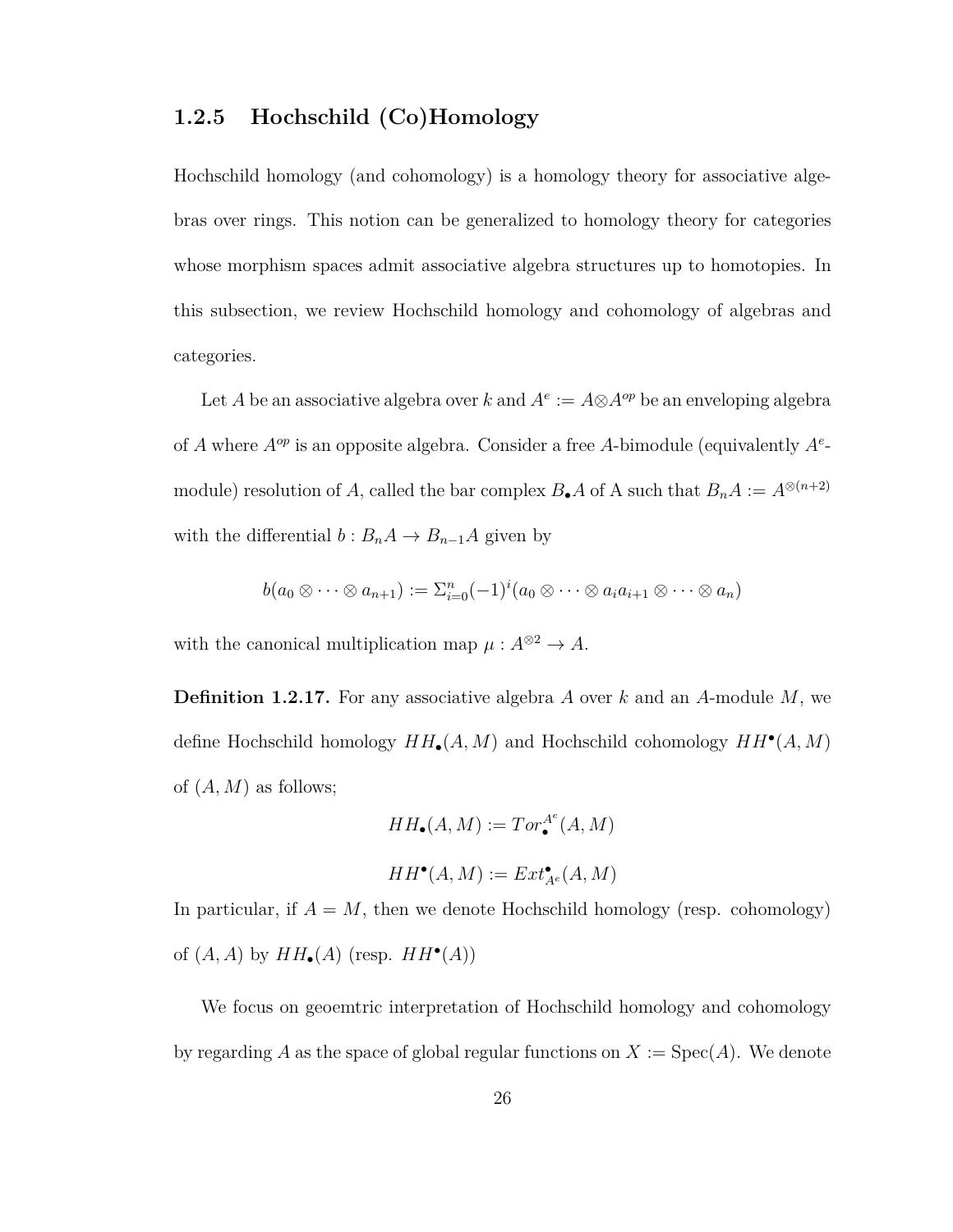### 1.2.5 Hochschild (Co)Homology

Hochschild homology (and cohomology) is a homology theory for associative algebras over rings. This notion can be generalized to homology theory for categories whose morphism spaces admit associative algebra structures up to homotopies. In this subsection, we review Hochschild homology and cohomology of algebras and categories.

Let $A$ be an associative algebra over $k$ and $A^e := A \otimes A^{op}$ be an enveloping algebra of $A$ where $A^{op}$ is an opposite algebra. Consider a free $A$-bimodule (equivalently $A^e$-module) resolution of $A$, called the bar complex $B_\bullet A$ of A such that $B_n A := A^{\otimes(n+2)}$ with the differential $b : B_n A \to B_{n-1} A$ given by

$$b(a_0 \otimes \cdots \otimes a_{n+1}) := \Sigma_{i=0}^{n} (-1)^i (a_0 \otimes \cdots \otimes a_i a_{i+1} \otimes \cdots \otimes a_n)$$

with the canonical multiplication map $\mu : A^{\otimes 2} \to A$.

**Definition 1.2.17.** For any associative algebra $A$ over $k$ and an $A$-module $M$, we define Hochschild homology $HH_\bullet(A, M)$ and Hochschild cohomology $HH^\bullet(A, M)$ of $(A, M)$ as follows;

$$HH_\bullet(A, M) := Tor_\bullet^{A^e}(A, M)$$

$$HH^\bullet(A, M) := Ext_{A^e}^\bullet(A, M)$$

In particular, if $A = M$, then we denote Hochschild homology (resp. cohomology) of $(A, A)$ by $HH_\bullet(A)$ (resp. $HH^\bullet(A)$)

We focus on geoemtric interpretation of Hochschild homology and cohomology by regarding $A$ as the space of global regular functions on $X := \mathrm{Spec}(A)$. We denote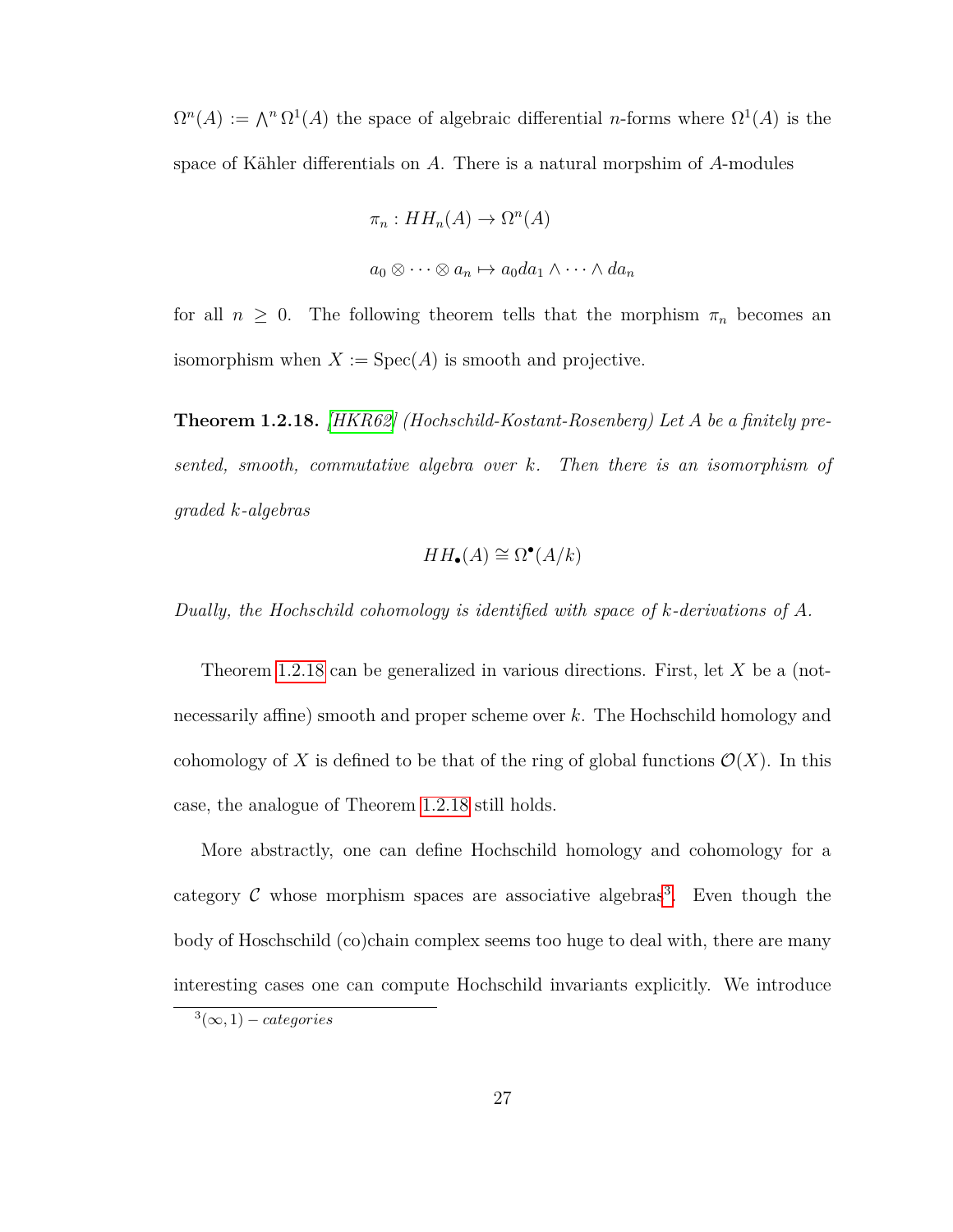$\Omega^n(A) := \bigwedge^n \Omega^1(A)$ the space of algebraic differential $n$-forms where $\Omega^1(A)$ is the space of Kähler differentials on $A$. There is a natural morpshim of $A$-modules

$$\pi_n : HH_n(A) \to \Omega^n(A)$$

$$a_0 \otimes \cdots \otimes a_n \mapsto a_0 da_1 \wedge \cdots \wedge da_n$$

for all $n \geq 0$. The following theorem tells that the morphism $\pi_n$ becomes an isomorphism when $X := \mathrm{Spec}(A)$ is smooth and projective.

**Theorem 1.2.18.** *[HKR62] (Hochschild-Kostant-Rosenberg) Let $A$ be a finitely presented, smooth, commutative algebra over $k$. Then there is an isomorphism of graded $k$-algebras*

$$HH_\bullet(A) \cong \Omega^\bullet(A/k)$$

*Dually, the Hochschild cohomology is identified with space of $k$-derivations of $A$.*

Theorem 1.2.18 can be generalized in various directions. First, let $X$ be a (not-necessarily affine) smooth and proper scheme over $k$. The Hochschild homology and cohomology of $X$ is defined to be that of the ring of global functions $\mathcal{O}(X)$. In this case, the analogue of Theorem 1.2.18 still holds.

More abstractly, one can define Hochschild homology and cohomology for a category $\mathcal{C}$ whose morphism spaces are associative algebras[3]. Even though the body of Hoschschild (co)chain complex seems too huge to deal with, there are many interesting cases one can compute Hochschild invariants explicitly. We introduce

[3] $(\infty, 1) - categories$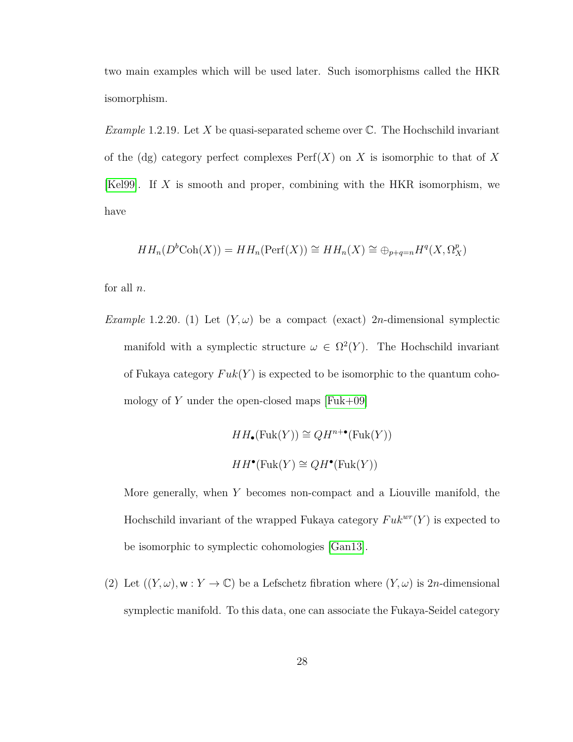two main examples which will be used later. Such isomorphisms called the HKR isomorphism.

*Example* 1.2.19. Let $X$ be quasi-separated scheme over $\mathbb{C}$. The Hochschild invariant of the (dg) category perfect complexes $\mathrm{Perf}(X)$ on $X$ is isomorphic to that of $X$ [Kel99]. If $X$ is smooth and proper, combining with the HKR isomorphism, we have

$$HH_n(D^b\mathrm{Coh}(X)) = HH_n(\mathrm{Perf}(X)) \cong HH_n(X) \cong \oplus_{p+q=n} H^q(X, \Omega_X^p)$$

for all $n$.

*Example* 1.2.20. (1) Let $(Y, \omega)$ be a compact (exact) $2n$-dimensional symplectic manifold with a symplectic structure $\omega \in \Omega^2(Y)$. The Hochschild invariant of Fukaya category $Fuk(Y)$ is expected to be isomorphic to the quantum cohomology of $Y$ under the open-closed maps [Fuk+09]

$$HH_\bullet(\mathrm{Fuk}(Y)) \cong QH^{n+\bullet}(\mathrm{Fuk}(Y))$$

$$HH^\bullet(\mathrm{Fuk}(Y) \cong QH^\bullet(\mathrm{Fuk}(Y))$$

More generally, when $Y$ becomes non-compact and a Liouville manifold, the Hochschild invariant of the wrapped Fukaya category $Fuk^{wr}(Y)$ is expected to be isomorphic to symplectic cohomologies [Gan13].

(2) Let $((Y, \omega), \mathsf{w} : Y \to \mathbb{C})$ be a Lefschetz fibration where $(Y, \omega)$ is $2n$-dimensional symplectic manifold. To this data, one can associate the Fukaya-Seidel category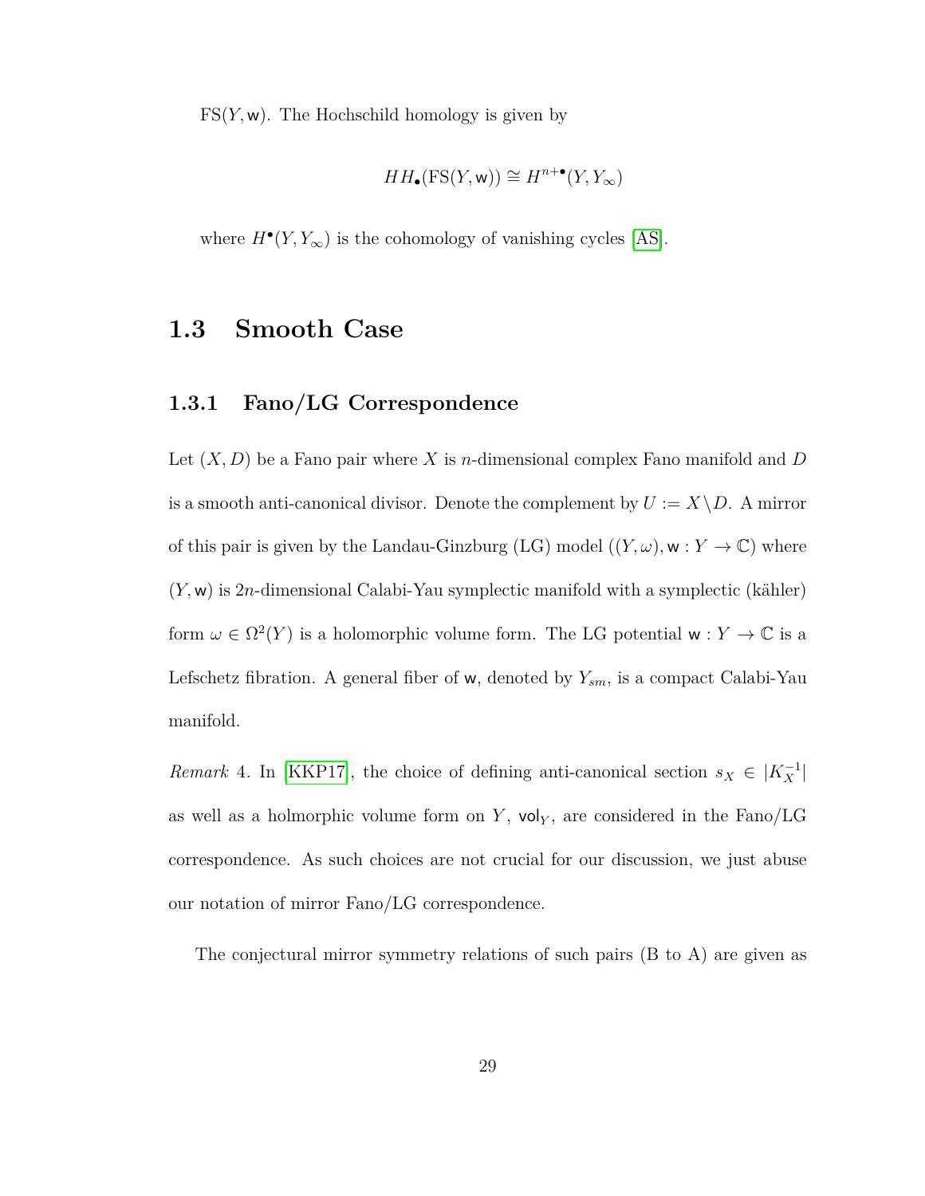$\mathrm{FS}(Y, \mathsf{w})$. The Hochschild homology is given by

$$HH_\bullet(\mathrm{FS}(Y, \mathsf{w})) \cong H^{n+\bullet}(Y, Y_\infty)$$

where $H^\bullet(Y, Y_\infty)$ is the cohomology of vanishing cycles [AS].

## 1.3 Smooth Case

### 1.3.1 Fano/LG Correspondence

Let $(X, D)$ be a Fano pair where $X$ is $n$-dimensional complex Fano manifold and $D$ is a smooth anti-canonical divisor. Denote the complement by $U := X \backslash D$. A mirror of this pair is given by the Landau-Ginzburg (LG) model $((Y, \omega), \mathsf{w} : Y \to \mathbb{C})$ where $(Y, \mathsf{w})$ is $2n$-dimensional Calabi-Yau symplectic manifold with a symplectic (kähler) form $\omega \in \Omega^2(Y)$ is a holomorphic volume form. The LG potential $\mathsf{w} : Y \to \mathbb{C}$ is a Lefschetz fibration. A general fiber of $\mathsf{w}$, denoted by $Y_{sm}$, is a compact Calabi-Yau manifold.

*Remark* 4. In [KKP17], the choice of defining anti-canonical section $s_X \in |K_X^{-1}|$ as well as a holmorphic volume form on $Y$, $\mathsf{vol}_Y$, are considered in the Fano/LG correspondence. As such choices are not crucial for our discussion, we just abuse our notation of mirror Fano/LG correspondence.

The conjectural mirror symmetry relations of such pairs (B to A) are given as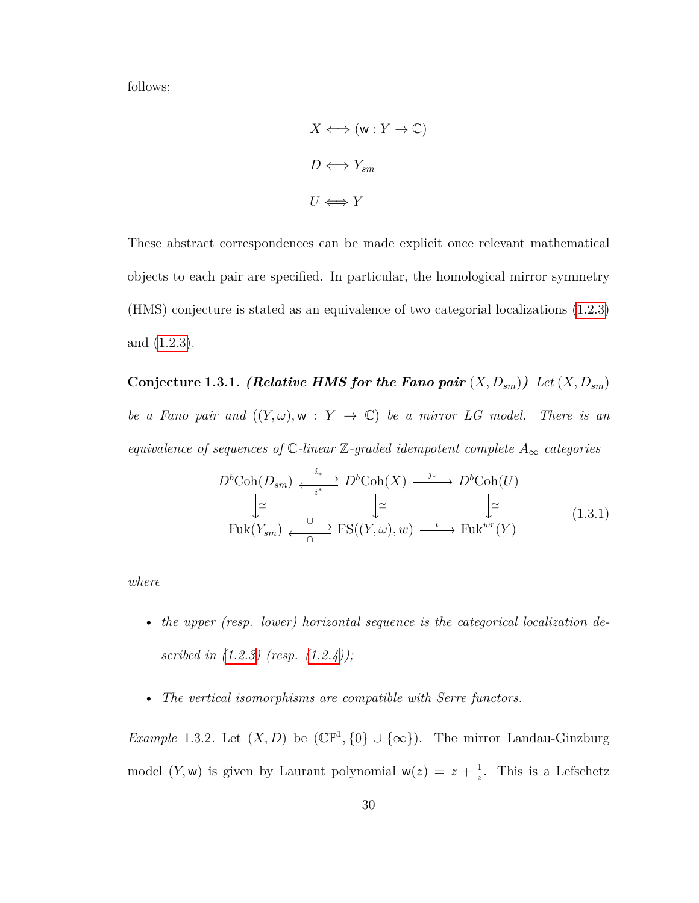follows;

$$X \Longleftrightarrow (\mathsf{w} : Y \to \mathbb{C})$$

$$D \Longleftrightarrow Y_{sm}$$

$$U \Longleftrightarrow Y$$

These abstract correspondences can be made explicit once relevant mathematical objects to each pair are specified. In particular, the homological mirror symmetry (HMS) conjecture is stated as an equivalence of two categorial localizations (1.2.3) and (1.2.3).

**Conjecture 1.3.1.** ***(Relative HMS for the Fano pair*** $(X, D_{sm})$***)*** *Let* $(X, D_{sm})$ *be a Fano pair and* $((Y, \omega), \mathsf{w} : Y \to \mathbb{C})$ *be a mirror LG model. There is an equivalence of sequences of* $\mathbb{C}$*-linear* $\mathbb{Z}$*-graded idempotent complete* $A_\infty$ *categories*

$$\begin{array}{ccccc} D^b\mathrm{Coh}(D_{sm}) & \underset{i^*}{\overset{i_*}{\rightleftarrows}} & D^b\mathrm{Coh}(X) & \xrightarrow{j_*} & D^b\mathrm{Coh}(U) \\ \downarrow\cong & & \downarrow\cong & & \downarrow\cong \\ \mathrm{Fuk}(Y_{sm}) & \underset{\cap}{\overset{\cup}{\rightleftarrows}} & \mathrm{FS}((Y,\omega), w) & \xrightarrow{\iota} & \mathrm{Fuk}^{wr}(Y) \end{array} \tag{1.3.1}$$

*where*

- *the upper (resp. lower) horizontal sequence is the categorical localization described in (1.2.3) (resp. (1.2.4));*
- *The vertical isomorphisms are compatible with Serre functors.*

*Example* 1.3.2. Let $(X, D)$ be $(\mathbb{CP}^1, \{0\} \cup \{\infty\})$. The mirror Landau-Ginzburg model $(Y, \mathsf{w})$ is given by Laurant polynomial $\mathsf{w}(z) = z + \frac{1}{z}$. This is a Lefschetz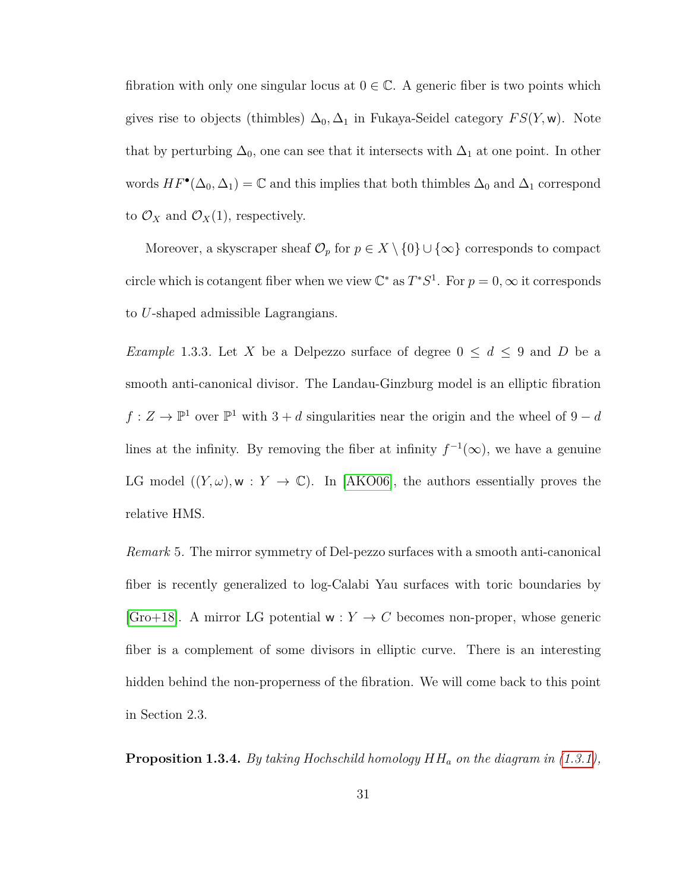fibration with only one singular locus at $0 \in \mathbb{C}$. A generic fiber is two points which gives rise to objects (thimbles) $\Delta_0, \Delta_1$ in Fukaya-Seidel category $FS(Y, \mathsf{w})$. Note that by perturbing $\Delta_0$, one can see that it intersects with $\Delta_1$ at one point. In other words $HF^\bullet(\Delta_0, \Delta_1) = \mathbb{C}$ and this implies that both thimbles $\Delta_0$ and $\Delta_1$ correspond to $\mathcal{O}_X$ and $\mathcal{O}_X(1)$, respectively.

Moreover, a skyscraper sheaf $\mathcal{O}_p$ for $p \in X \setminus \{0\} \cup \{\infty\}$ corresponds to compact circle which is cotangent fiber when we view $\mathbb{C}^*$ as $T^*S^1$. For $p = 0, \infty$ it corresponds to $U$-shaped admissible Lagrangians.

*Example* 1.3.3. Let $X$ be a Delpezzo surface of degree $0 \leq d \leq 9$ and $D$ be a smooth anti-canonical divisor. The Landau-Ginzburg model is an elliptic fibration $f : Z \to \mathbb{P}^1$ over $\mathbb{P}^1$ with $3 + d$ singularities near the origin and the wheel of $9 - d$ lines at the infinity. By removing the fiber at infinity $f^{-1}(\infty)$, we have a genuine LG model $((Y, \omega), \mathsf{w} : Y \to \mathbb{C})$. In [AKO06], the authors essentially proves the relative HMS.

*Remark* 5. The mirror symmetry of Del-pezzo surfaces with a smooth anti-canonical fiber is recently generalized to log-Calabi Yau surfaces with toric boundaries by [Gro+18]. A mirror LG potential $\mathsf{w} : Y \to C$ becomes non-proper, whose generic fiber is a complement of some divisors in elliptic curve. There is an interesting hidden behind the non-properness of the fibration. We will come back to this point in Section 2.3.

**Proposition 1.3.4.** *By taking Hochschild homology $HH_a$ on the diagram in (1.3.1),*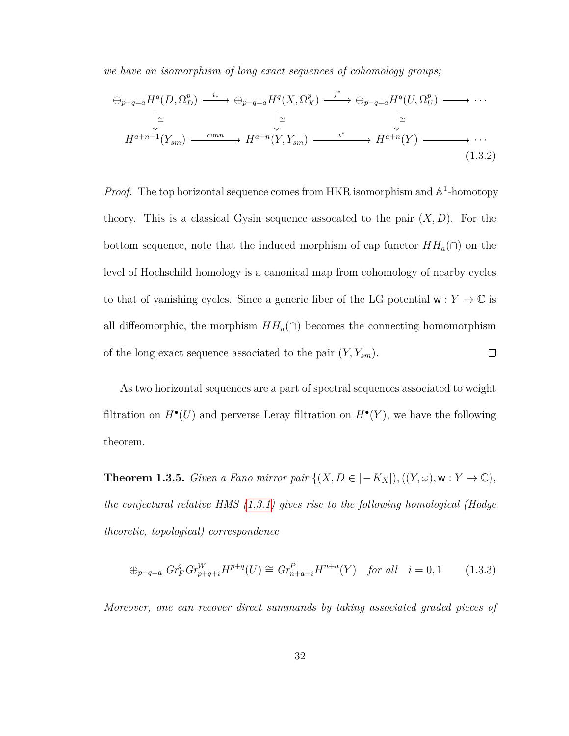*we have an isomorphism of long exact sequences of cohomology groups;*

$$
\begin{array}{ccccccc}
\oplus_{p-q=a} H^q(D, \Omega_D^p) & \xrightarrow{i_*} & \oplus_{p-q=a} H^q(X, \Omega_X^p) & \xrightarrow{j^*} & \oplus_{p-q=a} H^q(U, \Omega_U^p) & \longrightarrow & \cdots \\
\downarrow \cong & & \downarrow \cong & & \downarrow \cong & & \\
H^{a+n-1}(Y_{sm}) & \xrightarrow{conn} & H^{a+n}(Y, Y_{sm}) & \xrightarrow{\iota^*} & H^{a+n}(Y) & \longrightarrow & \cdots
\end{array}
\tag{1.3.2}
$$

*Proof.* The top horizontal sequence comes from HKR isomorphism and $\mathbb{A}^1$-homotopy theory. This is a classical Gysin sequence assocated to the pair $(X, D)$. For the bottom sequence, note that the induced morphism of cap functor $HH_a(\cap)$ on the level of Hochschild homology is a canonical map from cohomology of nearby cycles to that of vanishing cycles. Since a generic fiber of the LG potential $\mathsf{w} : Y \to \mathbb{C}$ is all diffeomorphic, the morphism $HH_a(\cap)$ becomes the connecting homomorphism of the long exact sequence associated to the pair $(Y, Y_{sm})$. ∎

As two horizontal sequences are a part of spectral sequences associated to weight filtration on $H^\bullet(U)$ and perverse Leray filtration on $H^\bullet(Y)$, we have the following theorem.

**Theorem 1.3.5.** *Given a Fano mirror pair $\{(X, D \in |-K_X|), ((Y, \omega), \mathsf{w} : Y \to \mathbb{C})$, the conjectural relative HMS (1.3.1) gives rise to the following homological (Hodge theoretic, topological) correspondence*

$$
\oplus_{p-q=a} \, Gr_F^q Gr_{p+q+i}^W H^{p+q}(U) \cong Gr_{n+a+i}^P H^{n+a}(Y) \quad \textit{for all} \quad i = 0, 1 \tag{1.3.3}
$$

*Moreover, one can recover direct summands by taking associated graded pieces of*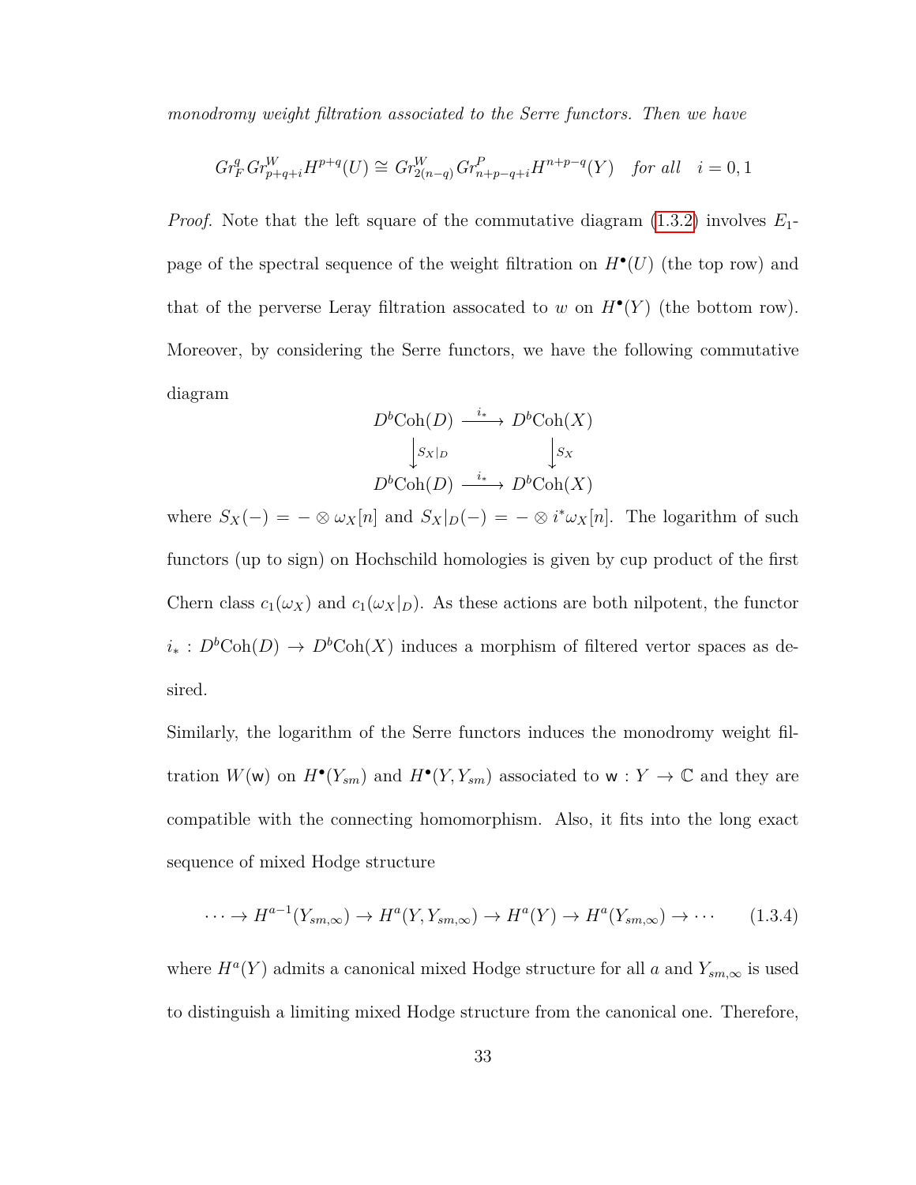*monodromy weight filtration associated to the Serre functors. Then we have*

$$Gr_F^q Gr_{p+q+i}^W H^{p+q}(U) \cong Gr_{2(n-q)}^W Gr_{n+p-q+i}^P H^{n+p-q}(Y) \quad \textit{for all} \quad i = 0, 1$$

*Proof.* Note that the left square of the commutative diagram (1.3.2) involves $E_1$-page of the spectral sequence of the weight filtration on $H^\bullet(U)$ (the top row) and that of the perverse Leray filtration assocated to $w$ on $H^\bullet(Y)$ (the bottom row). Moreover, by considering the Serre functors, we have the following commutative diagram

$$\begin{array}{ccc} D^b\mathrm{Coh}(D) & \xrightarrow{i_*} & D^b\mathrm{Coh}(X) \\ \downarrow{\scriptstyle S_X|_D} & & \downarrow{\scriptstyle S_X} \\ D^b\mathrm{Coh}(D) & \xrightarrow{i_*} & D^b\mathrm{Coh}(X) \end{array}$$

where $S_X(-) = - \otimes \omega_X[n]$ and $S_X|_D(-) = - \otimes i^*\omega_X[n]$. The logarithm of such functors (up to sign) on Hochschild homologies is given by cup product of the first Chern class $c_1(\omega_X)$ and $c_1(\omega_X|_D)$. As these actions are both nilpotent, the functor $i_* : D^b\mathrm{Coh}(D) \to D^b\mathrm{Coh}(X)$ induces a morphism of filtered vertor spaces as desired.

Similarly, the logarithm of the Serre functors induces the monodromy weight filtration $W(\mathsf{w})$ on $H^\bullet(Y_{sm})$ and $H^\bullet(Y, Y_{sm})$ associated to $\mathsf{w} : Y \to \mathbb{C}$ and they are compatible with the connecting homomorphism. Also, it fits into the long exact sequence of mixed Hodge structure

$$\cdots \to H^{a-1}(Y_{sm,\infty}) \to H^a(Y, Y_{sm,\infty}) \to H^a(Y) \to H^a(Y_{sm,\infty}) \to \cdots \tag{1.3.4}$$

where $H^a(Y)$ admits a canonical mixed Hodge structure for all $a$ and $Y_{sm,\infty}$ is used to distinguish a limiting mixed Hodge structure from the canonical one. Therefore,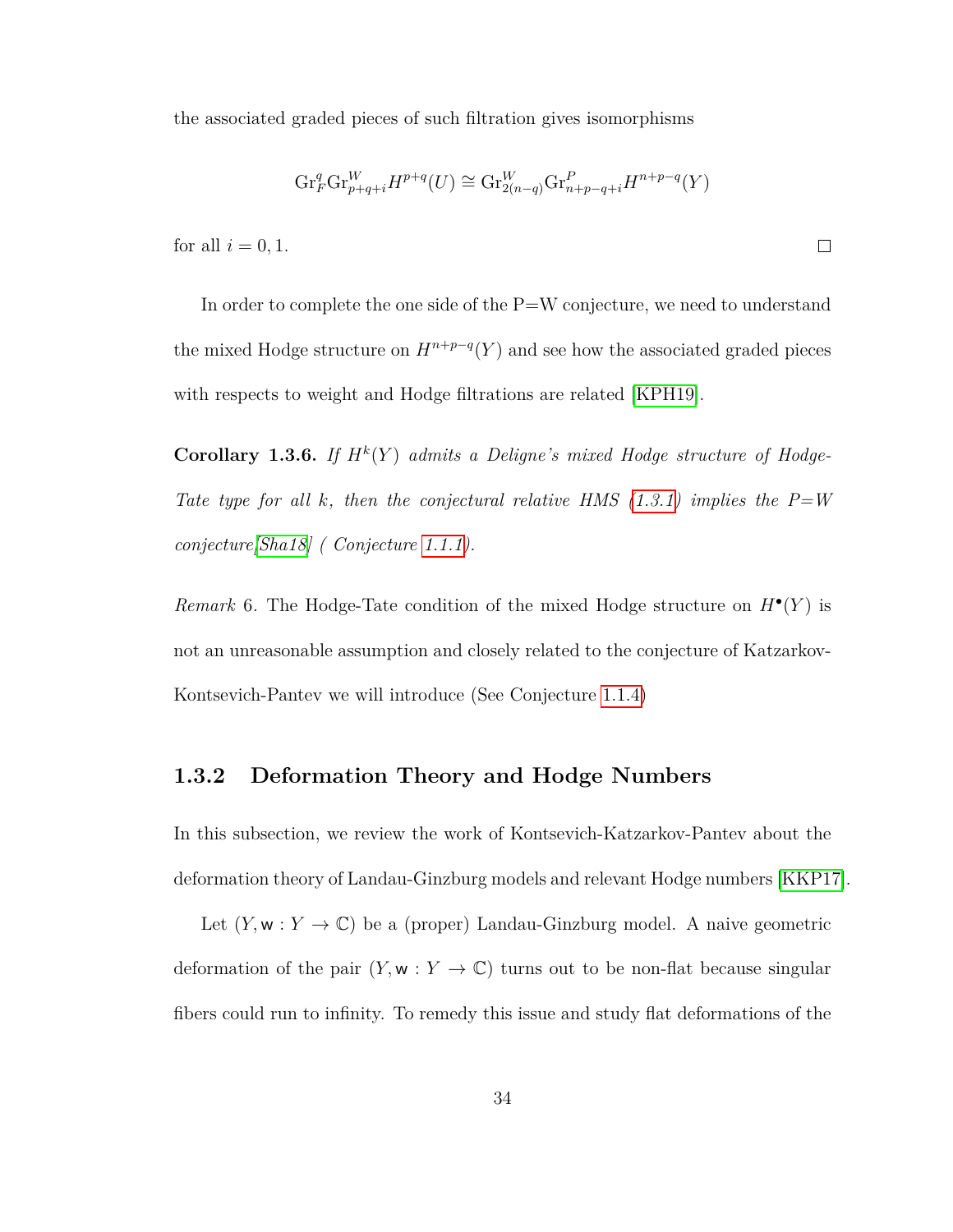the associated graded pieces of such filtration gives isomorphisms

$$\mathrm{Gr}_F^q \mathrm{Gr}^W_{p+q+i} H^{p+q}(U) \cong \mathrm{Gr}^W_{2(n-q)} \mathrm{Gr}^P_{n+p-q+i} H^{n+p-q}(Y)$$

for all $i = 0, 1$. □

In order to complete the one side of the P=W conjecture, we need to understand the mixed Hodge structure on $H^{n+p-q}(Y)$ and see how the associated graded pieces with respects to weight and Hodge filtrations are related [KPH19].

**Corollary 1.3.6.** *If $H^k(Y)$ admits a Deligne's mixed Hodge structure of Hodge-Tate type for all $k$, then the conjectural relative HMS (1.3.1) implies the P=W conjecture[Sha18] ( Conjecture 1.1.1).*

*Remark* 6. The Hodge-Tate condition of the mixed Hodge structure on $H^\bullet(Y)$ is not an unreasonable assumption and closely related to the conjecture of Katzarkov-Kontsevich-Pantev we will introduce (See Conjecture 1.1.4)

### 1.3.2 Deformation Theory and Hodge Numbers

In this subsection, we review the work of Kontsevich-Katzarkov-Pantev about the deformation theory of Landau-Ginzburg models and relevant Hodge numbers [KKP17].

Let $(Y, \mathsf{w} : Y \to \mathbb{C})$ be a (proper) Landau-Ginzburg model. A naive geometric deformation of the pair $(Y, \mathsf{w} : Y \to \mathbb{C})$ turns out to be non-flat because singular fibers could run to infinity. To remedy this issue and study flat deformations of the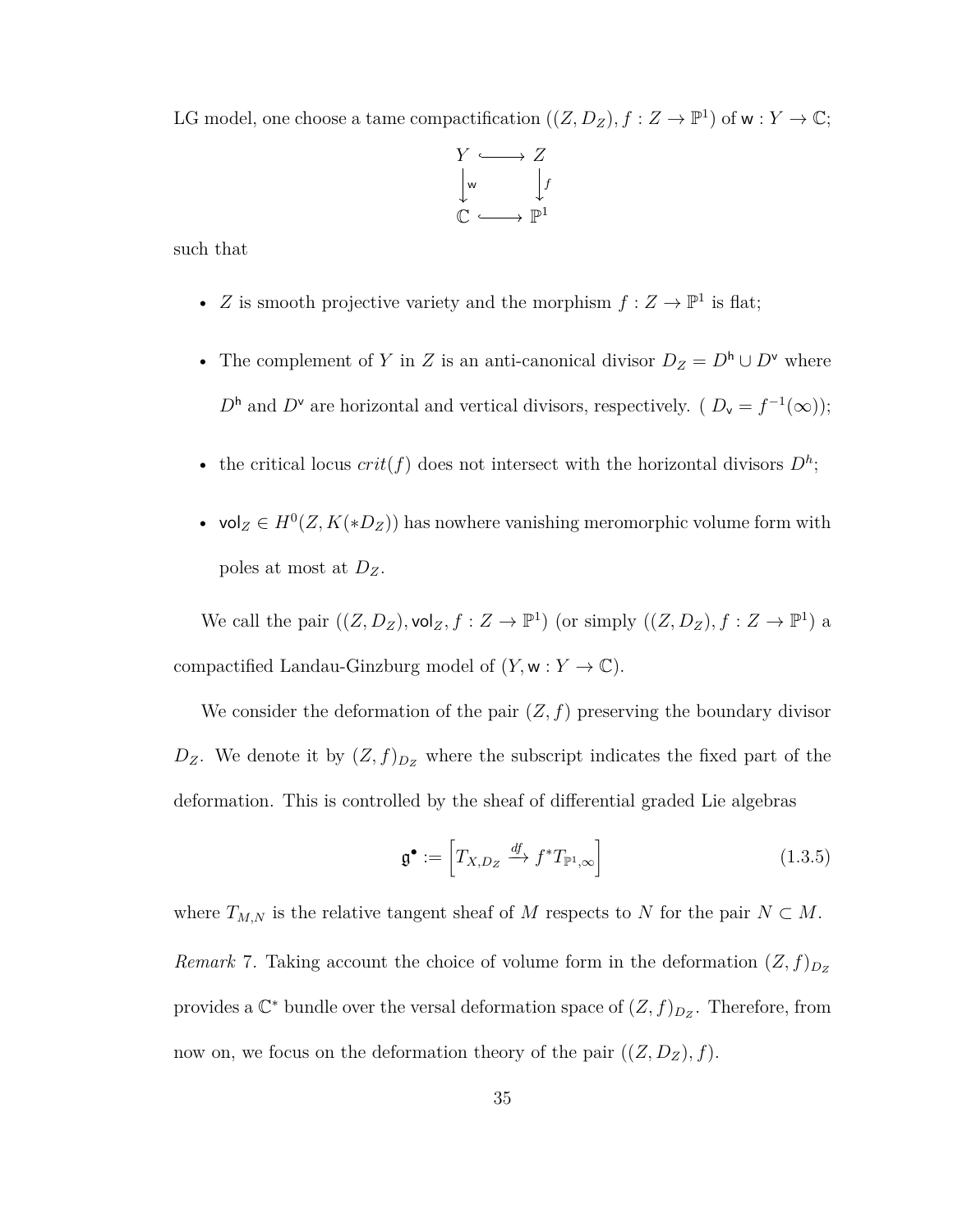LG model, one choose a tame compactification $((Z, D_Z), f : Z \to \mathbb{P}^1)$ of $\mathsf{w} : Y \to \mathbb{C}$;

$$\begin{array}{ccc} Y & \hookrightarrow & Z \\ \downarrow \mathsf{w} & & \downarrow f \\ \mathbb{C} & \hookrightarrow & \mathbb{P}^1 \end{array}$$

such that

- $Z$ is smooth projective variety and the morphism $f : Z \to \mathbb{P}^1$ is flat;
- The complement of $Y$ in $Z$ is an anti-canonical divisor $D_Z = D^{\mathsf{h}} \cup D^{\mathsf{v}}$ where $D^{\mathsf{h}}$ and $D^{\mathsf{v}}$ are horizontal and vertical divisors, respectively. ( $D_{\mathsf{v}} = f^{-1}(\infty)$);
- the critical locus $crit(f)$ does not intersect with the horizontal divisors $D^h$;
- $\mathsf{vol}_Z \in H^0(Z, K(*D_Z))$ has nowhere vanishing meromorphic volume form with poles at most at $D_Z$.

We call the pair $((Z, D_Z), \mathsf{vol}_Z, f : Z \to \mathbb{P}^1)$ (or simply $((Z, D_Z), f : Z \to \mathbb{P}^1)$ a compactified Landau-Ginzburg model of $(Y, \mathsf{w} : Y \to \mathbb{C})$.

We consider the deformation of the pair $(Z, f)$ preserving the boundary divisor $D_Z$. We denote it by $(Z, f)_{D_Z}$ where the subscript indicates the fixed part of the deformation. This is controlled by the sheaf of differential graded Lie algebras

$$\mathfrak{g}^\bullet := \left[ T_{X,D_Z} \xrightarrow{df} f^* T_{\mathbb{P}^1,\infty} \right] \tag{1.3.5}$$

where $T_{M,N}$ is the relative tangent sheaf of $M$ respects to $N$ for the pair $N \subset M$.

*Remark* 7. Taking account the choice of volume form in the deformation $(Z, f)_{D_Z}$ provides a $\mathbb{C}^*$ bundle over the versal deformation space of $(Z, f)_{D_Z}$. Therefore, from now on, we focus on the deformation theory of the pair $((Z, D_Z), f)$.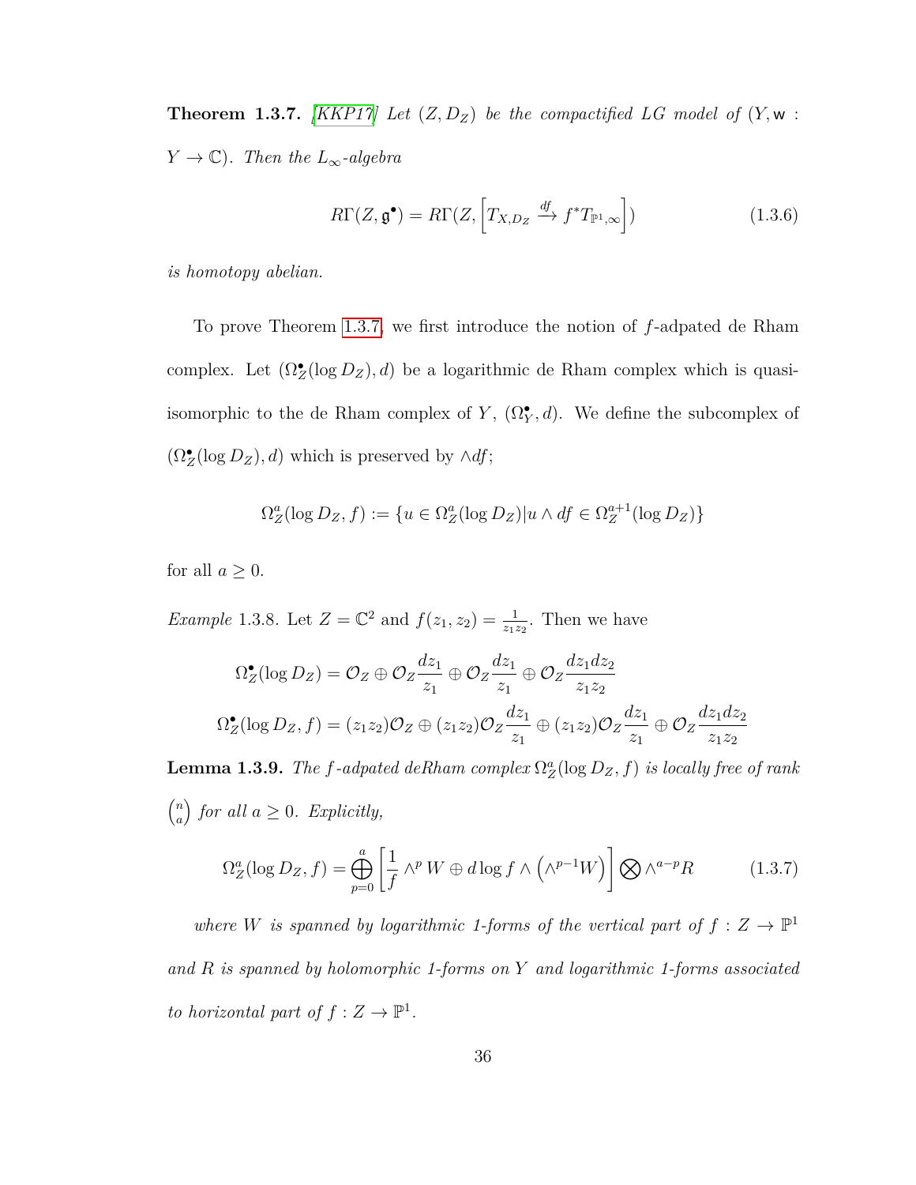**Theorem 1.3.7.** *[KKP17] Let $(Z, D_Z)$ be the compactified LG model of $(Y, \mathsf{w} : Y \to \mathbb{C})$. Then the $L_\infty$-algebra*

$$R\Gamma(Z, \mathfrak{g}^\bullet) = R\Gamma(Z, \left[T_{X,D_Z} \xrightarrow{df} f^*T_{\mathbb{P}^1,\infty}\right]) \tag{1.3.6}$$

*is homotopy abelian.*

To prove Theorem 1.3.7, we first introduce the notion of $f$-adpated de Rham complex. Let $(\Omega_Z^\bullet(\log D_Z), d)$ be a logarithmic de Rham complex which is quasi-isomorphic to the de Rham complex of $Y$, $(\Omega_Y^\bullet, d)$. We define the subcomplex of $(\Omega_Z^\bullet(\log D_Z), d)$ which is preserved by $\wedge df$;

$$\Omega_Z^a(\log D_Z, f) := \{u \in \Omega_Z^a(\log D_Z) | u \wedge df \in \Omega_Z^{a+1}(\log D_Z)\}$$

for all $a \geq 0$.

*Example* 1.3.8. Let $Z = \mathbb{C}^2$ and $f(z_1, z_2) = \frac{1}{z_1 z_2}$. Then we have

$$\Omega_Z^\bullet(\log D_Z) = \mathcal{O}_Z \oplus \mathcal{O}_Z \frac{dz_1}{z_1} \oplus \mathcal{O}_Z \frac{dz_1}{z_1} \oplus \mathcal{O}_Z \frac{dz_1 dz_2}{z_1 z_2}$$

$$\Omega_Z^\bullet(\log D_Z, f) = (z_1 z_2)\mathcal{O}_Z \oplus (z_1 z_2)\mathcal{O}_Z \frac{dz_1}{z_1} \oplus (z_1 z_2)\mathcal{O}_Z \frac{dz_1}{z_1} \oplus \mathcal{O}_Z \frac{dz_1 dz_2}{z_1 z_2}$$

**Lemma 1.3.9.** *The $f$-adpated deRham complex $\Omega_Z^a(\log D_Z, f)$ is locally free of rank $\binom{n}{a}$ for all $a \geq 0$. Explicitly,*

$$\Omega_Z^a(\log D_Z, f) = \bigoplus_{p=0}^{a} \left[\frac{1}{f} \wedge^p W \oplus d\log f \wedge \left(\wedge^{p-1} W\right)\right] \bigotimes \wedge^{a-p} R \tag{1.3.7}$$

*where $W$ is spanned by logarithmic 1-forms of the vertical part of $f : Z \to \mathbb{P}^1$ and $R$ is spanned by holomorphic 1-forms on $Y$ and logarithmic 1-forms associated to horizontal part of $f : Z \to \mathbb{P}^1$.*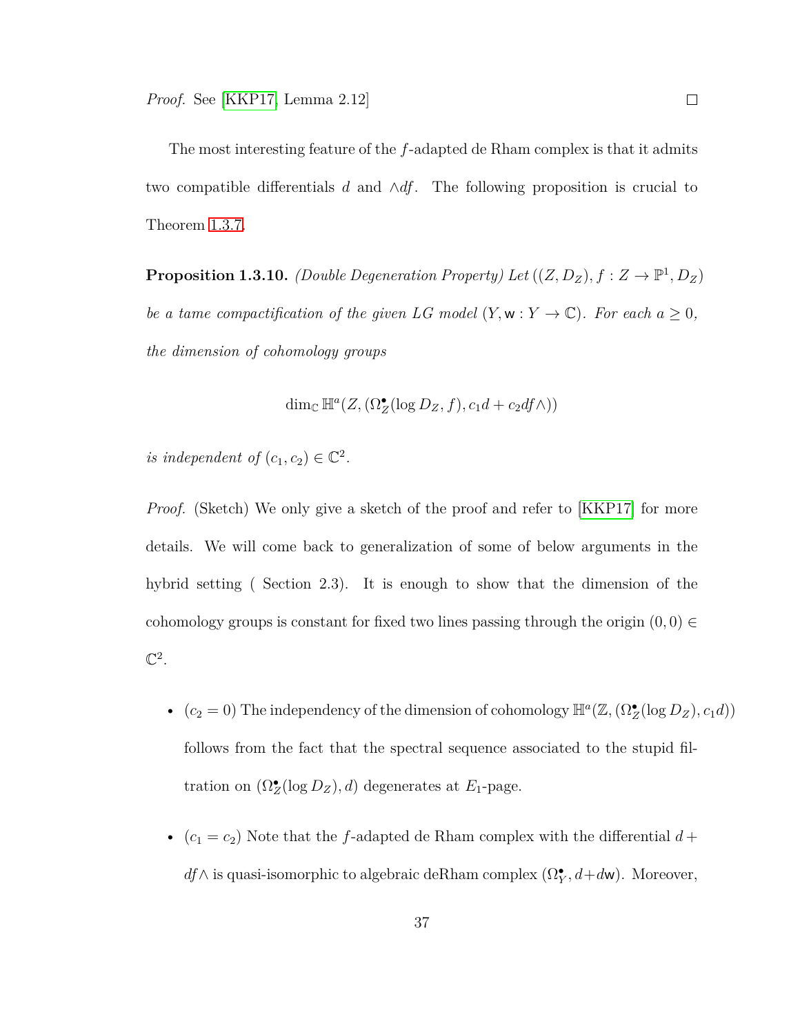*Proof.* See [KKP17, Lemma 2.12] □

The most interesting feature of the $f$-adapted de Rham complex is that it admits two compatible differentials $d$ and $\wedge df$. The following proposition is crucial to Theorem 1.3.7.

**Proposition 1.3.10.** *(Double Degeneration Property) Let $((Z, D_Z), f : Z \to \mathbb{P}^1, D_Z)$ be a tame compactification of the given LG model $(Y, \mathsf{w} : Y \to \mathbb{C})$. For each $a \geq 0$, the dimension of cohomology groups*

$$\dim_{\mathbb{C}} \mathbb{H}^a(Z, (\Omega_Z^\bullet(\log D_Z, f), c_1 d + c_2 df\wedge))$$

*is independent of $(c_1, c_2) \in \mathbb{C}^2$.*

*Proof.* (Sketch) We only give a sketch of the proof and refer to [KKP17] for more details. We will come back to generalization of some of below arguments in the hybrid setting ( Section 2.3). It is enough to show that the dimension of the cohomology groups is constant for fixed two lines passing through the origin $(0, 0) \in \mathbb{C}^2$.

- ($c_2 = 0$) The independency of the dimension of cohomology $\mathbb{H}^a(\mathbb{Z}, (\Omega_Z^\bullet(\log D_Z), c_1 d))$ follows from the fact that the spectral sequence associated to the stupid filtration on $(\Omega_Z^\bullet(\log D_Z), d)$ degenerates at $E_1$-page.
- ($c_1 = c_2$) Note that the $f$-adapted de Rham complex with the differential $d + df\wedge$ is quasi-isomorphic to algebraic deRham complex $(\Omega_Y^\bullet, d + d\mathsf{w})$. Moreover,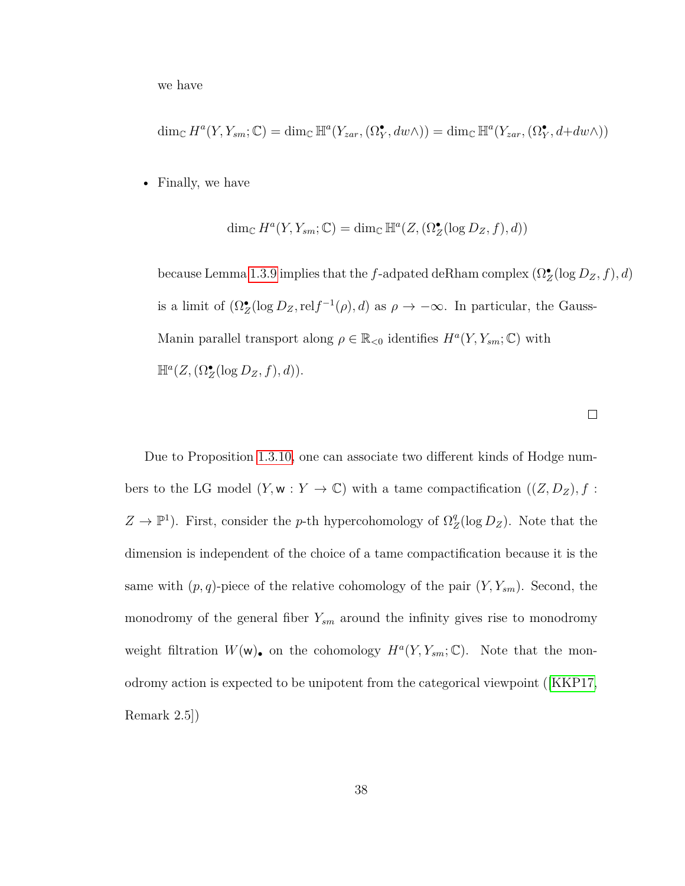we have

$$\dim_{\mathbb{C}} H^a(Y, Y_{sm}; \mathbb{C}) = \dim_{\mathbb{C}} \mathbb{H}^a(Y_{zar}, (\Omega_Y^\bullet, dw\wedge)) = \dim_{\mathbb{C}} \mathbb{H}^a(Y_{zar}, (\Omega_Y^\bullet, d{+}dw\wedge))$$

- Finally, we have

$$\dim_{\mathbb{C}} H^a(Y, Y_{sm}; \mathbb{C}) = \dim_{\mathbb{C}} \mathbb{H}^a(Z, (\Omega_Z^\bullet(\log D_Z, f), d))$$

  because Lemma 1.3.9 implies that the $f$-adpated deRham complex $(\Omega_Z^\bullet(\log D_Z, f), d)$ is a limit of $(\Omega_Z^\bullet(\log D_Z, \mathrm{rel} f^{-1}(\rho), d)$ as $\rho \to -\infty$. In particular, the Gauss-Manin parallel transport along $\rho \in \mathbb{R}_{<0}$ identifies $H^a(Y, Y_{sm}; \mathbb{C})$ with $\mathbb{H}^a(Z, (\Omega_Z^\bullet(\log D_Z, f), d))$.

□

Due to Proposition 1.3.10, one can associate two different kinds of Hodge numbers to the LG model $(Y, \mathsf{w} : Y \to \mathbb{C})$ with a tame compactification $((Z, D_Z), f : Z \to \mathbb{P}^1)$. First, consider the $p$-th hypercohomology of $\Omega_Z^q(\log D_Z)$. Note that the dimension is independent of the choice of a tame compactification because it is the same with $(p, q)$-piece of the relative cohomology of the pair $(Y, Y_{sm})$. Second, the monodromy of the general fiber $Y_{sm}$ around the infinity gives rise to monodromy weight filtration $W(\mathsf{w})_\bullet$ on the cohomology $H^a(Y, Y_{sm}; \mathbb{C})$. Note that the monodromy action is expected to be unipotent from the categorical viewpoint ([KKP17, Remark 2.5])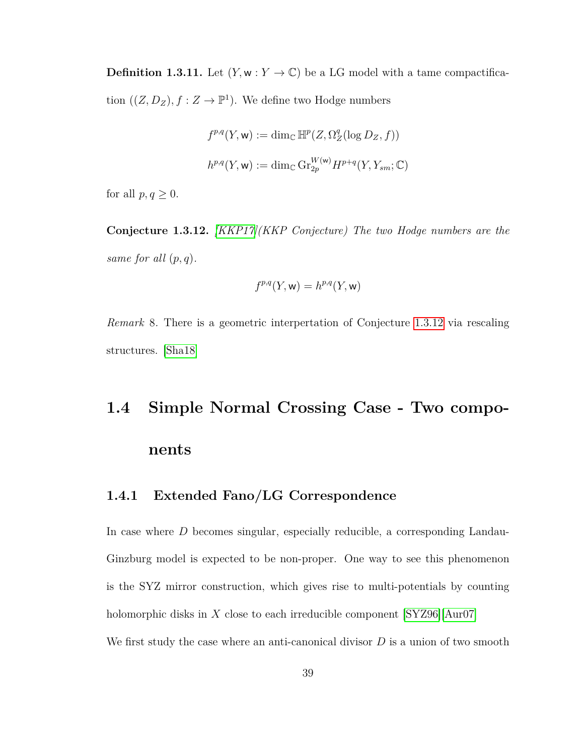**Definition 1.3.11.** Let $(Y, \mathsf{w} : Y \to \mathbb{C})$ be a LG model with a tame compactification $((Z, D_Z), f : Z \to \mathbb{P}^1)$. We define two Hodge numbers

$$f^{p,q}(Y, \mathsf{w}) := \dim_{\mathbb{C}} \mathbb{H}^p(Z, \Omega_Z^q(\log D_Z, f))$$

$$h^{p,q}(Y, \mathsf{w}) := \dim_{\mathbb{C}} \mathrm{Gr}_{2p}^{W(\mathsf{w})} H^{p+q}(Y, Y_{sm}; \mathbb{C})$$

for all $p, q \geq 0$.

**Conjecture 1.3.12.** *[KKP17](KKP Conjecture) The two Hodge numbers are the same for all $(p, q)$.*

$$f^{p,q}(Y, \mathsf{w}) = h^{p,q}(Y, \mathsf{w})$$

*Remark* 8. There is a geometric interpertation of Conjecture 1.3.12 via rescaling structures. [Sha18]

## 1.4 Simple Normal Crossing Case - Two components

### 1.4.1 Extended Fano/LG Correspondence

In case where $D$ becomes singular, especially reducible, a corresponding Landau-Ginzburg model is expected to be non-proper. One way to see this phenomenon is the SYZ mirror construction, which gives rise to multi-potentials by counting holomorphic disks in $X$ close to each irreducible component [SYZ96][Aur07]

We first study the case where an anti-canonical divisor $D$ is a union of two smooth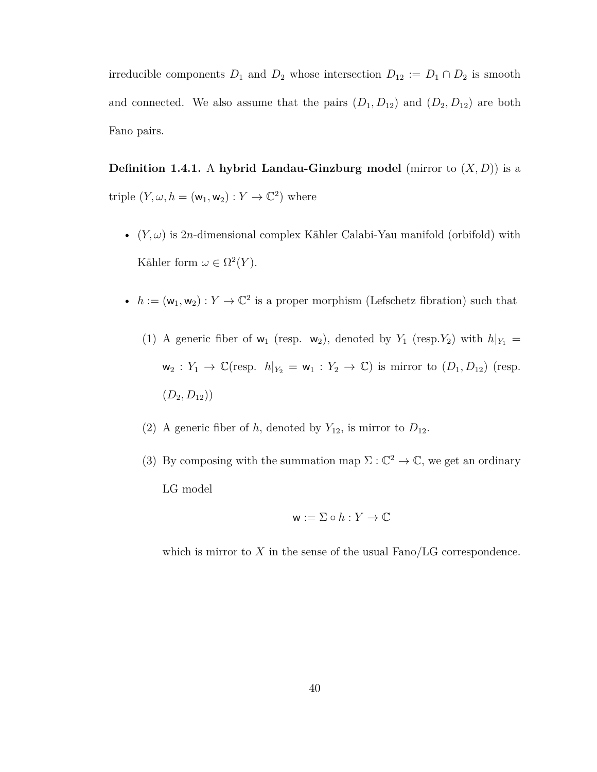irreducible components $D_1$ and $D_2$ whose intersection $D_{12} := D_1 \cap D_2$ is smooth and connected. We also assume that the pairs $(D_1, D_{12})$ and $(D_2, D_{12})$ are both Fano pairs.

**Definition 1.4.1.** A **hybrid Landau-Ginzburg model** (mirror to $(X, D)$) is a triple $(Y, \omega, h = (\mathsf{w}_1, \mathsf{w}_2) : Y \to \mathbb{C}^2)$ where

- $(Y, \omega)$ is $2n$-dimensional complex Kähler Calabi-Yau manifold (orbifold) with Kähler form $\omega \in \Omega^2(Y)$.
- $h := (\mathsf{w}_1, \mathsf{w}_2) : Y \to \mathbb{C}^2$ is a proper morphism (Lefschetz fibration) such that
  1. A generic fiber of $\mathsf{w}_1$ (resp. $\mathsf{w}_2$), denoted by $Y_1$ (resp.$Y_2$) with $h|_{Y_1} = \mathsf{w}_2 : Y_1 \to \mathbb{C}$(resp. $h|_{Y_2} = \mathsf{w}_1 : Y_2 \to \mathbb{C}$) is mirror to $(D_1, D_{12})$ (resp. $(D_2, D_{12})$)
  2. A generic fiber of $h$, denoted by $Y_{12}$, is mirror to $D_{12}$.
  3. By composing with the summation map $\Sigma : \mathbb{C}^2 \to \mathbb{C}$, we get an ordinary LG model
  $$\mathsf{w} := \Sigma \circ h : Y \to \mathbb{C}$$
  which is mirror to $X$ in the sense of the usual Fano/LG correspondence.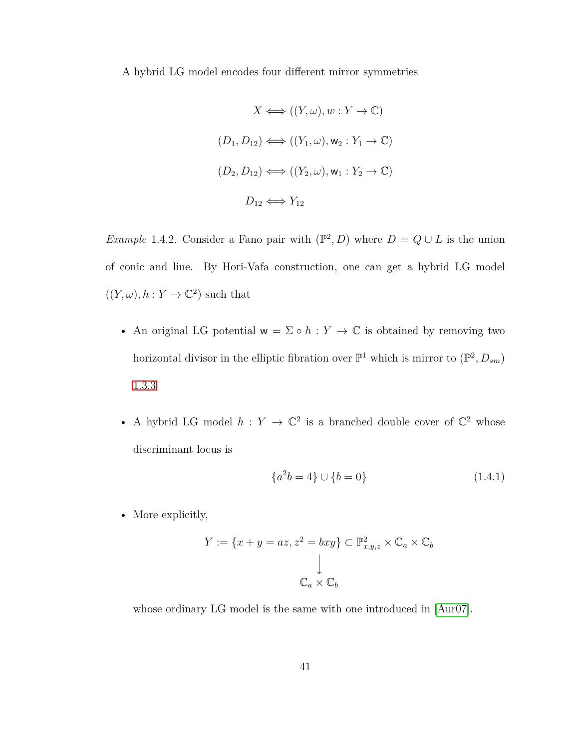A hybrid LG model encodes four different mirror symmetries

$$X \Longleftrightarrow ((Y,\omega), w : Y \to \mathbb{C})$$

$$(D_1, D_{12}) \Longleftrightarrow ((Y_1,\omega), \mathsf{w}_2 : Y_1 \to \mathbb{C})$$

$$(D_2, D_{12}) \Longleftrightarrow ((Y_2,\omega), \mathsf{w}_1 : Y_2 \to \mathbb{C})$$

$$D_{12} \Longleftrightarrow Y_{12}$$

*Example* 1.4.2. Consider a Fano pair with $(\mathbb{P}^2, D)$ where $D = Q \cup L$ is the union of conic and line. By Hori-Vafa construction, one can get a hybrid LG model $((Y,\omega), h : Y \to \mathbb{C}^2)$ such that

- An original LG potential $\mathsf{w} = \Sigma \circ h : Y \to \mathbb{C}$ is obtained by removing two horizontal divisor in the elliptic fibration over $\mathbb{P}^1$ which is mirror to $(\mathbb{P}^2, D_{sm})$ 1.3.3
- A hybrid LG model $h : Y \to \mathbb{C}^2$ is a branched double cover of $\mathbb{C}^2$ whose discriminant locus is

$$\{a^2 b = 4\} \cup \{b = 0\} \tag{1.4.1}$$

- More explicitly,

$$\begin{array}{c} Y := \{x + y = az, z^2 = bxy\} \subset \mathbb{P}^2_{x,y,z} \times \mathbb{C}_a \times \mathbb{C}_b \\ \downarrow \\ \mathbb{C}_a \times \mathbb{C}_b \end{array}$$

  whose ordinary LG model is the same with one introduced in [Aur07].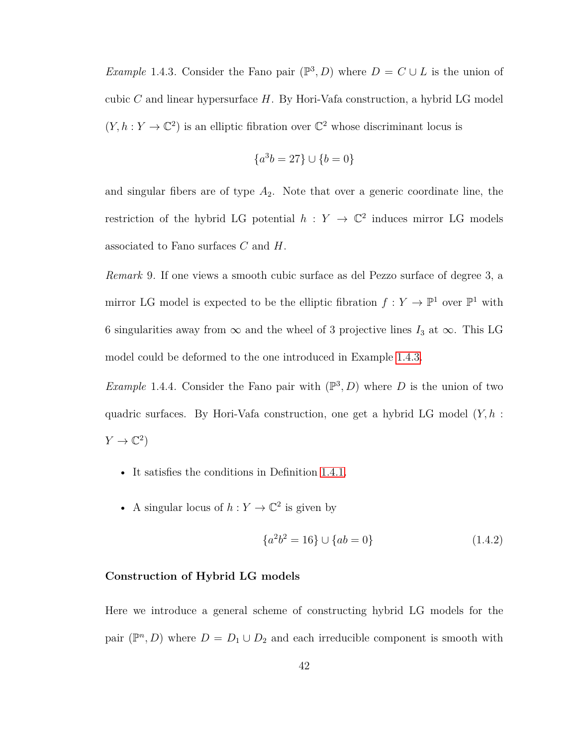*Example* 1.4.3. Consider the Fano pair $(\mathbb{P}^3, D)$ where $D = C \cup L$ is the union of cubic $C$ and linear hypersurface $H$. By Hori-Vafa construction, a hybrid LG model $(Y, h : Y \to \mathbb{C}^2)$ is an elliptic fibration over $\mathbb{C}^2$ whose discriminant locus is

$$\{a^3 b = 27\} \cup \{b = 0\}$$

and singular fibers are of type $A_2$. Note that over a generic coordinate line, the restriction of the hybrid LG potential $h : Y \to \mathbb{C}^2$ induces mirror LG models associated to Fano surfaces $C$ and $H$.

*Remark* 9. If one views a smooth cubic surface as del Pezzo surface of degree 3, a mirror LG model is expected to be the elliptic fibration $f : Y \to \mathbb{P}^1$ over $\mathbb{P}^1$ with 6 singularities away from $\infty$ and the wheel of 3 projective lines $I_3$ at $\infty$. This LG model could be deformed to the one introduced in Example 1.4.3.

*Example* 1.4.4. Consider the Fano pair with $(\mathbb{P}^3, D)$ where $D$ is the union of two quadric surfaces. By Hori-Vafa construction, one get a hybrid LG model $(Y, h : Y \to \mathbb{C}^2)$

- It satisfies the conditions in Definition 1.4.1.
- A singular locus of $h : Y \to \mathbb{C}^2$ is given by

$$\{a^2 b^2 = 16\} \cup \{ab = 0\} \tag{1.4.2}$$

**Construction of Hybrid LG models**

Here we introduce a general scheme of constructing hybrid LG models for the pair $(\mathbb{P}^n, D)$ where $D = D_1 \cup D_2$ and each irreducible component is smooth with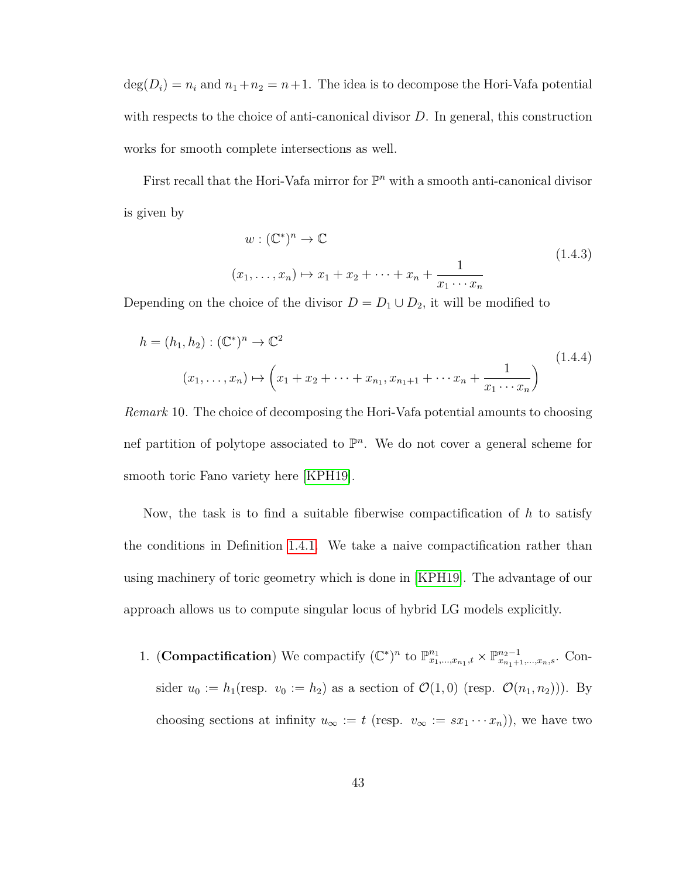$\deg(D_i) = n_i$ and $n_1 + n_2 = n+1$. The idea is to decompose the Hori-Vafa potential with respects to the choice of anti-canonical divisor $D$. In general, this construction works for smooth complete intersections as well.

First recall that the Hori-Vafa mirror for $\mathbb{P}^n$ with a smooth anti-canonical divisor is given by

$$
\begin{aligned}
w : (\mathbb{C}^*)^n &\to \mathbb{C} \\
(x_1, \ldots, x_n) &\mapsto x_1 + x_2 + \cdots + x_n + \frac{1}{x_1 \cdots x_n}
\end{aligned}
\tag{1.4.3}
$$

Depending on the choice of the divisor $D = D_1 \cup D_2$, it will be modified to

$$
\begin{aligned}
h = (h_1, h_2) &: (\mathbb{C}^*)^n \to \mathbb{C}^2 \\
(x_1, \ldots, x_n) &\mapsto \left( x_1 + x_2 + \cdots + x_{n_1}, x_{n_1+1} + \cdots x_n + \frac{1}{x_1 \cdots x_n} \right)
\end{aligned}
\tag{1.4.4}
$$

*Remark* 10. The choice of decomposing the Hori-Vafa potential amounts to choosing nef partition of polytope associated to $\mathbb{P}^n$. We do not cover a general scheme for smooth toric Fano variety here [KPH19].

Now, the task is to find a suitable fiberwise compactification of $h$ to satisfy the conditions in Definition 1.4.1. We take a naive compactification rather than using machinery of toric geometry which is done in [KPH19]. The advantage of our approach allows us to compute singular locus of hybrid LG models explicitly.

1. (**Compactification**) We compactify $(\mathbb{C}^*)^n$ to $\mathbb{P}^{n_1}_{x_1,\ldots,x_{n_1},t} \times \mathbb{P}^{n_2-1}_{x_{n_1+1},\ldots,x_n,s}$. Consider $u_0 := h_1$(resp. $v_0 := h_2$) as a section of $\mathcal{O}(1,0)$ (resp. $\mathcal{O}(n_1, n_2)$)). By choosing sections at infinity $u_\infty := t$ (resp. $v_\infty := sx_1 \cdots x_n$)), we have two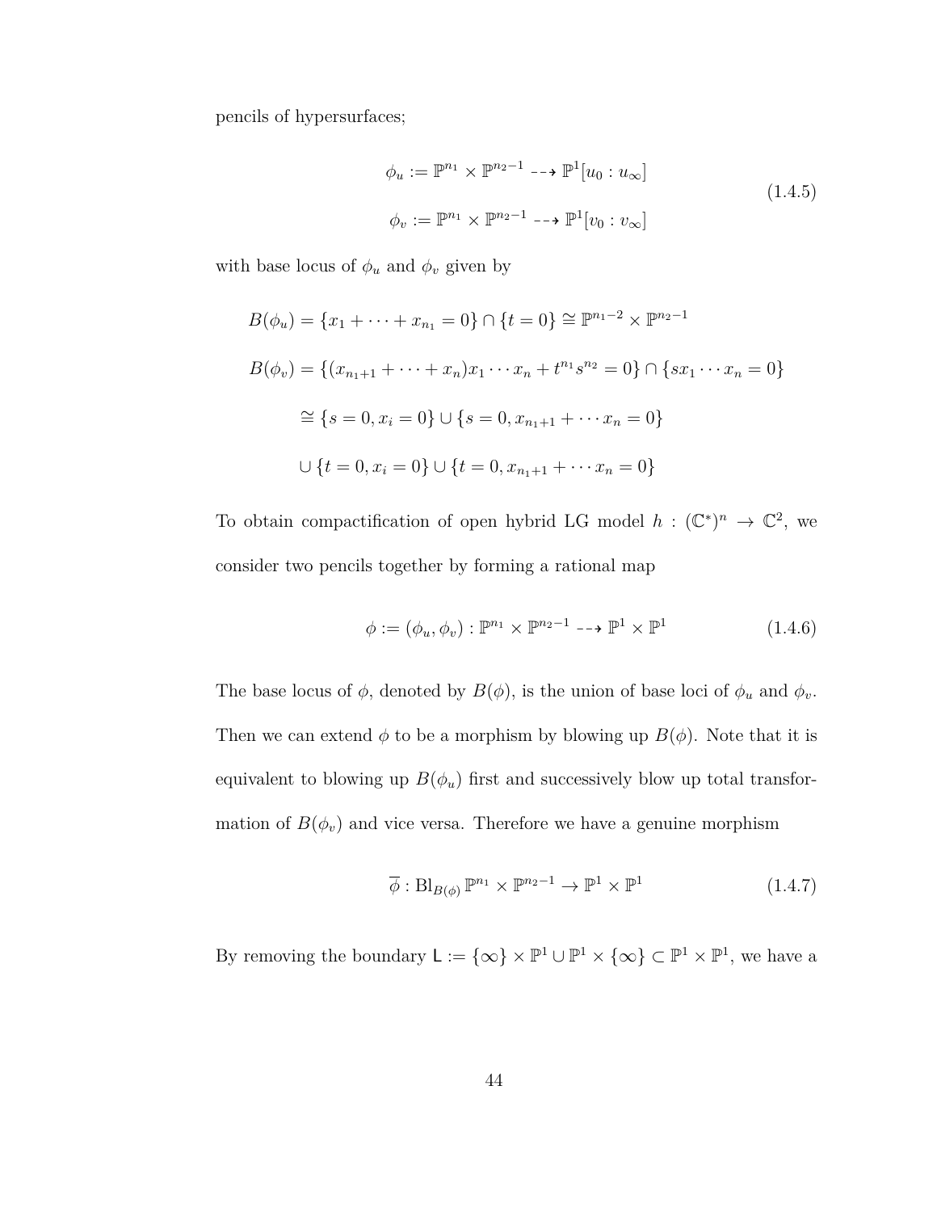pencils of hypersurfaces;

$$
\begin{aligned}
\phi_u &:= \mathbb{P}^{n_1} \times \mathbb{P}^{n_2-1} \dashrightarrow \mathbb{P}^1[u_0 : u_\infty] \\
\phi_v &:= \mathbb{P}^{n_1} \times \mathbb{P}^{n_2-1} \dashrightarrow \mathbb{P}^1[v_0 : v_\infty]
\end{aligned}
\tag{1.4.5}
$$

with base locus of $\phi_u$ and $\phi_v$ given by

$$
\begin{aligned}
B(\phi_u) &= \{x_1 + \cdots + x_{n_1} = 0\} \cap \{t = 0\} \cong \mathbb{P}^{n_1-2} \times \mathbb{P}^{n_2-1} \\
B(\phi_v) &= \{(x_{n_1+1} + \cdots + x_n)x_1 \cdots x_n + t^{n_1}s^{n_2} = 0\} \cap \{sx_1 \cdots x_n = 0\} \\
&\cong \{s = 0, x_i = 0\} \cup \{s = 0, x_{n_1+1} + \cdots x_n = 0\} \\
&\cup \{t = 0, x_i = 0\} \cup \{t = 0, x_{n_1+1} + \cdots x_n = 0\}
\end{aligned}
$$

To obtain compactification of open hybrid LG model $h : (\mathbb{C}^*)^n \to \mathbb{C}^2$, we consider two pencils together by forming a rational map

$$
\phi := (\phi_u, \phi_v) : \mathbb{P}^{n_1} \times \mathbb{P}^{n_2-1} \dashrightarrow \mathbb{P}^1 \times \mathbb{P}^1 \tag{1.4.6}
$$

The base locus of $\phi$, denoted by $B(\phi)$, is the union of base loci of $\phi_u$ and $\phi_v$. Then we can extend $\phi$ to be a morphism by blowing up $B(\phi)$. Note that it is equivalent to blowing up $B(\phi_u)$ first and successively blow up total transformation of $B(\phi_v)$ and vice versa. Therefore we have a genuine morphism

$$
\overline{\phi} : \mathrm{Bl}_{B(\phi)} \mathbb{P}^{n_1} \times \mathbb{P}^{n_2-1} \to \mathbb{P}^1 \times \mathbb{P}^1 \tag{1.4.7}
$$

By removing the boundary $\mathsf{L} := \{\infty\} \times \mathbb{P}^1 \cup \mathbb{P}^1 \times \{\infty\} \subset \mathbb{P}^1 \times \mathbb{P}^1$, we have a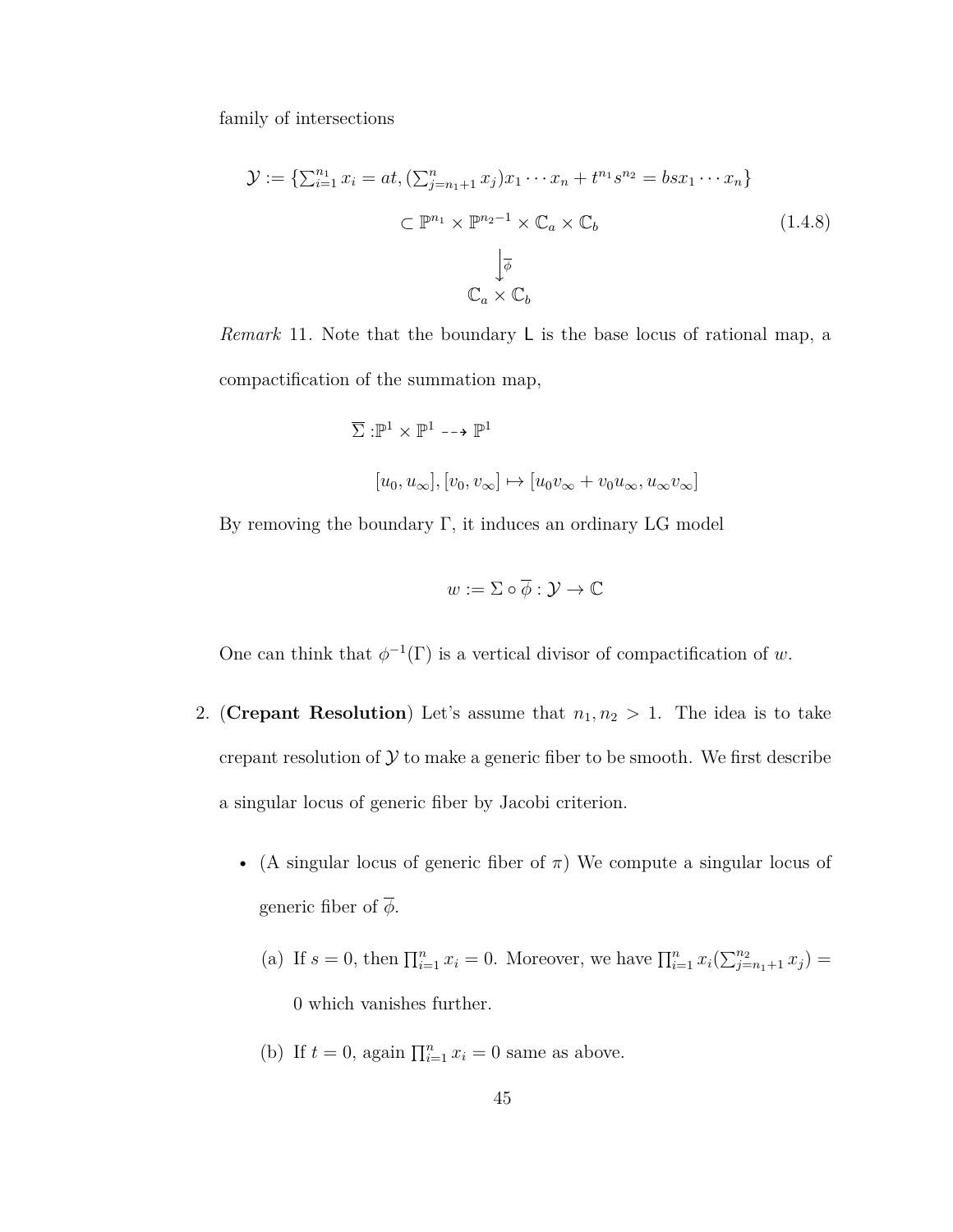family of intersections

$$
\begin{array}{c}
\mathcal{Y} := \{\sum_{i=1}^{n_1} x_i = at, (\sum_{j=n_1+1}^{n} x_j) x_1 \cdots x_n + t^{n_1} s^{n_2} = bs x_1 \cdots x_n\} \\
\subset \mathbb{P}^{n_1} \times \mathbb{P}^{n_2 - 1} \times \mathbb{C}_a \times \mathbb{C}_b \\
\Big\downarrow \overline{\phi} \\
\mathbb{C}_a \times \mathbb{C}_b
\end{array}
\tag{1.4.8}
$$

*Remark* 11. Note that the boundary $\mathsf{L}$ is the base locus of rational map, a compactification of the summation map,

$$
\overline{\Sigma} : \mathbb{P}^1 \times \mathbb{P}^1 \dashrightarrow \mathbb{P}^1
$$

$$
[u_0, u_\infty], [v_0, v_\infty] \mapsto [u_0 v_\infty + v_0 u_\infty, u_\infty v_\infty]
$$

By removing the boundary $\Gamma$, it induces an ordinary LG model

$$
w := \Sigma \circ \overline{\phi} : \mathcal{Y} \to \mathbb{C}
$$

One can think that $\phi^{-1}(\Gamma)$ is a vertical divisor of compactification of $w$.

2. (**Crepant Resolution**) Let's assume that $n_1, n_2 > 1$. The idea is to take crepant resolution of $\mathcal{Y}$ to make a generic fiber to be smooth. We first describe a singular locus of generic fiber by Jacobi criterion.

   - (A singular locus of generic fiber of $\pi$) We compute a singular locus of generic fiber of $\overline{\phi}$.

     (a) If $s = 0$, then $\prod_{i=1}^{n} x_i = 0$. Moreover, we have $\prod_{i=1}^{n} x_i (\sum_{j=n_1+1}^{n_2} x_j) = 0$ which vanishes further.

     (b) If $t = 0$, again $\prod_{i=1}^{n} x_i = 0$ same as above.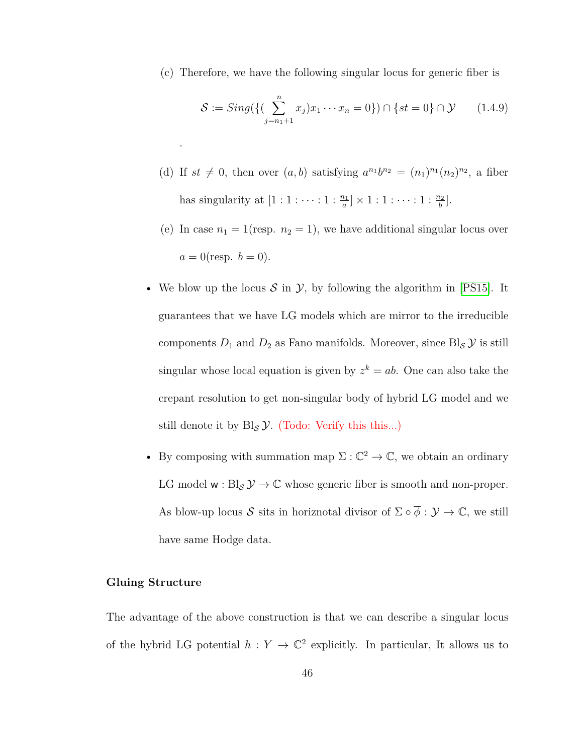(c) Therefore, we have the following singular locus for generic fiber is

$$\mathcal{S} := Sing(\{(\sum_{j=n_1+1}^{n} x_j)x_1 \cdots x_n = 0\}) \cap \{st = 0\} \cap \mathcal{Y} \qquad (1.4.9)$$

.

(d) If $st \neq 0$, then over $(a, b)$ satisfying $a^{n_1}b^{n_2} = (n_1)^{n_1}(n_2)^{n_2}$, a fiber has singularity at $[1 : 1 : \cdots : 1 : \frac{n_1}{a}] \times 1 : 1 : \cdots : 1 : \frac{n_2}{b}]$.

(e) In case $n_1 = 1$(resp. $n_2 = 1$), we have additional singular locus over $a = 0$(resp. $b = 0$).

- We blow up the locus $\mathcal{S}$ in $\mathcal{Y}$, by following the algorithm in [PS15]. It guarantees that we have LG models which are mirror to the irreducible components $D_1$ and $D_2$ as Fano manifolds. Moreover, since $\mathrm{Bl}_{\mathcal{S}}\,\mathcal{Y}$ is still singular whose local equation is given by $z^k = ab$. One can also take the crepant resolution to get non-singular body of hybrid LG model and we still denote it by $\mathrm{Bl}_{\mathcal{S}}\,\mathcal{Y}$. (Todo: Verify this this...)

- By composing with summation map $\Sigma : \mathbb{C}^2 \to \mathbb{C}$, we obtain an ordinary LG model $\mathsf{w} : \mathrm{Bl}_{\mathcal{S}}\,\mathcal{Y} \to \mathbb{C}$ whose generic fiber is smooth and non-proper. As blow-up locus $\mathcal{S}$ sits in horiznotal divisor of $\Sigma \circ \overline{\phi} : \mathcal{Y} \to \mathbb{C}$, we still have same Hodge data.

**Gluing Structure**

The advantage of the above construction is that we can describe a singular locus of the hybrid LG potential $h : Y \to \mathbb{C}^2$ explicitly. In particular, It allows us to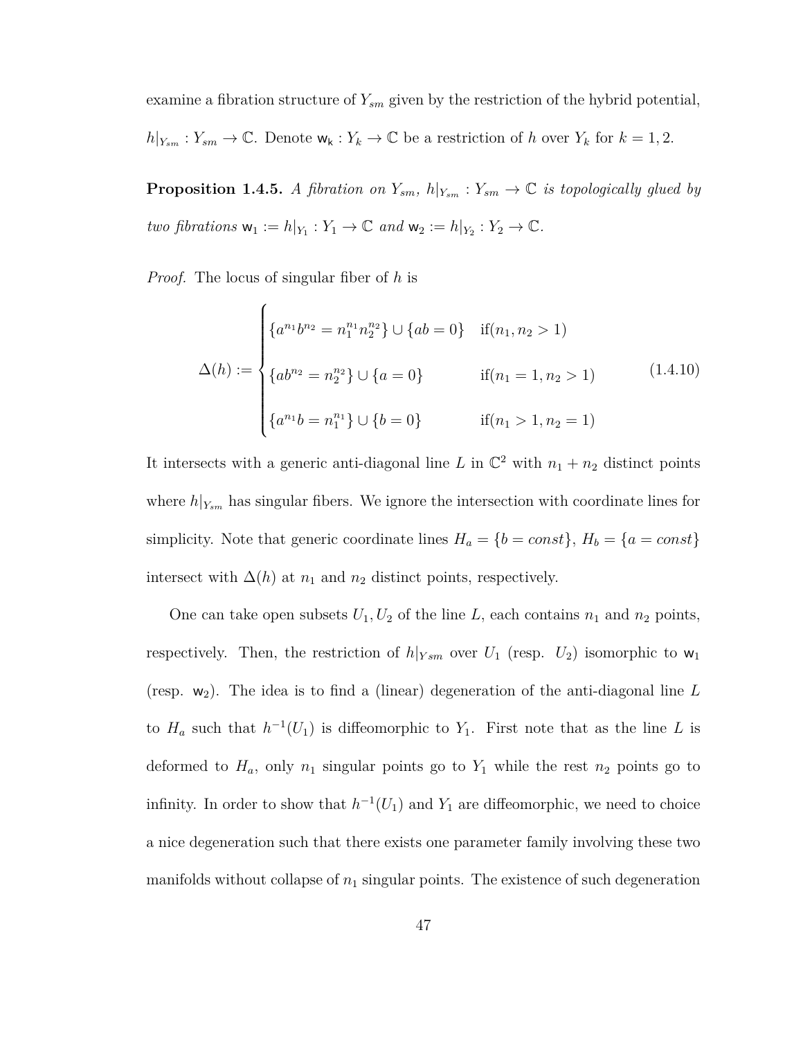examine a fibration structure of $Y_{sm}$ given by the restriction of the hybrid potential, $h|_{Y_{sm}} : Y_{sm} \to \mathbb{C}$. Denote $\mathsf{w_k} : Y_k \to \mathbb{C}$ be a restriction of $h$ over $Y_k$ for $k = 1, 2$.

**Proposition 1.4.5.** *A fibration on $Y_{sm}$, $h|_{Y_{sm}} : Y_{sm} \to \mathbb{C}$ is topologically glued by two fibrations $\mathsf{w}_1 := h|_{Y_1} : Y_1 \to \mathbb{C}$ and $\mathsf{w}_2 := h|_{Y_2} : Y_2 \to \mathbb{C}$.*

*Proof.* The locus of singular fiber of $h$ is

$$\Delta(h) := \begin{cases} \{a^{n_1}b^{n_2} = n_1^{n_1}n_2^{n_2}\} \cup \{ab = 0\} & \text{if}(n_1, n_2 > 1) \\ \{ab^{n_2} = n_2^{n_2}\} \cup \{a = 0\} & \text{if}(n_1 = 1, n_2 > 1) \\ \{a^{n_1}b = n_1^{n_1}\} \cup \{b = 0\} & \text{if}(n_1 > 1, n_2 = 1) \end{cases} \tag{1.4.10}$$

It intersects with a generic anti-diagonal line $L$ in $\mathbb{C}^2$ with $n_1 + n_2$ distinct points where $h|_{Y_{sm}}$ has singular fibers. We ignore the intersection with coordinate lines for simplicity. Note that generic coordinate lines $H_a = \{b = const\}$, $H_b = \{a = const\}$ intersect with $\Delta(h)$ at $n_1$ and $n_2$ distinct points, respectively.

One can take open subsets $U_1, U_2$ of the line $L$, each contains $n_1$ and $n_2$ points, respectively. Then, the restriction of $h|_{Ysm}$ over $U_1$ (resp. $U_2$) isomorphic to $\mathsf{w}_1$ (resp. $\mathsf{w}_2$). The idea is to find a (linear) degeneration of the anti-diagonal line $L$ to $H_a$ such that $h^{-1}(U_1)$ is diffeomorphic to $Y_1$. First note that as the line $L$ is deformed to $H_a$, only $n_1$ singular points go to $Y_1$ while the rest $n_2$ points go to infinity. In order to show that $h^{-1}(U_1)$ and $Y_1$ are diffeomorphic, we need to choice a nice degeneration such that there exists one parameter family involving these two manifolds without collapse of $n_1$ singular points. The existence of such degeneration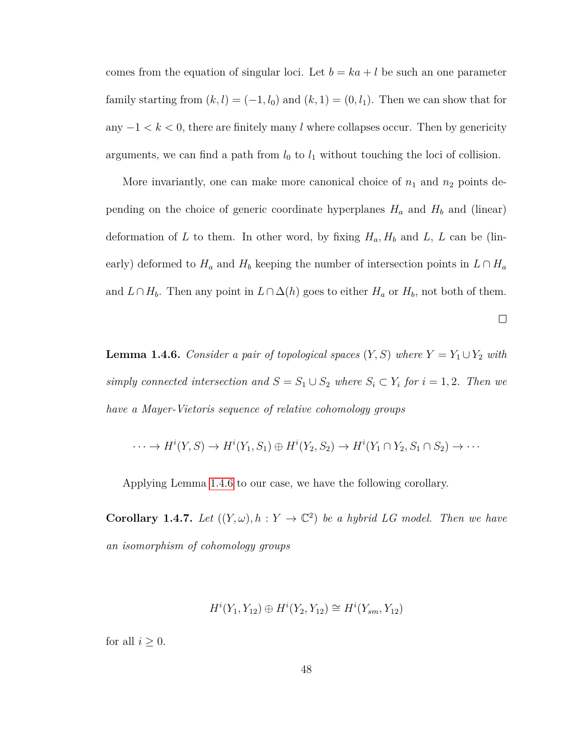comes from the equation of singular loci. Let $b = ka + l$ be such an one parameter family starting from $(k, l) = (-1, l_0)$ and $(k, 1) = (0, l_1)$. Then we can show that for any $-1 < k < 0$, there are finitely many $l$ where collapses occur. Then by genericity arguments, we can find a path from $l_0$ to $l_1$ without touching the loci of collision.

More invariantly, one can make more canonical choice of $n_1$ and $n_2$ points depending on the choice of generic coordinate hyperplanes $H_a$ and $H_b$ and (linear) deformation of $L$ to them. In other word, by fixing $H_a, H_b$ and $L$, $L$ can be (linearly) deformed to $H_a$ and $H_b$ keeping the number of intersection points in $L \cap H_a$ and $L \cap H_b$. Then any point in $L \cap \Delta(h)$ goes to either $H_a$ or $H_b$, not both of them.

□

**Lemma 1.4.6.** *Consider a pair of topological spaces $(Y, S)$ where $Y = Y_1 \cup Y_2$ with simply connected intersection and $S = S_1 \cup S_2$ where $S_i \subset Y_i$ for $i = 1, 2$. Then we have a Mayer-Vietoris sequence of relative cohomology groups*

$$\cdots \to H^i(Y, S) \to H^i(Y_1, S_1) \oplus H^i(Y_2, S_2) \to H^i(Y_1 \cap Y_2, S_1 \cap S_2) \to \cdots$$

Applying Lemma 1.4.6 to our case, we have the following corollary.

**Corollary 1.4.7.** *Let $((Y, \omega), h : Y \to \mathbb{C}^2)$ be a hybrid LG model. Then we have an isomorphism of cohomology groups*

$$H^i(Y_1, Y_{12}) \oplus H^i(Y_2, Y_{12}) \cong H^i(Y_{sm}, Y_{12})$$

for all $i \geq 0$.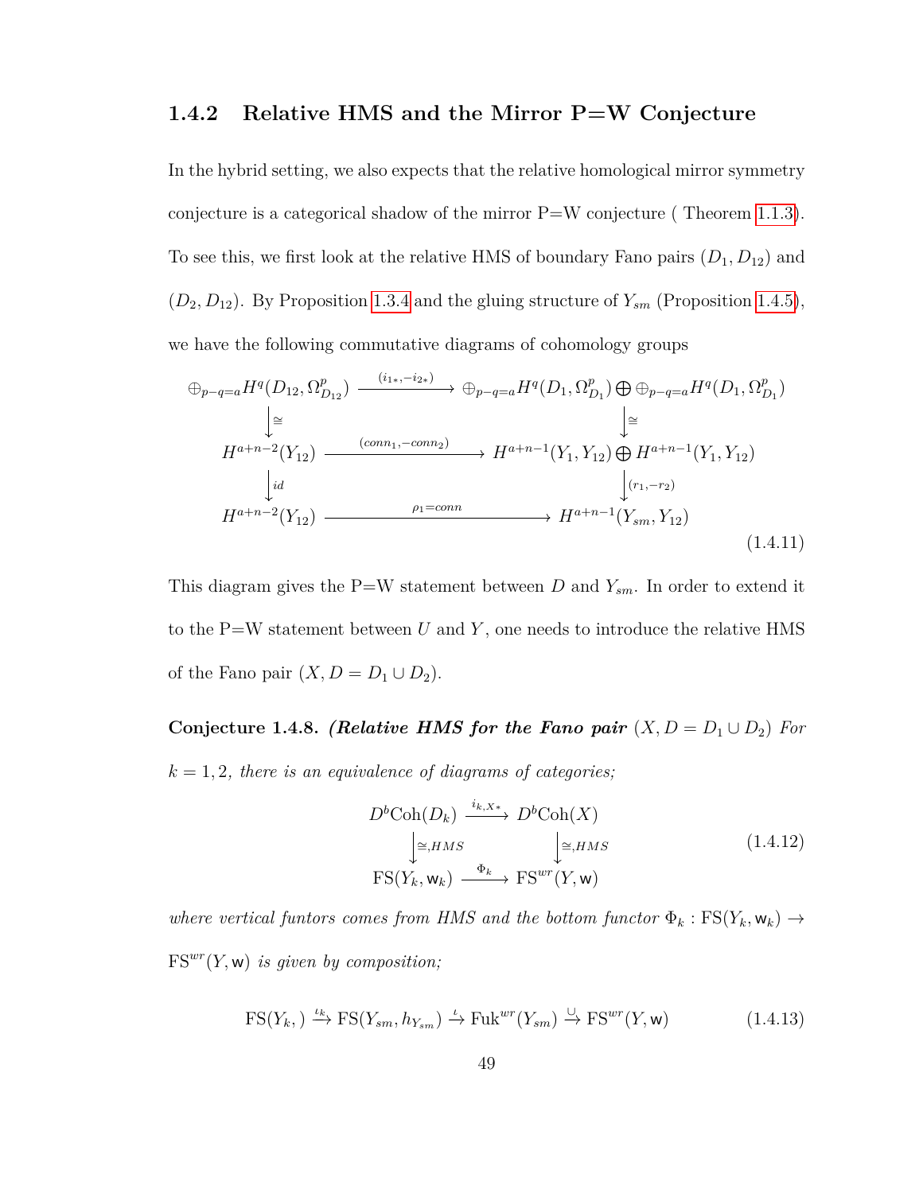### 1.4.2 Relative HMS and the Mirror P=W Conjecture

In the hybrid setting, we also expects that the relative homological mirror symmetry conjecture is a categorical shadow of the mirror P=W conjecture ( Theorem 1.1.3). To see this, we first look at the relative HMS of boundary Fano pairs $(D_1, D_{12})$ and $(D_2, D_{12})$. By Proposition 1.3.4 and the gluing structure of $Y_{sm}$ (Proposition 1.4.5), we have the following commutative diagrams of cohomology groups

$$
\begin{array}{ccc}
\oplus_{p-q=a} H^q(D_{12}, \Omega^p_{D_{12}}) & \xrightarrow{(i_{1*}, -i_{2*})} & \oplus_{p-q=a} H^q(D_1, \Omega^p_{D_1}) \bigoplus \oplus_{p-q=a} H^q(D_1, \Omega^p_{D_1}) \\
\downarrow \cong & & \downarrow \cong \\
H^{a+n-2}(Y_{12}) & \xrightarrow{(conn_1, -conn_2)} & H^{a+n-1}(Y_1, Y_{12}) \bigoplus H^{a+n-1}(Y_1, Y_{12}) \\
\downarrow id & & \downarrow (r_1, -r_2) \\
H^{a+n-2}(Y_{12}) & \xrightarrow{\rho_1 = conn} & H^{a+n-1}(Y_{sm}, Y_{12})
\end{array}
\tag{1.4.11}
$$

This diagram gives the P=W statement between $D$ and $Y_{sm}$. In order to extend it to the P=W statement between $U$ and $Y$, one needs to introduce the relative HMS of the Fano pair $(X, D = D_1 \cup D_2)$.

**Conjecture 1.4.8.** ***(Relative HMS for the Fano pair*** $(X, D = D_1 \cup D_2)$ *For* $k = 1, 2$*, there is an equivalence of diagrams of categories;*

$$
\begin{array}{ccc}
D^b\mathrm{Coh}(D_k) & \xrightarrow{i_{k,X*}} & D^b\mathrm{Coh}(X) \\
\downarrow \cong, HMS & & \downarrow \cong, HMS \\
\mathrm{FS}(Y_k, \mathsf{w}_k) & \xrightarrow{\Phi_k} & \mathrm{FS}^{wr}(Y, \mathsf{w})
\end{array}
\tag{1.4.12}
$$

*where vertical funtors comes from HMS and the bottom functor* $\Phi_k : \mathrm{FS}(Y_k, \mathsf{w}_k) \to \mathrm{FS}^{wr}(Y, \mathsf{w})$ *is given by composition;*

$$
\mathrm{FS}(Y_k, ) \xrightarrow{\iota_k} \mathrm{FS}(Y_{sm}, h_{Y_{sm}}) \xrightarrow{\iota} \mathrm{Fuk}^{wr}(Y_{sm}) \xrightarrow{\cup} \mathrm{FS}^{wr}(Y, \mathsf{w}) \tag{1.4.13}
$$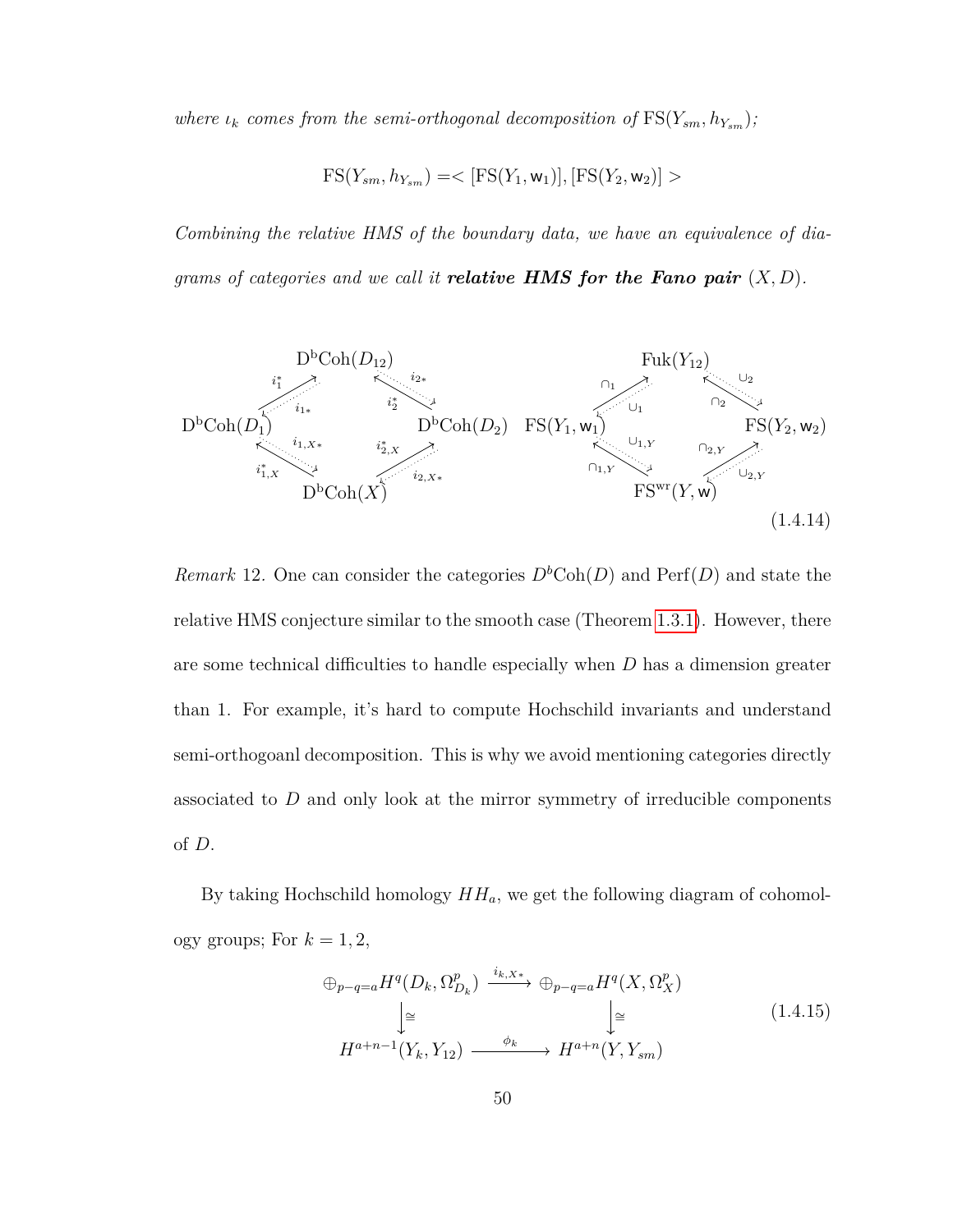*where $\iota_k$ comes from the semi-orthogonal decomposition of* $\mathrm{FS}(Y_{sm}, h_{Y_{sm}})$*;*

$$\mathrm{FS}(Y_{sm}, h_{Y_{sm}}) =< [\mathrm{FS}(Y_1, \mathsf{w}_1)], [\mathrm{FS}(Y_2, \mathsf{w}_2)] >$$

*Combining the relative HMS of the boundary data, we have an equivalence of diagrams of categories and we call it* ***relative HMS for the Fano pair*** $(X, D)$*.*

$$\begin{array}{ccccc}
 & \mathrm{D^bCoh}(D_{12}) & & & \\
{\scriptstyle i_1^* \nearrow \swarrow i_{1*}} & & {\scriptstyle i_{2*} \nwarrow \searrow i_2^*} & & \\
\mathrm{D^bCoh}(D_1) & & & \mathrm{D^bCoh}(D_2) & \\
{\scriptstyle i_{1,X*} \searrow \nwarrow i_{1,X}^*} & & {\scriptstyle i_{2,X}^* \swarrow \nearrow i_{2,X*}} & & \\
 & \mathrm{D^bCoh}(X) & & &
\end{array}
\qquad
\begin{array}{ccccc}
 & \mathrm{Fuk}(Y_{12}) & & & \\
{\scriptstyle \cap_1 \nearrow \swarrow \cup_1} & & {\scriptstyle \cup_2 \nwarrow \searrow \cap_2} & & \\
\mathrm{FS}(Y_1, \mathsf{w}_1) & & & \mathrm{FS}(Y_2, \mathsf{w}_2) & \\
{\scriptstyle \cup_{1,Y} \searrow \nwarrow \cap_{1,Y}} & & {\scriptstyle \cap_{2,Y} \swarrow \nearrow \cup_{2,Y}} & & \\
 & \mathrm{FS^{wr}}(Y, \mathsf{w}) & & &
\end{array}
\tag{1.4.14}$$

*Remark* 12. One can consider the categories $D^b\mathrm{Coh}(D)$ and $\mathrm{Perf}(D)$ and state the relative HMS conjecture similar to the smooth case (Theorem 1.3.1). However, there are some technical difficulties to handle especially when $D$ has a dimension greater than 1. For example, it's hard to compute Hochschild invariants and understand semi-orthogoanl decomposition. This is why we avoid mentioning categories directly associated to $D$ and only look at the mirror symmetry of irreducible components of $D$.

By taking Hochschild homology $HH_a$, we get the following diagram of cohomology groups; For $k = 1, 2$,

$$\begin{array}{ccc}
\oplus_{p-q=a} H^q(D_k, \Omega^p_{D_k}) & \xrightarrow{i_{k,X*}} & \oplus_{p-q=a} H^q(X, \Omega^p_X) \\
\downarrow \cong & & \downarrow \cong \\
H^{a+n-1}(Y_k, Y_{12}) & \xrightarrow{\phi_k} & H^{a+n}(Y, Y_{sm})
\end{array}
\tag{1.4.15}$$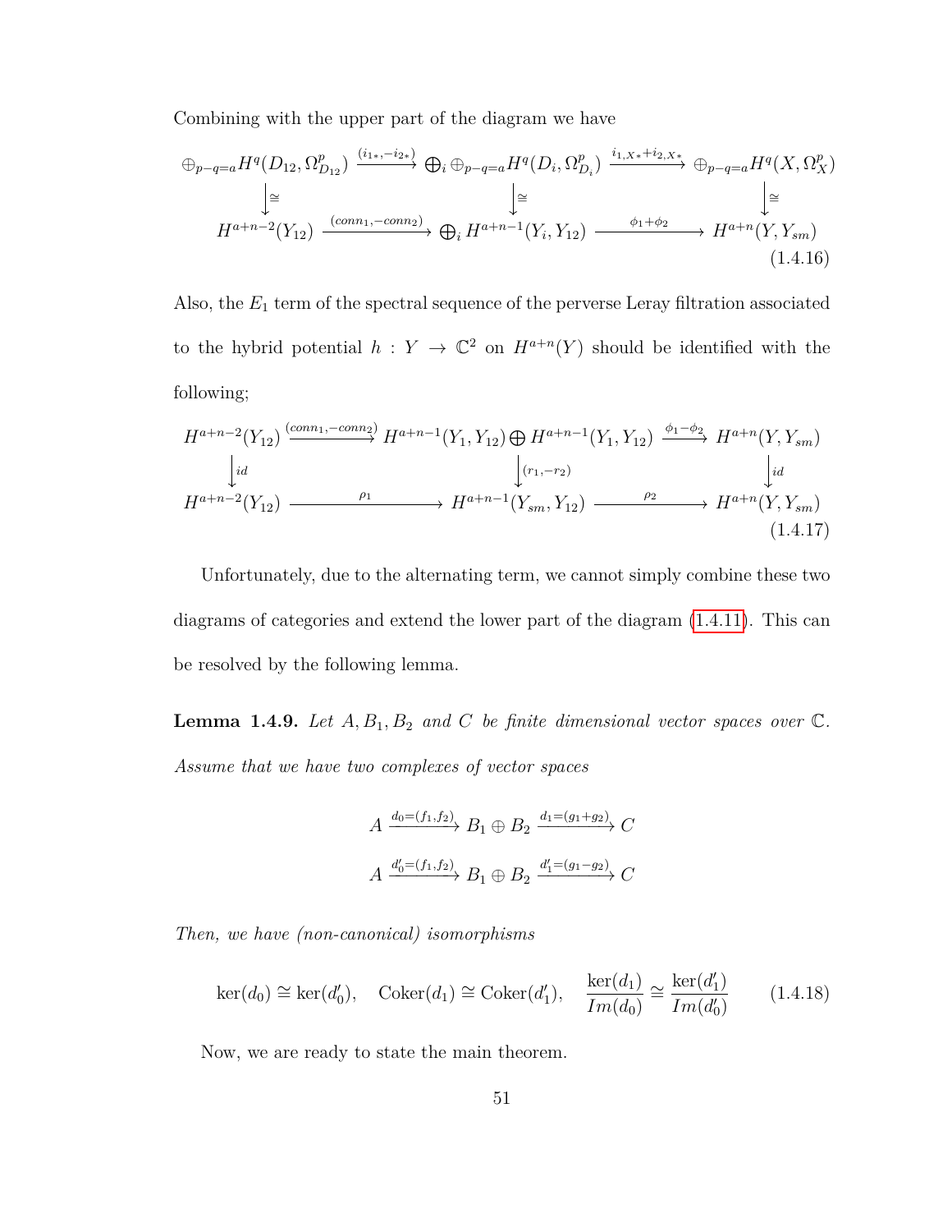Combining with the upper part of the diagram we have

$$\begin{array}{ccccc}
\oplus_{p-q=a} H^q(D_{12}, \Omega^p_{D_{12}}) & \xrightarrow{(i_{1*}, -i_{2*})} & \bigoplus_i \oplus_{p-q=a} H^q(D_i, \Omega^p_{D_i}) & \xrightarrow{i_{1,X*}+i_{2,X*}} & \oplus_{p-q=a} H^q(X, \Omega^p_X) \\
\downarrow \cong & & \downarrow \cong & & \downarrow \cong \\
H^{a+n-2}(Y_{12}) & \xrightarrow{(conn_1, -conn_2)} & \bigoplus_i H^{a+n-1}(Y_i, Y_{12}) & \xrightarrow{\phi_1+\phi_2} & H^{a+n}(Y, Y_{sm})
\end{array} \tag{1.4.16}$$

Also, the $E_1$ term of the spectral sequence of the perverse Leray filtration associated to the hybrid potential $h : Y \to \mathbb{C}^2$ on $H^{a+n}(Y)$ should be identified with the following;

$$\begin{array}{ccccc}
H^{a+n-2}(Y_{12}) & \xrightarrow{(conn_1, -conn_2)} & H^{a+n-1}(Y_1, Y_{12}) \bigoplus H^{a+n-1}(Y_1, Y_{12}) & \xrightarrow{\phi_1-\phi_2} & H^{a+n}(Y, Y_{sm}) \\
\downarrow id & & \downarrow (r_1, -r_2) & & \downarrow id \\
H^{a+n-2}(Y_{12}) & \xrightarrow{\rho_1} & H^{a+n-1}(Y_{sm}, Y_{12}) & \xrightarrow{\rho_2} & H^{a+n}(Y, Y_{sm})
\end{array} \tag{1.4.17}$$

Unfortunately, due to the alternating term, we cannot simply combine these two diagrams of categories and extend the lower part of the diagram (1.4.11). This can be resolved by the following lemma.

**Lemma 1.4.9.** *Let $A, B_1, B_2$ and $C$ be finite dimensional vector spaces over $\mathbb{C}$. Assume that we have two complexes of vector spaces*

$$A \xrightarrow{d_0=(f_1,f_2)} B_1 \oplus B_2 \xrightarrow{d_1=(g_1+g_2)} C$$

$$A \xrightarrow{d_0'=(f_1,f_2)} B_1 \oplus B_2 \xrightarrow{d_1'=(g_1-g_2)} C$$

*Then, we have (non-canonical) isomorphisms*

$$\ker(d_0) \cong \ker(d_0'), \quad \mathrm{Coker}(d_1) \cong \mathrm{Coker}(d_1'), \quad \frac{\ker(d_1)}{Im(d_0)} \cong \frac{\ker(d_1')}{Im(d_0')} \tag{1.4.18}$$

Now, we are ready to state the main theorem.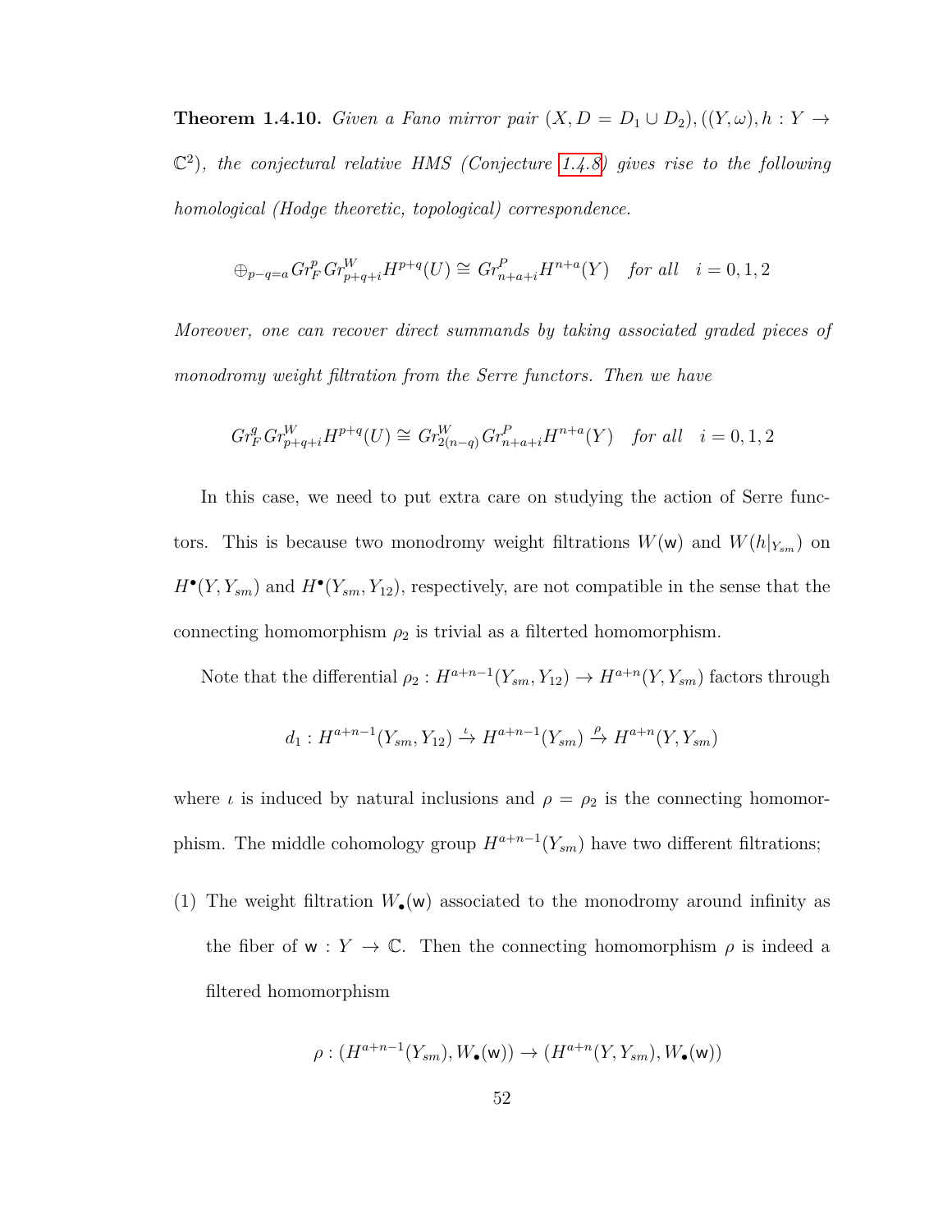**Theorem 1.4.10.** *Given a Fano mirror pair $(X, D = D_1 \cup D_2), ((Y, \omega), h : Y \to \mathbb{C}^2)$, the conjectural relative HMS (Conjecture 1.4.8) gives rise to the following homological (Hodge theoretic, topological) correspondence.*

$$\oplus_{p-q=a} Gr_F^p Gr_{p+q+i}^W H^{p+q}(U) \cong Gr_{n+a+i}^P H^{n+a}(Y) \quad \textit{for all} \quad i = 0, 1, 2$$

*Moreover, one can recover direct summands by taking associated graded pieces of monodromy weight filtration from the Serre functors. Then we have*

$$Gr_F^q Gr_{p+q+i}^W H^{p+q}(U) \cong Gr_{2(n-q)}^W Gr_{n+a+i}^P H^{n+a}(Y) \quad \textit{for all} \quad i = 0, 1, 2$$

In this case, we need to put extra care on studying the action of Serre functors. This is because two monodromy weight filtrations $W(\mathsf{w})$ and $W(h|_{Y_{sm}})$ on $H^\bullet(Y, Y_{sm})$ and $H^\bullet(Y_{sm}, Y_{12})$, respectively, are not compatible in the sense that the connecting homomorphism $\rho_2$ is trivial as a filterted homomorphism.

Note that the differential $\rho_2 : H^{a+n-1}(Y_{sm}, Y_{12}) \to H^{a+n}(Y, Y_{sm})$ factors through

$$d_1 : H^{a+n-1}(Y_{sm}, Y_{12}) \xrightarrow{\iota} H^{a+n-1}(Y_{sm}) \xrightarrow{\rho} H^{a+n}(Y, Y_{sm})$$

where $\iota$ is induced by natural inclusions and $\rho = \rho_2$ is the connecting homomorphism. The middle cohomology group $H^{a+n-1}(Y_{sm})$ have two different filtrations;

(1) The weight filtration $W_\bullet(\mathsf{w})$ associated to the monodromy around infinity as the fiber of $\mathsf{w} : Y \to \mathbb{C}$. Then the connecting homomorphism $\rho$ is indeed a filtered homomorphism

$$\rho : (H^{a+n-1}(Y_{sm}), W_\bullet(\mathsf{w})) \to (H^{a+n}(Y, Y_{sm}), W_\bullet(\mathsf{w}))$$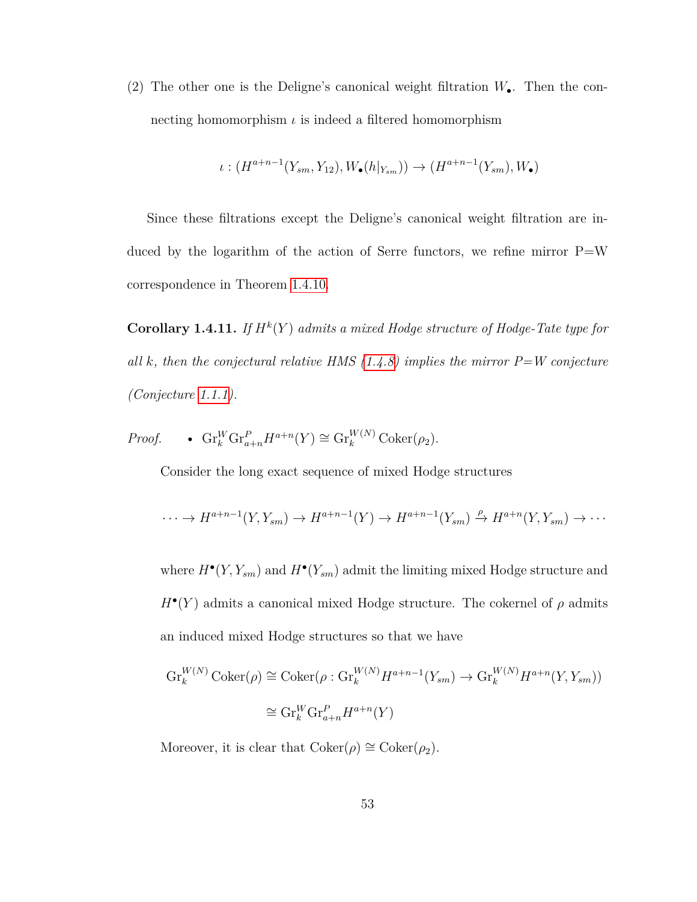(2) The other one is the Deligne's canonical weight filtration $W_\bullet$. Then the connecting homomorphism $\iota$ is indeed a filtered homomorphism

$$\iota : (H^{a+n-1}(Y_{sm}, Y_{12}), W_\bullet(h|_{Y_{sm}})) \to (H^{a+n-1}(Y_{sm}), W_\bullet)$$

Since these filtrations except the Deligne's canonical weight filtration are induced by the logarithm of the action of Serre functors, we refine mirror P=W correspondence in Theorem 1.4.10.

**Corollary 1.4.11.** *If $H^k(Y)$ admits a mixed Hodge structure of Hodge-Tate type for all $k$, then the conjectural relative HMS (1.4.8) implies the mirror P=W conjecture (Conjecture 1.1.1).*

*Proof.*

- $\mathrm{Gr}_k^W \mathrm{Gr}_{a+n}^P H^{a+n}(Y) \cong \mathrm{Gr}_k^{W(N)} \mathrm{Coker}(\rho_2)$.

  Consider the long exact sequence of mixed Hodge structures

  $$\cdots \to H^{a+n-1}(Y, Y_{sm}) \to H^{a+n-1}(Y) \to H^{a+n-1}(Y_{sm}) \xrightarrow{\rho} H^{a+n}(Y, Y_{sm}) \to \cdots$$

  where $H^\bullet(Y, Y_{sm})$ and $H^\bullet(Y_{sm})$ admit the limiting mixed Hodge structure and $H^\bullet(Y)$ admits a canonical mixed Hodge structure. The cokernel of $\rho$ admits an induced mixed Hodge structures so that we have

  $$\begin{aligned} \mathrm{Gr}_k^{W(N)} \mathrm{Coker}(\rho) &\cong \mathrm{Coker}(\rho : \mathrm{Gr}_k^{W(N)} H^{a+n-1}(Y_{sm}) \to \mathrm{Gr}_k^{W(N)} H^{a+n}(Y, Y_{sm})) \\ &\cong \mathrm{Gr}_k^W \mathrm{Gr}_{a+n}^P H^{a+n}(Y) \end{aligned}$$

  Moreover, it is clear that $\mathrm{Coker}(\rho) \cong \mathrm{Coker}(\rho_2)$.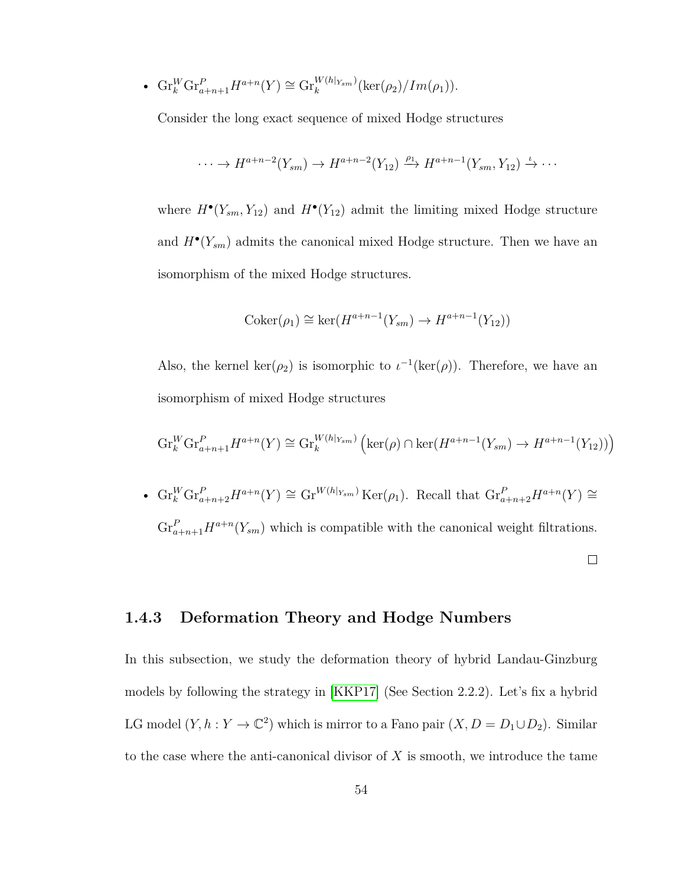- $\mathrm{Gr}_k^W \mathrm{Gr}_{a+n+1}^P H^{a+n}(Y) \cong \mathrm{Gr}_k^{W(h|_{Y_{sm}})}(\ker(\rho_2)/Im(\rho_1))$.

  Consider the long exact sequence of mixed Hodge structures

  $$\cdots \to H^{a+n-2}(Y_{sm}) \to H^{a+n-2}(Y_{12}) \xrightarrow{\rho_1} H^{a+n-1}(Y_{sm}, Y_{12}) \xrightarrow{\iota} \cdots$$

  where $H^\bullet(Y_{sm}, Y_{12})$ and $H^\bullet(Y_{12})$ admit the limiting mixed Hodge structure and $H^\bullet(Y_{sm})$ admits the canonical mixed Hodge structure. Then we have an isomorphism of the mixed Hodge structures.

  $$\mathrm{Coker}(\rho_1) \cong \ker(H^{a+n-1}(Y_{sm}) \to H^{a+n-1}(Y_{12}))$$

  Also, the kernel $\ker(\rho_2)$ is isomorphic to $\iota^{-1}(\ker(\rho))$. Therefore, we have an isomorphism of mixed Hodge structures

  $$\mathrm{Gr}_k^W \mathrm{Gr}_{a+n+1}^P H^{a+n}(Y) \cong \mathrm{Gr}_k^{W(h|_{Y_{sm}})}\left(\ker(\rho) \cap \ker(H^{a+n-1}(Y_{sm}) \to H^{a+n-1}(Y_{12}))\right)$$

- $\mathrm{Gr}_k^W \mathrm{Gr}_{a+n+2}^P H^{a+n}(Y) \cong \mathrm{Gr}^{W(h|_{Y_{sm}})} \mathrm{Ker}(\rho_1)$. Recall that $\mathrm{Gr}_{a+n+2}^P H^{a+n}(Y) \cong \mathrm{Gr}_{a+n+1}^P H^{a+n}(Y_{sm})$ which is compatible with the canonical weight filtrations.

□

### 1.4.3 Deformation Theory and Hodge Numbers

In this subsection, we study the deformation theory of hybrid Landau-Ginzburg models by following the strategy in [KKP17] (See Section 2.2.2). Let's fix a hybrid LG model $(Y, h : Y \to \mathbb{C}^2)$ which is mirror to a Fano pair $(X, D = D_1 \cup D_2)$. Similar to the case where the anti-canonical divisor of $X$ is smooth, we introduce the tame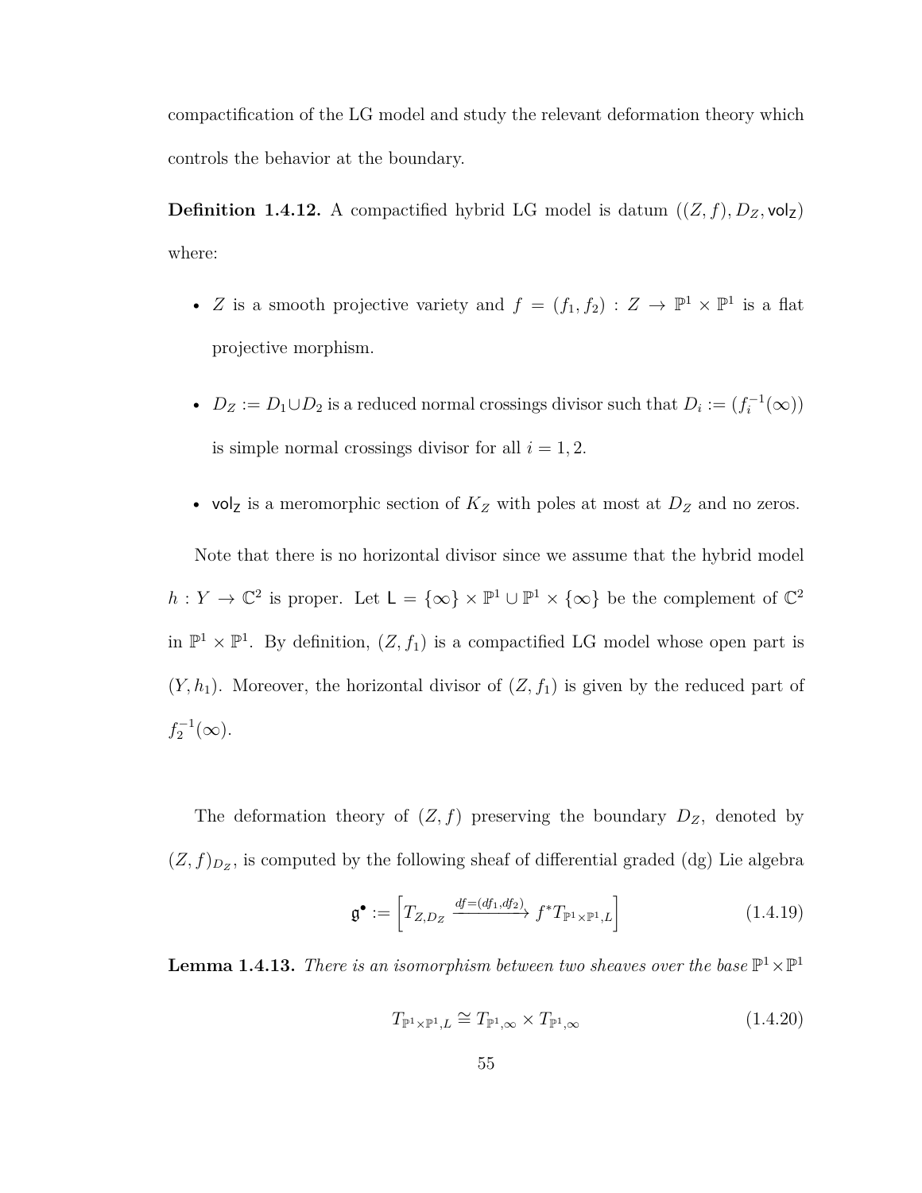compactification of the LG model and study the relevant deformation theory which controls the behavior at the boundary.

**Definition 1.4.12.** A compactified hybrid LG model is datum $((Z, f), D_Z, \mathsf{vol_Z})$ where:

- $Z$ is a smooth projective variety and $f = (f_1, f_2) : Z \to \mathbb{P}^1 \times \mathbb{P}^1$ is a flat projective morphism.
- $D_Z := D_1 \cup D_2$ is a reduced normal crossings divisor such that $D_i := (f_i^{-1}(\infty))$ is simple normal crossings divisor for all $i = 1, 2$.
- $\mathsf{vol_Z}$ is a meromorphic section of $K_Z$ with poles at most at $D_Z$ and no zeros.

Note that there is no horizontal divisor since we assume that the hybrid model $h : Y \to \mathbb{C}^2$ is proper. Let $\mathsf{L} = \{\infty\} \times \mathbb{P}^1 \cup \mathbb{P}^1 \times \{\infty\}$ be the complement of $\mathbb{C}^2$ in $\mathbb{P}^1 \times \mathbb{P}^1$. By definition, $(Z, f_1)$ is a compactified LG model whose open part is $(Y, h_1)$. Moreover, the horizontal divisor of $(Z, f_1)$ is given by the reduced part of $f_2^{-1}(\infty)$.

The deformation theory of $(Z, f)$ preserving the boundary $D_Z$, denoted by $(Z, f)_{D_Z}$, is computed by the following sheaf of differential graded (dg) Lie algebra

$$\mathfrak{g}^\bullet := \left[ T_{Z,D_Z} \xrightarrow{df=(df_1,df_2)} f^* T_{\mathbb{P}^1 \times \mathbb{P}^1, L} \right] \tag{1.4.19}$$

**Lemma 1.4.13.** *There is an isomorphism between two sheaves over the base $\mathbb{P}^1 \times \mathbb{P}^1$*

$$T_{\mathbb{P}^1 \times \mathbb{P}^1, L} \cong T_{\mathbb{P}^1, \infty} \times T_{\mathbb{P}^1, \infty} \tag{1.4.20}$$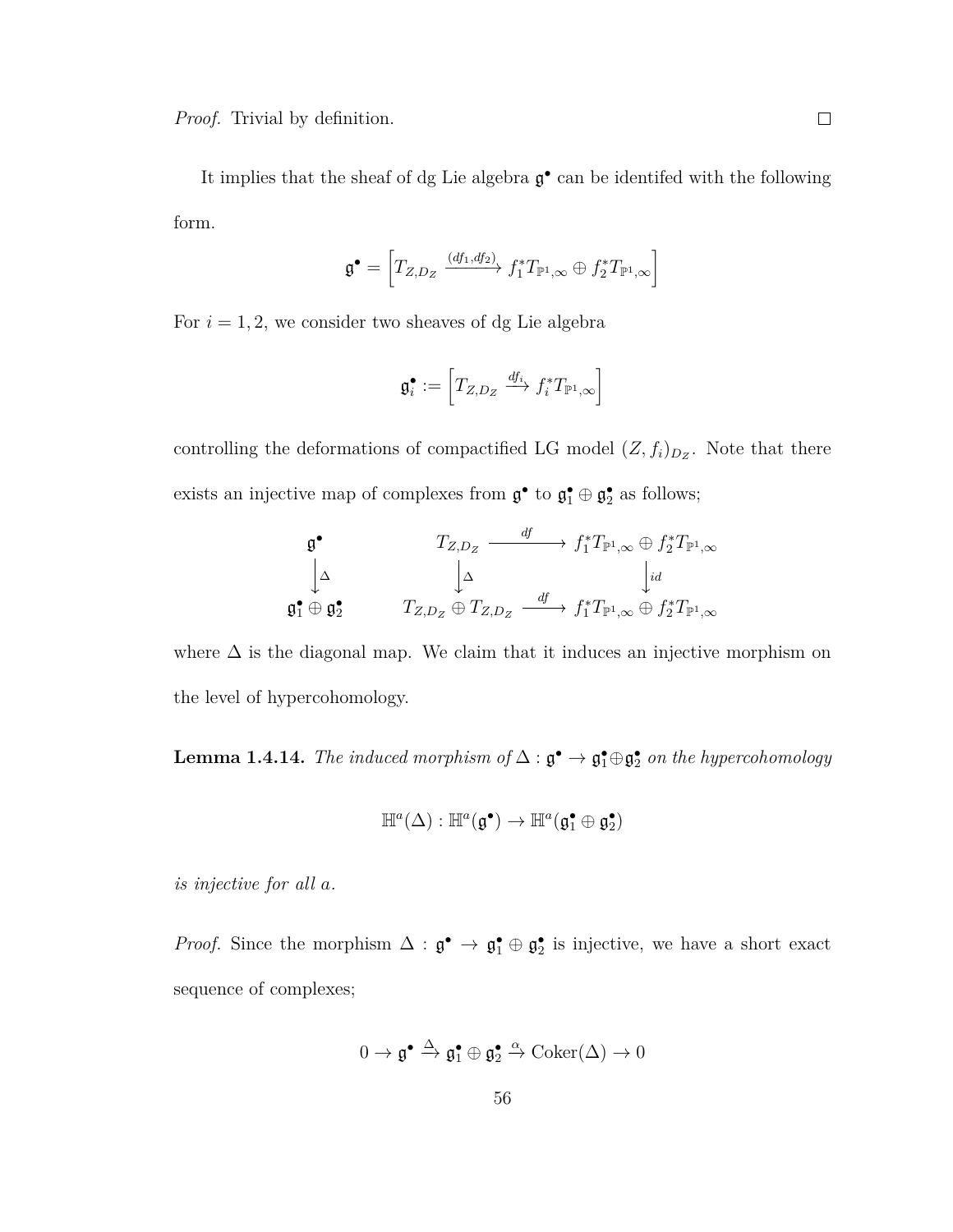*Proof.* Trivial by definition. □

It implies that the sheaf of dg Lie algebra $\mathfrak{g}^\bullet$ can be identifed with the following form.

$$\mathfrak{g}^\bullet = \left[ T_{Z,D_Z} \xrightarrow{(df_1, df_2)} f_1^* T_{\mathbb{P}^1,\infty} \oplus f_2^* T_{\mathbb{P}^1,\infty} \right]$$

For $i = 1, 2$, we consider two sheaves of dg Lie algebra

$$\mathfrak{g}_i^\bullet := \left[ T_{Z,D_Z} \xrightarrow{df_i} f_i^* T_{\mathbb{P}^1,\infty} \right]$$

controlling the deformations of compactified LG model $(Z, f_i)_{D_Z}$. Note that there exists an injective map of complexes from $\mathfrak{g}^\bullet$ to $\mathfrak{g}_1^\bullet \oplus \mathfrak{g}_2^\bullet$ as follows;

$$\begin{array}{ccccc}
\mathfrak{g}^\bullet & \quad & T_{Z,D_Z} & \xrightarrow{df} & f_1^* T_{\mathbb{P}^1,\infty} \oplus f_2^* T_{\mathbb{P}^1,\infty} \\
\downarrow{\scriptstyle \Delta} & & \downarrow{\scriptstyle \Delta} & & \downarrow{\scriptstyle id} \\
\mathfrak{g}_1^\bullet \oplus \mathfrak{g}_2^\bullet & & T_{Z,D_Z} \oplus T_{Z,D_Z} & \xrightarrow{df} & f_1^* T_{\mathbb{P}^1,\infty} \oplus f_2^* T_{\mathbb{P}^1,\infty}
\end{array}$$

where $\Delta$ is the diagonal map. We claim that it induces an injective morphism on the level of hypercohomology.

**Lemma 1.4.14.** *The induced morphism of $\Delta : \mathfrak{g}^\bullet \to \mathfrak{g}_1^\bullet \oplus \mathfrak{g}_2^\bullet$ on the hypercohomology*

$$\mathbb{H}^a(\Delta) : \mathbb{H}^a(\mathfrak{g}^\bullet) \to \mathbb{H}^a(\mathfrak{g}_1^\bullet \oplus \mathfrak{g}_2^\bullet)$$

*is injective for all $a$.*

*Proof.* Since the morphism $\Delta : \mathfrak{g}^\bullet \to \mathfrak{g}_1^\bullet \oplus \mathfrak{g}_2^\bullet$ is injective, we have a short exact sequence of complexes;

$$0 \to \mathfrak{g}^\bullet \xrightarrow{\Delta} \mathfrak{g}_1^\bullet \oplus \mathfrak{g}_2^\bullet \xrightarrow{\alpha} \mathrm{Coker}(\Delta) \to 0$$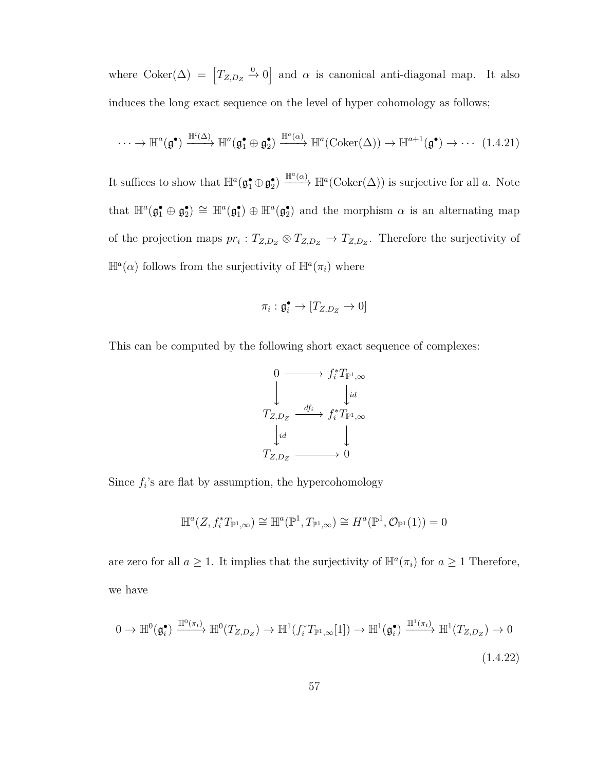where $\text{Coker}(\Delta) = \left[T_{Z,D_Z} \xrightarrow{0} 0\right]$ and $\alpha$ is canonical anti-diagonal map. It also induces the long exact sequence on the level of hyper cohomology as follows;

$$\cdots \to \mathbb{H}^a(\mathfrak{g}^\bullet) \xrightarrow{\mathbb{H}^i(\Delta)} \mathbb{H}^a(\mathfrak{g}_1^\bullet \oplus \mathfrak{g}_2^\bullet) \xrightarrow{\mathbb{H}^a(\alpha)} \mathbb{H}^a(\text{Coker}(\Delta)) \to \mathbb{H}^{a+1}(\mathfrak{g}^\bullet) \to \cdots \quad (1.4.21)$$

It suffices to show that $\mathbb{H}^a(\mathfrak{g}_1^\bullet \oplus \mathfrak{g}_2^\bullet) \xrightarrow{\mathbb{H}^a(\alpha)} \mathbb{H}^a(\text{Coker}(\Delta))$ is surjective for all $a$. Note that $\mathbb{H}^a(\mathfrak{g}_1^\bullet \oplus \mathfrak{g}_2^\bullet) \cong \mathbb{H}^a(\mathfrak{g}_1^\bullet) \oplus \mathbb{H}^a(\mathfrak{g}_2^\bullet)$ and the morphism $\alpha$ is an alternating map of the projection maps $pr_i : T_{Z,D_Z} \otimes T_{Z,D_Z} \to T_{Z,D_Z}$. Therefore the surjectivity of $\mathbb{H}^a(\alpha)$ follows from the surjectivity of $\mathbb{H}^a(\pi_i)$ where

$$\pi_i : \mathfrak{g}_i^\bullet \to [T_{Z,D_Z} \to 0]$$

This can be computed by the following short exact sequence of complexes:

$$\begin{array}{ccc}
0 & \longrightarrow & f_i^* T_{\mathbb{P}^1,\infty} \\
\downarrow & & \downarrow{\scriptstyle id} \\
T_{Z,D_Z} & \xrightarrow{df_i} & f_i^* T_{\mathbb{P}^1,\infty} \\
\downarrow{\scriptstyle id} & & \downarrow \\
T_{Z,D_Z} & \longrightarrow & 0
\end{array}$$

Since $f_i$'s are flat by assumption, the hypercohomology

$$\mathbb{H}^a(Z, f_i^* T_{\mathbb{P}^1,\infty}) \cong \mathbb{H}^a(\mathbb{P}^1, T_{\mathbb{P}^1,\infty}) \cong H^a(\mathbb{P}^1, \mathcal{O}_{\mathbb{P}^1}(1)) = 0$$

are zero for all $a \geq 1$. It implies that the surjectivity of $\mathbb{H}^a(\pi_i)$ for $a \geq 1$ Therefore, we have

$$0 \to \mathbb{H}^0(\mathfrak{g}_i^\bullet) \xrightarrow{\mathbb{H}^0(\pi_i)} \mathbb{H}^0(T_{Z,D_Z}) \to \mathbb{H}^1(f_i^* T_{\mathbb{P}^1,\infty}[1]) \to \mathbb{H}^1(\mathfrak{g}_i^\bullet) \xrightarrow{\mathbb{H}^1(\pi_i)} \mathbb{H}^1(T_{Z,D_Z}) \to 0 \quad (1.4.22)$$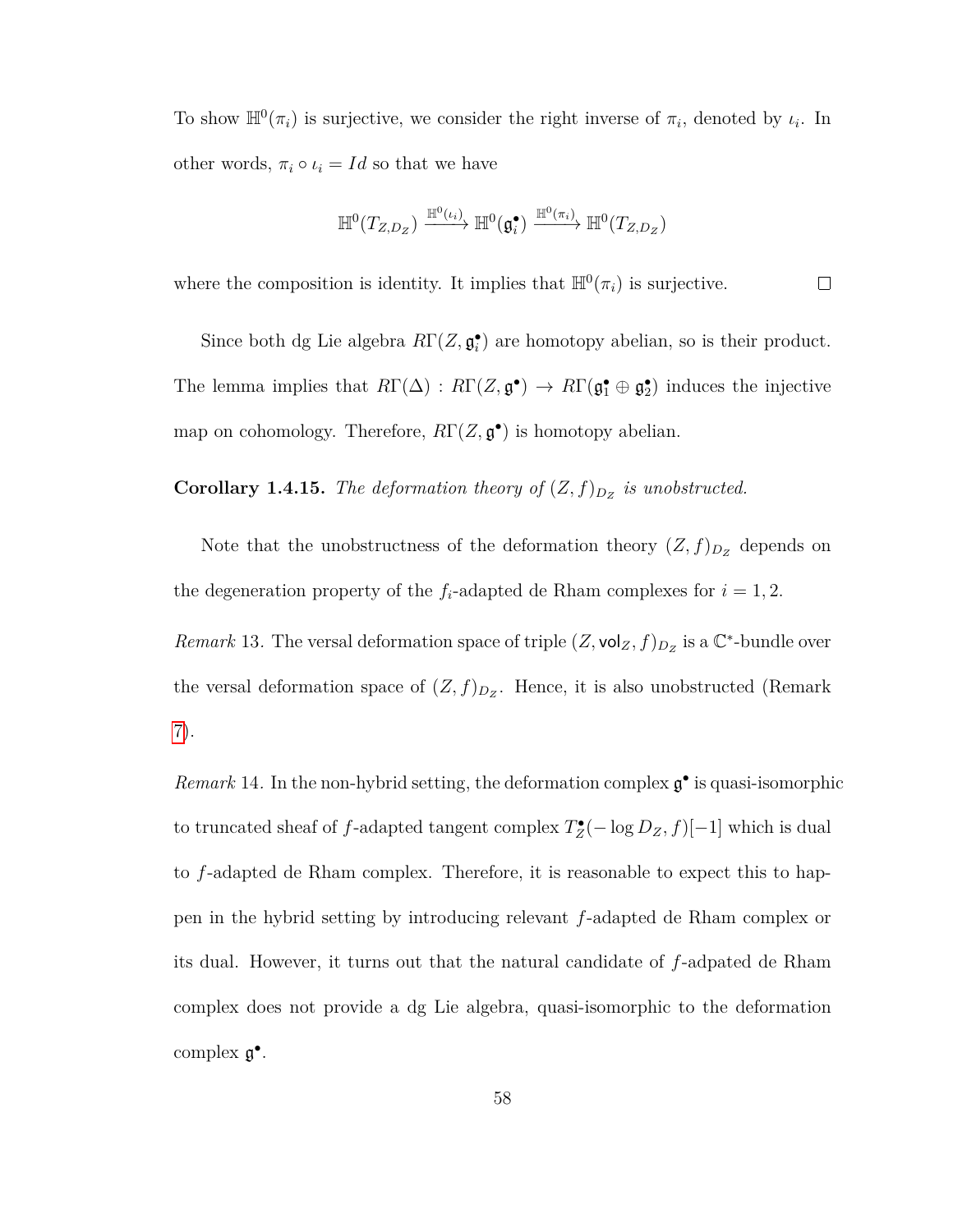To show $\mathbb{H}^0(\pi_i)$ is surjective, we consider the right inverse of $\pi_i$, denoted by $\iota_i$. In other words, $\pi_i \circ \iota_i = Id$ so that we have

$$\mathbb{H}^0(T_{Z,D_Z}) \xrightarrow{\mathbb{H}^0(\iota_i)} \mathbb{H}^0(\mathfrak{g}_i^\bullet) \xrightarrow{\mathbb{H}^0(\pi_i)} \mathbb{H}^0(T_{Z,D_Z})$$

where the composition is identity. It implies that $\mathbb{H}^0(\pi_i)$ is surjective. $\square$

Since both dg Lie algebra $R\Gamma(Z, \mathfrak{g}_i^\bullet)$ are homotopy abelian, so is their product. The lemma implies that $R\Gamma(\Delta) : R\Gamma(Z, \mathfrak{g}^\bullet) \to R\Gamma(\mathfrak{g}_1^\bullet \oplus \mathfrak{g}_2^\bullet)$ induces the injective map on cohomology. Therefore, $R\Gamma(Z, \mathfrak{g}^\bullet)$ is homotopy abelian.

**Corollary 1.4.15.** *The deformation theory of $(Z, f)_{D_Z}$ is unobstructed.*

Note that the unobstructness of the deformation theory $(Z, f)_{D_Z}$ depends on the degeneration property of the $f_i$-adapted de Rham complexes for $i = 1, 2$.

*Remark* 13. The versal deformation space of triple $(Z, \mathsf{vol}_Z, f)_{D_Z}$ is a $\mathbb{C}^*$-bundle over the versal deformation space of $(Z, f)_{D_Z}$. Hence, it is also unobstructed (Remark 7).

*Remark* 14. In the non-hybrid setting, the deformation complex $\mathfrak{g}^\bullet$ is quasi-isomorphic to truncated sheaf of $f$-adapted tangent complex $T_Z^\bullet(-\log D_Z, f)[-1]$ which is dual to $f$-adapted de Rham complex. Therefore, it is reasonable to expect this to happen in the hybrid setting by introducing relevant $f$-adapted de Rham complex or its dual. However, it turns out that the natural candidate of $f$-adpated de Rham complex does not provide a dg Lie algebra, quasi-isomorphic to the deformation complex $\mathfrak{g}^\bullet$.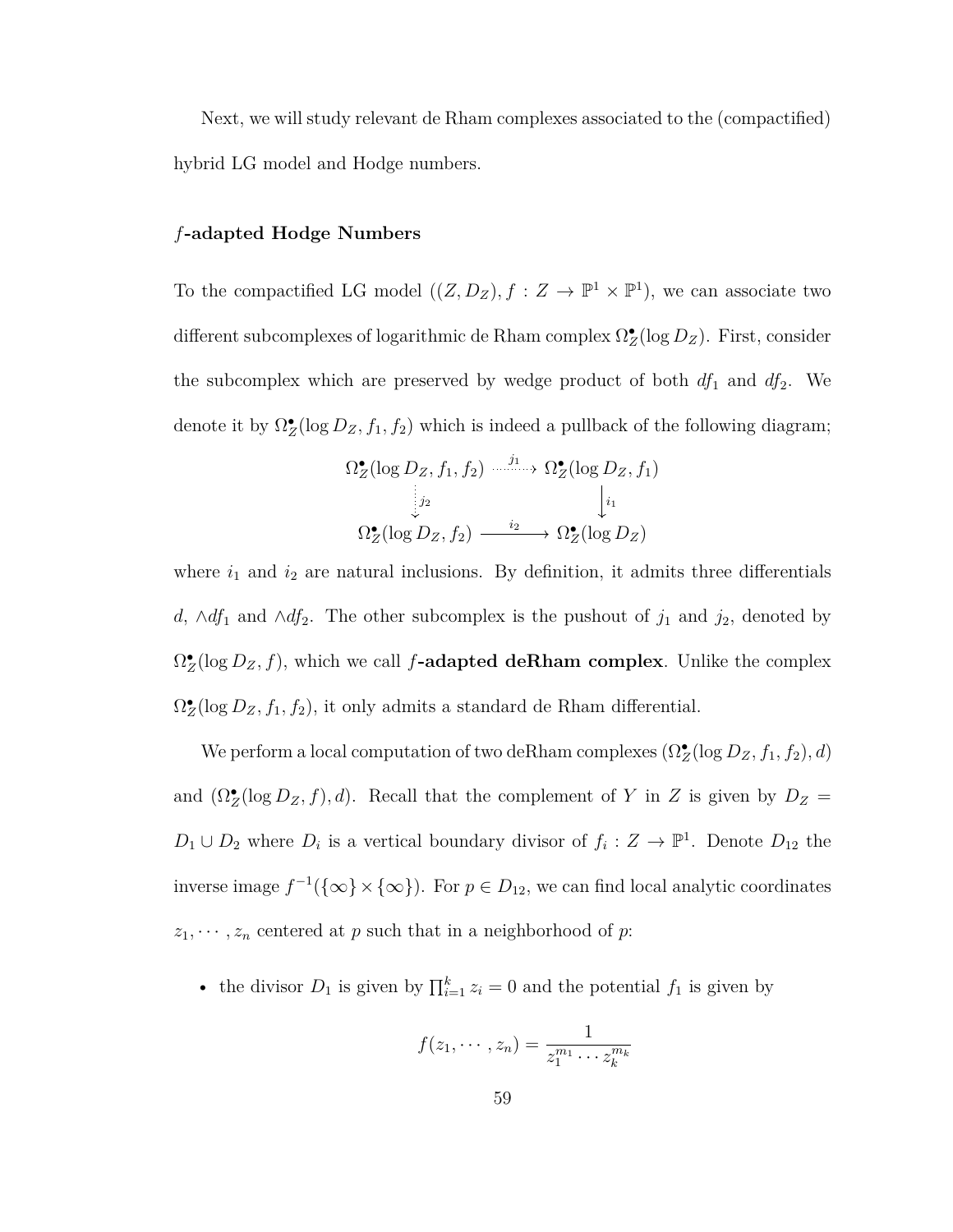Next, we will study relevant de Rham complexes associated to the (compactified) hybrid LG model and Hodge numbers.

### $f$-adapted Hodge Numbers

To the compactified LG model $((Z, D_Z), f : Z \to \mathbb{P}^1 \times \mathbb{P}^1)$, we can associate two different subcomplexes of logarithmic de Rham complex $\Omega_Z^\bullet(\log D_Z)$. First, consider the subcomplex which are preserved by wedge product of both $df_1$ and $df_2$. We denote it by $\Omega_Z^\bullet(\log D_Z, f_1, f_2)$ which is indeed a pullback of the following diagram;

$$\begin{array}{ccc} \Omega_Z^\bullet(\log D_Z, f_1, f_2) & \xrightarrow{j_1} & \Omega_Z^\bullet(\log D_Z, f_1) \\ \downarrow{\scriptstyle j_2} & & \downarrow{\scriptstyle i_1} \\ \Omega_Z^\bullet(\log D_Z, f_2) & \xrightarrow{i_2} & \Omega_Z^\bullet(\log D_Z) \end{array}$$

where $i_1$ and $i_2$ are natural inclusions. By definition, it admits three differentials $d$, $\wedge df_1$ and $\wedge df_2$. The other subcomplex is the pushout of $j_1$ and $j_2$, denoted by $\Omega_Z^\bullet(\log D_Z, f)$, which we call **$f$-adapted deRham complex**. Unlike the complex $\Omega_Z^\bullet(\log D_Z, f_1, f_2)$, it only admits a standard de Rham differential.

We perform a local computation of two deRham complexes $(\Omega_Z^\bullet(\log D_Z, f_1, f_2), d)$ and $(\Omega_Z^\bullet(\log D_Z, f), d)$. Recall that the complement of $Y$ in $Z$ is given by $D_Z = D_1 \cup D_2$ where $D_i$ is a vertical boundary divisor of $f_i : Z \to \mathbb{P}^1$. Denote $D_{12}$ the inverse image $f^{-1}(\{\infty\} \times \{\infty\})$. For $p \in D_{12}$, we can find local analytic coordinates $z_1, \cdots, z_n$ centered at $p$ such that in a neighborhood of $p$:

- the divisor $D_1$ is given by $\prod_{i=1}^k z_i = 0$ and the potential $f_1$ is given by

$$f(z_1, \cdots, z_n) = \frac{1}{z_1^{m_1} \cdots z_k^{m_k}}$$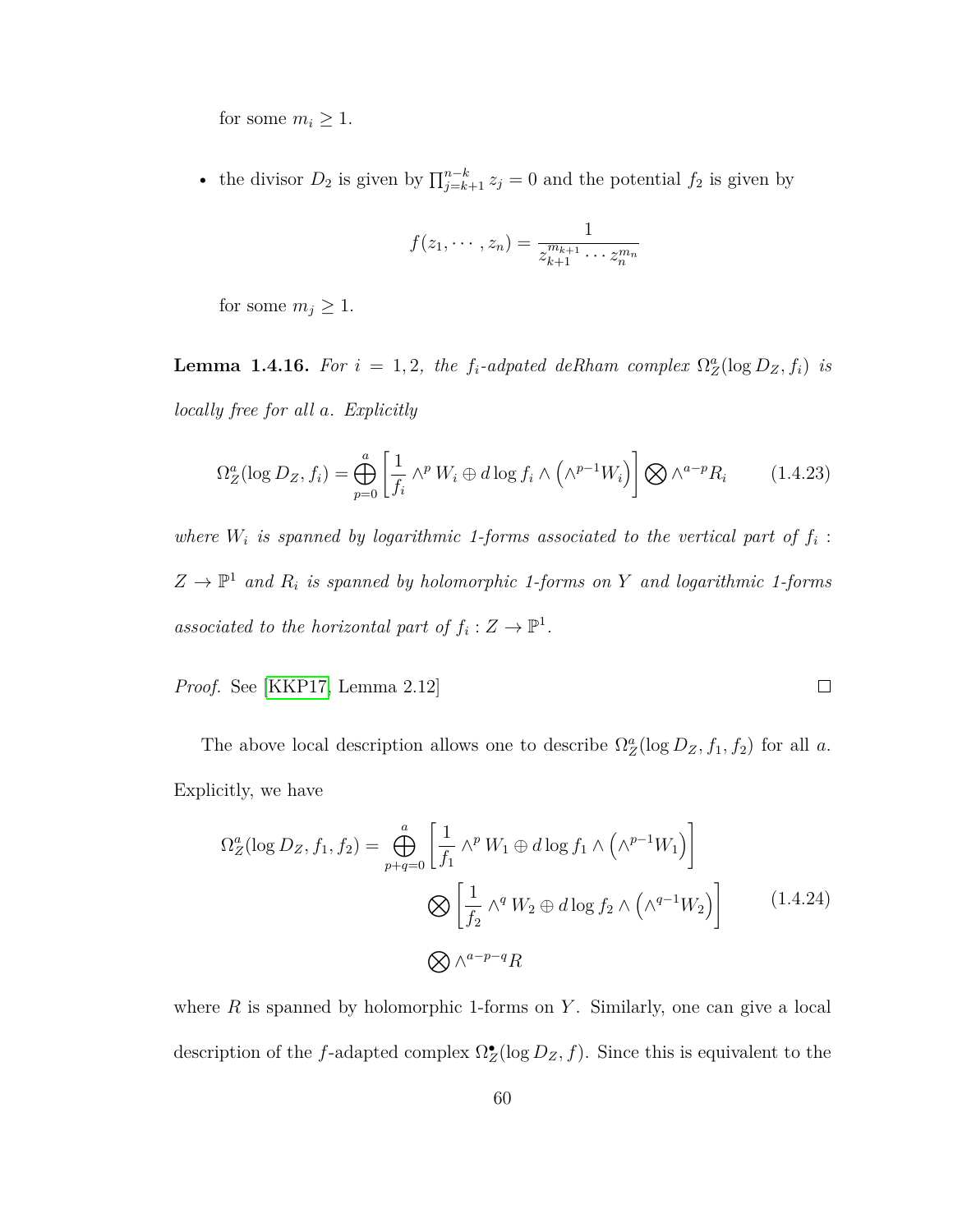for some $m_i \geq 1$.

- the divisor $D_2$ is given by $\prod_{j=k+1}^{n-k} z_j = 0$ and the potential $f_2$ is given by

$$f(z_1, \cdots, z_n) = \frac{1}{z_{k+1}^{m_{k+1}} \cdots z_n^{m_n}}$$

  for some $m_j \geq 1$.

**Lemma 1.4.16.** *For $i = 1, 2$, the $f_i$-adpated deRham complex $\Omega_Z^a(\log D_Z, f_i)$ is locally free for all $a$. Explicitly*

$$\Omega_Z^a(\log D_Z, f_i) = \bigoplus_{p=0}^{a} \left[ \frac{1}{f_i} \wedge^p W_i \oplus d \log f_i \wedge \left( \wedge^{p-1} W_i \right) \right] \bigotimes \wedge^{a-p} R_i \tag{1.4.23}$$

*where $W_i$ is spanned by logarithmic 1-forms associated to the vertical part of $f_i : Z \to \mathbb{P}^1$ and $R_i$ is spanned by holomorphic 1-forms on $Y$ and logarithmic 1-forms associated to the horizontal part of $f_i : Z \to \mathbb{P}^1$.*

*Proof.* See [KKP17, Lemma 2.12] $\square$

The above local description allows one to describe $\Omega_Z^a(\log D_Z, f_1, f_2)$ for all $a$. Explicitly, we have

$$\begin{aligned} \Omega_Z^a(\log D_Z, f_1, f_2) = \bigoplus_{p+q=0}^{a} & \left[ \frac{1}{f_1} \wedge^p W_1 \oplus d \log f_1 \wedge \left( \wedge^{p-1} W_1 \right) \right] \\ & \bigotimes \left[ \frac{1}{f_2} \wedge^q W_2 \oplus d \log f_2 \wedge \left( \wedge^{q-1} W_2 \right) \right] \\ & \bigotimes \wedge^{a-p-q} R \end{aligned} \tag{1.4.24}$$

where $R$ is spanned by holomorphic 1-forms on $Y$. Similarly, one can give a local description of the $f$-adapted complex $\Omega_Z^\bullet(\log D_Z, f)$. Since this is equivalent to the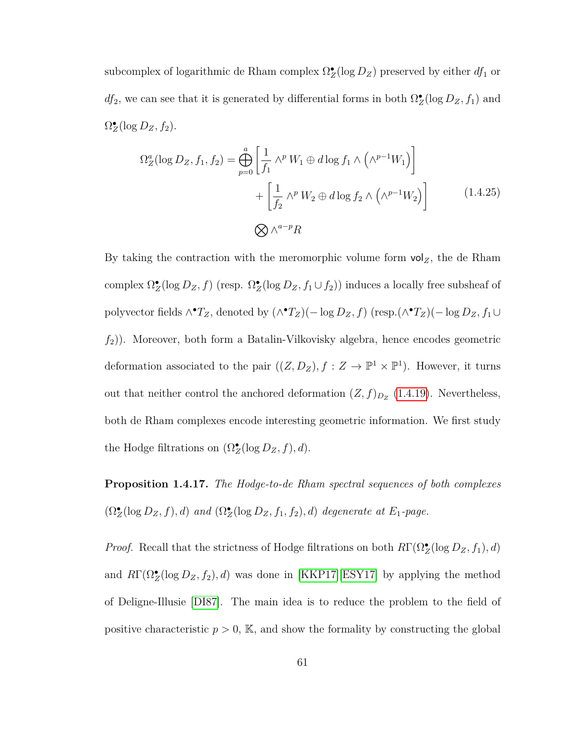subcomplex of logarithmic de Rham complex $\Omega_Z^\bullet(\log D_Z)$ preserved by either $df_1$ or $df_2$, we can see that it is generated by differential forms in both $\Omega_Z^\bullet(\log D_Z, f_1)$ and $\Omega_Z^\bullet(\log D_Z, f_2)$.

$$
\begin{aligned}
\Omega_Z^a(\log D_Z, f_1, f_2) = \bigoplus_{p=0}^{a} \Bigg[ \frac{1}{f_1} \wedge^p W_1 \oplus d\log f_1 \wedge \left(\wedge^{p-1} W_1\right) \Bigg] & \\
+ \Bigg[ \frac{1}{f_2} \wedge^p W_2 \oplus d\log f_2 \wedge \left(\wedge^{p-1} W_2\right) \Bigg] & \\
\bigotimes \wedge^{a-p} R &
\end{aligned}
\tag{1.4.25}
$$

By taking the contraction with the meromorphic volume form $\mathsf{vol}_Z$, the de Rham complex $\Omega_Z^\bullet(\log D_Z, f)$ (resp. $\Omega_Z^\bullet(\log D_Z, f_1 \cup f_2)$) induces a locally free subsheaf of polyvector fields $\wedge^\bullet T_Z$, denoted by $(\wedge^\bullet T_Z)(-\log D_Z, f)$ (resp.$(\wedge^\bullet T_Z)(-\log D_Z, f_1 \cup f_2)$). Moreover, both form a Batalin-Vilkovisky algebra, hence encodes geometric deformation associated to the pair $((Z, D_Z), f : Z \to \mathbb{P}^1 \times \mathbb{P}^1)$. However, it turns out that neither control the anchored deformation $(Z, f)_{D_Z}$ (1.4.19). Nevertheless, both de Rham complexes encode interesting geometric information. We first study the Hodge filtrations on $(\Omega_Z^\bullet(\log D_Z, f), d)$.

**Proposition 1.4.17.** *The Hodge-to-de Rham spectral sequences of both complexes* $(\Omega_Z^\bullet(\log D_Z, f), d)$ *and* $(\Omega_Z^\bullet(\log D_Z, f_1, f_2), d)$ *degenerate at* $E_1$*-page.*

*Proof.* Recall that the strictness of Hodge filtrations on both $R\Gamma(\Omega_Z^\bullet(\log D_Z, f_1), d)$ and $R\Gamma(\Omega_Z^\bullet(\log D_Z, f_2), d)$ was done in [KKP17][ESY17] by applying the method of Deligne-Illusie [DI87]. The main idea is to reduce the problem to the field of positive characteristic $p > 0$, $\mathbb{K}$, and show the formality by constructing the global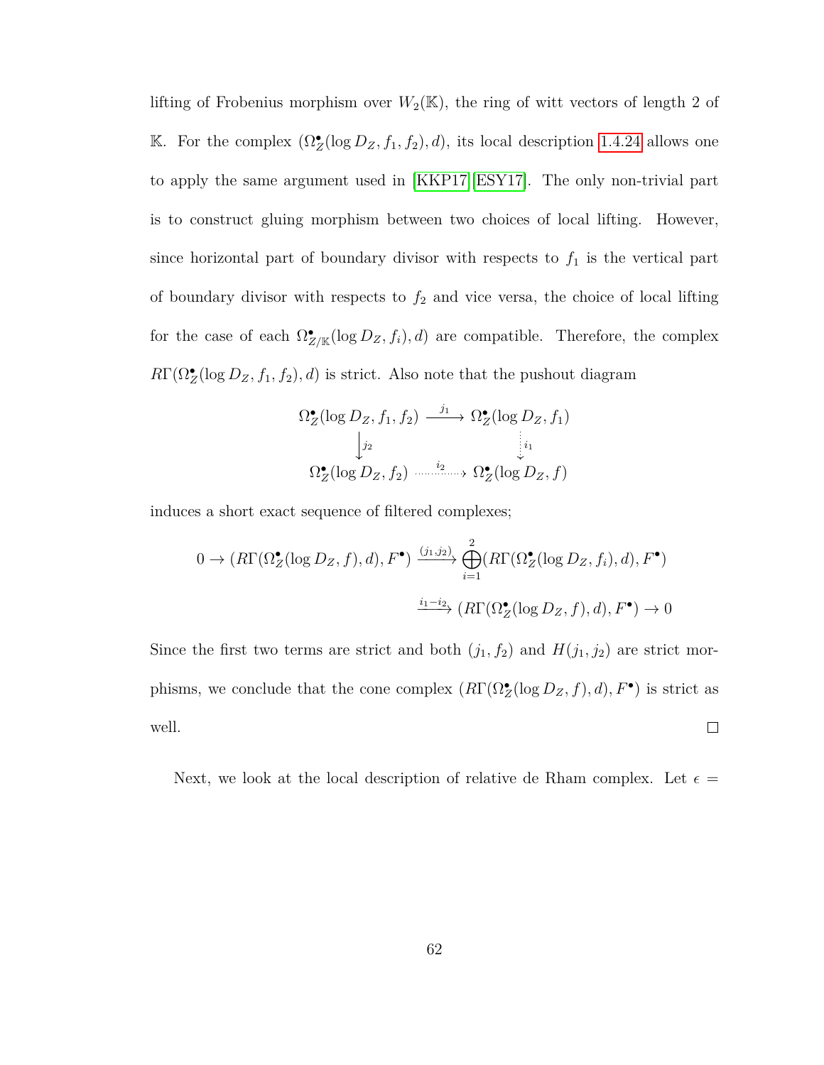lifting of Frobenius morphism over $W_2(\mathbb{K})$, the ring of witt vectors of length 2 of $\mathbb{K}$. For the complex $(\Omega_Z^\bullet(\log D_Z, f_1, f_2), d)$, its local description 1.4.24 allows one to apply the same argument used in [KKP17][ESY17]. The only non-trivial part is to construct gluing morphism between two choices of local lifting. However, since horizontal part of boundary divisor with respects to $f_1$ is the vertical part of boundary divisor with respects to $f_2$ and vice versa, the choice of local lifting for the case of each $\Omega_{Z/\mathbb{K}}^\bullet(\log D_Z, f_i), d)$ are compatible. Therefore, the complex $R\Gamma(\Omega_Z^\bullet(\log D_Z, f_1, f_2), d)$ is strict. Also note that the pushout diagram

$$\begin{array}{ccc}
\Omega_Z^\bullet(\log D_Z, f_1, f_2) & \xrightarrow{j_1} & \Omega_Z^\bullet(\log D_Z, f_1) \\
\Big\downarrow{\scriptstyle j_2} & & \vdots\, {\scriptstyle i_1} \\
\Omega_Z^\bullet(\log D_Z, f_2) & \xrightarrow{i_2} & \Omega_Z^\bullet(\log D_Z, f)
\end{array}$$

induces a short exact sequence of filtered complexes;

$$0 \to (R\Gamma(\Omega_Z^\bullet(\log D_Z, f), d), F^\bullet) \xrightarrow{(j_1, j_2)} \bigoplus_{i=1}^{2} (R\Gamma(\Omega_Z^\bullet(\log D_Z, f_i), d), F^\bullet)$$

$$\xrightarrow{i_1 - i_2} (R\Gamma(\Omega_Z^\bullet(\log D_Z, f), d), F^\bullet) \to 0$$

Since the first two terms are strict and both $(j_1, f_2)$ and $H(j_1, j_2)$ are strict morphisms, we conclude that the cone complex $(R\Gamma(\Omega_Z^\bullet(\log D_Z, f), d), F^\bullet)$ is strict as well. $\square$

Next, we look at the local description of relative de Rham complex. Let $\epsilon =$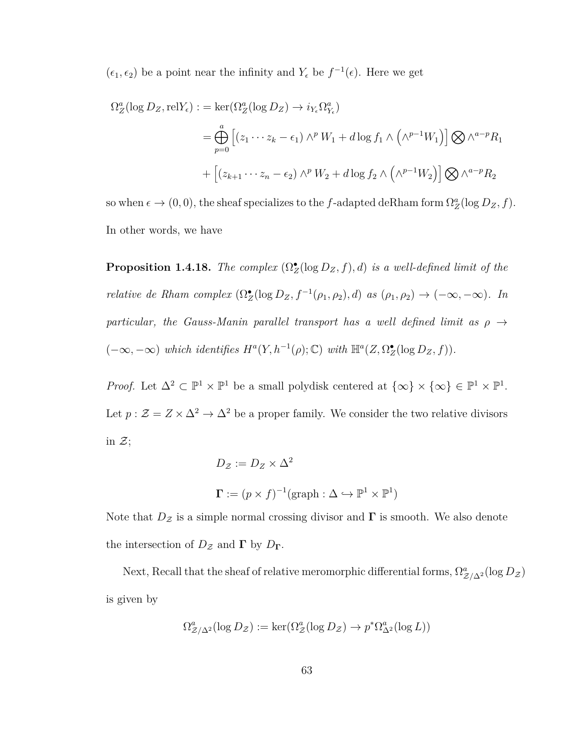$(\epsilon_1, \epsilon_2)$ be a point near the infinity and $Y_\epsilon$ be $f^{-1}(\epsilon)$. Here we get

$$
\begin{aligned}
\Omega_Z^a(\log D_Z, \text{rel} Y_\epsilon) :&= \ker(\Omega_Z^a(\log D_Z) \to i_{Y_\epsilon}\Omega_{Y_\epsilon}^a) \\
&= \bigoplus_{p=0}^{a} \Big[ (z_1 \cdots z_k - \epsilon_1) \wedge^p W_1 + d\log f_1 \wedge \Big(\wedge^{p-1} W_1\Big) \Big] \bigotimes \wedge^{a-p} R_1 \\
&+ \Big[ (z_{k+1} \cdots z_n - \epsilon_2) \wedge^p W_2 + d\log f_2 \wedge \Big(\wedge^{p-1} W_2\Big) \Big] \bigotimes \wedge^{a-p} R_2
\end{aligned}
$$

so when $\epsilon \to (0,0)$, the sheaf specializes to the $f$-adapted deRham form $\Omega_Z^a(\log D_Z, f)$. In other words, we have

**Proposition 1.4.18.** *The complex $(\Omega_Z^\bullet(\log D_Z, f), d)$ is a well-defined limit of the relative de Rham complex $(\Omega_Z^\bullet(\log D_Z, f^{-1}(\rho_1, \rho_2)), d)$ as $(\rho_1, \rho_2) \to (-\infty, -\infty)$. In particular, the Gauss-Manin parallel transport has a well defined limit as $\rho \to (-\infty, -\infty)$ which identifies $H^a(Y, h^{-1}(\rho); \mathbb{C})$ with $\mathbb{H}^a(Z, \Omega_Z^\bullet(\log D_Z, f))$.*

*Proof.* Let $\Delta^2 \subset \mathbb{P}^1 \times \mathbb{P}^1$ be a small polydisk centered at $\{\infty\} \times \{\infty\} \in \mathbb{P}^1 \times \mathbb{P}^1$. Let $p : \mathcal{Z} = Z \times \Delta^2 \to \Delta^2$ be a proper family. We consider the two relative divisors in $\mathcal{Z}$;

$$
D_{\mathcal{Z}} := D_Z \times \Delta^2
$$

$$
\mathbf{\Gamma} := (p \times f)^{-1}(\text{graph} : \Delta \hookrightarrow \mathbb{P}^1 \times \mathbb{P}^1)
$$

Note that $D_{\mathcal{Z}}$ is a simple normal crossing divisor and $\mathbf{\Gamma}$ is smooth. We also denote the intersection of $D_{\mathcal{Z}}$ and $\mathbf{\Gamma}$ by $D_{\mathbf{\Gamma}}$.

Next, Recall that the sheaf of relative meromorphic differential forms, $\Omega_{\mathcal{Z}/\Delta^2}^a(\log D_{\mathcal{Z}})$ is given by

$$
\Omega_{\mathcal{Z}/\Delta^2}^a(\log D_{\mathcal{Z}}) := \ker(\Omega_{\mathcal{Z}}^a(\log D_{\mathcal{Z}}) \to p^*\Omega_{\Delta^2}^a(\log L))
$$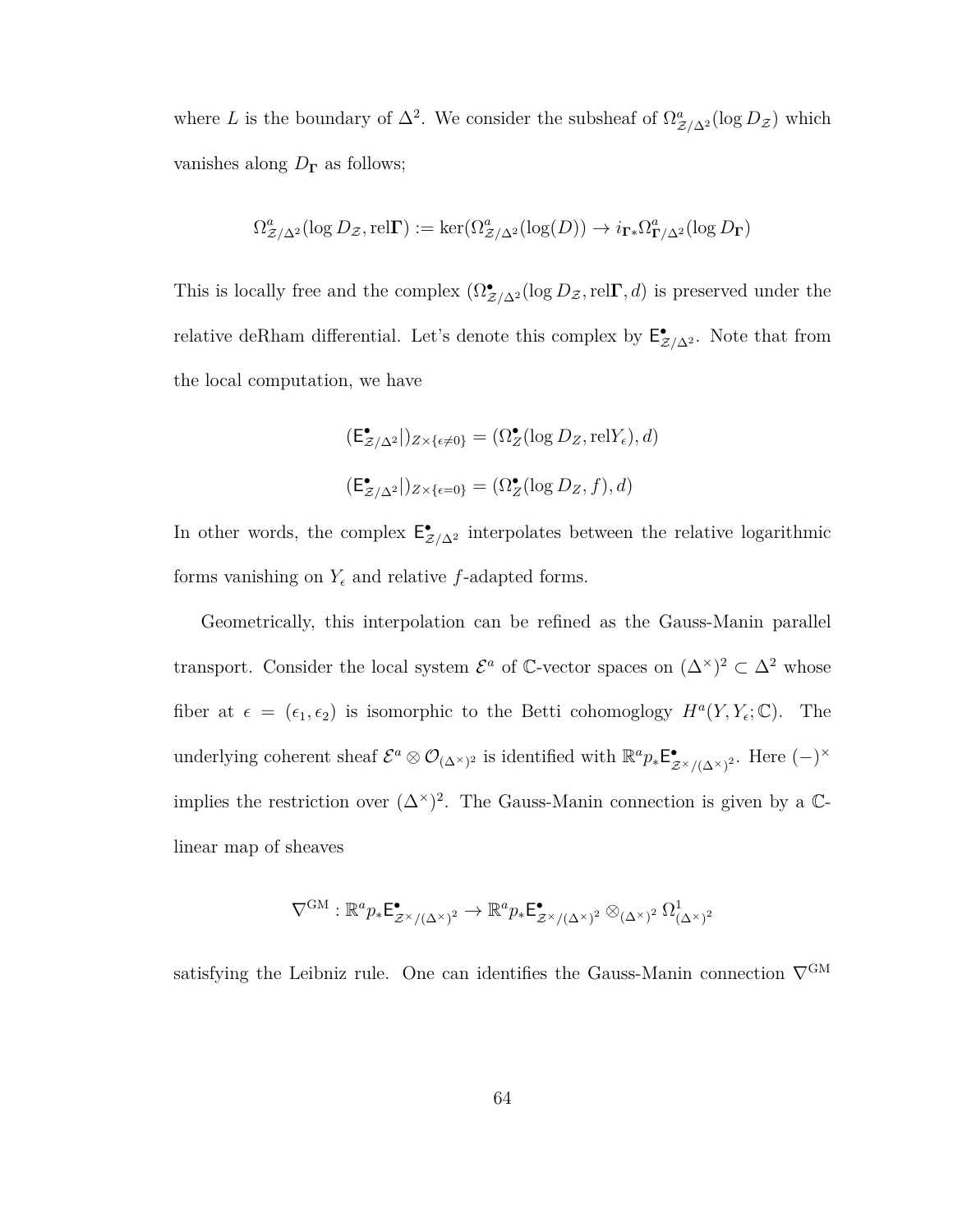where $L$ is the boundary of $\Delta^2$. We consider the subsheaf of $\Omega^a_{\mathcal{Z}/\Delta^2}(\log D_{\mathcal{Z}})$ which vanishes along $D_{\mathbf{\Gamma}}$ as follows;

$$\Omega^a_{\mathcal{Z}/\Delta^2}(\log D_{\mathcal{Z}}, \mathrm{rel}\mathbf{\Gamma}) := \ker(\Omega^a_{\mathcal{Z}/\Delta^2}(\log(D)) \to i_{\mathbf{\Gamma}*}\Omega^a_{\mathbf{\Gamma}/\Delta^2}(\log D_{\mathbf{\Gamma}})$$

This is locally free and the complex $(\Omega^\bullet_{\mathcal{Z}/\Delta^2}(\log D_{\mathcal{Z}}, \mathrm{rel}\mathbf{\Gamma}, d)$ is preserved under the relative deRham differential. Let's denote this complex by $\mathsf{E}^\bullet_{\mathcal{Z}/\Delta^2}$. Note that from the local computation, we have

$$(\mathsf{E}^\bullet_{\mathcal{Z}/\Delta^2}|)_{Z\times\{\epsilon\neq 0\}} = (\Omega^\bullet_Z(\log D_Z, \mathrm{rel}Y_\epsilon), d)$$

$$(\mathsf{E}^\bullet_{\mathcal{Z}/\Delta^2}|)_{Z\times\{\epsilon= 0\}} = (\Omega^\bullet_Z(\log D_Z, f), d)$$

In other words, the complex $\mathsf{E}^\bullet_{\mathcal{Z}/\Delta^2}$ interpolates between the relative logarithmic forms vanishing on $Y_\epsilon$ and relative $f$-adapted forms.

Geometrically, this interpolation can be refined as the Gauss-Manin parallel transport. Consider the local system $\mathcal{E}^a$ of $\mathbb{C}$-vector spaces on $(\Delta^\times)^2 \subset \Delta^2$ whose fiber at $\epsilon = (\epsilon_1, \epsilon_2)$ is isomorphic to the Betti cohomoglogy $H^a(Y, Y_\epsilon; \mathbb{C})$. The underlying coherent sheaf $\mathcal{E}^a \otimes \mathcal{O}_{(\Delta^\times)^2}$ is identified with $\mathbb{R}^a p_* \mathsf{E}^\bullet_{\mathcal{Z}^\times/(\Delta^\times)^2}$. Here $(-)^\times$ implies the restriction over $(\Delta^\times)^2$. The Gauss-Manin connection is given by a $\mathbb{C}$-linear map of sheaves

$$\nabla^{\mathrm{GM}} : \mathbb{R}^a p_* \mathsf{E}^\bullet_{\mathcal{Z}^\times/(\Delta^\times)^2} \to \mathbb{R}^a p_* \mathsf{E}^\bullet_{\mathcal{Z}^\times/(\Delta^\times)^2} \otimes_{(\Delta^\times)^2} \Omega^1_{(\Delta^\times)^2}$$

satisfying the Leibniz rule. One can identifies the Gauss-Manin connection $\nabla^{\mathrm{GM}}$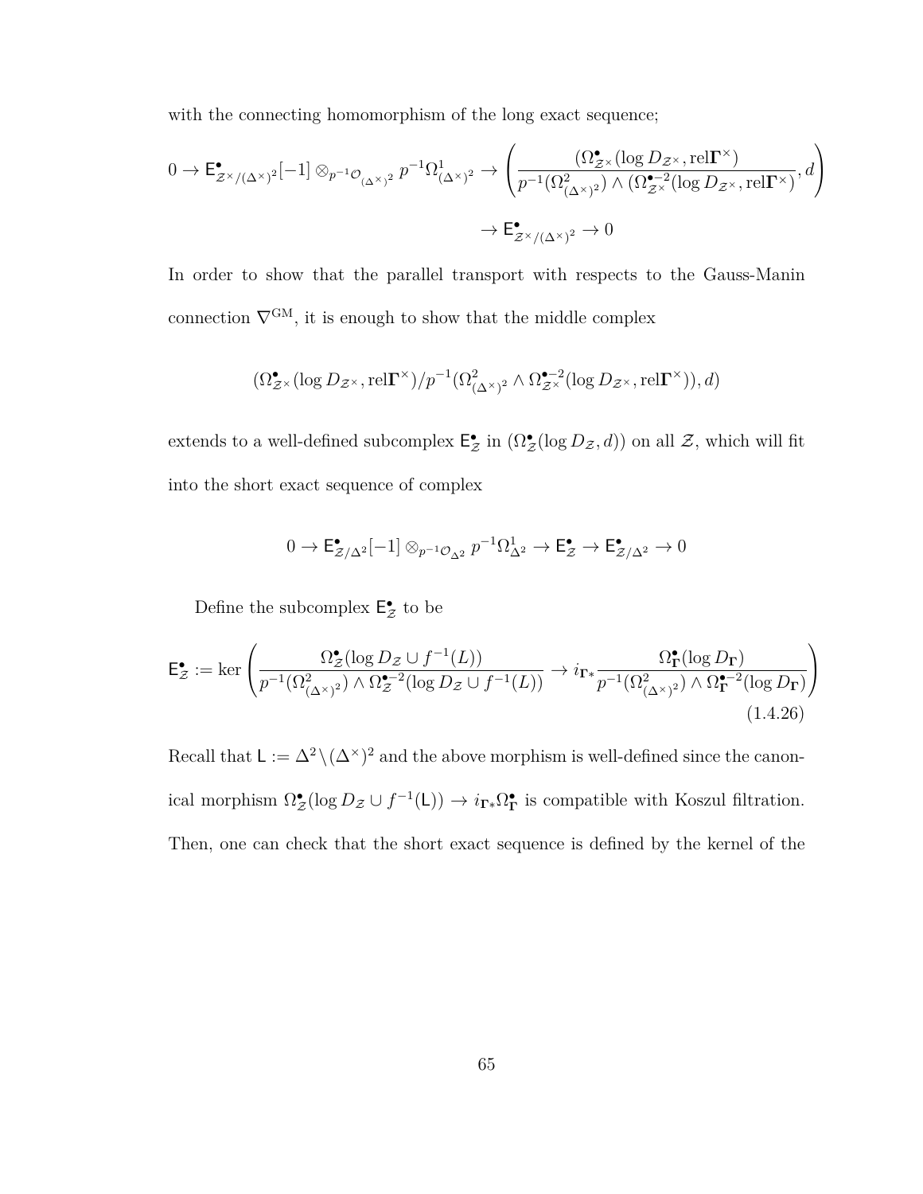with the connecting homomorphism of the long exact sequence;

$$0 \to \mathsf{E}^\bullet_{\mathcal{Z}^\times/(\Delta^\times)^2}[-1] \otimes_{p^{-1}\mathcal{O}_{(\Delta^\times)^2}} p^{-1}\Omega^1_{(\Delta^\times)^2} \to \left( \frac{(\Omega^\bullet_{\mathcal{Z}^\times}(\log D_{\mathcal{Z}^\times}, \mathrm{rel}\mathbf{\Gamma}^\times)}{p^{-1}(\Omega^2_{(\Delta^\times)^2}) \wedge (\Omega^{\bullet-2}_{\mathcal{Z}^\times}(\log D_{\mathcal{Z}^\times}, \mathrm{rel}\mathbf{\Gamma}^\times)}, d \right)$$

$$\to \mathsf{E}^\bullet_{\mathcal{Z}^\times/(\Delta^\times)^2} \to 0$$

In order to show that the parallel transport with respects to the Gauss-Manin connection $\nabla^{\mathrm{GM}}$, it is enough to show that the middle complex

$$(\Omega^\bullet_{\mathcal{Z}^\times}(\log D_{\mathcal{Z}^\times}, \mathrm{rel}\mathbf{\Gamma}^\times)/p^{-1}(\Omega^2_{(\Delta^\times)^2} \wedge \Omega^{\bullet-2}_{\mathcal{Z}^\times}(\log D_{\mathcal{Z}^\times}, \mathrm{rel}\mathbf{\Gamma}^\times)), d)$$

extends to a well-defined subcomplex $\mathsf{E}^\bullet_{\mathcal{Z}}$ in $(\Omega^\bullet_{\mathcal{Z}}(\log D_{\mathcal{Z}}, d))$ on all $\mathcal{Z}$, which will fit into the short exact sequence of complex

$$0 \to \mathsf{E}^\bullet_{\mathcal{Z}/\Delta^2}[-1] \otimes_{p^{-1}\mathcal{O}_{\Delta^2}} p^{-1}\Omega^1_{\Delta^2} \to \mathsf{E}^\bullet_{\mathcal{Z}} \to \mathsf{E}^\bullet_{\mathcal{Z}/\Delta^2} \to 0$$

Define the subcomplex $\mathsf{E}^\bullet_{\mathcal{Z}}$ to be

$$\mathsf{E}^\bullet_{\mathcal{Z}} := \ker \left( \frac{\Omega^\bullet_{\mathcal{Z}}(\log D_{\mathcal{Z}} \cup f^{-1}(L))}{p^{-1}(\Omega^2_{(\Delta^\times)^2}) \wedge \Omega^{\bullet-2}_{\mathcal{Z}}(\log D_{\mathcal{Z}} \cup f^{-1}(L))} \to i_{\mathbf{\Gamma}*} \frac{\Omega^\bullet_{\mathbf{\Gamma}}(\log D_{\mathbf{\Gamma}})}{p^{-1}(\Omega^2_{(\Delta^\times)^2}) \wedge \Omega^{\bullet-2}_{\mathbf{\Gamma}}(\log D_{\mathbf{\Gamma}})} \right) \tag{1.4.26}$$

Recall that $\mathsf{L} := \Delta^2 \backslash (\Delta^\times)^2$ and the above morphism is well-defined since the canonical morphism $\Omega^\bullet_{\mathcal{Z}}(\log D_{\mathcal{Z}} \cup f^{-1}(\mathsf{L})) \to i_{\mathbf{\Gamma}*}\Omega^\bullet_{\mathbf{\Gamma}}$ is compatible with Koszul filtration. Then, one can check that the short exact sequence is defined by the kernel of the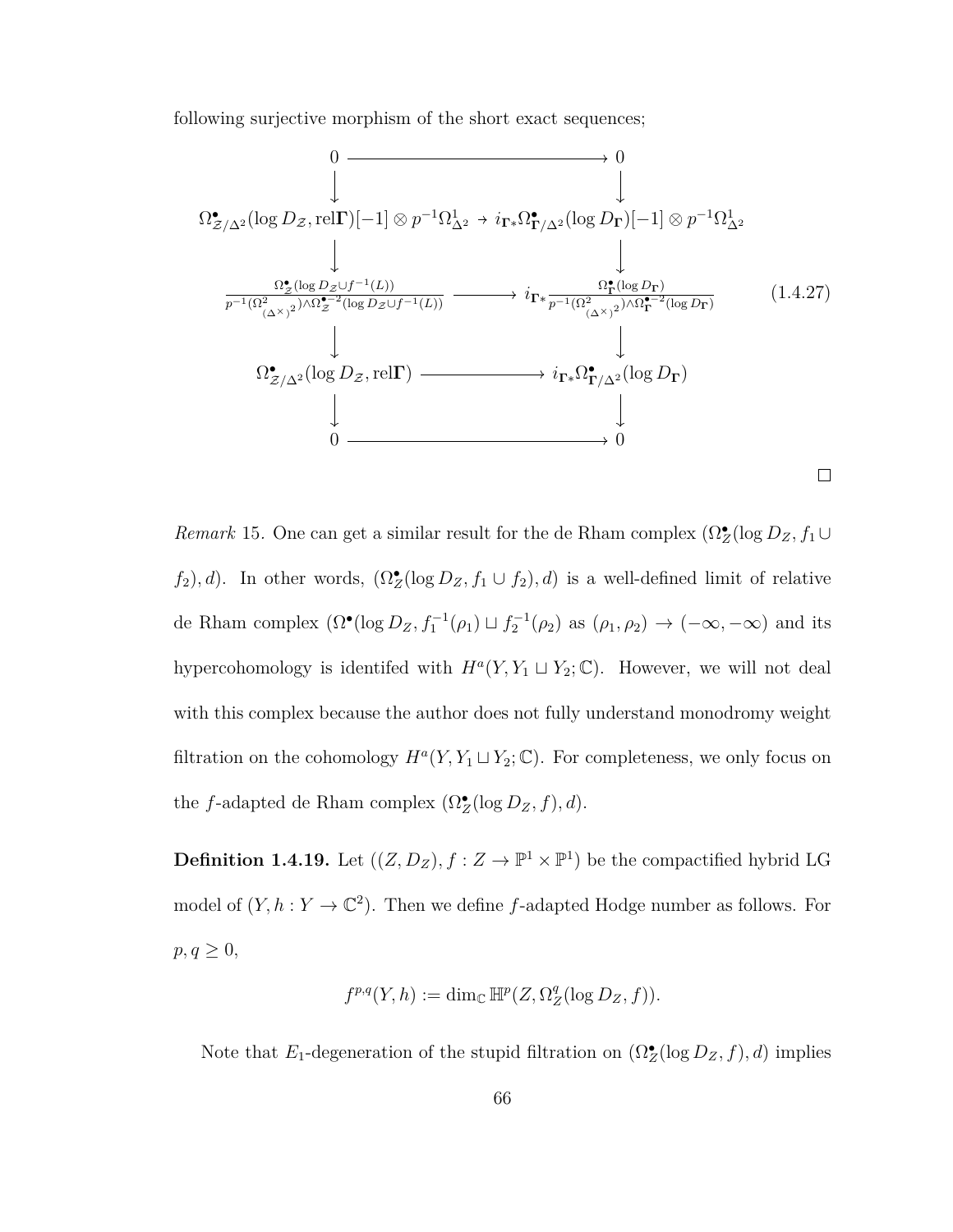following surjective morphism of the short exact sequences;

$$
\begin{array}{ccc}
0 & \longrightarrow & 0 \\
\downarrow & & \downarrow \\
\Omega^\bullet_{\mathcal{Z}/\Delta^2}(\log D_{\mathcal{Z}}, \mathrm{rel}\mathbf{\Gamma})[-1] \otimes p^{-1}\Omega^1_{\Delta^2} & \to & i_{\mathbf{\Gamma}*}\Omega^\bullet_{\mathbf{\Gamma}/\Delta^2}(\log D_{\mathbf{\Gamma}})[-1] \otimes p^{-1}\Omega^1_{\Delta^2} \\
\downarrow & & \downarrow \\
\dfrac{\Omega^\bullet_{\mathcal{Z}}(\log D_{\mathcal{Z}} \cup f^{-1}(L))}{p^{-1}(\Omega^2_{(\Delta^\times)^2}) \wedge \Omega^{\bullet-2}_{\mathcal{Z}}(\log D_{\mathcal{Z}} \cup f^{-1}(L))} & \longrightarrow & i_{\mathbf{\Gamma}*}\dfrac{\Omega^\bullet_{\mathbf{\Gamma}}(\log D_{\mathbf{\Gamma}})}{p^{-1}(\Omega^2_{(\Delta^\times)^2}) \wedge \Omega^{\bullet-2}_{\mathbf{\Gamma}}(\log D_{\mathbf{\Gamma}})} \\
\downarrow & & \downarrow \\
\Omega^\bullet_{\mathcal{Z}/\Delta^2}(\log D_{\mathcal{Z}}, \mathrm{rel}\mathbf{\Gamma}) & \longrightarrow & i_{\mathbf{\Gamma}*}\Omega^\bullet_{\mathbf{\Gamma}/\Delta^2}(\log D_{\mathbf{\Gamma}}) \\
\downarrow & & \downarrow \\
0 & \longrightarrow & 0
\end{array}
\tag{1.4.27}
$$

□

*Remark* 15. One can get a similar result for the de Rham complex $(\Omega^\bullet_Z(\log D_Z, f_1 \cup f_2), d)$. In other words, $(\Omega^\bullet_Z(\log D_Z, f_1 \cup f_2), d)$ is a well-defined limit of relative de Rham complex $(\Omega^\bullet(\log D_Z, f_1^{-1}(\rho_1) \sqcup f_2^{-1}(\rho_2)$ as $(\rho_1, \rho_2) \to (-\infty, -\infty)$ and its hypercohomology is identifed with $H^a(Y, Y_1 \sqcup Y_2; \mathbb{C})$. However, we will not deal with this complex because the author does not fully understand monodromy weight filtration on the cohomology $H^a(Y, Y_1 \sqcup Y_2; \mathbb{C})$. For completeness, we only focus on the $f$-adapted de Rham complex $(\Omega^\bullet_Z(\log D_Z, f), d)$.

**Definition 1.4.19.** Let $((Z, D_Z), f : Z \to \mathbb{P}^1 \times \mathbb{P}^1)$ be the compactified hybrid LG model of $(Y, h : Y \to \mathbb{C}^2)$. Then we define $f$-adapted Hodge number as follows. For $p, q \geq 0$,

$$f^{p,q}(Y, h) := \dim_{\mathbb{C}} \mathbb{H}^p(Z, \Omega^q_Z(\log D_Z, f)).$$

Note that $E_1$-degeneration of the stupid filtration on $(\Omega^\bullet_Z(\log D_Z, f), d)$ implies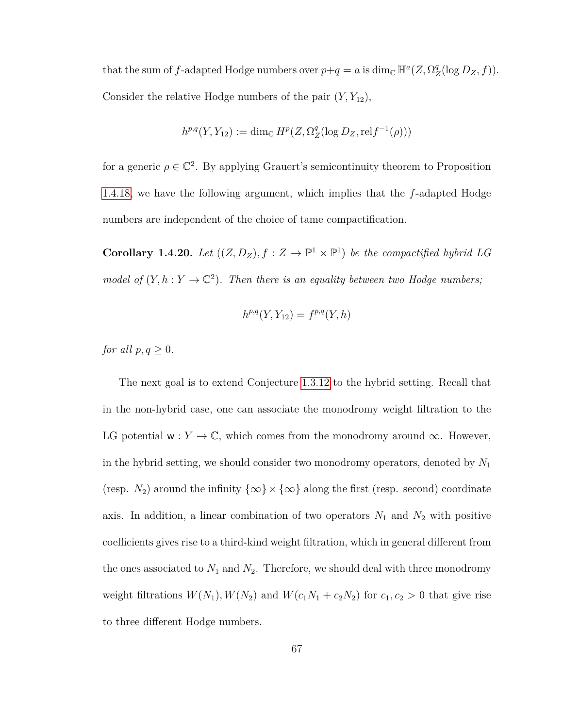that the sum of $f$-adapted Hodge numbers over $p+q=a$ is $\dim_{\mathbb{C}} \mathbb{H}^a(Z, \Omega_Z^q(\log D_Z, f))$. Consider the relative Hodge numbers of the pair $(Y, Y_{12})$,

$$h^{p,q}(Y, Y_{12}) := \dim_{\mathbb{C}} H^p(Z, \Omega_Z^q(\log D_Z, \mathrm{rel} f^{-1}(\rho)))$$

for a generic $\rho \in \mathbb{C}^2$. By applying Grauert's semicontinuity theorem to Proposition 1.4.18, we have the following argument, which implies that the $f$-adapted Hodge numbers are independent of the choice of tame compactification.

**Corollary 1.4.20.** *Let $((Z, D_Z), f : Z \to \mathbb{P}^1 \times \mathbb{P}^1)$ be the compactified hybrid LG model of $(Y, h : Y \to \mathbb{C}^2)$. Then there is an equality between two Hodge numbers;*

$$h^{p,q}(Y, Y_{12}) = f^{p,q}(Y, h)$$

*for all $p, q \geq 0$.*

The next goal is to extend Conjecture 1.3.12 to the hybrid setting. Recall that in the non-hybrid case, one can associate the monodromy weight filtration to the LG potential $\mathsf{w} : Y \to \mathbb{C}$, which comes from the monodromy around $\infty$. However, in the hybrid setting, we should consider two monodromy operators, denoted by $N_1$ (resp. $N_2$) around the infinity $\{\infty\} \times \{\infty\}$ along the first (resp. second) coordinate axis. In addition, a linear combination of two operators $N_1$ and $N_2$ with positive coefficients gives rise to a third-kind weight filtration, which in general different from the ones associated to $N_1$ and $N_2$. Therefore, we should deal with three monodromy weight filtrations $W(N_1), W(N_2)$ and $W(c_1N_1 + c_2N_2)$ for $c_1, c_2 > 0$ that give rise to three different Hodge numbers.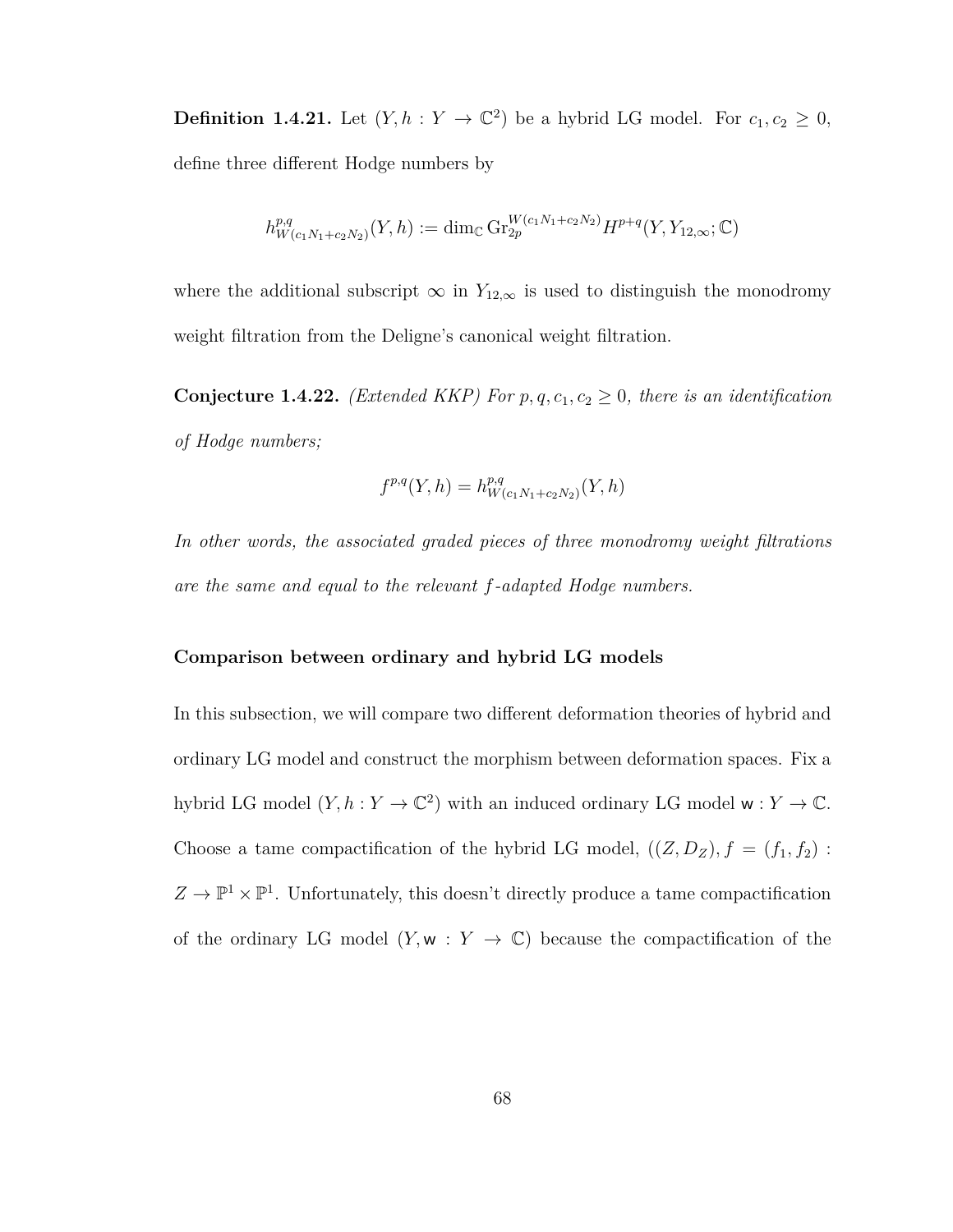**Definition 1.4.21.** Let $(Y, h : Y \to \mathbb{C}^2)$ be a hybrid LG model. For $c_1, c_2 \geq 0$, define three different Hodge numbers by

$$h^{p,q}_{W(c_1N_1+c_2N_2)}(Y,h) := \dim_{\mathbb{C}} \mathrm{Gr}_{2p}^{W(c_1N_1+c_2N_2)} H^{p+q}(Y, Y_{12,\infty}; \mathbb{C})$$

where the additional subscript $\infty$ in $Y_{12,\infty}$ is used to distinguish the monodromy weight filtration from the Deligne's canonical weight filtration.

**Conjecture 1.4.22.** *(Extended KKP) For $p, q, c_1, c_2 \geq 0$, there is an identification of Hodge numbers;*

$$f^{p,q}(Y,h) = h^{p,q}_{W(c_1N_1+c_2N_2)}(Y,h)$$

*In other words, the associated graded pieces of three monodromy weight filtrations are the same and equal to the relevant $f$-adapted Hodge numbers.*

### Comparison between ordinary and hybrid LG models

In this subsection, we will compare two different deformation theories of hybrid and ordinary LG model and construct the morphism between deformation spaces. Fix a hybrid LG model $(Y, h : Y \to \mathbb{C}^2)$ with an induced ordinary LG model $\mathsf{w} : Y \to \mathbb{C}$. Choose a tame compactification of the hybrid LG model, $((Z, D_Z), f = (f_1, f_2) : Z \to \mathbb{P}^1 \times \mathbb{P}^1$. Unfortunately, this doesn't directly produce a tame compactification of the ordinary LG model $(Y, \mathsf{w} : Y \to \mathbb{C})$ because the compactification of the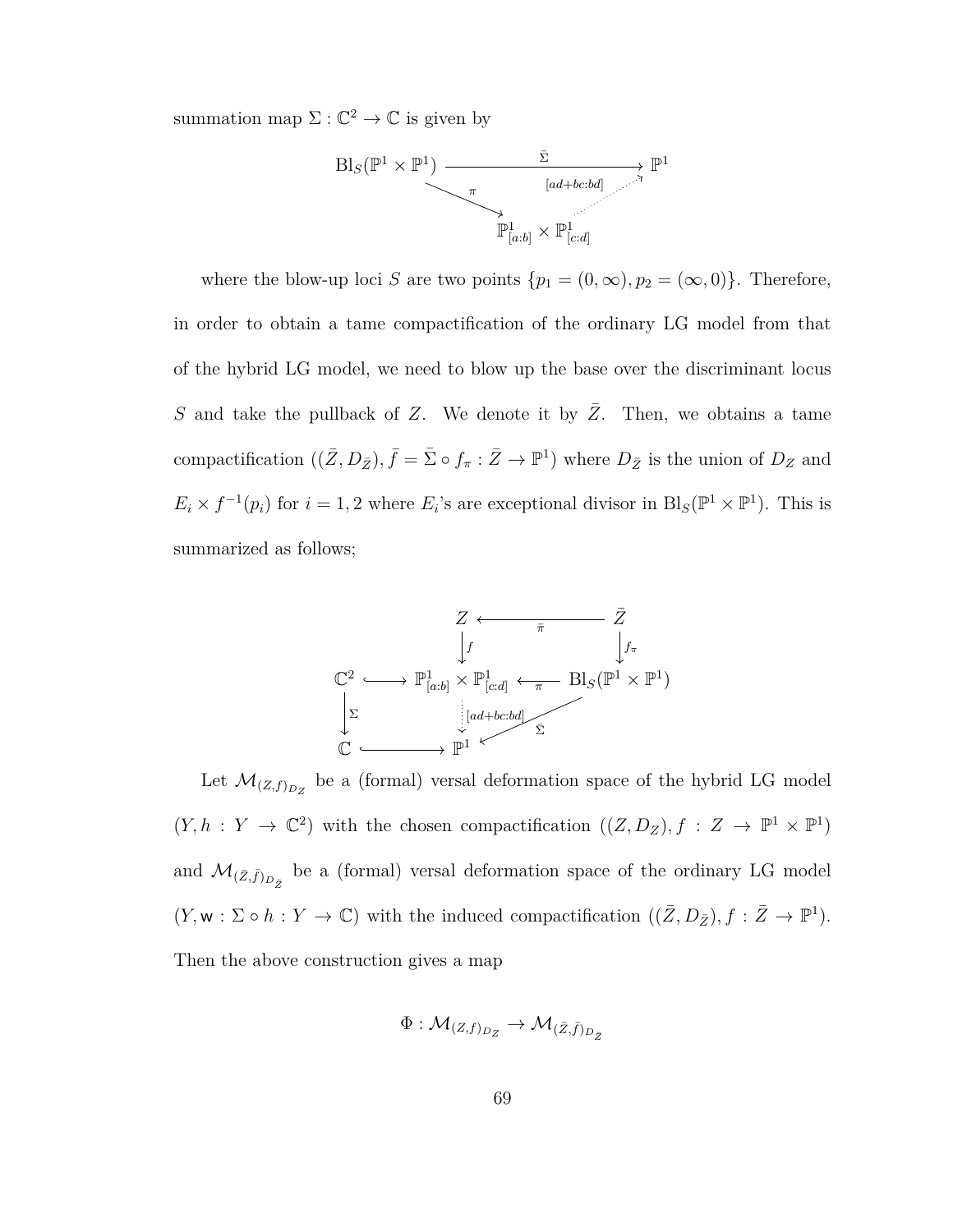summation map $\Sigma : \mathbb{C}^2 \to \mathbb{C}$ is given by

$$
\begin{array}{ccc}
\mathrm{Bl}_S(\mathbb{P}^1 \times \mathbb{P}^1) & \xrightarrow{\quad\bar{\Sigma}\quad} & \mathbb{P}^1 \\
& \searrow^{\pi} & \uparrow{\scriptstyle [ad+bc:bd]} \\
& & \mathbb{P}^1_{[a:b]} \times \mathbb{P}^1_{[c:d]}
\end{array}
$$

where the blow-up loci $S$ are two points $\{p_1 = (0, \infty), p_2 = (\infty, 0)\}$. Therefore, in order to obtain a tame compactification of the ordinary LG model from that of the hybrid LG model, we need to blow up the base over the discriminant locus $S$ and take the pullback of $Z$. We denote it by $\bar{Z}$. Then, we obtains a tame compactification $((\bar{Z}, D_{\bar{Z}}), \bar{f} = \bar{\Sigma} \circ f_\pi : \bar{Z} \to \mathbb{P}^1)$ where $D_{\bar{Z}}$ is the union of $D_Z$ and $E_i \times f^{-1}(p_i)$ for $i = 1, 2$ where $E_i$'s are exceptional divisor in $\mathrm{Bl}_S(\mathbb{P}^1 \times \mathbb{P}^1)$. This is summarized as follows;

$$
\begin{array}{ccccc}
 & & Z & \xleftarrow{\quad\bar{\pi}\quad} & \bar{Z} \\
 & & \downarrow{\scriptstyle f} & & \downarrow{\scriptstyle f_\pi} \\
\mathbb{C}^2 & \hookrightarrow & \mathbb{P}^1_{[a:b]} \times \mathbb{P}^1_{[c:d]} & \xleftarrow{\quad\pi\quad} & \mathrm{Bl}_S(\mathbb{P}^1 \times \mathbb{P}^1) \\
\downarrow{\scriptstyle \Sigma} & & \vdots{\scriptstyle [ad+bc:bd]} & \swarrow{\scriptstyle \bar{\Sigma}} & \\
\mathbb{C} & \hookrightarrow & \mathbb{P}^1 & &
\end{array}
$$

Let $\mathcal{M}_{(Z,f)_{D_Z}}$ be a (formal) versal deformation space of the hybrid LG model $(Y, h : Y \to \mathbb{C}^2)$ with the chosen compactification $((Z, D_Z), f : Z \to \mathbb{P}^1 \times \mathbb{P}^1)$ and $\mathcal{M}_{(\bar{Z},\bar{f})_{D_{\bar{Z}}}}$ be a (formal) versal deformation space of the ordinary LG model $(Y, \mathsf{w} : \Sigma \circ h : Y \to \mathbb{C})$ with the induced compactification $((\bar{Z}, D_{\bar{Z}}), f : \bar{Z} \to \mathbb{P}^1)$. Then the above construction gives a map

$$
\Phi : \mathcal{M}_{(Z,f)_{D_Z}} \to \mathcal{M}_{(\bar{Z},\bar{f})_{D_{\bar{Z}}}}
$$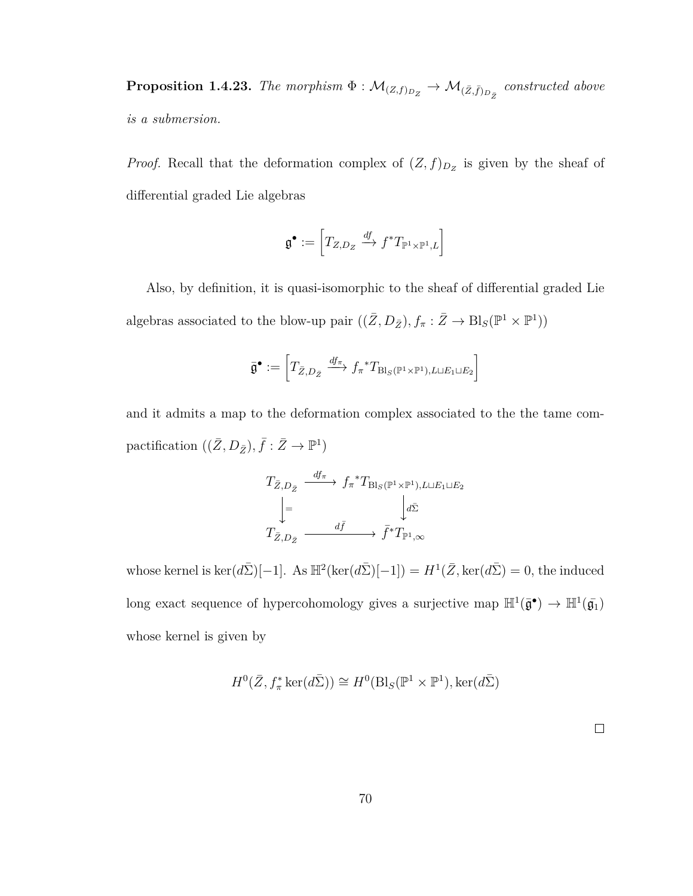**Proposition 1.4.23.** *The morphism $\Phi : \mathcal{M}_{(Z,f)_{D_Z}} \to \mathcal{M}_{(\bar{Z},\bar{f})_{D_{\bar{Z}}}}$ constructed above is a submersion.*

*Proof.* Recall that the deformation complex of $(Z, f)_{D_Z}$ is given by the sheaf of differential graded Lie algebras

$$\mathfrak{g}^\bullet := \left[ T_{Z,D_Z} \xrightarrow{df} f^* T_{\mathbb{P}^1 \times \mathbb{P}^1, L} \right]$$

Also, by definition, it is quasi-isomorphic to the sheaf of differential graded Lie algebras associated to the blow-up pair $((\bar{Z}, D_{\bar{Z}}), f_\pi : \bar{Z} \to \mathrm{Bl}_S(\mathbb{P}^1 \times \mathbb{P}^1))$

$$\bar{\mathfrak{g}}^\bullet := \left[ T_{\bar{Z},D_{\bar{Z}}} \xrightarrow{df_\pi} f_\pi{}^* T_{\mathrm{Bl}_S(\mathbb{P}^1 \times \mathbb{P}^1), L \sqcup E_1 \sqcup E_2} \right]$$

and it admits a map to the deformation complex associated to the the tame compactification $((\bar{Z}, D_{\bar{Z}}), \bar{f} : \bar{Z} \to \mathbb{P}^1)$

$$\begin{array}{ccc}
T_{\bar{Z},D_{\bar{Z}}} & \xrightarrow{df_\pi} & f_\pi{}^* T_{\mathrm{Bl}_S(\mathbb{P}^1 \times \mathbb{P}^1), L \sqcup E_1 \sqcup E_2} \\
\big\downarrow{=} & & \big\downarrow{d\bar{\Sigma}} \\
T_{\bar{Z},D_{\bar{Z}}} & \xrightarrow{d\bar{f}} & \bar{f}^* T_{\mathbb{P}^1,\infty}
\end{array}$$

whose kernel is $\ker(d\bar{\Sigma})[-1]$. As $\mathbb{H}^2(\ker(d\bar{\Sigma})[-1]) = H^1(\bar{Z}, \ker(d\bar{\Sigma}) = 0$, the induced long exact sequence of hypercohomology gives a surjective map $\mathbb{H}^1(\bar{\mathfrak{g}}^\bullet) \to \mathbb{H}^1(\bar{\mathfrak{g}}_1)$ whose kernel is given by

$$H^0(\bar{Z}, f_\pi^* \ker(d\bar{\Sigma})) \cong H^0(\mathrm{Bl}_S(\mathbb{P}^1 \times \mathbb{P}^1), \ker(d\bar{\Sigma})$$

□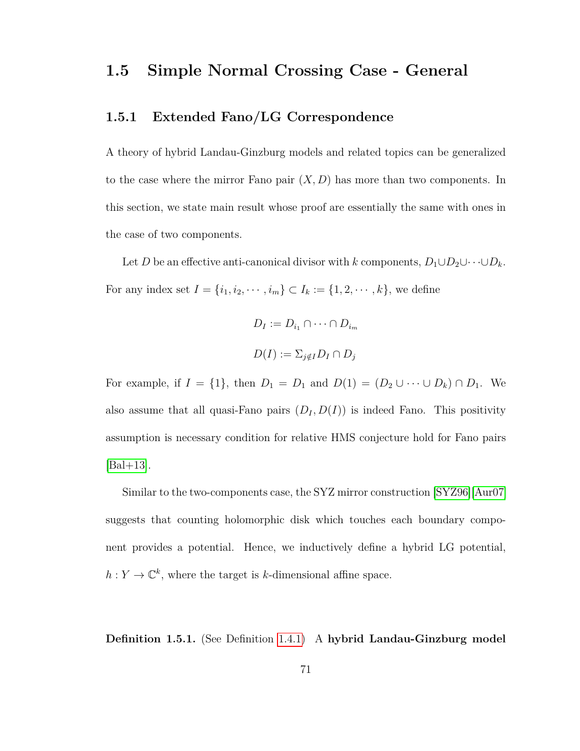## 1.5 Simple Normal Crossing Case - General

### 1.5.1 Extended Fano/LG Correspondence

A theory of hybrid Landau-Ginzburg models and related topics can be generalized to the case where the mirror Fano pair $(X, D)$ has more than two components. In this section, we state main result whose proof are essentially the same with ones in the case of two components.

Let $D$ be an effective anti-canonical divisor with $k$ components, $D_1 \cup D_2 \cup \cdots \cup D_k$. For any index set $I = \{i_1, i_2, \cdots, i_m\} \subset I_k := \{1, 2, \cdots, k\}$, we define

$$D_I := D_{i_1} \cap \cdots \cap D_{i_m}$$

$$D(I) := \Sigma_{j \notin I} D_I \cap D_j$$

For example, if $I = \{1\}$, then $D_1 = D_1$ and $D(1) = (D_2 \cup \cdots \cup D_k) \cap D_1$. We also assume that all quasi-Fano pairs $(D_I, D(I))$ is indeed Fano. This positivity assumption is necessary condition for relative HMS conjecture hold for Fano pairs [Bal+13].

Similar to the two-components case, the SYZ mirror construction [SYZ96] [Aur07] suggests that counting holomorphic disk which touches each boundary component provides a potential. Hence, we inductively define a hybrid LG potential, $h : Y \to \mathbb{C}^k$, where the target is $k$-dimensional affine space.

**Definition 1.5.1.** (See Definition 1.4.1) A **hybrid Landau-Ginzburg model**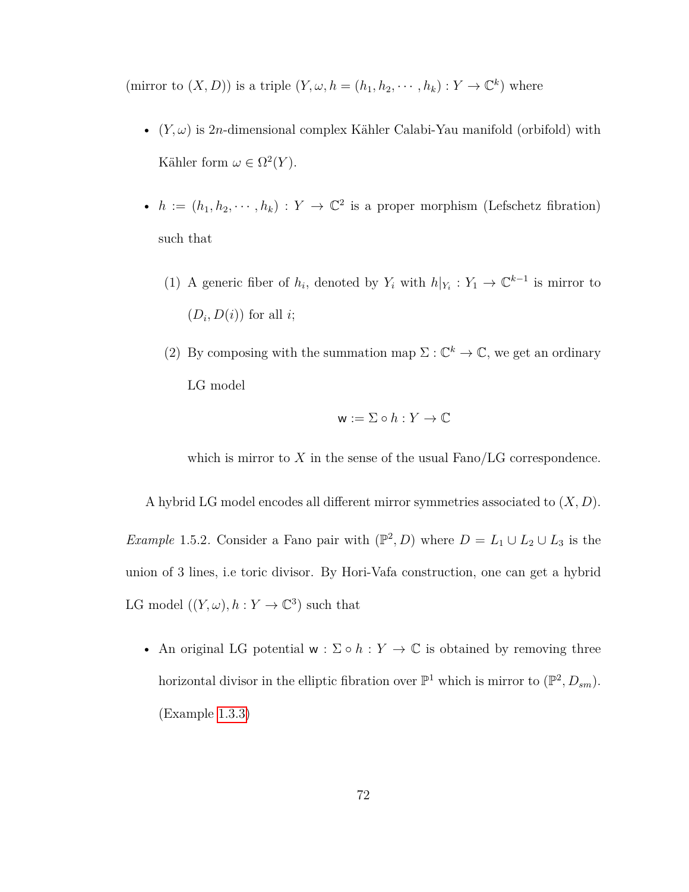(mirror to $(X, D)$) is a triple $(Y, \omega, h = (h_1, h_2, \cdots, h_k) : Y \to \mathbb{C}^k)$ where

- $(Y, \omega)$ is $2n$-dimensional complex Kähler Calabi-Yau manifold (orbifold) with Kähler form $\omega \in \Omega^2(Y)$.
- $h := (h_1, h_2, \cdots, h_k) : Y \to \mathbb{C}^2$ is a proper morphism (Lefschetz fibration) such that
  1. A generic fiber of $h_i$, denoted by $Y_i$ with $h|_{Y_i} : Y_1 \to \mathbb{C}^{k-1}$ is mirror to $(D_i, D(i))$ for all $i$;
  2. By composing with the summation map $\Sigma : \mathbb{C}^k \to \mathbb{C}$, we get an ordinary LG model
  $$\mathsf{w} := \Sigma \circ h : Y \to \mathbb{C}$$
  which is mirror to $X$ in the sense of the usual Fano/LG correspondence.

A hybrid LG model encodes all different mirror symmetries associated to $(X, D)$.

*Example* 1.5.2. Consider a Fano pair with $(\mathbb{P}^2, D)$ where $D = L_1 \cup L_2 \cup L_3$ is the union of 3 lines, i.e toric divisor. By Hori-Vafa construction, one can get a hybrid LG model $((Y, \omega), h : Y \to \mathbb{C}^3)$ such that

- An original LG potential $\mathsf{w} : \Sigma \circ h : Y \to \mathbb{C}$ is obtained by removing three horizontal divisor in the elliptic fibration over $\mathbb{P}^1$ which is mirror to $(\mathbb{P}^2, D_{sm})$. (Example 1.3.3)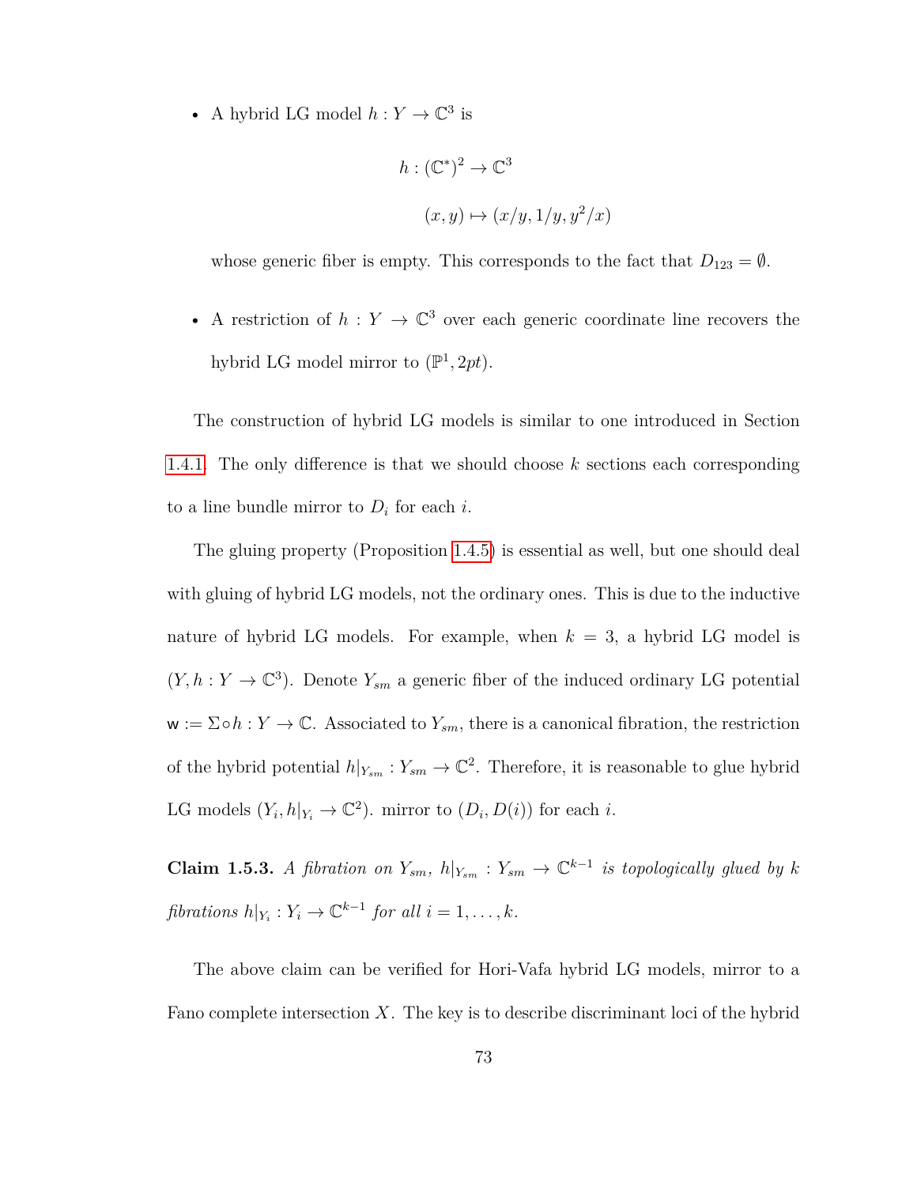- A hybrid LG model $h : Y \to \mathbb{C}^3$ is

$$h : (\mathbb{C}^*)^2 \to \mathbb{C}^3$$

$$(x, y) \mapsto (x/y, 1/y, y^2/x)$$

  whose generic fiber is empty. This corresponds to the fact that $D_{123} = \emptyset$.

- A restriction of $h : Y \to \mathbb{C}^3$ over each generic coordinate line recovers the hybrid LG model mirror to $(\mathbb{P}^1, 2pt)$.

The construction of hybrid LG models is similar to one introduced in Section 1.4.1. The only difference is that we should choose $k$ sections each corresponding to a line bundle mirror to $D_i$ for each $i$.

The gluing property (Proposition 1.4.5) is essential as well, but one should deal with gluing of hybrid LG models, not the ordinary ones. This is due to the inductive nature of hybrid LG models. For example, when $k = 3$, a hybrid LG model is $(Y, h : Y \to \mathbb{C}^3)$. Denote $Y_{sm}$ a generic fiber of the induced ordinary LG potential $\mathsf{w} := \Sigma \circ h : Y \to \mathbb{C}$. Associated to $Y_{sm}$, there is a canonical fibration, the restriction of the hybrid potential $h|_{Y_{sm}} : Y_{sm} \to \mathbb{C}^2$. Therefore, it is reasonable to glue hybrid LG models $(Y_i, h|_{Y_i} \to \mathbb{C}^2)$. mirror to $(D_i, D(i))$ for each $i$.

**Claim 1.5.3.** *A fibration on $Y_{sm}$, $h|_{Y_{sm}} : Y_{sm} \to \mathbb{C}^{k-1}$ is topologically glued by $k$ fibrations $h|_{Y_i} : Y_i \to \mathbb{C}^{k-1}$ for all $i = 1, \ldots, k$.*

The above claim can be verified for Hori-Vafa hybrid LG models, mirror to a Fano complete intersection $X$. The key is to describe discriminant loci of the hybrid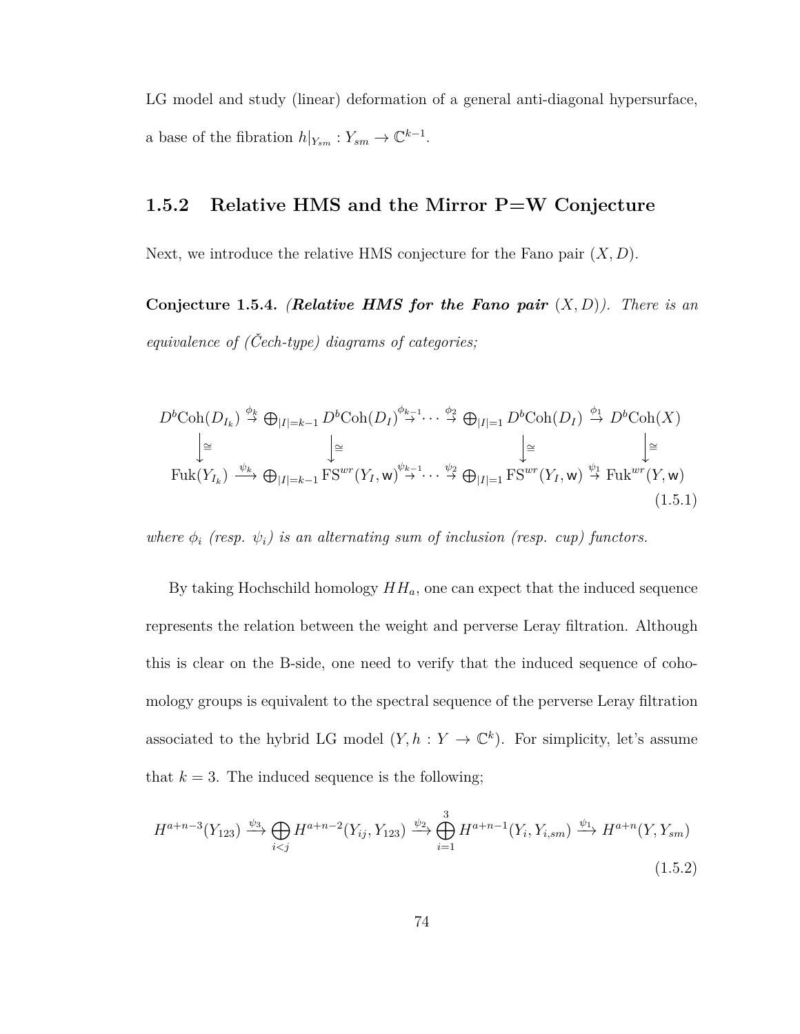LG model and study (linear) deformation of a general anti-diagonal hypersurface, a base of the fibration $h|_{Y_{sm}} : Y_{sm} \to \mathbb{C}^{k-1}$.

### 1.5.2 Relative HMS and the Mirror P=W Conjecture

Next, we introduce the relative HMS conjecture for the Fano pair $(X, D)$.

**Conjecture 1.5.4.** *(**Relative HMS for the Fano pair** $(X, D)$). There is an equivalence of (Čech-type) diagrams of categories;*

$$\begin{array}{ccccccc}
D^b\mathrm{Coh}(D_{I_k}) & \stackrel{\phi_k}{\to} & \bigoplus_{|I|=k-1} D^b\mathrm{Coh}(D_I) & \stackrel{\phi_{k-1}}{\to} \cdots \stackrel{\phi_2}{\to} & \bigoplus_{|I|=1} D^b\mathrm{Coh}(D_I) & \stackrel{\phi_1}{\to} & D^b\mathrm{Coh}(X) \\
\downarrow \cong & & \downarrow \cong & & \downarrow \cong & & \downarrow \cong \\
\mathrm{Fuk}(Y_{I_k}) & \stackrel{\psi_k}{\longrightarrow} & \bigoplus_{|I|=k-1} \mathrm{FS}^{wr}(Y_I, \mathsf{w}) & \stackrel{\psi_{k-1}}{\to} \cdots \stackrel{\psi_2}{\to} & \bigoplus_{|I|=1} \mathrm{FS}^{wr}(Y_I, \mathsf{w}) & \stackrel{\psi_1}{\to} & \mathrm{Fuk}^{wr}(Y, \mathsf{w})
\end{array} \tag{1.5.1}$$

*where $\phi_i$ (resp. $\psi_i$) is an alternating sum of inclusion (resp. cup) functors.*

By taking Hochschild homology $HH_a$, one can expect that the induced sequence represents the relation between the weight and perverse Leray filtration. Although this is clear on the B-side, one need to verify that the induced sequence of cohomology groups is equivalent to the spectral sequence of the perverse Leray filtration associated to the hybrid LG model $(Y, h : Y \to \mathbb{C}^k)$. For simplicity, let's assume that $k = 3$. The induced sequence is the following;

$$H^{a+n-3}(Y_{123}) \xrightarrow{\psi_3} \bigoplus_{i<j} H^{a+n-2}(Y_{ij}, Y_{123}) \xrightarrow{\psi_2} \bigoplus_{i=1}^{3} H^{a+n-1}(Y_i, Y_{i,sm}) \xrightarrow{\psi_1} H^{a+n}(Y, Y_{sm}) \tag{1.5.2}$$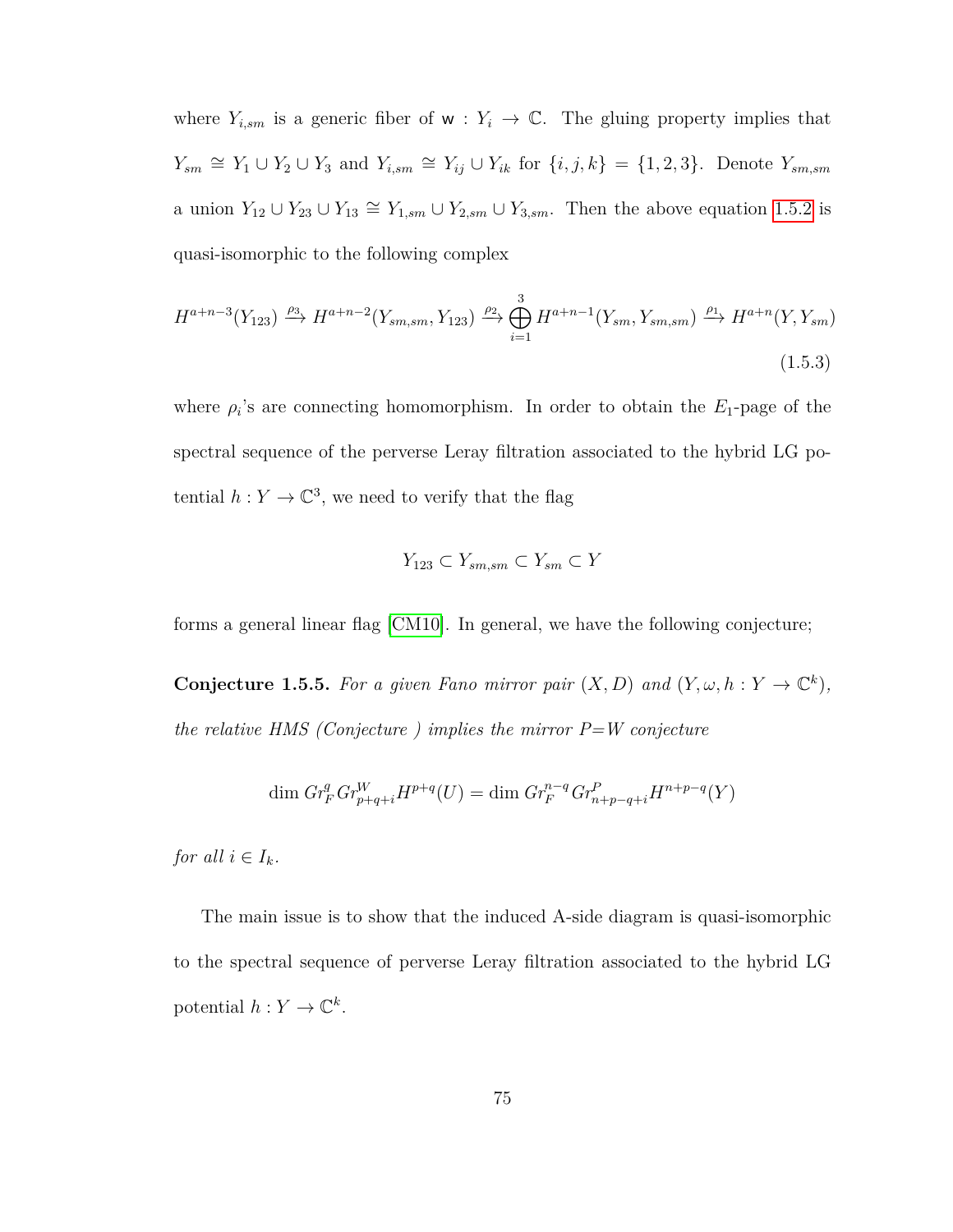where $Y_{i,sm}$ is a generic fiber of $\mathsf{w} : Y_i \to \mathbb{C}$. The gluing property implies that $Y_{sm} \cong Y_1 \cup Y_2 \cup Y_3$ and $Y_{i,sm} \cong Y_{ij} \cup Y_{ik}$ for $\{i,j,k\} = \{1,2,3\}$. Denote $Y_{sm,sm}$ a union $Y_{12} \cup Y_{23} \cup Y_{13} \cong Y_{1,sm} \cup Y_{2,sm} \cup Y_{3,sm}$. Then the above equation 1.5.2 is quasi-isomorphic to the following complex

$$H^{a+n-3}(Y_{123}) \xrightarrow{\rho_3} H^{a+n-2}(Y_{sm,sm}, Y_{123}) \xrightarrow{\rho_2} \bigoplus_{i=1}^{3} H^{a+n-1}(Y_{sm}, Y_{sm,sm}) \xrightarrow{\rho_1} H^{a+n}(Y, Y_{sm}) \tag{1.5.3}$$

where $\rho_i$'s are connecting homomorphism. In order to obtain the $E_1$-page of the spectral sequence of the perverse Leray filtration associated to the hybrid LG potential $h : Y \to \mathbb{C}^3$, we need to verify that the flag

$$Y_{123} \subset Y_{sm,sm} \subset Y_{sm} \subset Y$$

forms a general linear flag [CM10]. In general, we have the following conjecture;

**Conjecture 1.5.5.** *For a given Fano mirror pair $(X, D)$ and $(Y, \omega, h : Y \to \mathbb{C}^k)$, the relative HMS (Conjecture ) implies the mirror P=W conjecture*

$$\dim Gr_F^q Gr_{p+q+i}^W H^{p+q}(U) = \dim Gr_F^{n-q} Gr_{n+p-q+i}^P H^{n+p-q}(Y)$$

*for all $i \in I_k$.*

The main issue is to show that the induced A-side diagram is quasi-isomorphic to the spectral sequence of perverse Leray filtration associated to the hybrid LG potential $h : Y \to \mathbb{C}^k$.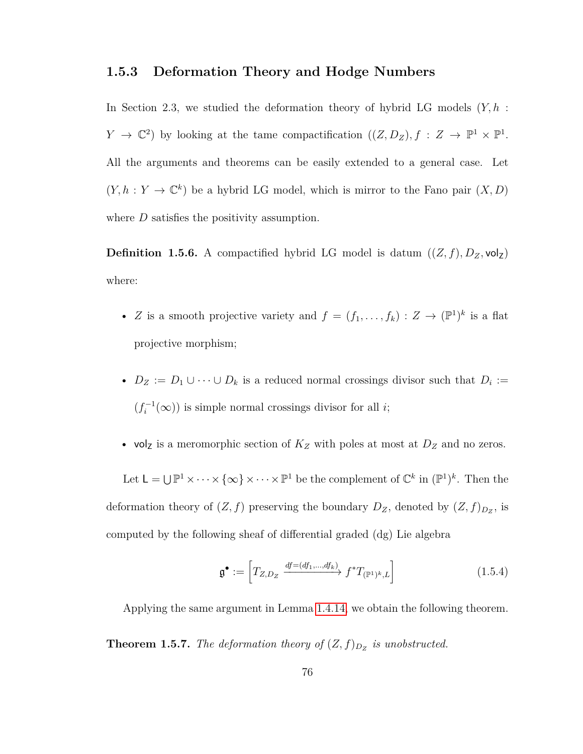### 1.5.3 Deformation Theory and Hodge Numbers

In Section 2.3, we studied the deformation theory of hybrid LG models $(Y, h : Y \to \mathbb{C}^2)$ by looking at the tame compactification $((Z, D_Z), f : Z \to \mathbb{P}^1 \times \mathbb{P}^1$. All the arguments and theorems can be easily extended to a general case. Let $(Y, h : Y \to \mathbb{C}^k)$ be a hybrid LG model, which is mirror to the Fano pair $(X, D)$ where $D$ satisfies the positivity assumption.

**Definition 1.5.6.** A compactified hybrid LG model is datum $((Z, f), D_Z, \mathsf{vol_Z})$ where:

- $Z$ is a smooth projective variety and $f = (f_1, \ldots, f_k) : Z \to (\mathbb{P}^1)^k$ is a flat projective morphism;
- $D_Z := D_1 \cup \cdots \cup D_k$ is a reduced normal crossings divisor such that $D_i := (f_i^{-1}(\infty))$ is simple normal crossings divisor for all $i$;
- $\mathsf{vol_Z}$ is a meromorphic section of $K_Z$ with poles at most at $D_Z$ and no zeros.

Let $\mathsf{L} = \bigcup \mathbb{P}^1 \times \cdots \times \{\infty\} \times \cdots \times \mathbb{P}^1$ be the complement of $\mathbb{C}^k$ in $(\mathbb{P}^1)^k$. Then the deformation theory of $(Z, f)$ preserving the boundary $D_Z$, denoted by $(Z, f)_{D_Z}$, is computed by the following sheaf of differential graded (dg) Lie algebra

$$\mathfrak{g}^\bullet := \left[ T_{Z,D_Z} \xrightarrow{df=(df_1,\ldots,df_k)} f^* T_{(\mathbb{P}^1)^k, L} \right] \tag{1.5.4}$$

Applying the same argument in Lemma 1.4.14, we obtain the following theorem.

**Theorem 1.5.7.** *The deformation theory of $(Z, f)_{D_Z}$ is unobstructed.*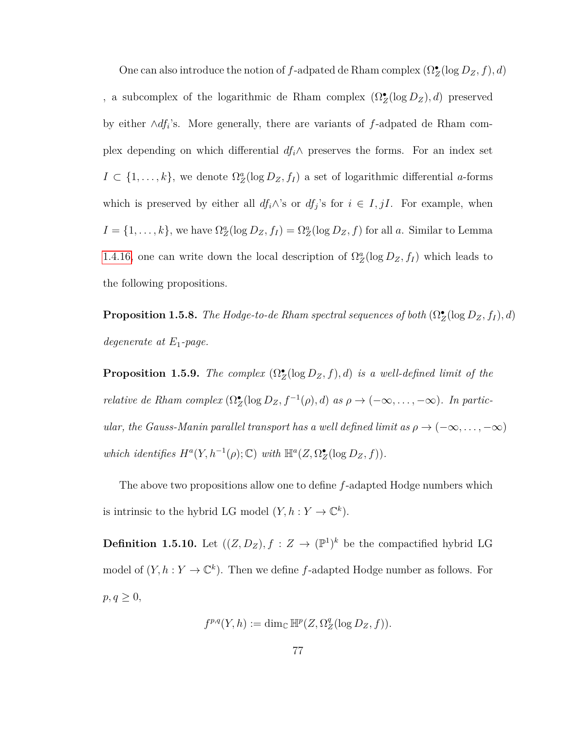One can also introduce the notion of $f$-adpated de Rham complex $(\Omega_Z^\bullet(\log D_Z, f), d)$ , a subcomplex of the logarithmic de Rham complex $(\Omega_Z^\bullet(\log D_Z), d)$ preserved by either $\wedge df_i$'s. More generally, there are variants of $f$-adpated de Rham complex depending on which differential $df_i\wedge$ preserves the forms. For an index set $I \subset \{1, \ldots, k\}$, we denote $\Omega_Z^a(\log D_Z, f_I)$ a set of logarithmic differential $a$-forms which is preserved by either all $df_i\wedge$'s or $df_j$'s for $i \in I, jI$. For example, when $I = \{1, \ldots, k\}$, we have $\Omega_Z^a(\log D_Z, f_I) = \Omega_Z^a(\log D_Z, f)$ for all $a$. Similar to Lemma 1.4.16, one can write down the local description of $\Omega_Z^a(\log D_Z, f_I)$ which leads to the following propositions.

**Proposition 1.5.8.** *The Hodge-to-de Rham spectral sequences of both $(\Omega_Z^\bullet(\log D_Z, f_I), d)$ degenerate at $E_1$-page.*

**Proposition 1.5.9.** *The complex $(\Omega_Z^\bullet(\log D_Z, f), d)$ is a well-defined limit of the relative de Rham complex $(\Omega_Z^\bullet(\log D_Z, f^{-1}(\rho), d)$ as $\rho \to (-\infty, \ldots, -\infty)$. In particular, the Gauss-Manin parallel transport has a well defined limit as $\rho \to (-\infty, \ldots, -\infty)$ which identifies $H^a(Y, h^{-1}(\rho); \mathbb{C})$ with $\mathbb{H}^a(Z, \Omega_Z^\bullet(\log D_Z, f))$.*

The above two propositions allow one to define $f$-adapted Hodge numbers which is intrinsic to the hybrid LG model $(Y, h : Y \to \mathbb{C}^k)$.

**Definition 1.5.10.** Let $((Z, D_Z), f : Z \to (\mathbb{P}^1)^k$ be the compactified hybrid LG model of $(Y, h : Y \to \mathbb{C}^k)$. Then we define $f$-adapted Hodge number as follows. For $p, q \geq 0$,

$$f^{p,q}(Y, h) := \dim_{\mathbb{C}} \mathbb{H}^p(Z, \Omega_Z^q(\log D_Z, f)).$$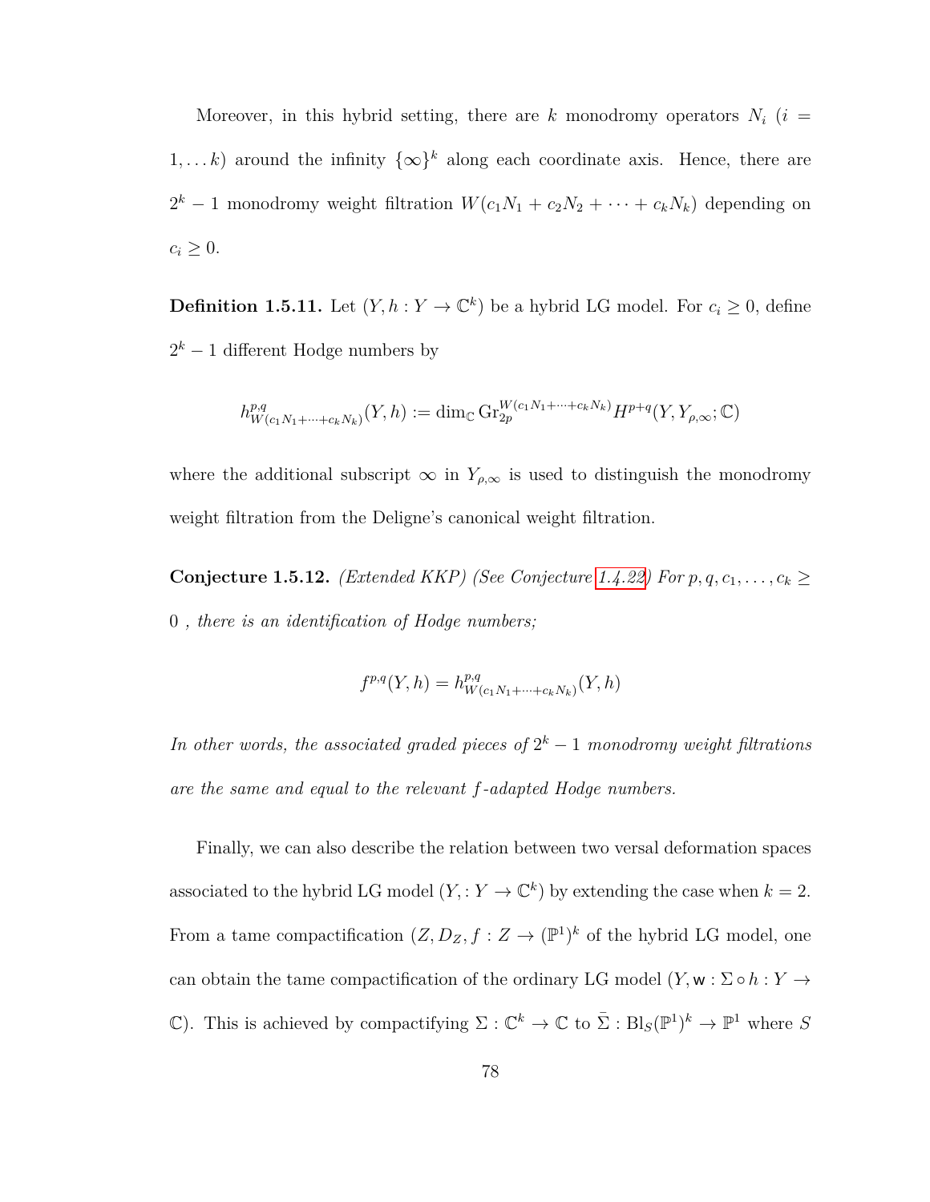Moreover, in this hybrid setting, there are $k$ monodromy operators $N_i$ ($i = 1, \dots k$) around the infinity $\{\infty\}^k$ along each coordinate axis. Hence, there are $2^k - 1$ monodromy weight filtration $W(c_1N_1 + c_2N_2 + \cdots + c_kN_k)$ depending on $c_i \geq 0$.

**Definition 1.5.11.** Let $(Y, h : Y \to \mathbb{C}^k)$ be a hybrid LG model. For $c_i \geq 0$, define $2^k - 1$ different Hodge numbers by

$$h^{p,q}_{W(c_1N_1+\cdots+c_kN_k)}(Y,h) := \dim_{\mathbb{C}} \mathrm{Gr}_{2p}^{W(c_1N_1+\cdots+c_kN_k)} H^{p+q}(Y, Y_{\rho,\infty}; \mathbb{C})$$

where the additional subscript $\infty$ in $Y_{\rho,\infty}$ is used to distinguish the monodromy weight filtration from the Deligne's canonical weight filtration.

**Conjecture 1.5.12.** *(Extended KKP) (See Conjecture 1.4.22) For $p, q, c_1, \dots, c_k \geq 0$ , there is an identification of Hodge numbers;*

$$f^{p,q}(Y,h) = h^{p,q}_{W(c_1N_1+\cdots+c_kN_k)}(Y,h)$$

*In other words, the associated graded pieces of $2^k - 1$ monodromy weight filtrations are the same and equal to the relevant $f$-adapted Hodge numbers.*

Finally, we can also describe the relation between two versal deformation spaces associated to the hybrid LG model $(Y, : Y \to \mathbb{C}^k)$ by extending the case when $k = 2$. From a tame compactification $(Z, D_Z, f : Z \to (\mathbb{P}^1)^k$ of the hybrid LG model, one can obtain the tame compactification of the ordinary LG model $(Y, \mathsf{w} : \Sigma \circ h : Y \to \mathbb{C})$. This is achieved by compactifying $\Sigma : \mathbb{C}^k \to \mathbb{C}$ to $\bar{\Sigma} : \mathrm{Bl}_S(\mathbb{P}^1)^k \to \mathbb{P}^1$ where $S$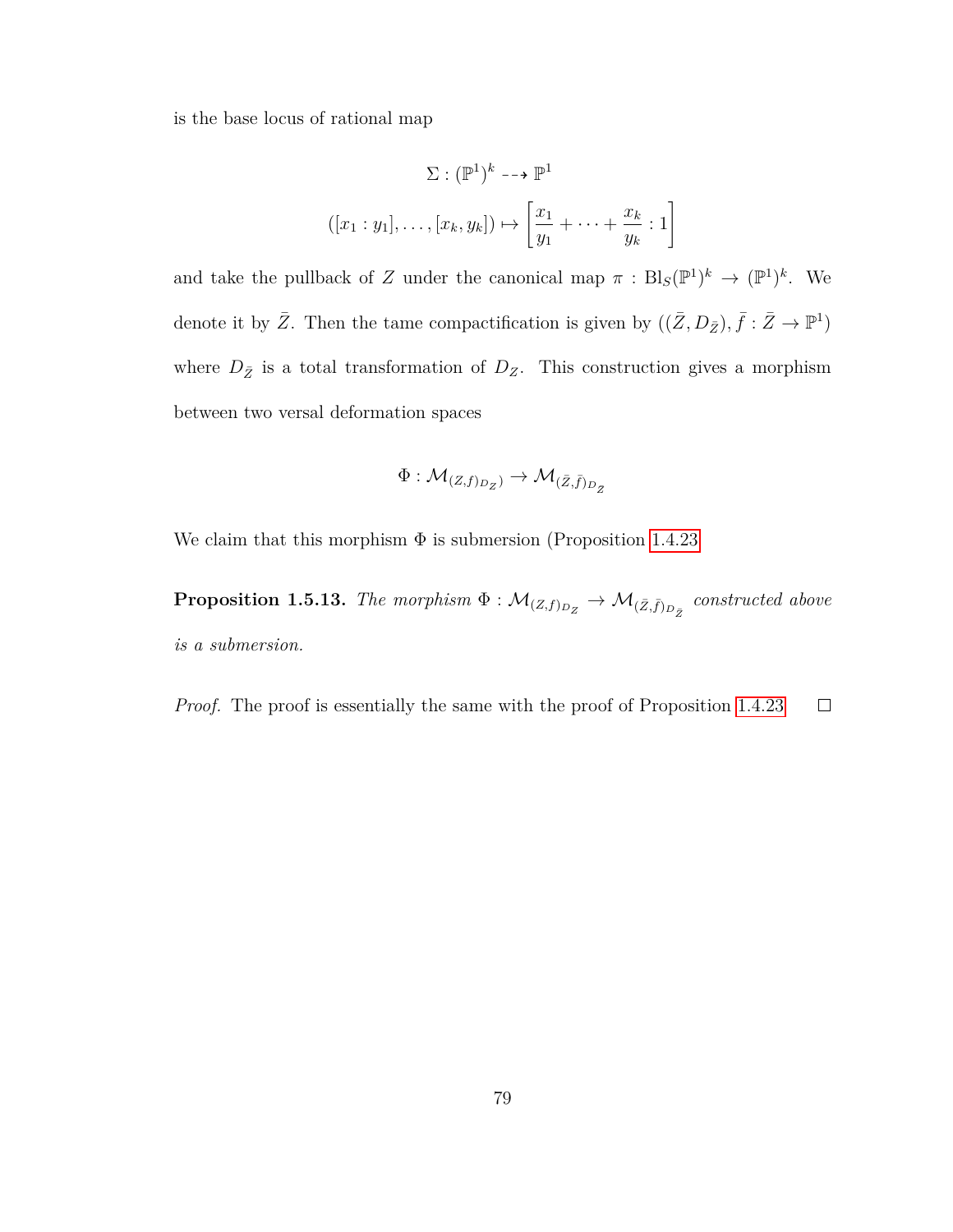is the base locus of rational map

$$\Sigma : (\mathbb{P}^1)^k \dashrightarrow \mathbb{P}^1$$
$$([x_1 : y_1], \ldots, [x_k, y_k]) \mapsto \left[\frac{x_1}{y_1} + \cdots + \frac{x_k}{y_k} : 1\right]$$

and take the pullback of $Z$ under the canonical map $\pi : \mathrm{Bl}_S(\mathbb{P}^1)^k \to (\mathbb{P}^1)^k$. We denote it by $\bar{Z}$. Then the tame compactification is given by $((\bar{Z}, D_{\bar{Z}}), \bar{f} : \bar{Z} \to \mathbb{P}^1)$ where $D_{\bar{Z}}$ is a total transformation of $D_Z$. This construction gives a morphism between two versal deformation spaces

$$\Phi : \mathcal{M}_{(Z,f)_{D_Z})} \to \mathcal{M}_{(\bar{Z},\bar{f})_{D_{\bar{Z}}}}$$

We claim that this morphism $\Phi$ is submersion (Proposition 1.4.23

**Proposition 1.5.13.** *The morphism $\Phi : \mathcal{M}_{(Z,f)_{D_Z}} \to \mathcal{M}_{(\bar{Z},\bar{f})_{D_{\bar{Z}}}}$ constructed above is a submersion.*

*Proof.* The proof is essentially the same with the proof of Proposition 1.4.23 $\square$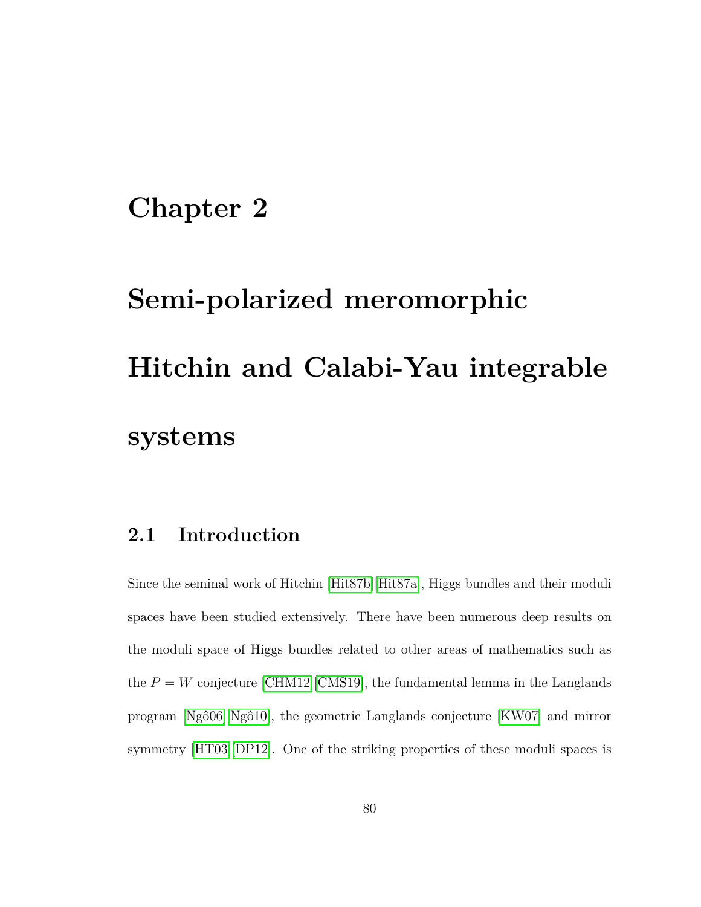# Chapter 2

# Semi-polarized meromorphic Hitchin and Calabi-Yau integrable systems

## 2.1 Introduction

Since the seminal work of Hitchin [Hit87b][Hit87a], Higgs bundles and their moduli spaces have been studied extensively. There have been numerous deep results on the moduli space of Higgs bundles related to other areas of mathematics such as the $P = W$ conjecture [CHM12][CMS19], the fundamental lemma in the Langlands program [Ngô06][Ngô10], the geometric Langlands conjecture [KW07] and mirror symmetry [HT03][DP12]. One of the striking properties of these moduli spaces is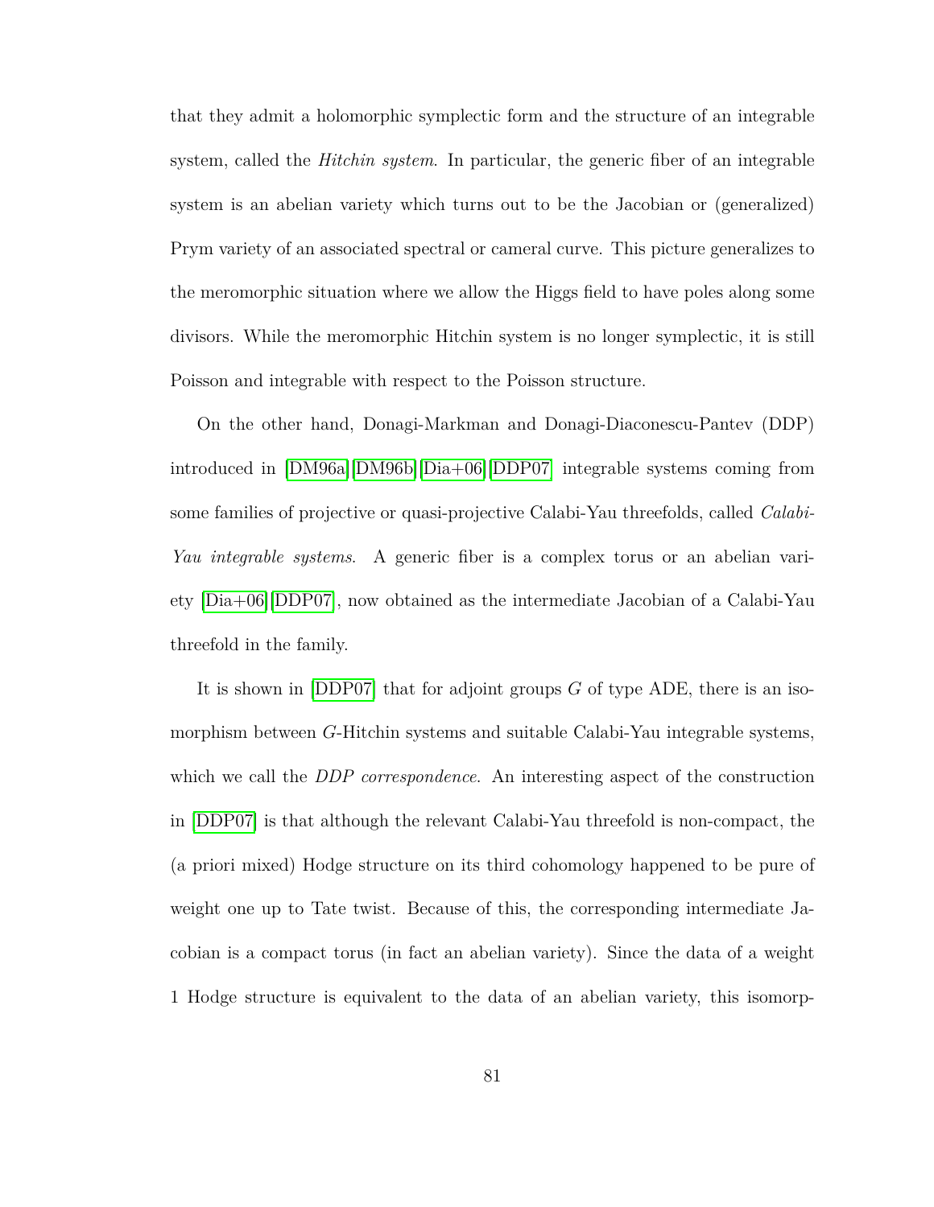that they admit a holomorphic symplectic form and the structure of an integrable system, called the *Hitchin system*. In particular, the generic fiber of an integrable system is an abelian variety which turns out to be the Jacobian or (generalized) Prym variety of an associated spectral or cameral curve. This picture generalizes to the meromorphic situation where we allow the Higgs field to have poles along some divisors. While the meromorphic Hitchin system is no longer symplectic, it is still Poisson and integrable with respect to the Poisson structure.

On the other hand, Donagi-Markman and Donagi-Diaconescu-Pantev (DDP) introduced in [DM96a][DM96b][Dia+06][DDP07] integrable systems coming from some families of projective or quasi-projective Calabi-Yau threefolds, called *Calabi-Yau integrable systems*. A generic fiber is a complex torus or an abelian variety [Dia+06][DDP07], now obtained as the intermediate Jacobian of a Calabi-Yau threefold in the family.

It is shown in [DDP07] that for adjoint groups $G$ of type ADE, there is an isomorphism between $G$-Hitchin systems and suitable Calabi-Yau integrable systems, which we call the *DDP correspondence*. An interesting aspect of the construction in [DDP07] is that although the relevant Calabi-Yau threefold is non-compact, the (a priori mixed) Hodge structure on its third cohomology happened to be pure of weight one up to Tate twist. Because of this, the corresponding intermediate Jacobian is a compact torus (in fact an abelian variety). Since the data of a weight 1 Hodge structure is equivalent to the data of an abelian variety, this isomorp-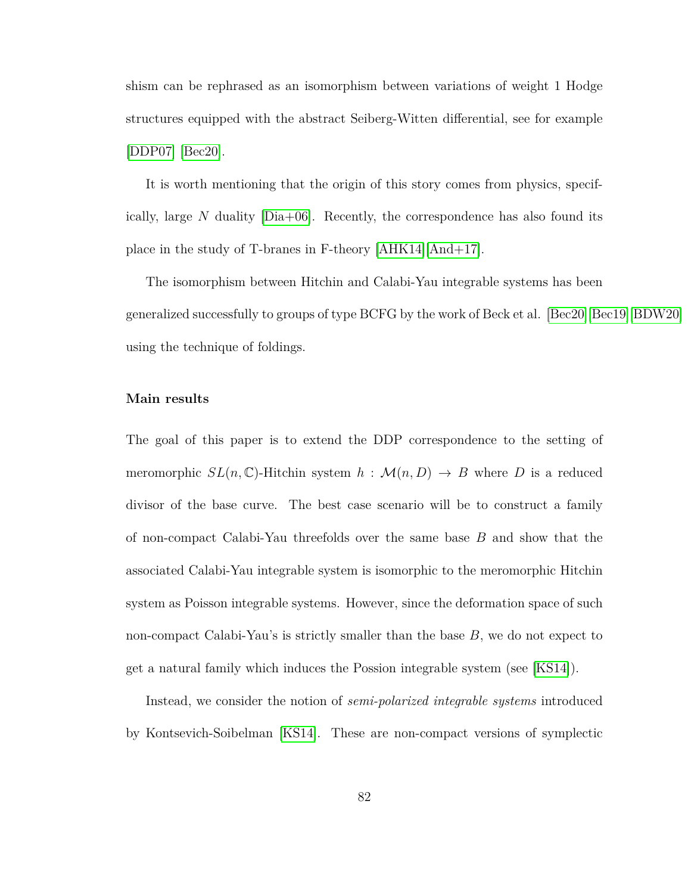shism can be rephrased as an isomorphism between variations of weight 1 Hodge structures equipped with the abstract Seiberg-Witten differential, see for example [DDP07] [Bec20].

It is worth mentioning that the origin of this story comes from physics, specifically, large $N$ duality [Dia+06]. Recently, the correspondence has also found its place in the study of T-branes in F-theory [AHK14][And+17].

The isomorphism between Hitchin and Calabi-Yau integrable systems has been generalized successfully to groups of type BCFG by the work of Beck et al. [Bec20][Bec19][BDW20] using the technique of foldings.

**Main results**

The goal of this paper is to extend the DDP correspondence to the setting of meromorphic $SL(n,\mathbb{C})$-Hitchin system $h : \mathcal{M}(n,D) \to B$ where $D$ is a reduced divisor of the base curve. The best case scenario will be to construct a family of non-compact Calabi-Yau threefolds over the same base $B$ and show that the associated Calabi-Yau integrable system is isomorphic to the meromorphic Hitchin system as Poisson integrable systems. However, since the deformation space of such non-compact Calabi-Yau's is strictly smaller than the base $B$, we do not expect to get a natural family which induces the Possion integrable system (see [KS14]).

Instead, we consider the notion of *semi-polarized integrable systems* introduced by Kontsevich-Soibelman [KS14]. These are non-compact versions of symplectic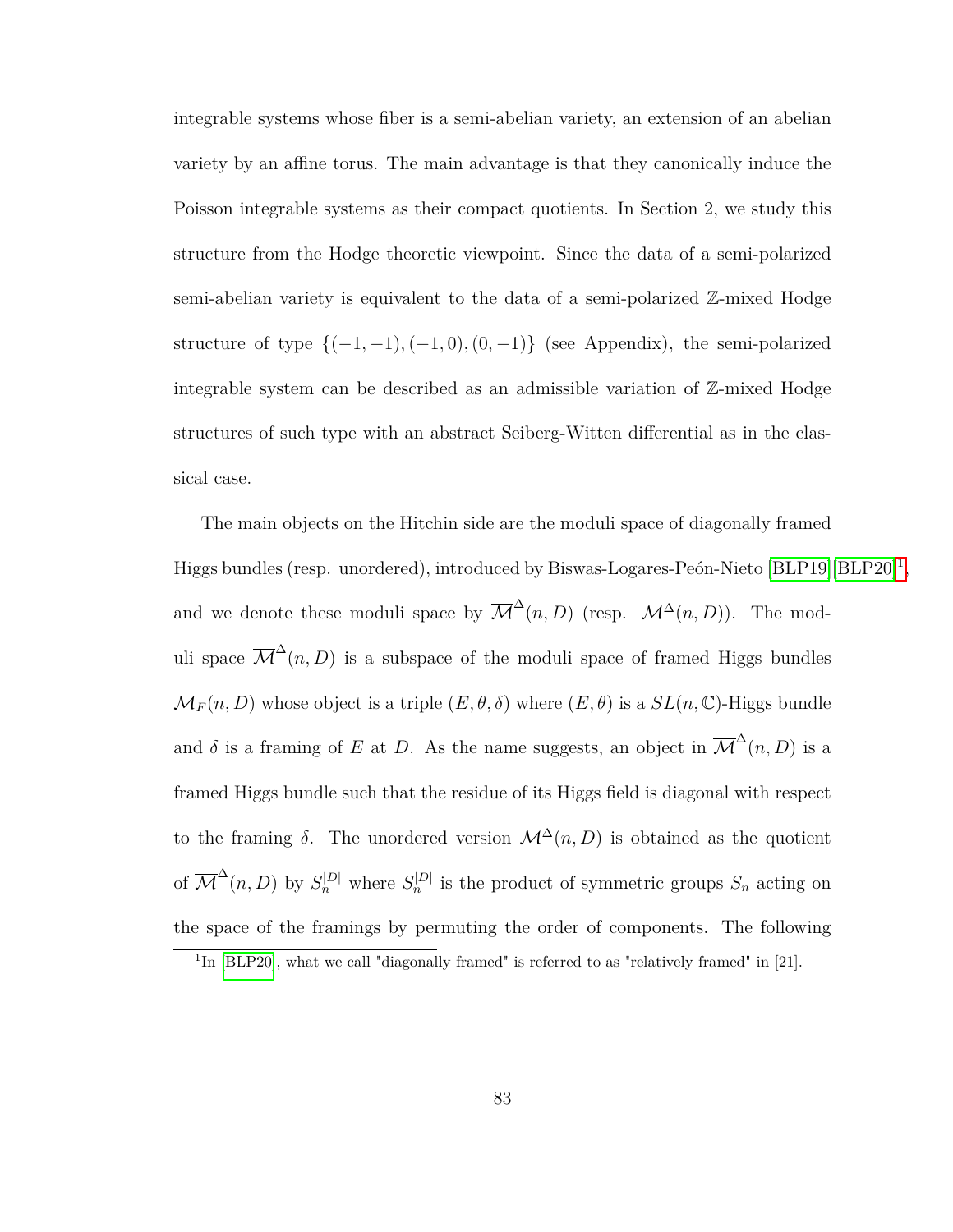integrable systems whose fiber is a semi-abelian variety, an extension of an abelian variety by an affine torus. The main advantage is that they canonically induce the Poisson integrable systems as their compact quotients. In Section 2, we study this structure from the Hodge theoretic viewpoint. Since the data of a semi-polarized semi-abelian variety is equivalent to the data of a semi-polarized $\mathbb{Z}$-mixed Hodge structure of type $\{(-1,-1),(-1,0),(0,-1)\}$ (see Appendix), the semi-polarized integrable system can be described as an admissible variation of $\mathbb{Z}$-mixed Hodge structures of such type with an abstract Seiberg-Witten differential as in the classical case.

The main objects on the Hitchin side are the moduli space of diagonally framed Higgs bundles (resp. unordered), introduced by Biswas-Logares-Peón-Nieto [BLP19][BLP20][1], and we denote these moduli space by $\overline{\mathcal{M}}^{\Delta}(n,D)$ (resp. $\mathcal{M}^{\Delta}(n,D)$). The moduli space $\overline{\mathcal{M}}^{\Delta}(n,D)$ is a subspace of the moduli space of framed Higgs bundles $\mathcal{M}_F(n,D)$ whose object is a triple $(E,\theta,\delta)$ where $(E,\theta)$ is a $SL(n,\mathbb{C})$-Higgs bundle and $\delta$ is a framing of $E$ at $D$. As the name suggests, an object in $\overline{\mathcal{M}}^{\Delta}(n,D)$ is a framed Higgs bundle such that the residue of its Higgs field is diagonal with respect to the framing $\delta$. The unordered version $\mathcal{M}^{\Delta}(n,D)$ is obtained as the quotient of $\overline{\mathcal{M}}^{\Delta}(n,D)$ by $S_n^{|D|}$ where $S_n^{|D|}$ is the product of symmetric groups $S_n$ acting on the space of the framings by permuting the order of components. The following

[1] In [BLP20], what we call "diagonally framed" is referred to as "relatively framed" in [21].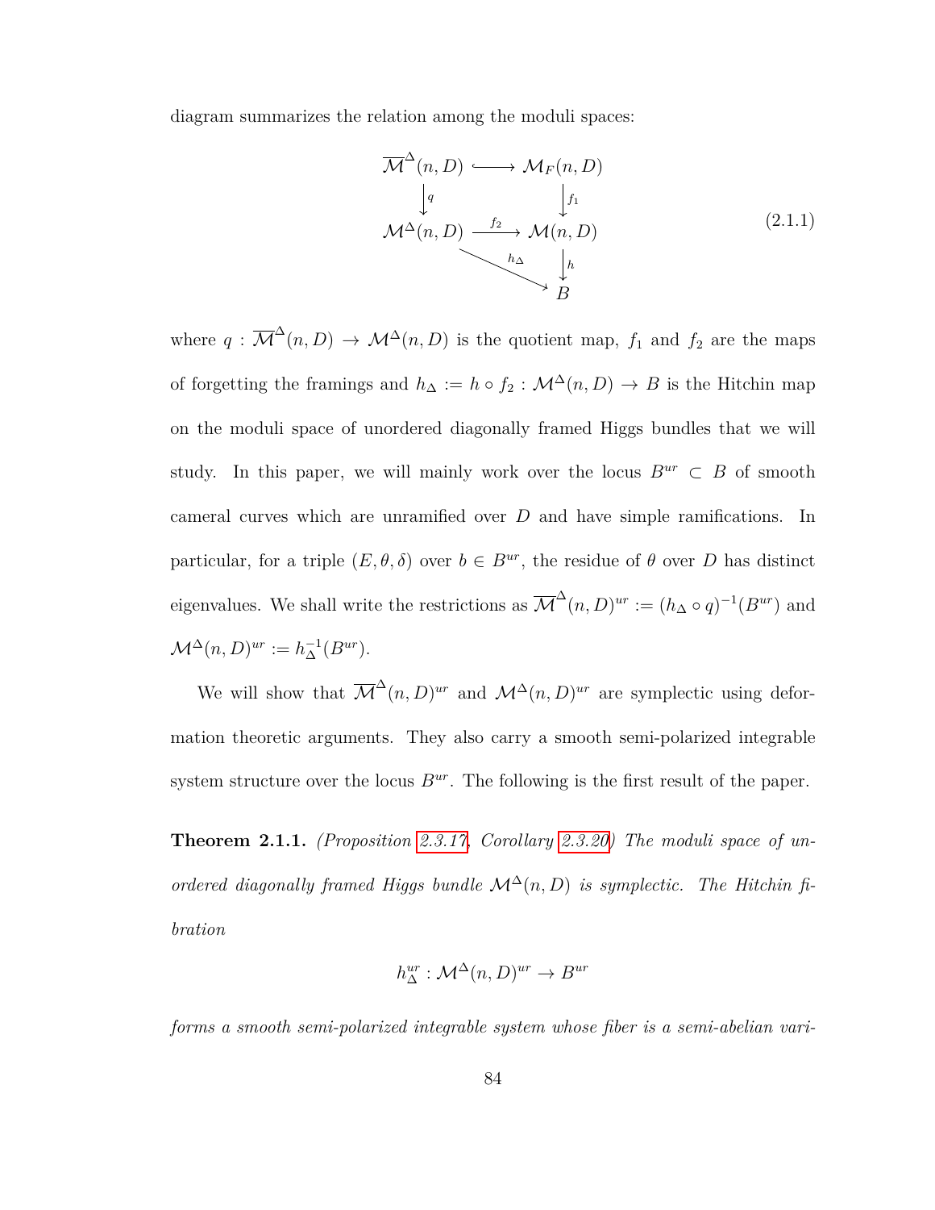diagram summarizes the relation among the moduli spaces:

$$
\begin{array}{ccc}
\overline{\mathcal{M}}^{\Delta}(n,D) & \hookrightarrow & \mathcal{M}_F(n,D) \\
\downarrow{\scriptstyle q} & & \downarrow{\scriptstyle f_1} \\
\mathcal{M}^{\Delta}(n,D) & \xrightarrow{f_2} & \mathcal{M}(n,D) \\
& \searrow^{h_\Delta} & \downarrow{\scriptstyle h} \\
& & B
\end{array}
\tag{2.1.1}
$$

where $q : \overline{\mathcal{M}}^{\Delta}(n,D) \to \mathcal{M}^{\Delta}(n,D)$ is the quotient map, $f_1$ and $f_2$ are the maps of forgetting the framings and $h_\Delta := h \circ f_2 : \mathcal{M}^{\Delta}(n,D) \to B$ is the Hitchin map on the moduli space of unordered diagonally framed Higgs bundles that we will study. In this paper, we will mainly work over the locus $B^{ur} \subset B$ of smooth cameral curves which are unramified over $D$ and have simple ramifications. In particular, for a triple $(E, \theta, \delta)$ over $b \in B^{ur}$, the residue of $\theta$ over $D$ has distinct eigenvalues. We shall write the restrictions as $\overline{\mathcal{M}}^{\Delta}(n,D)^{ur} := (h_\Delta \circ q)^{-1}(B^{ur})$ and $\mathcal{M}^{\Delta}(n,D)^{ur} := h_\Delta^{-1}(B^{ur})$.

We will show that $\overline{\mathcal{M}}^{\Delta}(n,D)^{ur}$ and $\mathcal{M}^{\Delta}(n,D)^{ur}$ are symplectic using deformation theoretic arguments. They also carry a smooth semi-polarized integrable system structure over the locus $B^{ur}$. The following is the first result of the paper.

**Theorem 2.1.1.** *(Proposition 2.3.17, Corollary 2.3.20) The moduli space of unordered diagonally framed Higgs bundle $\mathcal{M}^{\Delta}(n,D)$ is symplectic. The Hitchin fibration*

$$h_\Delta^{ur} : \mathcal{M}^{\Delta}(n,D)^{ur} \to B^{ur}$$

*forms a smooth semi-polarized integrable system whose fiber is a semi-abelian vari-*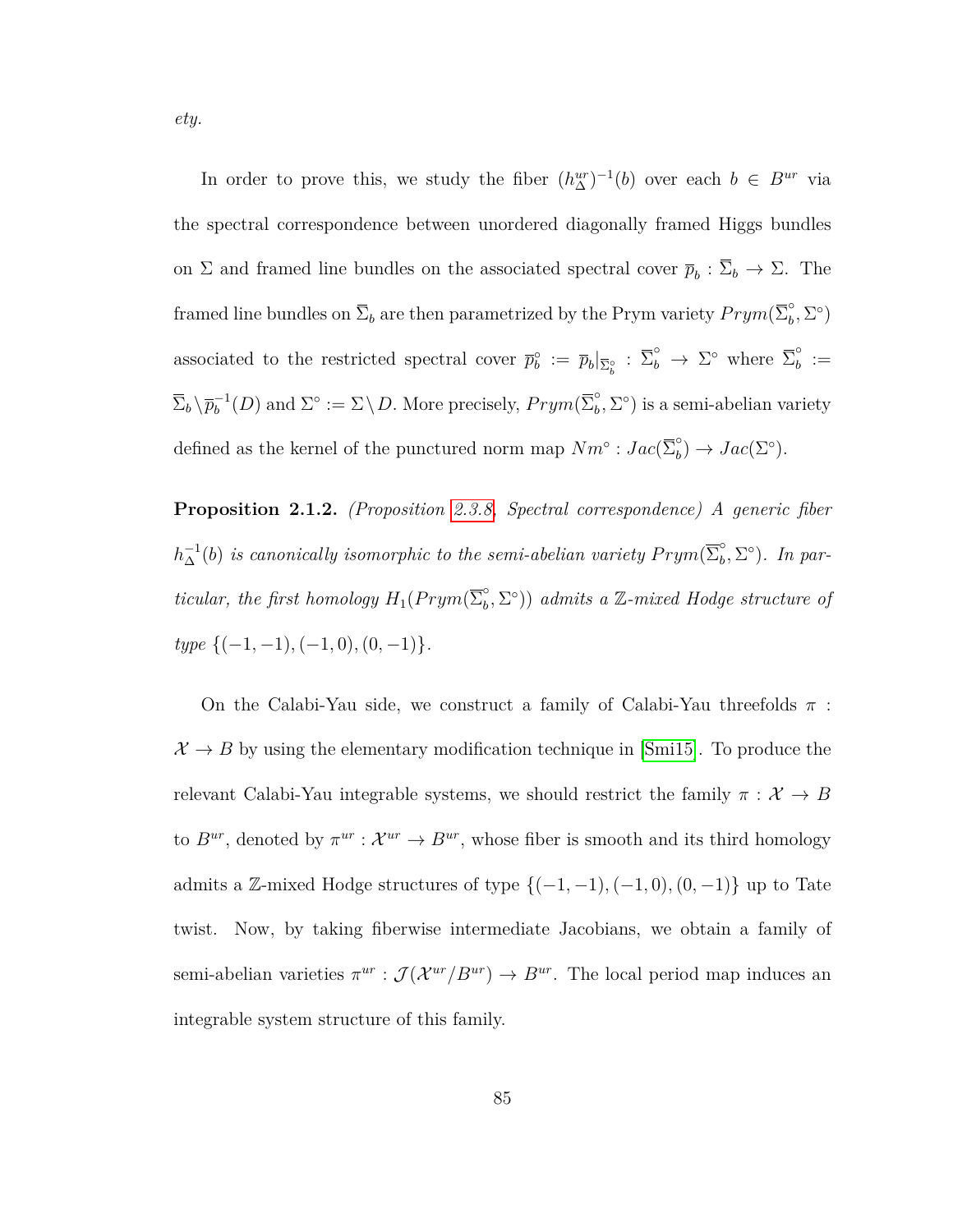*ety.*

In order to prove this, we study the fiber $(h_{\Delta}^{ur})^{-1}(b)$ over each $b \in B^{ur}$ via the spectral correspondence between unordered diagonally framed Higgs bundles on $\Sigma$ and framed line bundles on the associated spectral cover $\overline{p}_b : \overline{\Sigma}_b \to \Sigma$. The framed line bundles on $\overline{\Sigma}_b$ are then parametrized by the Prym variety $Prym(\overline{\Sigma}_b^{\circ}, \Sigma^{\circ})$ associated to the restricted spectral cover $\overline{p}_b^{\circ} := \overline{p}_b|_{\overline{\Sigma}_b^{\circ}} : \overline{\Sigma}_b^{\circ} \to \Sigma^{\circ}$ where $\overline{\Sigma}_b^{\circ} := \overline{\Sigma}_b \setminus \overline{p}_b^{-1}(D)$ and $\Sigma^{\circ} := \Sigma \setminus D$. More precisely, $Prym(\overline{\Sigma}_b^{\circ}, \Sigma^{\circ})$ is a semi-abelian variety defined as the kernel of the punctured norm map $Nm^{\circ} : Jac(\overline{\Sigma}_b^{\circ}) \to Jac(\Sigma^{\circ})$.

**Proposition 2.1.2.** *(Proposition 2.3.8, Spectral correspondence) A generic fiber $h_{\Delta}^{-1}(b)$ is canonically isomorphic to the semi-abelian variety $Prym(\overline{\Sigma}_b^{\circ}, \Sigma^{\circ})$. In particular, the first homology $H_1(Prym(\overline{\Sigma}_b^{\circ}, \Sigma^{\circ}))$ admits a $\mathbb{Z}$-mixed Hodge structure of type $\{(-1,-1), (-1,0), (0,-1)\}$.*

On the Calabi-Yau side, we construct a family of Calabi-Yau threefolds $\pi : \mathcal{X} \to B$ by using the elementary modification technique in [Smi15]. To produce the relevant Calabi-Yau integrable systems, we should restrict the family $\pi : \mathcal{X} \to B$ to $B^{ur}$, denoted by $\pi^{ur} : \mathcal{X}^{ur} \to B^{ur}$, whose fiber is smooth and its third homology admits a $\mathbb{Z}$-mixed Hodge structures of type $\{(-1,-1), (-1,0), (0,-1)\}$ up to Tate twist. Now, by taking fiberwise intermediate Jacobians, we obtain a family of semi-abelian varieties $\pi^{ur} : \mathcal{J}(\mathcal{X}^{ur}/B^{ur}) \to B^{ur}$. The local period map induces an integrable system structure of this family.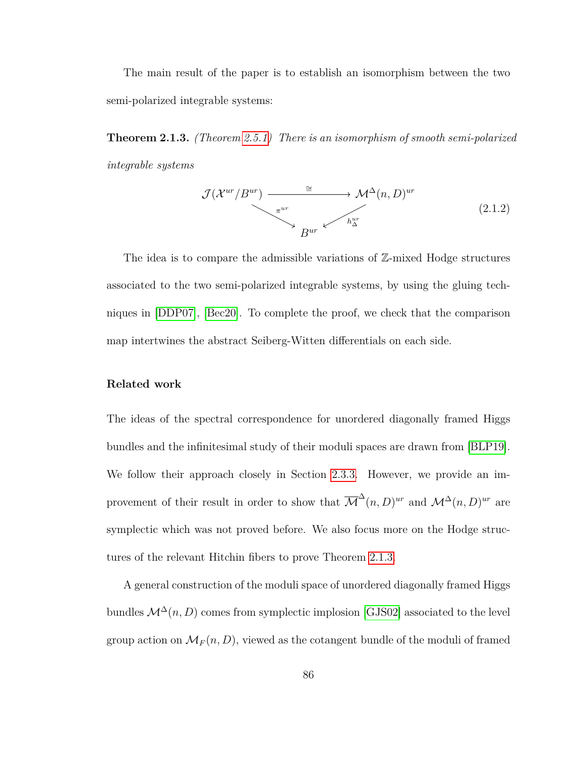The main result of the paper is to establish an isomorphism between the two semi-polarized integrable systems:

**Theorem 2.1.3.** *(Theorem 2.5.1) There is an isomorphism of smooth semi-polarized integrable systems*

$$
\begin{array}{ccc}
\mathcal{J}(\mathcal{X}^{ur}/B^{ur}) & \xrightarrow{\cong} & \mathcal{M}^{\Delta}(n,D)^{ur} \\
& {\scriptstyle \pi^{ur}} \searrow \quad \swarrow {\scriptstyle h^{ur}_{\Delta}} & \\
& B^{ur} &
\end{array}
\tag{2.1.2}
$$

The idea is to compare the admissible variations of $\mathbb{Z}$-mixed Hodge structures associated to the two semi-polarized integrable systems, by using the gluing techniques in [DDP07], [Bec20]. To complete the proof, we check that the comparison map intertwines the abstract Seiberg-Witten differentials on each side.

**Related work**

The ideas of the spectral correspondence for unordered diagonally framed Higgs bundles and the infinitesimal study of their moduli spaces are drawn from [BLP19]. We follow their approach closely in Section 2.3.3. However, we provide an improvement of their result in order to show that $\overline{\mathcal{M}}^{\Delta}(n,D)^{ur}$ and $\mathcal{M}^{\Delta}(n,D)^{ur}$ are symplectic which was not proved before. We also focus more on the Hodge structures of the relevant Hitchin fibers to prove Theorem 2.1.3.

A general construction of the moduli space of unordered diagonally framed Higgs bundles $\mathcal{M}^{\Delta}(n,D)$ comes from symplectic implosion [GJS02] associated to the level group action on $\mathcal{M}_F(n,D)$, viewed as the cotangent bundle of the moduli of framed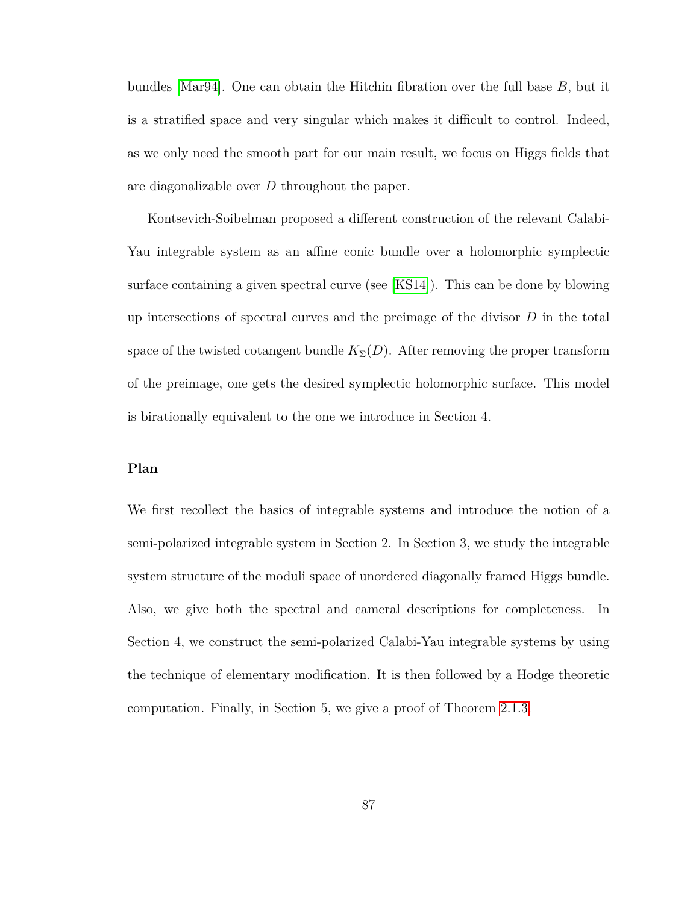bundles [Mar94]. One can obtain the Hitchin fibration over the full base $B$, but it is a stratified space and very singular which makes it difficult to control. Indeed, as we only need the smooth part for our main result, we focus on Higgs fields that are diagonalizable over $D$ throughout the paper.

Kontsevich-Soibelman proposed a different construction of the relevant Calabi-Yau integrable system as an affine conic bundle over a holomorphic symplectic surface containing a given spectral curve (see [KS14]). This can be done by blowing up intersections of spectral curves and the preimage of the divisor $D$ in the total space of the twisted cotangent bundle $K_\Sigma(D)$. After removing the proper transform of the preimage, one gets the desired symplectic holomorphic surface. This model is birationally equivalent to the one we introduce in Section 4.

**Plan**

We first recollect the basics of integrable systems and introduce the notion of a semi-polarized integrable system in Section 2. In Section 3, we study the integrable system structure of the moduli space of unordered diagonally framed Higgs bundle. Also, we give both the spectral and cameral descriptions for completeness. In Section 4, we construct the semi-polarized Calabi-Yau integrable systems by using the technique of elementary modification. It is then followed by a Hodge theoretic computation. Finally, in Section 5, we give a proof of Theorem 2.1.3.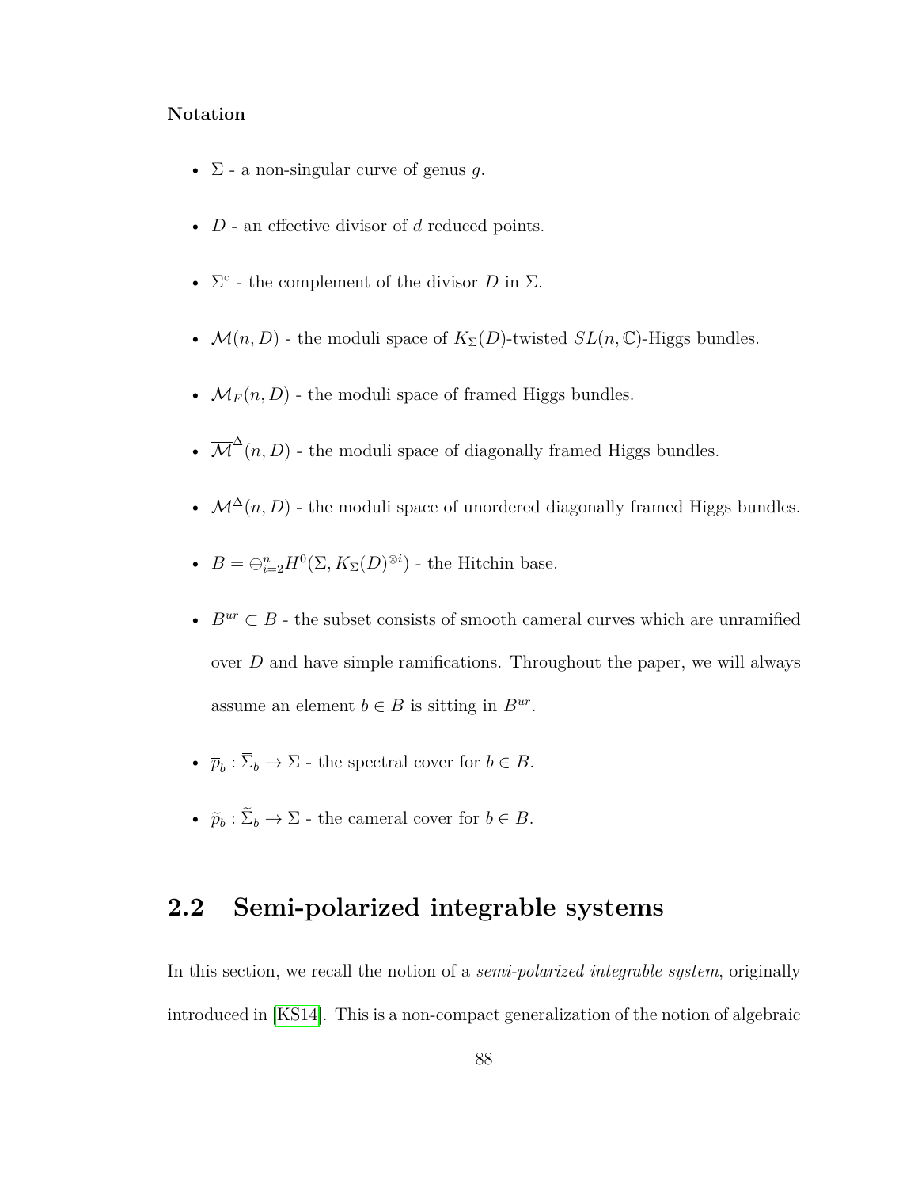**Notation**

- $\Sigma$ - a non-singular curve of genus $g$.
- $D$ - an effective divisor of $d$ reduced points.
- $\Sigma^\circ$ - the complement of the divisor $D$ in $\Sigma$.
- $\mathcal{M}(n, D)$ - the moduli space of $K_\Sigma(D)$-twisted $SL(n, \mathbb{C})$-Higgs bundles.
- $\mathcal{M}_F(n, D)$ - the moduli space of framed Higgs bundles.
- $\overline{\mathcal{M}}^\Delta(n, D)$ - the moduli space of diagonally framed Higgs bundles.
- $\mathcal{M}^\Delta(n, D)$ - the moduli space of unordered diagonally framed Higgs bundles.
- $B = \oplus_{i=2}^n H^0(\Sigma, K_\Sigma(D)^{\otimes i})$ - the Hitchin base.
- $B^{ur} \subset B$ - the subset consists of smooth cameral curves which are unramified over $D$ and have simple ramifications. Throughout the paper, we will always assume an element $b \in B$ is sitting in $B^{ur}$.
- $\overline{p}_b : \overline{\Sigma}_b \to \Sigma$ - the spectral cover for $b \in B$.
- $\widetilde{p}_b : \widetilde{\Sigma}_b \to \Sigma$ - the cameral cover for $b \in B$.

## 2.2 Semi-polarized integrable systems

In this section, we recall the notion of a *semi-polarized integrable system*, originally introduced in [KS14]. This is a non-compact generalization of the notion of algebraic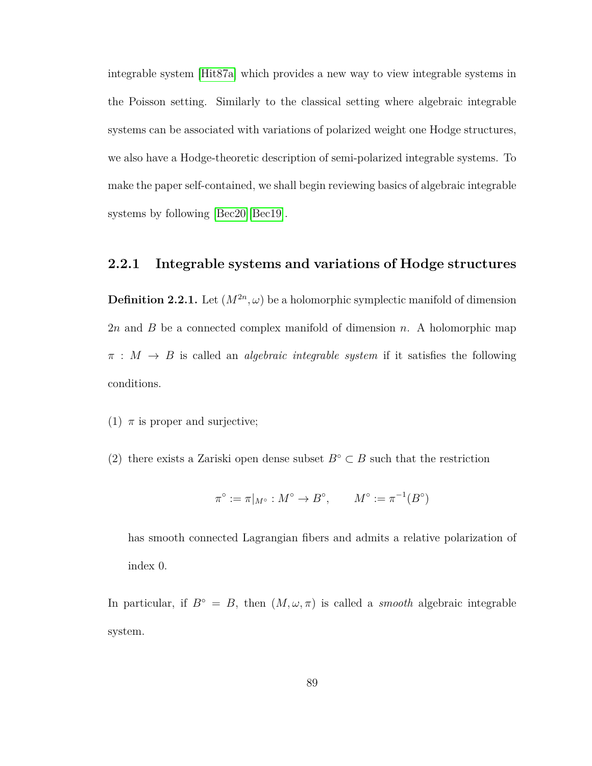integrable system [Hit87a] which provides a new way to view integrable systems in the Poisson setting. Similarly to the classical setting where algebraic integrable systems can be associated with variations of polarized weight one Hodge structures, we also have a Hodge-theoretic description of semi-polarized integrable systems. To make the paper self-contained, we shall begin reviewing basics of algebraic integrable systems by following [Bec20][Bec19].

### 2.2.1 Integrable systems and variations of Hodge structures

**Definition 2.2.1.** Let $(M^{2n}, \omega)$ be a holomorphic symplectic manifold of dimension $2n$ and $B$ be a connected complex manifold of dimension $n$. A holomorphic map $\pi : M \to B$ is called an *algebraic integrable system* if it satisfies the following conditions.

(1) $\pi$ is proper and surjective;

(2) there exists a Zariski open dense subset $B^\circ \subset B$ such that the restriction

$$\pi^\circ := \pi|_{M^\circ} : M^\circ \to B^\circ, \qquad M^\circ := \pi^{-1}(B^\circ)$$

has smooth connected Lagrangian fibers and admits a relative polarization of index 0.

In particular, if $B^\circ = B$, then $(M, \omega, \pi)$ is called a *smooth* algebraic integrable system.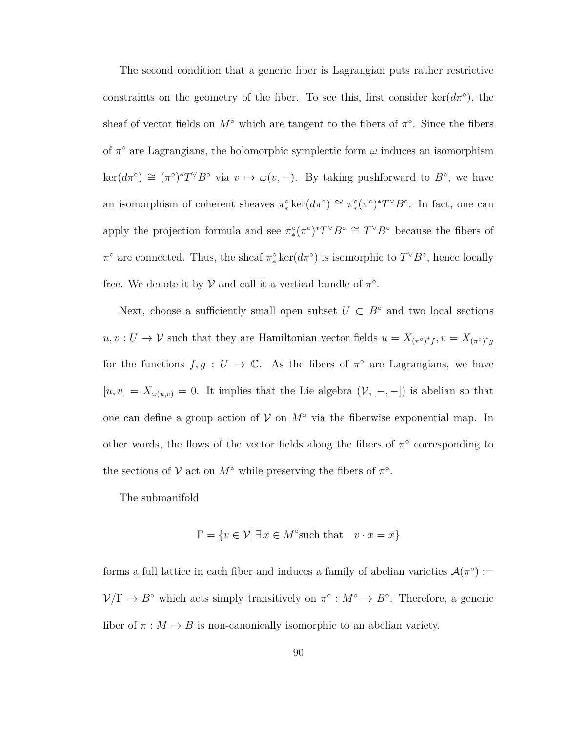The second condition that a generic fiber is Lagrangian puts rather restrictive constraints on the geometry of the fiber. To see this, first consider $\ker(d\pi^\circ)$, the sheaf of vector fields on $M^\circ$ which are tangent to the fibers of $\pi^\circ$. Since the fibers of $\pi^\circ$ are Lagrangians, the holomorphic symplectic form $\omega$ induces an isomorphism $\ker(d\pi^\circ) \cong (\pi^\circ)^* T^\vee B^\circ$ via $v \mapsto \omega(v, -)$. By taking pushforward to $B^\circ$, we have an isomorphism of coherent sheaves $\pi^\circ_* \ker(d\pi^\circ) \cong \pi^\circ_*(\pi^\circ)^* T^\vee B^\circ$. In fact, one can apply the projection formula and see $\pi^\circ_*(\pi^\circ)^* T^\vee B^\circ \cong T^\vee B^\circ$ because the fibers of $\pi^\circ$ are connected. Thus, the sheaf $\pi^\circ_* \ker(d\pi^\circ)$ is isomorphic to $T^\vee B^\circ$, hence locally free. We denote it by $\mathcal{V}$ and call it a vertical bundle of $\pi^\circ$.

Next, choose a sufficiently small open subset $U \subset B^\circ$ and two local sections $u, v : U \to \mathcal{V}$ such that they are Hamiltonian vector fields $u = X_{(\pi^\circ)^* f}, v = X_{(\pi^\circ)^* g}$ for the functions $f, g : U \to \mathbb{C}$. As the fibers of $\pi^\circ$ are Lagrangians, we have $[u, v] = X_{\omega(u,v)} = 0$. It implies that the Lie algebra $(\mathcal{V}, [-,-])$ is abelian so that one can define a group action of $\mathcal{V}$ on $M^\circ$ via the fiberwise exponential map. In other words, the flows of the vector fields along the fibers of $\pi^\circ$ corresponding to the sections of $\mathcal{V}$ act on $M^\circ$ while preserving the fibers of $\pi^\circ$.

The submanifold

$$\Gamma = \{v \in \mathcal{V} \mid \exists\, x \in M^\circ \text{such that} \quad v \cdot x = x\}$$

forms a full lattice in each fiber and induces a family of abelian varieties $\mathcal{A}(\pi^\circ) := \mathcal{V}/\Gamma \to B^\circ$ which acts simply transitively on $\pi^\circ : M^\circ \to B^\circ$. Therefore, a generic fiber of $\pi : M \to B$ is non-canonically isomorphic to an abelian variety.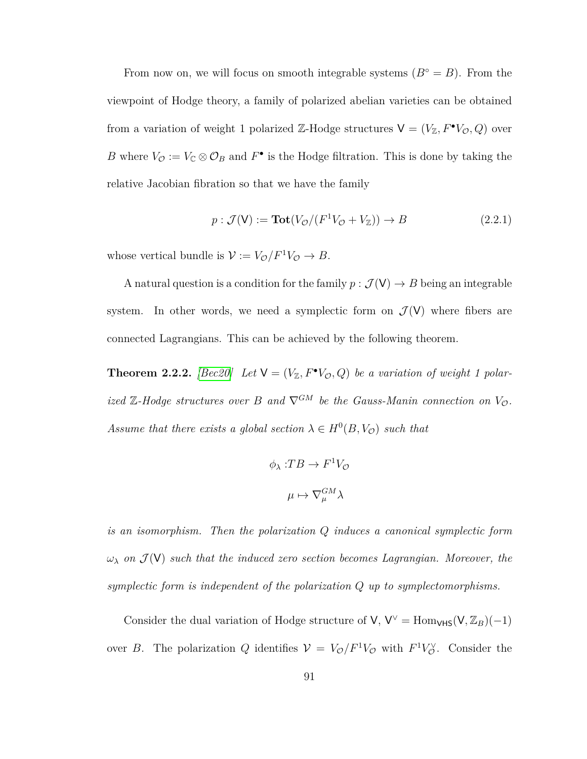From now on, we will focus on smooth integrable systems ($B^\circ = B$). From the viewpoint of Hodge theory, a family of polarized abelian varieties can be obtained from a variation of weight 1 polarized $\mathbb{Z}$-Hodge structures $\mathsf{V} = (V_{\mathbb{Z}}, F^\bullet V_{\mathcal{O}}, Q)$ over $B$ where $V_{\mathcal{O}} := V_{\mathbb{C}} \otimes \mathcal{O}_B$ and $F^\bullet$ is the Hodge filtration. This is done by taking the relative Jacobian fibration so that we have the family

$$p : \mathcal{J}(\mathsf{V}) := \mathbf{Tot}(V_{\mathcal{O}}/(F^1 V_{\mathcal{O}} + V_{\mathbb{Z}})) \to B \tag{2.2.1}$$

whose vertical bundle is $\mathcal{V} := V_{\mathcal{O}}/F^1 V_{\mathcal{O}} \to B$.

A natural question is a condition for the family $p : \mathcal{J}(\mathsf{V}) \to B$ being an integrable system. In other words, we need a symplectic form on $\mathcal{J}(\mathsf{V})$ where fibers are connected Lagrangians. This can be achieved by the following theorem.

**Theorem 2.2.2.** *[Bec20] Let $\mathsf{V} = (V_{\mathbb{Z}}, F^\bullet V_{\mathcal{O}}, Q)$ be a variation of weight 1 polarized $\mathbb{Z}$-Hodge structures over $B$ and $\nabla^{GM}$ be the Gauss-Manin connection on $V_{\mathcal{O}}$. Assume that there exists a global section $\lambda \in H^0(B, V_{\mathcal{O}})$ such that*

$$\phi_\lambda : TB \to F^1 V_{\mathcal{O}}$$

$$\mu \mapsto \nabla^{GM}_\mu \lambda$$

*is an isomorphism. Then the polarization $Q$ induces a canonical symplectic form $\omega_\lambda$ on $\mathcal{J}(\mathsf{V})$ such that the induced zero section becomes Lagrangian. Moreover, the symplectic form is independent of the polarization $Q$ up to symplectomorphisms.*

Consider the dual variation of Hodge structure of $\mathsf{V}$, $\mathsf{V}^\vee = \mathrm{Hom}_{\mathsf{VHS}}(\mathsf{V}, \mathbb{Z}_B)(-1)$ over $B$. The polarization $Q$ identifies $\mathcal{V} = V_{\mathcal{O}}/F^1 V_{\mathcal{O}}$ with $F^1 V_{\mathcal{O}}^\vee$. Consider the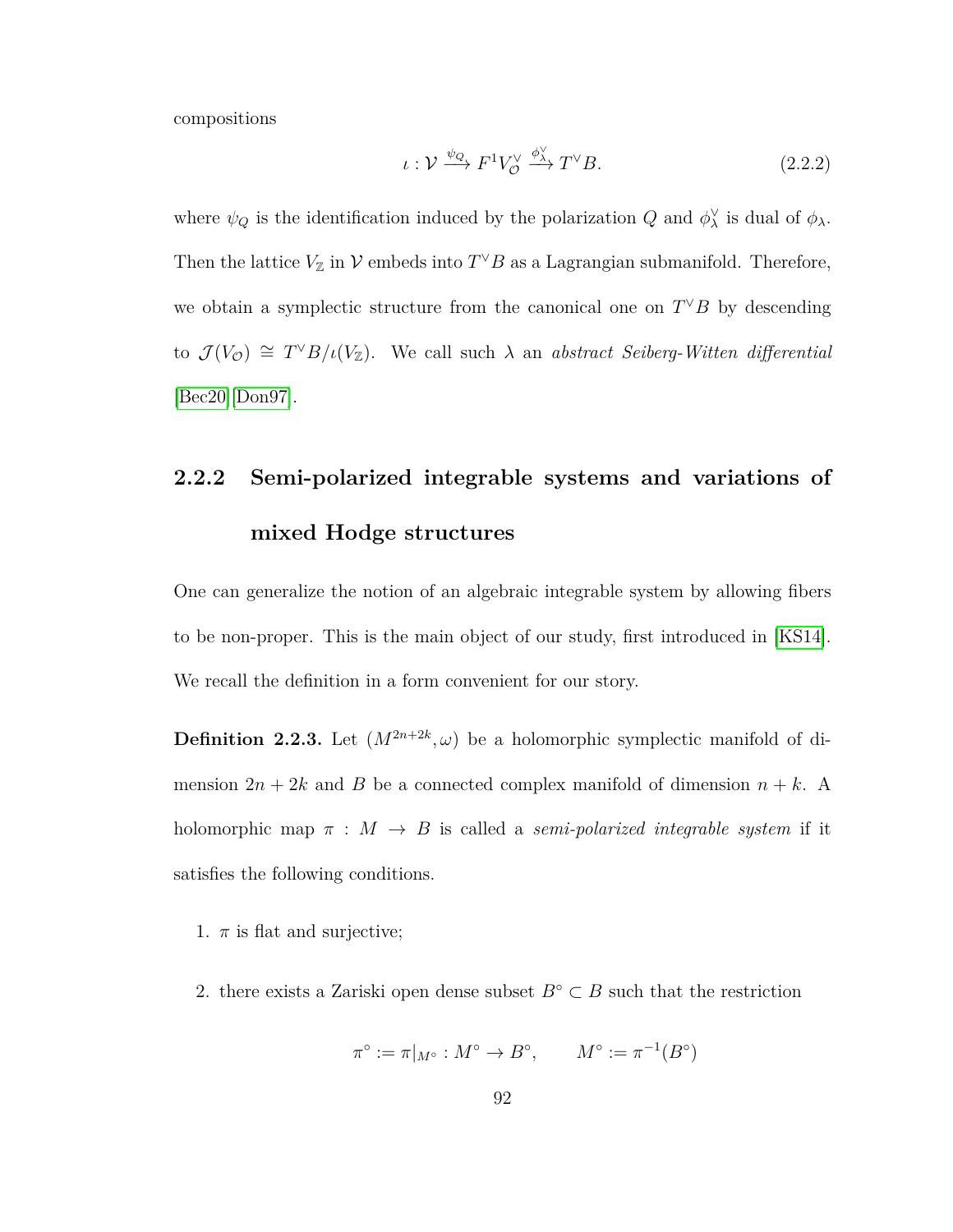compositions

$$\iota : \mathcal{V} \xrightarrow{\psi_Q} F^1 V_{\mathcal{O}}^{\vee} \xrightarrow{\phi_\lambda^{\vee}} T^{\vee} B. \tag{2.2.2}$$

where $\psi_Q$ is the identification induced by the polarization $Q$ and $\phi_\lambda^{\vee}$ is dual of $\phi_\lambda$. Then the lattice $V_{\mathbb{Z}}$ in $\mathcal{V}$ embeds into $T^{\vee}B$ as a Lagrangian submanifold. Therefore, we obtain a symplectic structure from the canonical one on $T^{\vee}B$ by descending to $\mathcal{J}(V_{\mathcal{O}}) \cong T^{\vee}B/\iota(V_{\mathbb{Z}})$. We call such $\lambda$ an *abstract Seiberg-Witten differential* [Bec20][Don97].

### 2.2.2 Semi-polarized integrable systems and variations of mixed Hodge structures

One can generalize the notion of an algebraic integrable system by allowing fibers to be non-proper. This is the main object of our study, first introduced in [KS14]. We recall the definition in a form convenient for our story.

**Definition 2.2.3.** Let $(M^{2n+2k}, \omega)$ be a holomorphic symplectic manifold of dimension $2n + 2k$ and $B$ be a connected complex manifold of dimension $n + k$. A holomorphic map $\pi : M \to B$ is called a *semi-polarized integrable system* if it satisfies the following conditions.

1. $\pi$ is flat and surjective;
2. there exists a Zariski open dense subset $B^\circ \subset B$ such that the restriction

$$\pi^\circ := \pi|_{M^\circ} : M^\circ \to B^\circ, \qquad M^\circ := \pi^{-1}(B^\circ)$$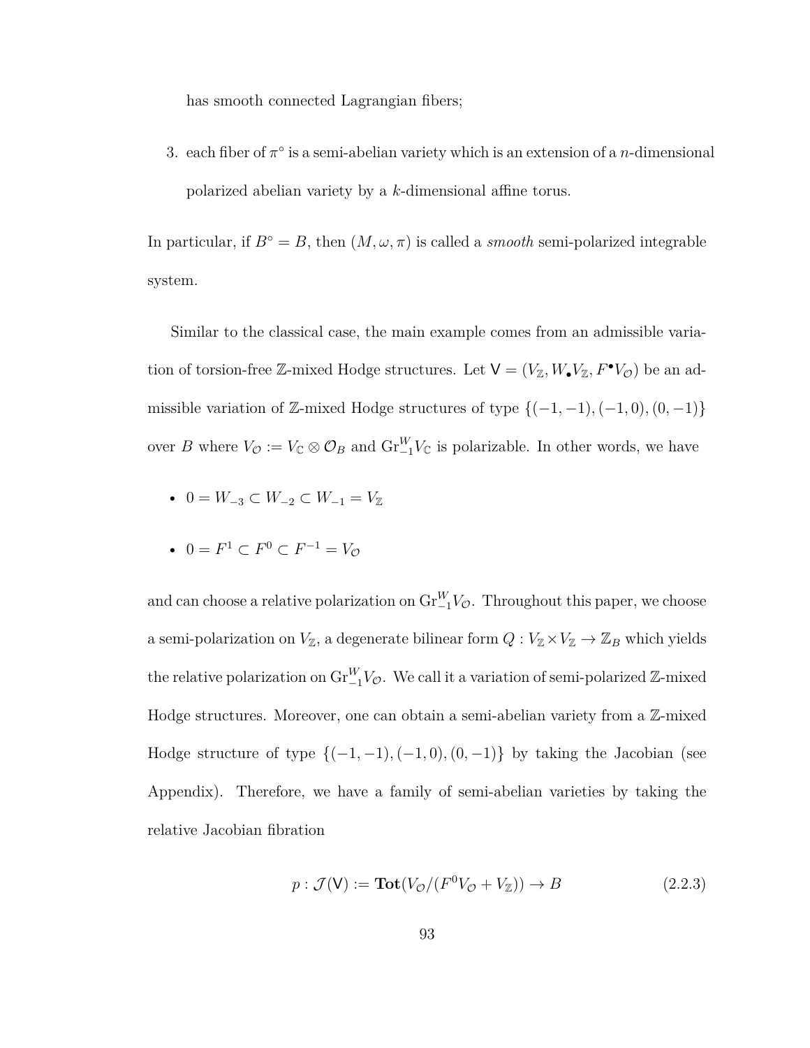has smooth connected Lagrangian fibers;

3. each fiber of $\pi^\circ$ is a semi-abelian variety which is an extension of a $n$-dimensional polarized abelian variety by a $k$-dimensional affine torus.

In particular, if $B^\circ = B$, then $(M, \omega, \pi)$ is called a *smooth* semi-polarized integrable system.

Similar to the classical case, the main example comes from an admissible variation of torsion-free $\mathbb{Z}$-mixed Hodge structures. Let $\mathsf{V} = (V_{\mathbb{Z}}, W_\bullet V_{\mathbb{Z}}, F^\bullet V_{\mathcal{O}})$ be an admissible variation of $\mathbb{Z}$-mixed Hodge structures of type $\{(-1,-1), (-1,0), (0,-1)\}$ over $B$ where $V_{\mathcal{O}} := V_{\mathbb{C}} \otimes \mathcal{O}_B$ and $\mathrm{Gr}^W_{-1} V_{\mathbb{C}}$ is polarizable. In other words, we have

- $0 = W_{-3} \subset W_{-2} \subset W_{-1} = V_{\mathbb{Z}}$
- $0 = F^1 \subset F^0 \subset F^{-1} = V_{\mathcal{O}}$

and can choose a relative polarization on $\mathrm{Gr}^W_{-1} V_{\mathcal{O}}$. Throughout this paper, we choose a semi-polarization on $V_{\mathbb{Z}}$, a degenerate bilinear form $Q : V_{\mathbb{Z}} \times V_{\mathbb{Z}} \to \mathbb{Z}_B$ which yields the relative polarization on $\mathrm{Gr}^W_{-1} V_{\mathcal{O}}$. We call it a variation of semi-polarized $\mathbb{Z}$-mixed Hodge structures. Moreover, one can obtain a semi-abelian variety from a $\mathbb{Z}$-mixed Hodge structure of type $\{(-1,-1), (-1,0), (0,-1)\}$ by taking the Jacobian (see Appendix). Therefore, we have a family of semi-abelian varieties by taking the relative Jacobian fibration

$$p : \mathcal{J}(\mathsf{V}) := \mathbf{Tot}(V_{\mathcal{O}} / (F^0 V_{\mathcal{O}} + V_{\mathbb{Z}})) \to B \tag{2.2.3}$$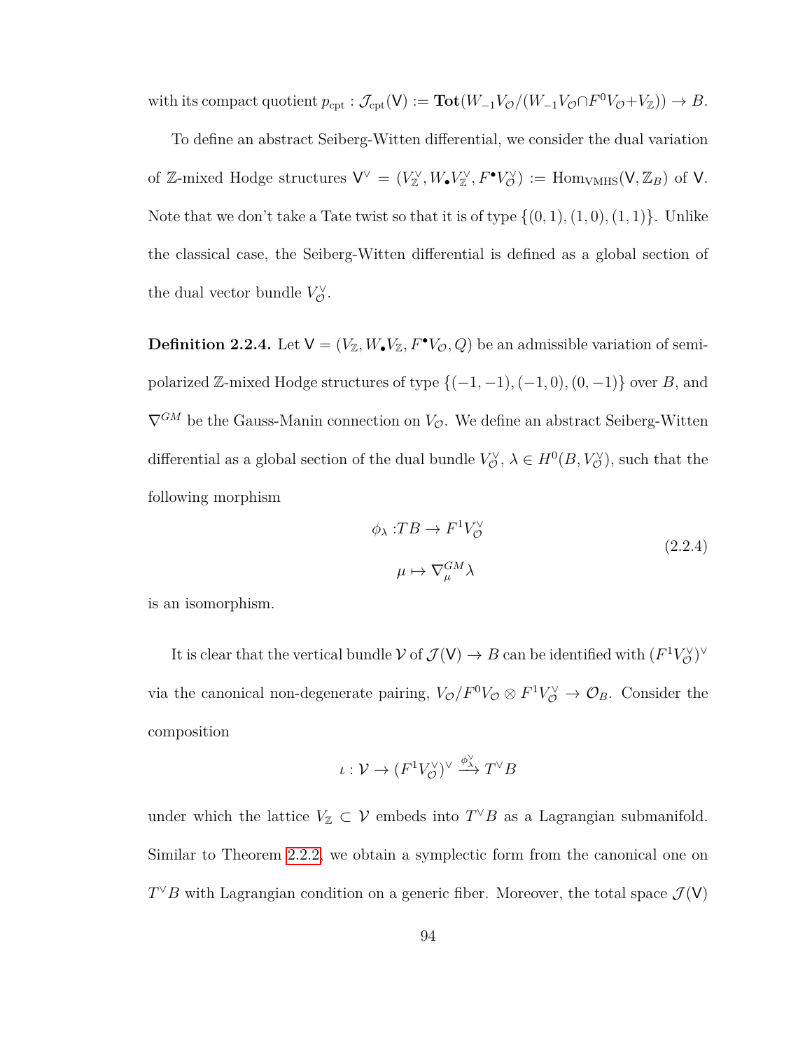with its compact quotient $p_{\rm cpt} : \mathcal{J}_{\rm cpt}(\mathsf{V}) := \mathbf{Tot}(W_{-1}V_{\mathcal{O}}/(W_{-1}V_{\mathcal{O}} \cap F^0V_{\mathcal{O}} + V_{\mathbb{Z}})) \to B$.

To define an abstract Seiberg-Witten differential, we consider the dual variation of $\mathbb{Z}$-mixed Hodge structures $\mathsf{V}^\vee = (V_{\mathbb{Z}}^\vee, W_\bullet V_{\mathbb{Z}}^\vee, F^\bullet V_{\mathcal{O}}^\vee) := \mathrm{Hom}_{\mathrm{VMHS}}(\mathsf{V}, \mathbb{Z}_B)$ of $\mathsf{V}$. Note that we don't take a Tate twist so that it is of type $\{(0,1),(1,0),(1,1)\}$. Unlike the classical case, the Seiberg-Witten differential is defined as a global section of the dual vector bundle $V_{\mathcal{O}}^\vee$.

**Definition 2.2.4.** Let $\mathsf{V} = (V_{\mathbb{Z}}, W_\bullet V_{\mathbb{Z}}, F^\bullet V_{\mathcal{O}}, Q)$ be an admissible variation of semi-polarized $\mathbb{Z}$-mixed Hodge structures of type $\{(-1,-1),(-1,0),(0,-1)\}$ over $B$, and $\nabla^{GM}$ be the Gauss-Manin connection on $V_{\mathcal{O}}$. We define an abstract Seiberg-Witten differential as a global section of the dual bundle $V_{\mathcal{O}}^\vee$, $\lambda \in H^0(B, V_{\mathcal{O}}^\vee)$, such that the following morphism

$$
\begin{aligned}
\phi_\lambda : & TB \to F^1V_{\mathcal{O}}^\vee \\
& \mu \mapsto \nabla_\mu^{GM}\lambda
\end{aligned}
\tag{2.2.4}
$$

is an isomorphism.

It is clear that the vertical bundle $\mathcal{V}$ of $\mathcal{J}(\mathsf{V}) \to B$ can be identified with $(F^1V_{\mathcal{O}}^\vee)^\vee$ via the canonical non-degenerate pairing, $V_{\mathcal{O}}/F^0V_{\mathcal{O}} \otimes F^1V_{\mathcal{O}}^\vee \to \mathcal{O}_B$. Consider the composition

$$
\iota : \mathcal{V} \to (F^1V_{\mathcal{O}}^\vee)^\vee \xrightarrow{\phi_\lambda^\vee} T^\vee B
$$

under which the lattice $V_{\mathbb{Z}} \subset \mathcal{V}$ embeds into $T^\vee B$ as a Lagrangian submanifold. Similar to Theorem 2.2.2, we obtain a symplectic form from the canonical one on $T^\vee B$ with Lagrangian condition on a generic fiber. Moreover, the total space $\mathcal{J}(\mathsf{V})$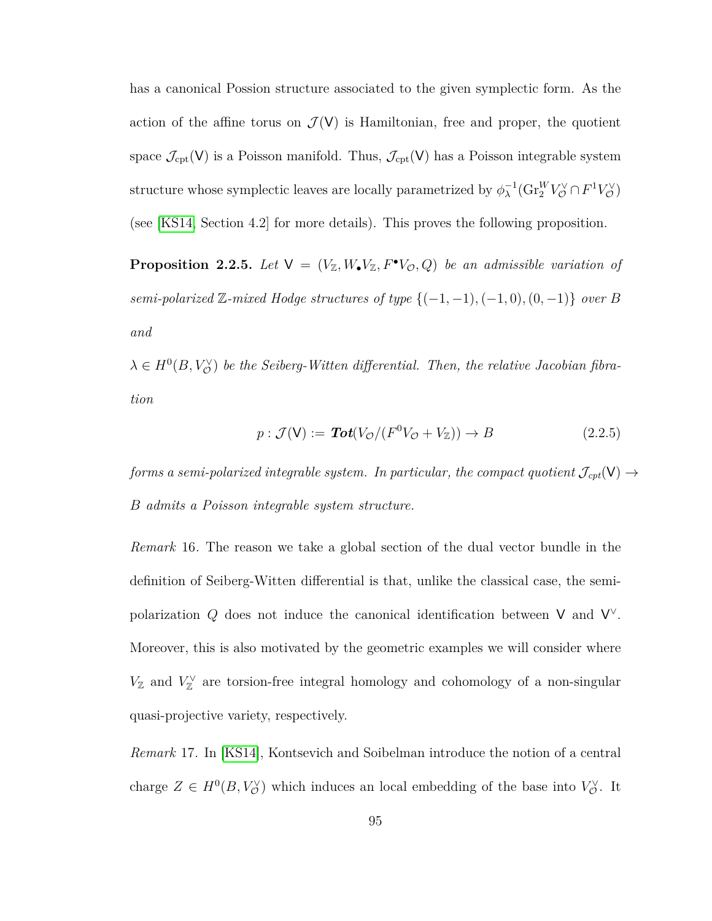has a canonical Possion structure associated to the given symplectic form. As the action of the affine torus on $\mathcal{J}(\mathsf{V})$ is Hamiltonian, free and proper, the quotient space $\mathcal{J}_{\mathrm{cpt}}(\mathsf{V})$ is a Poisson manifold. Thus, $\mathcal{J}_{\mathrm{cpt}}(\mathsf{V})$ has a Poisson integrable system structure whose symplectic leaves are locally parametrized by $\phi_\lambda^{-1}(\mathrm{Gr}_2^W V_{\mathcal{O}}^\vee \cap F^1 V_{\mathcal{O}}^\vee)$ (see [KS14, Section 4.2] for more details). This proves the following proposition.

**Proposition 2.2.5.** *Let $\mathsf{V} = (V_{\mathbb{Z}}, W_\bullet V_{\mathbb{Z}}, F^\bullet V_{\mathcal{O}}, Q)$ be an admissible variation of semi-polarized $\mathbb{Z}$-mixed Hodge structures of type $\{(-1,-1),(-1,0),(0,-1)\}$ over $B$ and*

*$\lambda \in H^0(B, V_{\mathcal{O}}^\vee)$ be the Seiberg-Witten differential. Then, the relative Jacobian fibration*

$$p : \mathcal{J}(\mathsf{V}) := \boldsymbol{Tot}(V_{\mathcal{O}}/(F^0 V_{\mathcal{O}} + V_{\mathbb{Z}})) \to B \tag{2.2.5}$$

*forms a semi-polarized integrable system. In particular, the compact quotient $\mathcal{J}_{cpt}(\mathsf{V}) \to B$ admits a Poisson integrable system structure.*

*Remark* 16. The reason we take a global section of the dual vector bundle in the definition of Seiberg-Witten differential is that, unlike the classical case, the semi-polarization $Q$ does not induce the canonical identification between $\mathsf{V}$ and $\mathsf{V}^\vee$. Moreover, this is also motivated by the geometric examples we will consider where $V_{\mathbb{Z}}$ and $V_{\mathbb{Z}}^\vee$ are torsion-free integral homology and cohomology of a non-singular quasi-projective variety, respectively.

*Remark* 17. In [KS14], Kontsevich and Soibelman introduce the notion of a central charge $Z \in H^0(B, V_{\mathcal{O}}^\vee)$ which induces an local embedding of the base into $V_{\mathcal{O}}^\vee$. It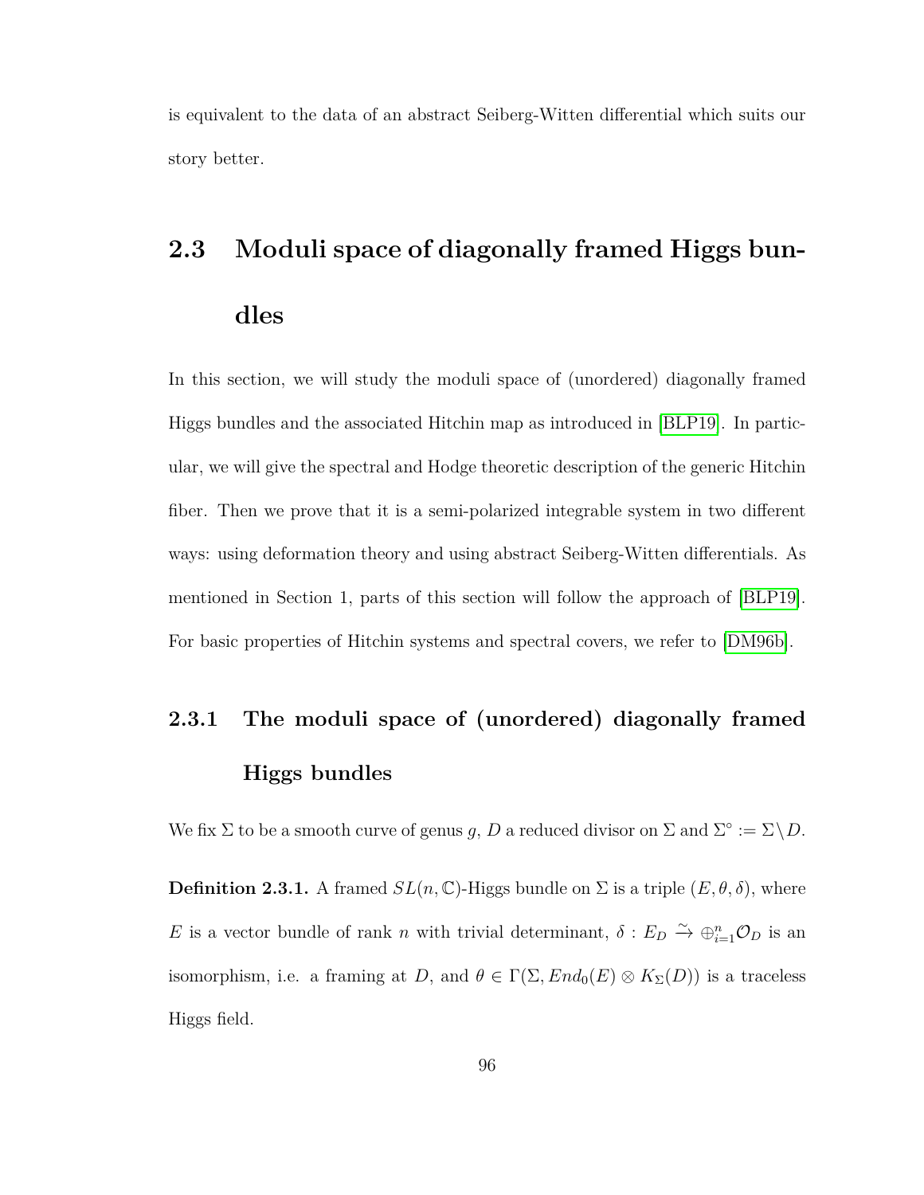is equivalent to the data of an abstract Seiberg-Witten differential which suits our story better.

## 2.3 Moduli space of diagonally framed Higgs bundles

In this section, we will study the moduli space of (unordered) diagonally framed Higgs bundles and the associated Hitchin map as introduced in [BLP19]. In particular, we will give the spectral and Hodge theoretic description of the generic Hitchin fiber. Then we prove that it is a semi-polarized integrable system in two different ways: using deformation theory and using abstract Seiberg-Witten differentials. As mentioned in Section 1, parts of this section will follow the approach of [BLP19]. For basic properties of Hitchin systems and spectral covers, we refer to [DM96b].

### 2.3.1 The moduli space of (unordered) diagonally framed Higgs bundles

We fix $\Sigma$ to be a smooth curve of genus $g$, $D$ a reduced divisor on $\Sigma$ and $\Sigma^\circ := \Sigma \backslash D$.

**Definition 2.3.1.** A framed $SL(n, \mathbb{C})$-Higgs bundle on $\Sigma$ is a triple $(E, \theta, \delta)$, where $E$ is a vector bundle of rank $n$ with trivial determinant, $\delta : E_D \xrightarrow{\sim} \oplus_{i=1}^n \mathcal{O}_D$ is an isomorphism, i.e. a framing at $D$, and $\theta \in \Gamma(\Sigma, End_0(E) \otimes K_\Sigma(D))$ is a traceless Higgs field.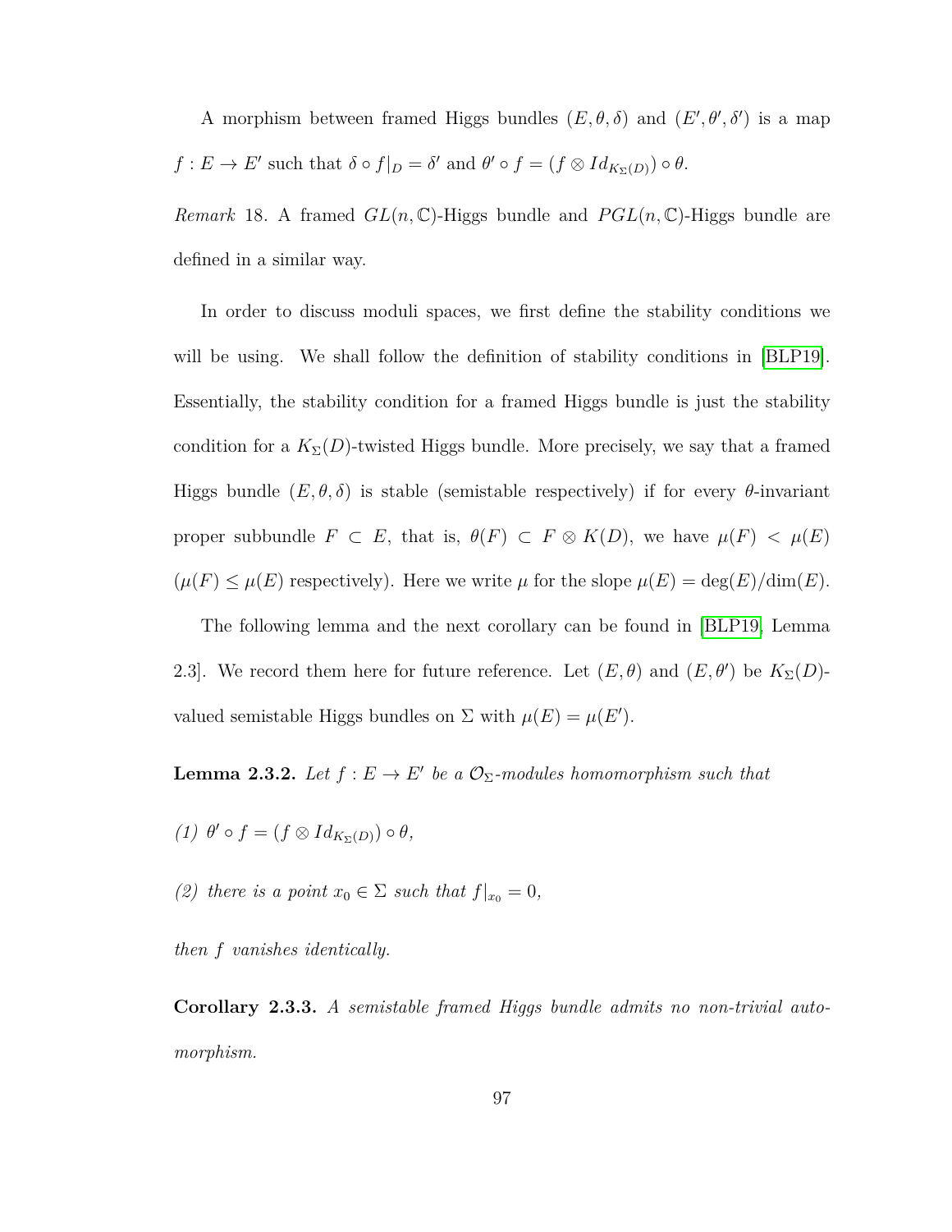A morphism between framed Higgs bundles $(E, \theta, \delta)$ and $(E', \theta', \delta')$ is a map $f : E \to E'$ such that $\delta \circ f|_D = \delta'$ and $\theta' \circ f = (f \otimes Id_{K_\Sigma(D)}) \circ \theta$.

*Remark* 18. A framed $GL(n, \mathbb{C})$-Higgs bundle and $PGL(n, \mathbb{C})$-Higgs bundle are defined in a similar way.

In order to discuss moduli spaces, we first define the stability conditions we will be using. We shall follow the definition of stability conditions in [BLP19]. Essentially, the stability condition for a framed Higgs bundle is just the stability condition for a $K_\Sigma(D)$-twisted Higgs bundle. More precisely, we say that a framed Higgs bundle $(E, \theta, \delta)$ is stable (semistable respectively) if for every $\theta$-invariant proper subbundle $F \subset E$, that is, $\theta(F) \subset F \otimes K(D)$, we have $\mu(F) < \mu(E)$ ($\mu(F) \leq \mu(E)$ respectively). Here we write $\mu$ for the slope $\mu(E) = \deg(E)/\dim(E)$.

The following lemma and the next corollary can be found in [BLP19, Lemma 2.3]. We record them here for future reference. Let $(E, \theta)$ and $(E, \theta')$ be $K_\Sigma(D)$-valued semistable Higgs bundles on $\Sigma$ with $\mu(E) = \mu(E')$.

**Lemma 2.3.2.** *Let $f : E \to E'$ be a $\mathcal{O}_\Sigma$-modules homomorphism such that*

*(1) $\theta' \circ f = (f \otimes Id_{K_\Sigma(D)}) \circ \theta$,*

*(2) there is a point $x_0 \in \Sigma$ such that $f|_{x_0} = 0$,*

*then $f$ vanishes identically.*

**Corollary 2.3.3.** *A semistable framed Higgs bundle admits no non-trivial automorphism.*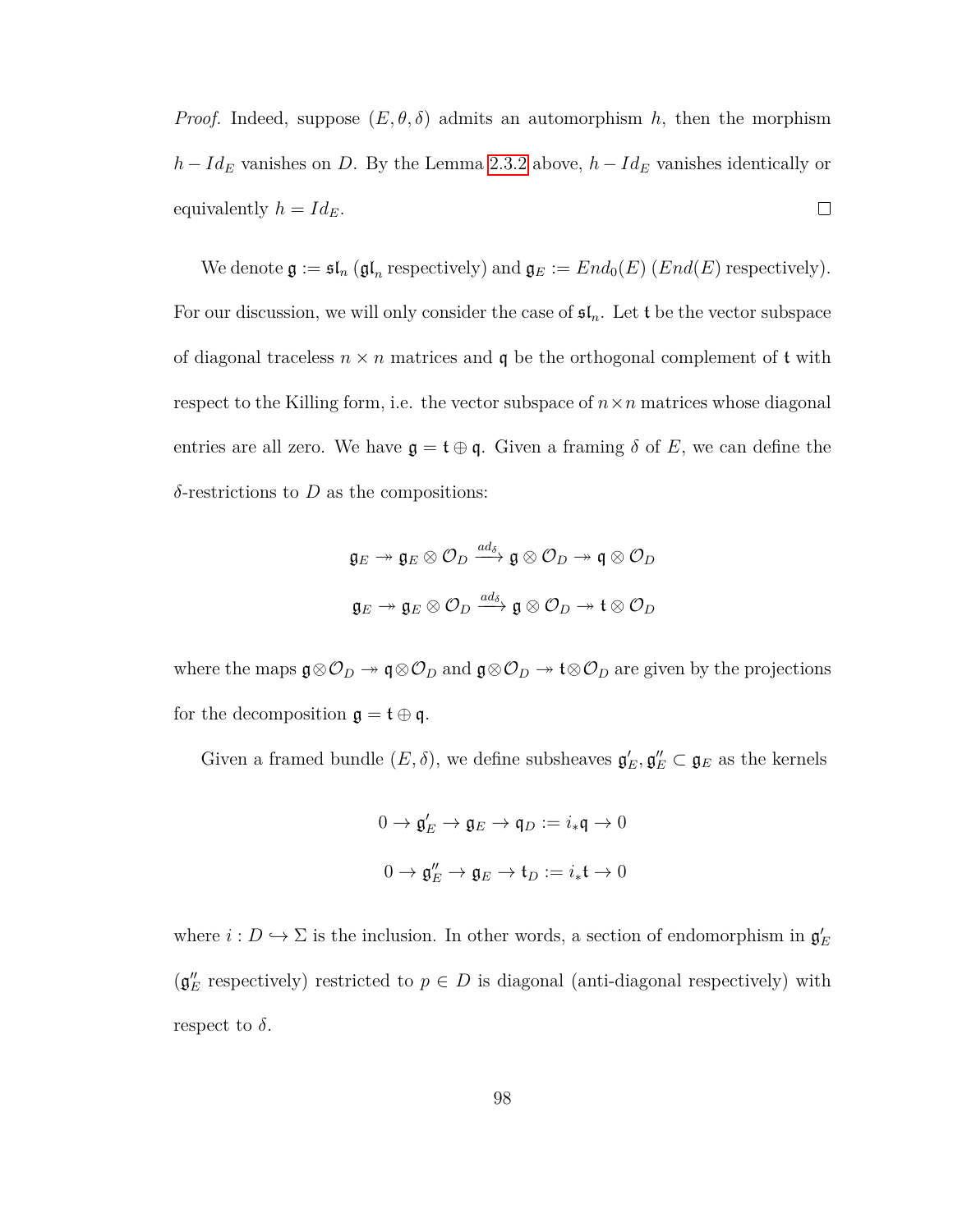*Proof.* Indeed, suppose $(E, \theta, \delta)$ admits an automorphism $h$, then the morphism $h - Id_E$ vanishes on $D$. By the Lemma 2.3.2 above, $h - Id_E$ vanishes identically or equivalently $h = Id_E$. $\square$

We denote $\mathfrak{g} := \mathfrak{sl}_n$ ($\mathfrak{gl}_n$ respectively) and $\mathfrak{g}_E := End_0(E)$ ($End(E)$ respectively). For our discussion, we will only consider the case of $\mathfrak{sl}_n$. Let $\mathfrak{t}$ be the vector subspace of diagonal traceless $n \times n$ matrices and $\mathfrak{q}$ be the orthogonal complement of $\mathfrak{t}$ with respect to the Killing form, i.e. the vector subspace of $n \times n$ matrices whose diagonal entries are all zero. We have $\mathfrak{g} = \mathfrak{t} \oplus \mathfrak{q}$. Given a framing $\delta$ of $E$, we can define the $\delta$-restrictions to $D$ as the compositions:

$$\mathfrak{g}_E \twoheadrightarrow \mathfrak{g}_E \otimes \mathcal{O}_D \xrightarrow{ad_\delta} \mathfrak{g} \otimes \mathcal{O}_D \twoheadrightarrow \mathfrak{q} \otimes \mathcal{O}_D$$

$$\mathfrak{g}_E \twoheadrightarrow \mathfrak{g}_E \otimes \mathcal{O}_D \xrightarrow{ad_\delta} \mathfrak{g} \otimes \mathcal{O}_D \twoheadrightarrow \mathfrak{t} \otimes \mathcal{O}_D$$

where the maps $\mathfrak{g} \otimes \mathcal{O}_D \twoheadrightarrow \mathfrak{q} \otimes \mathcal{O}_D$ and $\mathfrak{g} \otimes \mathcal{O}_D \twoheadrightarrow \mathfrak{t} \otimes \mathcal{O}_D$ are given by the projections for the decomposition $\mathfrak{g} = \mathfrak{t} \oplus \mathfrak{q}$.

Given a framed bundle $(E, \delta)$, we define subsheaves $\mathfrak{g}'_E, \mathfrak{g}''_E \subset \mathfrak{g}_E$ as the kernels

$$0 \to \mathfrak{g}'_E \to \mathfrak{g}_E \to \mathfrak{q}_D := i_* \mathfrak{q} \to 0$$

$$0 \to \mathfrak{g}''_E \to \mathfrak{g}_E \to \mathfrak{t}_D := i_* \mathfrak{t} \to 0$$

where $i : D \hookrightarrow \Sigma$ is the inclusion. In other words, a section of endomorphism in $\mathfrak{g}'_E$ ($\mathfrak{g}''_E$ respectively) restricted to $p \in D$ is diagonal (anti-diagonal respectively) with respect to $\delta$.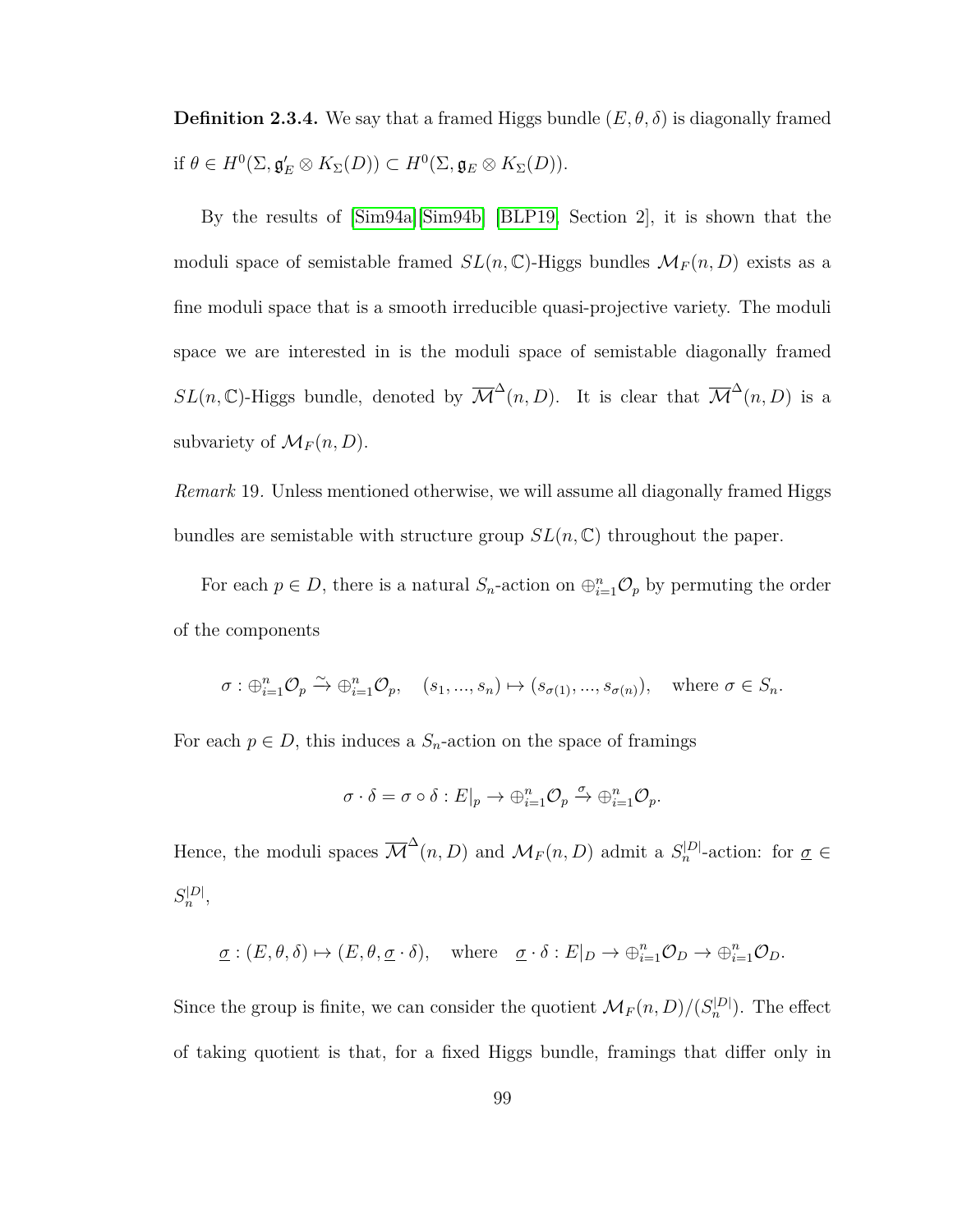**Definition 2.3.4.** We say that a framed Higgs bundle $(E, \theta, \delta)$ is diagonally framed if $\theta \in H^0(\Sigma, \mathfrak{g}'_E \otimes K_\Sigma(D)) \subset H^0(\Sigma, \mathfrak{g}_E \otimes K_\Sigma(D))$.

By the results of [Sim94a][Sim94b] [BLP19, Section 2], it is shown that the moduli space of semistable framed $SL(n, \mathbb{C})$-Higgs bundles $\mathcal{M}_F(n, D)$ exists as a fine moduli space that is a smooth irreducible quasi-projective variety. The moduli space we are interested in is the moduli space of semistable diagonally framed $SL(n, \mathbb{C})$-Higgs bundle, denoted by $\overline{\mathcal{M}}^\Delta(n, D)$. It is clear that $\overline{\mathcal{M}}^\Delta(n, D)$ is a subvariety of $\mathcal{M}_F(n, D)$.

*Remark* 19. Unless mentioned otherwise, we will assume all diagonally framed Higgs bundles are semistable with structure group $SL(n, \mathbb{C})$ throughout the paper.

For each $p \in D$, there is a natural $S_n$-action on $\oplus_{i=1}^n \mathcal{O}_p$ by permuting the order of the components

$$\sigma : \oplus_{i=1}^n \mathcal{O}_p \xrightarrow{\sim} \oplus_{i=1}^n \mathcal{O}_p, \quad (s_1, ..., s_n) \mapsto (s_{\sigma(1)}, ..., s_{\sigma(n)}), \quad \text{where } \sigma \in S_n.$$

For each $p \in D$, this induces a $S_n$-action on the space of framings

$$\sigma \cdot \delta = \sigma \circ \delta : E|_p \to \oplus_{i=1}^n \mathcal{O}_p \xrightarrow{\sigma} \oplus_{i=1}^n \mathcal{O}_p.$$

Hence, the moduli spaces $\overline{\mathcal{M}}^\Delta(n, D)$ and $\mathcal{M}_F(n, D)$ admit a $S_n^{|D|}$-action: for $\underline{\sigma} \in S_n^{|D|}$,

$$\underline{\sigma} : (E, \theta, \delta) \mapsto (E, \theta, \underline{\sigma} \cdot \delta), \quad \text{where} \quad \underline{\sigma} \cdot \delta : E|_D \to \oplus_{i=1}^n \mathcal{O}_D \to \oplus_{i=1}^n \mathcal{O}_D.$$

Since the group is finite, we can consider the quotient $\mathcal{M}_F(n, D)/(S_n^{|D|})$. The effect of taking quotient is that, for a fixed Higgs bundle, framings that differ only in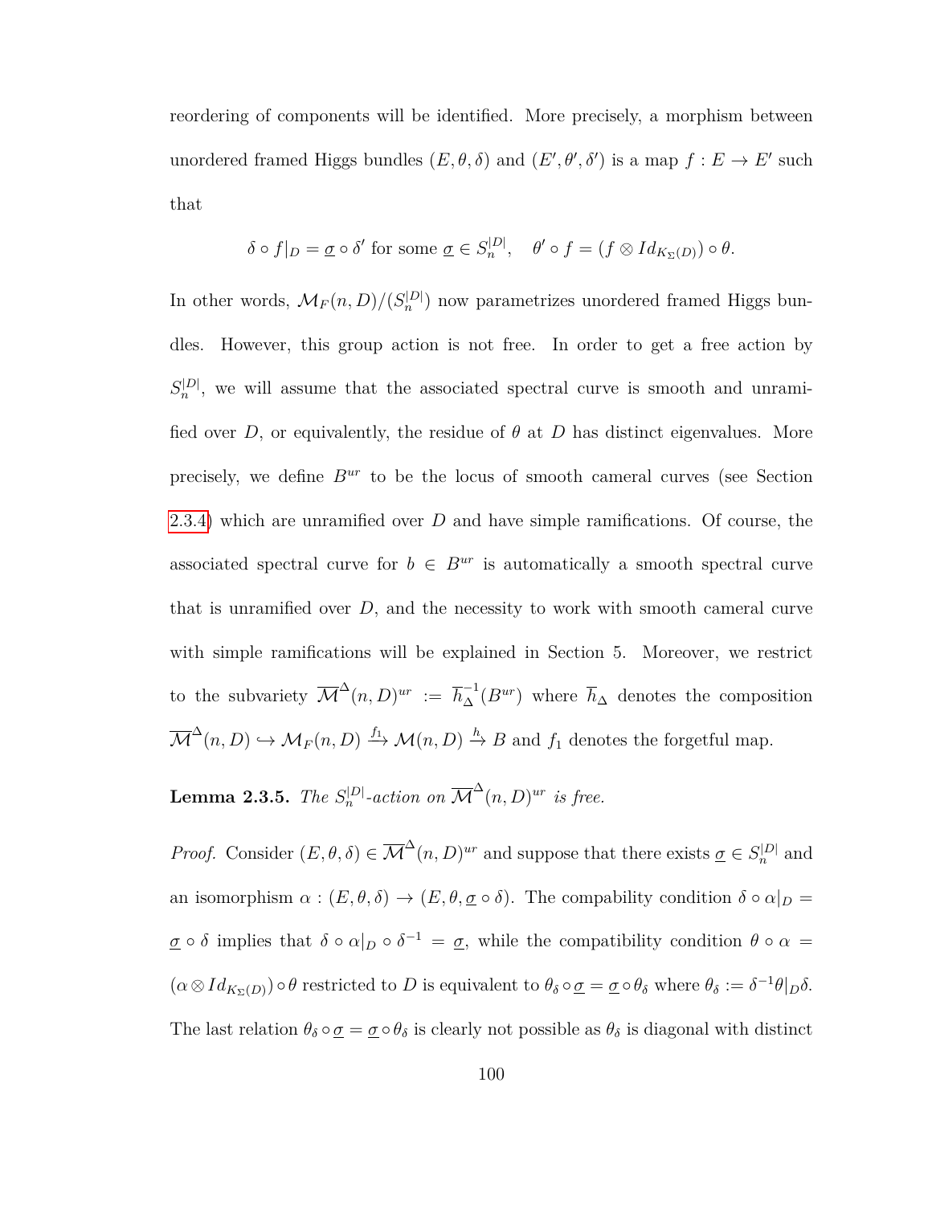reordering of components will be identified. More precisely, a morphism between unordered framed Higgs bundles $(E, \theta, \delta)$ and $(E', \theta', \delta')$ is a map $f : E \to E'$ such that

$$\delta \circ f|_D = \underline{\sigma} \circ \delta' \text{ for some } \underline{\sigma} \in S_n^{|D|}, \quad \theta' \circ f = (f \otimes Id_{K_\Sigma(D)}) \circ \theta.$$

In other words, $\mathcal{M}_F(n, D)/(S_n^{|D|})$ now parametrizes unordered framed Higgs bundles. However, this group action is not free. In order to get a free action by $S_n^{|D|}$, we will assume that the associated spectral curve is smooth and unramified over $D$, or equivalently, the residue of $\theta$ at $D$ has distinct eigenvalues. More precisely, we define $B^{ur}$ to be the locus of smooth cameral curves (see Section 2.3.4) which are unramified over $D$ and have simple ramifications. Of course, the associated spectral curve for $b \in B^{ur}$ is automatically a smooth spectral curve that is unramified over $D$, and the necessity to work with smooth cameral curve with simple ramifications will be explained in Section 5. Moreover, we restrict to the subvariety $\overline{\mathcal{M}}^\Delta(n, D)^{ur} := \overline{h}_\Delta^{-1}(B^{ur})$ where $\overline{h}_\Delta$ denotes the composition $\overline{\mathcal{M}}^\Delta(n, D) \hookrightarrow \mathcal{M}_F(n, D) \xrightarrow{f_1} \mathcal{M}(n, D) \xrightarrow{h} B$ and $f_1$ denotes the forgetful map.

**Lemma 2.3.5.** *The $S_n^{|D|}$-action on $\overline{\mathcal{M}}^\Delta(n, D)^{ur}$ is free.*

*Proof.* Consider $(E, \theta, \delta) \in \overline{\mathcal{M}}^\Delta(n, D)^{ur}$ and suppose that there exists $\underline{\sigma} \in S_n^{|D|}$ and an isomorphism $\alpha : (E, \theta, \delta) \to (E, \theta, \underline{\sigma} \circ \delta)$. The compability condition $\delta \circ \alpha|_D = \underline{\sigma} \circ \delta$ implies that $\delta \circ \alpha|_D \circ \delta^{-1} = \underline{\sigma}$, while the compatibility condition $\theta \circ \alpha = (\alpha \otimes Id_{K_\Sigma(D)}) \circ \theta$ restricted to $D$ is equivalent to $\theta_\delta \circ \underline{\sigma} = \underline{\sigma} \circ \theta_\delta$ where $\theta_\delta := \delta^{-1}\theta|_D\delta$. The last relation $\theta_\delta \circ \underline{\sigma} = \underline{\sigma} \circ \theta_\delta$ is clearly not possible as $\theta_\delta$ is diagonal with distinct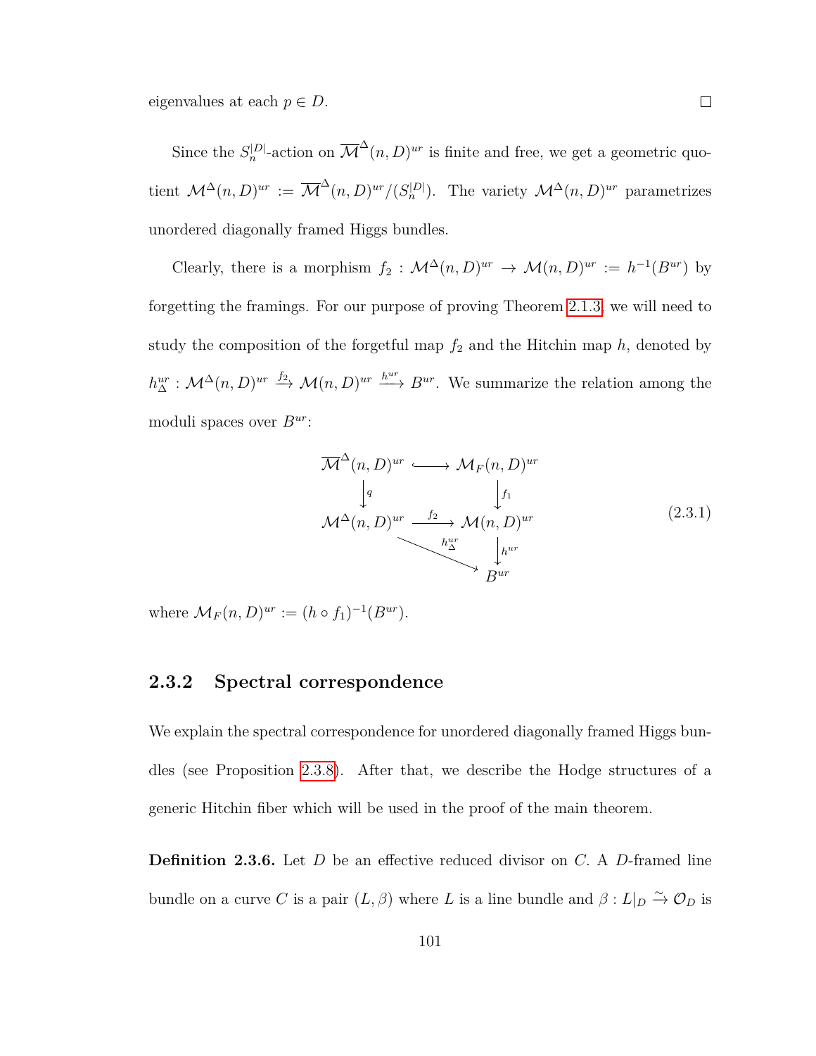eigenvalues at each $p \in D$. □

Since the $S_n^{|D|}$-action on $\overline{\mathcal{M}}^{\Delta}(n,D)^{ur}$ is finite and free, we get a geometric quotient $\mathcal{M}^{\Delta}(n,D)^{ur} := \overline{\mathcal{M}}^{\Delta}(n,D)^{ur}/(S_n^{|D|})$. The variety $\mathcal{M}^{\Delta}(n,D)^{ur}$ parametrizes unordered diagonally framed Higgs bundles.

Clearly, there is a morphism $f_2 : \mathcal{M}^{\Delta}(n,D)^{ur} \to \mathcal{M}(n,D)^{ur} := h^{-1}(B^{ur})$ by forgetting the framings. For our purpose of proving Theorem 2.1.3, we will need to study the composition of the forgetful map $f_2$ and the Hitchin map $h$, denoted by $h^{ur}_{\Delta} : \mathcal{M}^{\Delta}(n,D)^{ur} \xrightarrow{f_2} \mathcal{M}(n,D)^{ur} \xrightarrow{h^{ur}} B^{ur}$. We summarize the relation among the moduli spaces over $B^{ur}$:

$$
\begin{array}{ccc}
\overline{\mathcal{M}}^{\Delta}(n,D)^{ur} & \hookrightarrow & \mathcal{M}_F(n,D)^{ur} \\
\downarrow q & & \downarrow f_1 \\
\mathcal{M}^{\Delta}(n,D)^{ur} & \xrightarrow{f_2} & \mathcal{M}(n,D)^{ur} \\
& \searrow^{h^{ur}_{\Delta}} & \downarrow h^{ur} \\
& & B^{ur}
\end{array}
\tag{2.3.1}
$$

where $\mathcal{M}_F(n,D)^{ur} := (h \circ f_1)^{-1}(B^{ur})$.

### 2.3.2 Spectral correspondence

We explain the spectral correspondence for unordered diagonally framed Higgs bundles (see Proposition 2.3.8). After that, we describe the Hodge structures of a generic Hitchin fiber which will be used in the proof of the main theorem.

**Definition 2.3.6.** Let $D$ be an effective reduced divisor on $C$. A $D$-framed line bundle on a curve $C$ is a pair $(L, \beta)$ where $L$ is a line bundle and $\beta : L|_D \xrightarrow{\sim} \mathcal{O}_D$ is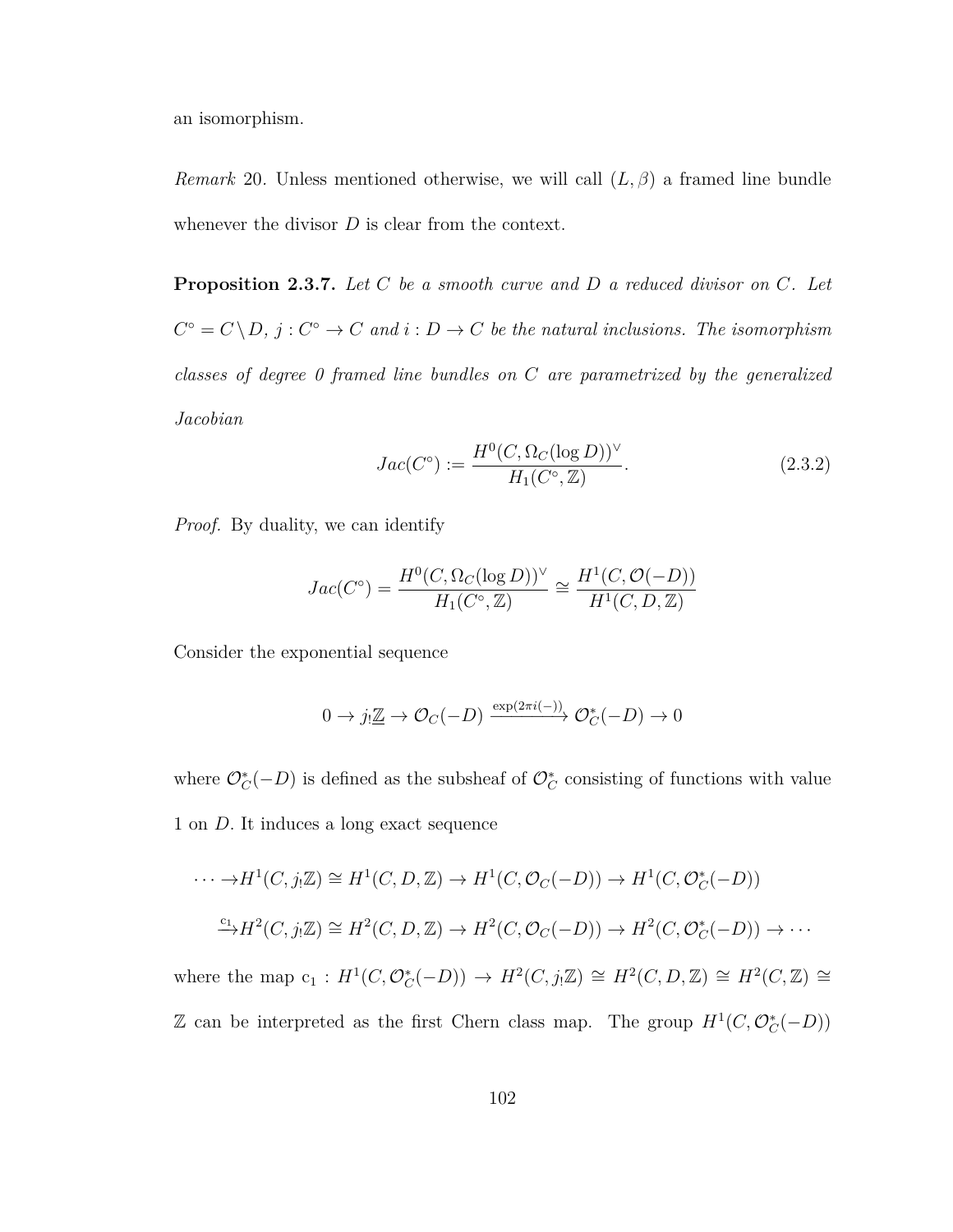an isomorphism.

*Remark* 20. Unless mentioned otherwise, we will call $(L, \beta)$ a framed line bundle whenever the divisor $D$ is clear from the context.

**Proposition 2.3.7.** *Let $C$ be a smooth curve and $D$ a reduced divisor on $C$. Let $C^\circ = C \setminus D$, $j : C^\circ \to C$ and $i : D \to C$ be the natural inclusions. The isomorphism classes of degree 0 framed line bundles on $C$ are parametrized by the generalized Jacobian*

$$Jac(C^\circ) := \frac{H^0(C, \Omega_C(\log D))^\vee}{H_1(C^\circ, \mathbb{Z})}. \tag{2.3.2}$$

*Proof.* By duality, we can identify

$$Jac(C^\circ) = \frac{H^0(C, \Omega_C(\log D))^\vee}{H_1(C^\circ, \mathbb{Z})} \cong \frac{H^1(C, \mathcal{O}(-D))}{H^1(C, D, \mathbb{Z})}$$

Consider the exponential sequence

$$0 \to j_! \underline{\mathbb{Z}} \to \mathcal{O}_C(-D) \xrightarrow{\exp(2\pi i(-))} \mathcal{O}_C^*(-D) \to 0$$

where $\mathcal{O}_C^*(-D)$ is defined as the subsheaf of $\mathcal{O}_C^*$ consisting of functions with value 1 on $D$. It induces a long exact sequence

$$\cdots \to H^1(C, j_!\mathbb{Z}) \cong H^1(C, D, \mathbb{Z}) \to H^1(C, \mathcal{O}_C(-D)) \to H^1(C, \mathcal{O}_C^*(-D))$$

$$\xrightarrow{c_1} H^2(C, j_!\mathbb{Z}) \cong H^2(C, D, \mathbb{Z}) \to H^2(C, \mathcal{O}_C(-D)) \to H^2(C, \mathcal{O}_C^*(-D)) \to \cdots$$

where the map $c_1 : H^1(C, \mathcal{O}_C^*(-D)) \to H^2(C, j_!\mathbb{Z}) \cong H^2(C, D, \mathbb{Z}) \cong H^2(C, \mathbb{Z}) \cong \mathbb{Z}$ can be interpreted as the first Chern class map. The group $H^1(C, \mathcal{O}_C^*(-D))$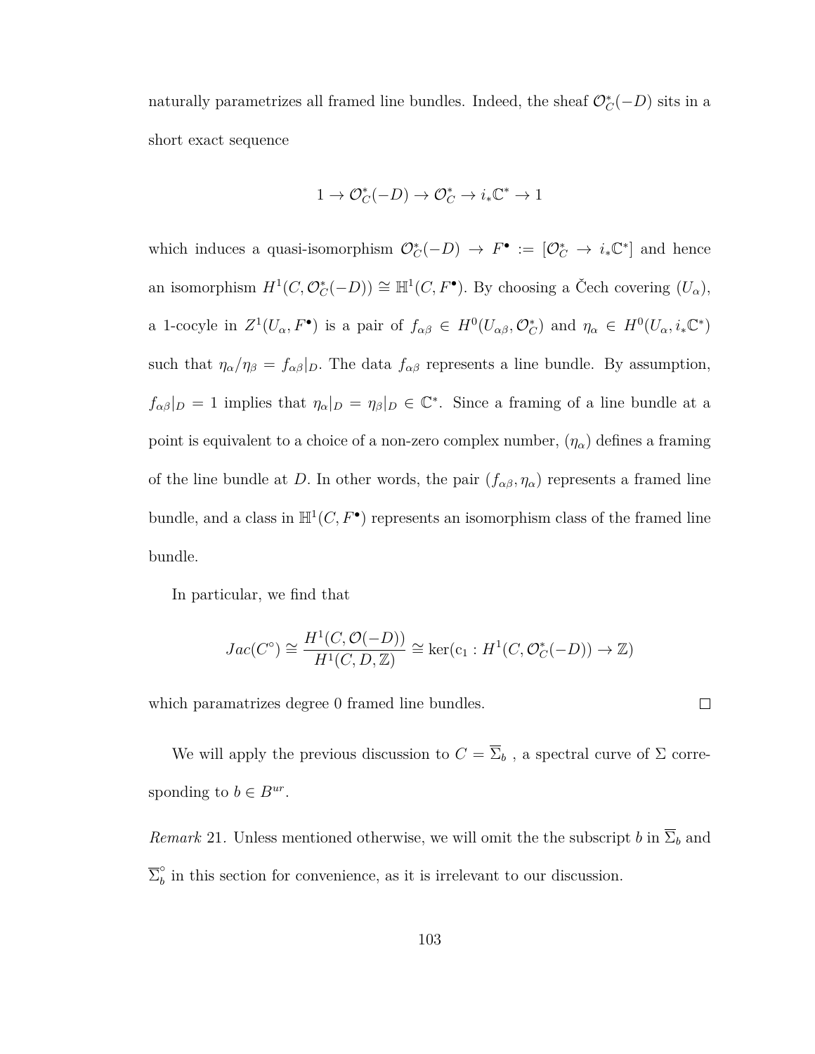naturally parametrizes all framed line bundles. Indeed, the sheaf $\mathcal{O}_C^*(-D)$ sits in a short exact sequence

$$1 \to \mathcal{O}_C^*(-D) \to \mathcal{O}_C^* \to i_*\mathbb{C}^* \to 1$$

which induces a quasi-isomorphism $\mathcal{O}_C^*(-D) \to F^\bullet := [\mathcal{O}_C^* \to i_*\mathbb{C}^*]$ and hence an isomorphism $H^1(C, \mathcal{O}_C^*(-D)) \cong \mathbb{H}^1(C, F^\bullet)$. By choosing a Čech covering $(U_\alpha)$, a 1-cocyle in $Z^1(U_\alpha, F^\bullet)$ is a pair of $f_{\alpha\beta} \in H^0(U_{\alpha\beta}, \mathcal{O}_C^*)$ and $\eta_\alpha \in H^0(U_\alpha, i_*\mathbb{C}^*)$ such that $\eta_\alpha/\eta_\beta = f_{\alpha\beta}|_D$. The data $f_{\alpha\beta}$ represents a line bundle. By assumption, $f_{\alpha\beta}|_D = 1$ implies that $\eta_\alpha|_D = \eta_\beta|_D \in \mathbb{C}^*$. Since a framing of a line bundle at a point is equivalent to a choice of a non-zero complex number, $(\eta_\alpha)$ defines a framing of the line bundle at $D$. In other words, the pair $(f_{\alpha\beta}, \eta_\alpha)$ represents a framed line bundle, and a class in $\mathbb{H}^1(C, F^\bullet)$ represents an isomorphism class of the framed line bundle.

In particular, we find that

$$Jac(C^\circ) \cong \frac{H^1(C, \mathcal{O}(-D))}{H^1(C, D, \mathbb{Z})} \cong \ker(\mathrm{c}_1 : H^1(C, \mathcal{O}_C^*(-D)) \to \mathbb{Z})$$

which paramatrizes degree 0 framed line bundles. $\square$

We will apply the previous discussion to $C = \overline{\Sigma}_b$ , a spectral curve of $\Sigma$ corresponding to $b \in B^{ur}$.

*Remark* 21. Unless mentioned otherwise, we will omit the the subscript $b$ in $\overline{\Sigma}_b$ and $\overline{\Sigma}_b^\circ$ in this section for convenience, as it is irrelevant to our discussion.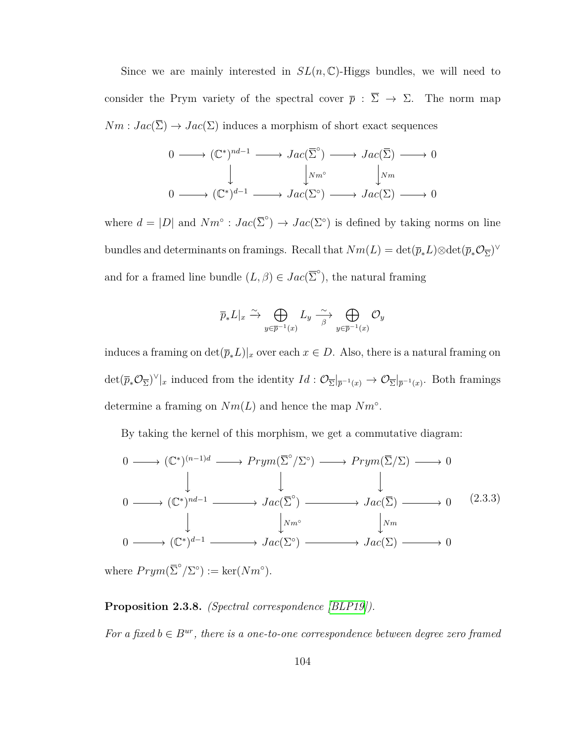Since we are mainly interested in $SL(n, \mathbb{C})$-Higgs bundles, we will need to consider the Prym variety of the spectral cover $\overline{p} : \overline{\Sigma} \to \Sigma$. The norm map $Nm : Jac(\overline{\Sigma}) \to Jac(\Sigma)$ induces a morphism of short exact sequences

$$
\begin{array}{ccccccccc}
0 & \longrightarrow & (\mathbb{C}^*)^{nd-1} & \longrightarrow & Jac(\overline{\Sigma}^\circ) & \longrightarrow & Jac(\overline{\Sigma}) & \longrightarrow & 0 \\
 & & \downarrow & & \downarrow{\scriptstyle Nm^\circ} & & \downarrow{\scriptstyle Nm} & & \\
0 & \longrightarrow & (\mathbb{C}^*)^{d-1} & \longrightarrow & Jac(\Sigma^\circ) & \longrightarrow & Jac(\Sigma) & \longrightarrow & 0
\end{array}
$$

where $d = |D|$ and $Nm^\circ : Jac(\overline{\Sigma}^\circ) \to Jac(\Sigma^\circ)$ is defined by taking norms on line bundles and determinants on framings. Recall that $Nm(L) = \det(\overline{p}_* L) \otimes \det(\overline{p}_* \mathcal{O}_{\overline{\Sigma}})^\vee$ and for a framed line bundle $(L, \beta) \in Jac(\overline{\Sigma}^\circ)$, the natural framing

$$
\overline{p}_* L|_x \xrightarrow{\sim} \bigoplus_{y \in \overline{p}^{-1}(x)} L_y \xrightarrow[\beta]{\sim} \bigoplus_{y \in \overline{p}^{-1}(x)} \mathcal{O}_y
$$

induces a framing on $\det(\overline{p}_* L)|_x$ over each $x \in D$. Also, there is a natural framing on $\det(\overline{p}_* \mathcal{O}_{\overline{\Sigma}})^\vee|_x$ induced from the identity $Id : \mathcal{O}_{\overline{\Sigma}}|_{\overline{p}^{-1}(x)} \to \mathcal{O}_{\overline{\Sigma}}|_{\overline{p}^{-1}(x)}$. Both framings determine a framing on $Nm(L)$ and hence the map $Nm^\circ$.

By taking the kernel of this morphism, we get a commutative diagram:

$$
\begin{array}{ccccccccc}
0 & \longrightarrow & (\mathbb{C}^*)^{(n-1)d} & \longrightarrow & Prym(\overline{\Sigma}^\circ/\Sigma^\circ) & \longrightarrow & Prym(\overline{\Sigma}/\Sigma) & \longrightarrow & 0 \\
 & & \downarrow & & \downarrow & & \downarrow & & \\
0 & \longrightarrow & (\mathbb{C}^*)^{nd-1} & \longrightarrow & Jac(\overline{\Sigma}^\circ) & \longrightarrow & Jac(\overline{\Sigma}) & \longrightarrow & 0 \\
 & & \downarrow & & \downarrow{\scriptstyle Nm^\circ} & & \downarrow{\scriptstyle Nm} & & \\
0 & \longrightarrow & (\mathbb{C}^*)^{d-1} & \longrightarrow & Jac(\Sigma^\circ) & \longrightarrow & Jac(\Sigma) & \longrightarrow & 0
\end{array}
\tag{2.3.3}
$$

where $Prym(\overline{\Sigma}^\circ/\Sigma^\circ) := \ker(Nm^\circ)$.

**Proposition 2.3.8.** *(Spectral correspondence [BLP19]).*

*For a fixed $b \in B^{ur}$, there is a one-to-one correspondence between degree zero framed*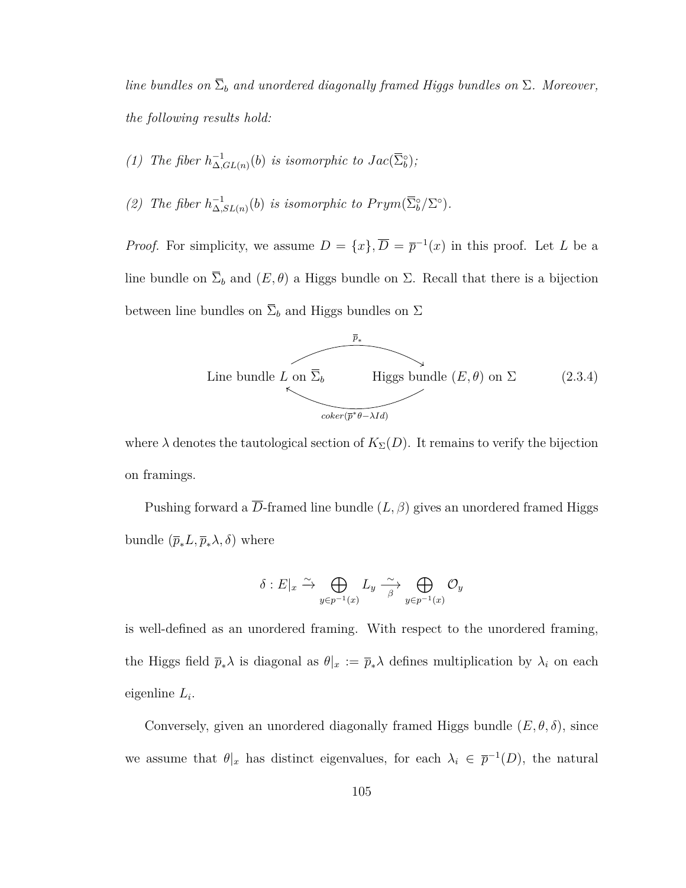*line bundles on $\overline{\Sigma}_b$ and unordered diagonally framed Higgs bundles on $\Sigma$. Moreover, the following results hold:*

*(1) The fiber $h^{-1}_{\Delta,GL(n)}(b)$ is isomorphic to $Jac(\overline{\Sigma}^{\circ}_b)$;*

*(2) The fiber $h^{-1}_{\Delta,SL(n)}(b)$ is isomorphic to $Prym(\overline{\Sigma}^{\circ}_b/\Sigma^{\circ})$.*

*Proof.* For simplicity, we assume $D = \{x\}, \overline{D} = \overline{p}^{-1}(x)$ in this proof. Let $L$ be a line bundle on $\overline{\Sigma}_b$ and $(E,\theta)$ a Higgs bundle on $\Sigma$. Recall that there is a bijection between line bundles on $\overline{\Sigma}_b$ and Higgs bundles on $\Sigma$

$$\text{Line bundle } L \text{ on } \overline{\Sigma}_b \;\underset{coker(\overline{p}^*\theta - \lambda Id)}{\overset{\overline{p}_*}{\rightleftarrows}}\; \text{Higgs bundle } (E,\theta) \text{ on } \Sigma \tag{2.3.4}$$

where $\lambda$ denotes the tautological section of $K_\Sigma(D)$. It remains to verify the bijection on framings.

Pushing forward a $\overline{D}$-framed line bundle $(L,\beta)$ gives an unordered framed Higgs bundle $(\overline{p}_*L, \overline{p}_*\lambda, \delta)$ where

$$\delta : E|_x \xrightarrow{\sim} \bigoplus_{y \in p^{-1}(x)} L_y \xrightarrow[\beta]{\sim} \bigoplus_{y \in p^{-1}(x)} \mathcal{O}_y$$

is well-defined as an unordered framing. With respect to the unordered framing, the Higgs field $\overline{p}_*\lambda$ is diagonal as $\theta|_x := \overline{p}_*\lambda$ defines multiplication by $\lambda_i$ on each eigenline $L_i$.

Conversely, given an unordered diagonally framed Higgs bundle $(E,\theta,\delta)$, since we assume that $\theta|_x$ has distinct eigenvalues, for each $\lambda_i \in \overline{p}^{-1}(D)$, the natural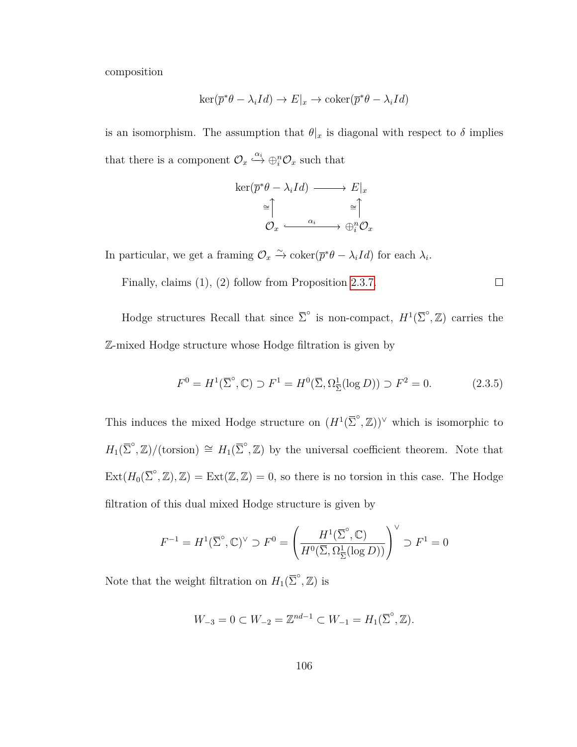composition

$$\ker(\overline{p}^*\theta - \lambda_i Id) \to E|_x \to \operatorname{coker}(\overline{p}^*\theta - \lambda_i Id)$$

is an isomorphism. The assumption that $\theta|_x$ is diagonal with respect to $\delta$ implies that there is a component $\mathcal{O}_x \overset{\alpha_i}{\hookrightarrow} \oplus_i^n \mathcal{O}_x$ such that

$$\begin{array}{ccc}
\ker(\overline{p}^*\theta - \lambda_i Id) & \longrightarrow & E|_x \\
\cong\uparrow & & \cong\uparrow \\
\mathcal{O}_x & \overset{\alpha_i}{\hookrightarrow} & \oplus_i^n \mathcal{O}_x
\end{array}$$

In particular, we get a framing $\mathcal{O}_x \xrightarrow{\sim} \operatorname{coker}(\overline{p}^*\theta - \lambda_i Id)$ for each $\lambda_i$.

Finally, claims (1), (2) follow from Proposition 2.3.7. $\square$

Hodge structures Recall that since $\overline{\Sigma}^\circ$ is non-compact, $H^1(\overline{\Sigma}^\circ, \mathbb{Z})$ carries the $\mathbb{Z}$-mixed Hodge structure whose Hodge filtration is given by

$$F^0 = H^1(\overline{\Sigma}^\circ, \mathbb{C}) \supset F^1 = H^0(\overline{\Sigma}, \Omega^1_{\overline{\Sigma}}(\log D)) \supset F^2 = 0. \tag{2.3.5}$$

This induces the mixed Hodge structure on $(H^1(\overline{\Sigma}^\circ, \mathbb{Z}))^\vee$ which is isomorphic to $H_1(\overline{\Sigma}^\circ, \mathbb{Z})/(\text{torsion}) \cong H_1(\overline{\Sigma}^\circ, \mathbb{Z})$ by the universal coefficient theorem. Note that $\operatorname{Ext}(H_0(\overline{\Sigma}^\circ, \mathbb{Z}), \mathbb{Z}) = \operatorname{Ext}(\mathbb{Z}, \mathbb{Z}) = 0$, so there is no torsion in this case. The Hodge filtration of this dual mixed Hodge structure is given by

$$F^{-1} = H^1(\overline{\Sigma}^\circ, \mathbb{C})^\vee \supset F^0 = \left(\frac{H^1(\overline{\Sigma}^\circ, \mathbb{C})}{H^0(\overline{\Sigma}, \Omega^1_{\overline{\Sigma}}(\log D))}\right)^\vee \supset F^1 = 0$$

Note that the weight filtration on $H_1(\overline{\Sigma}^\circ, \mathbb{Z})$ is

$$W_{-3} = 0 \subset W_{-2} = \mathbb{Z}^{nd-1} \subset W_{-1} = H_1(\overline{\Sigma}^\circ, \mathbb{Z}).$$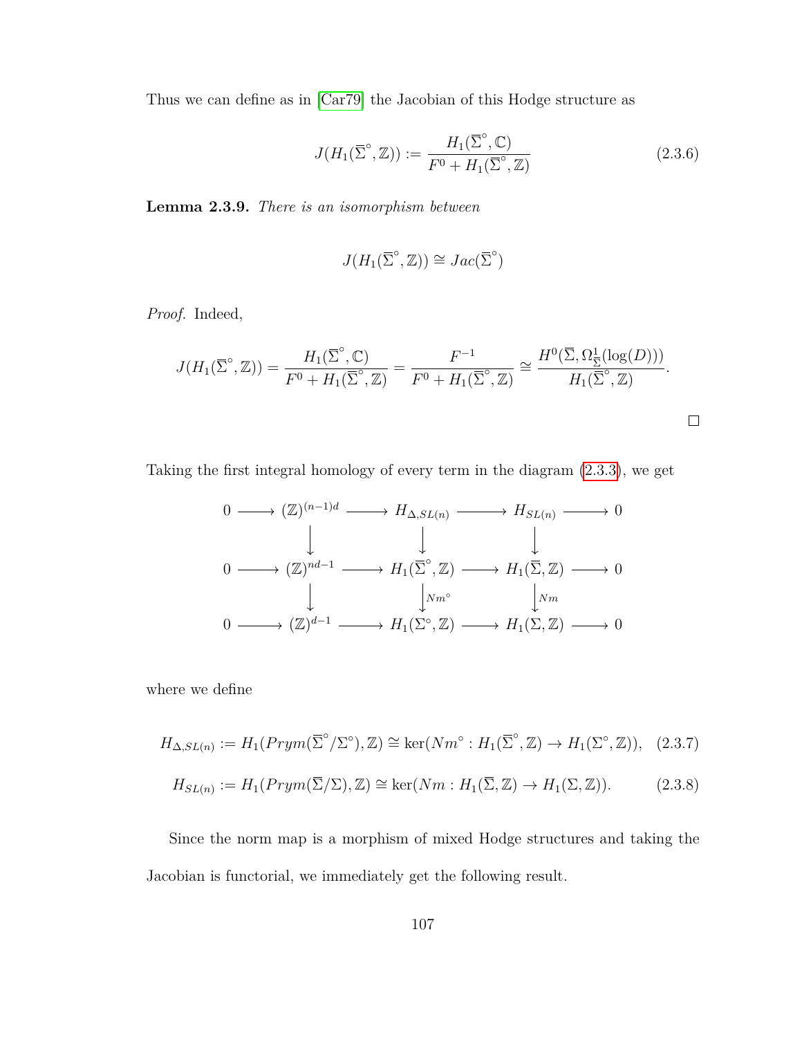Thus we can define as in [Car79] the Jacobian of this Hodge structure as

$$J(H_1(\overline{\Sigma}^{\circ}, \mathbb{Z})) := \frac{H_1(\overline{\Sigma}^{\circ}, \mathbb{C})}{F^0 + H_1(\overline{\Sigma}^{\circ}, \mathbb{Z})} \tag{2.3.6}$$

**Lemma 2.3.9.** *There is an isomorphism between*

$$J(H_1(\overline{\Sigma}^{\circ}, \mathbb{Z})) \cong Jac(\overline{\Sigma}^{\circ})$$

*Proof.* Indeed,

$$J(H_1(\overline{\Sigma}^{\circ}, \mathbb{Z})) = \frac{H_1(\overline{\Sigma}^{\circ}, \mathbb{C})}{F^0 + H_1(\overline{\Sigma}^{\circ}, \mathbb{Z})} = \frac{F^{-1}}{F^0 + H_1(\overline{\Sigma}^{\circ}, \mathbb{Z})} \cong \frac{H^0(\overline{\Sigma}, \Omega^1_{\overline{\Sigma}}(\log(D)))}{H_1(\overline{\Sigma}^{\circ}, \mathbb{Z})}.$$

□

Taking the first integral homology of every term in the diagram (2.3.3), we get

$$\begin{array}{ccccccccc}
0 & \longrightarrow & (\mathbb{Z})^{(n-1)d} & \longrightarrow & H_{\Delta, SL(n)} & \longrightarrow & H_{SL(n)} & \longrightarrow & 0 \\
 & & \downarrow & & \downarrow & & \downarrow & & \\
0 & \longrightarrow & (\mathbb{Z})^{nd-1} & \longrightarrow & H_1(\overline{\Sigma}^{\circ}, \mathbb{Z}) & \longrightarrow & H_1(\overline{\Sigma}, \mathbb{Z}) & \longrightarrow & 0 \\
 & & \downarrow & & \downarrow{\scriptstyle Nm^{\circ}} & & \downarrow{\scriptstyle Nm} & & \\
0 & \longrightarrow & (\mathbb{Z})^{d-1} & \longrightarrow & H_1(\Sigma^{\circ}, \mathbb{Z}) & \longrightarrow & H_1(\Sigma, \mathbb{Z}) & \longrightarrow & 0
\end{array}$$

where we define

$$H_{\Delta, SL(n)} := H_1(Prym(\overline{\Sigma}^{\circ}/\Sigma^{\circ}), \mathbb{Z}) \cong \ker(Nm^{\circ} : H_1(\overline{\Sigma}^{\circ}, \mathbb{Z}) \to H_1(\Sigma^{\circ}, \mathbb{Z})), \tag{2.3.7}$$

$$H_{SL(n)} := H_1(Prym(\overline{\Sigma}/\Sigma), \mathbb{Z}) \cong \ker(Nm : H_1(\overline{\Sigma}, \mathbb{Z}) \to H_1(\Sigma, \mathbb{Z})). \tag{2.3.8}$$

Since the norm map is a morphism of mixed Hodge structures and taking the Jacobian is functorial, we immediately get the following result.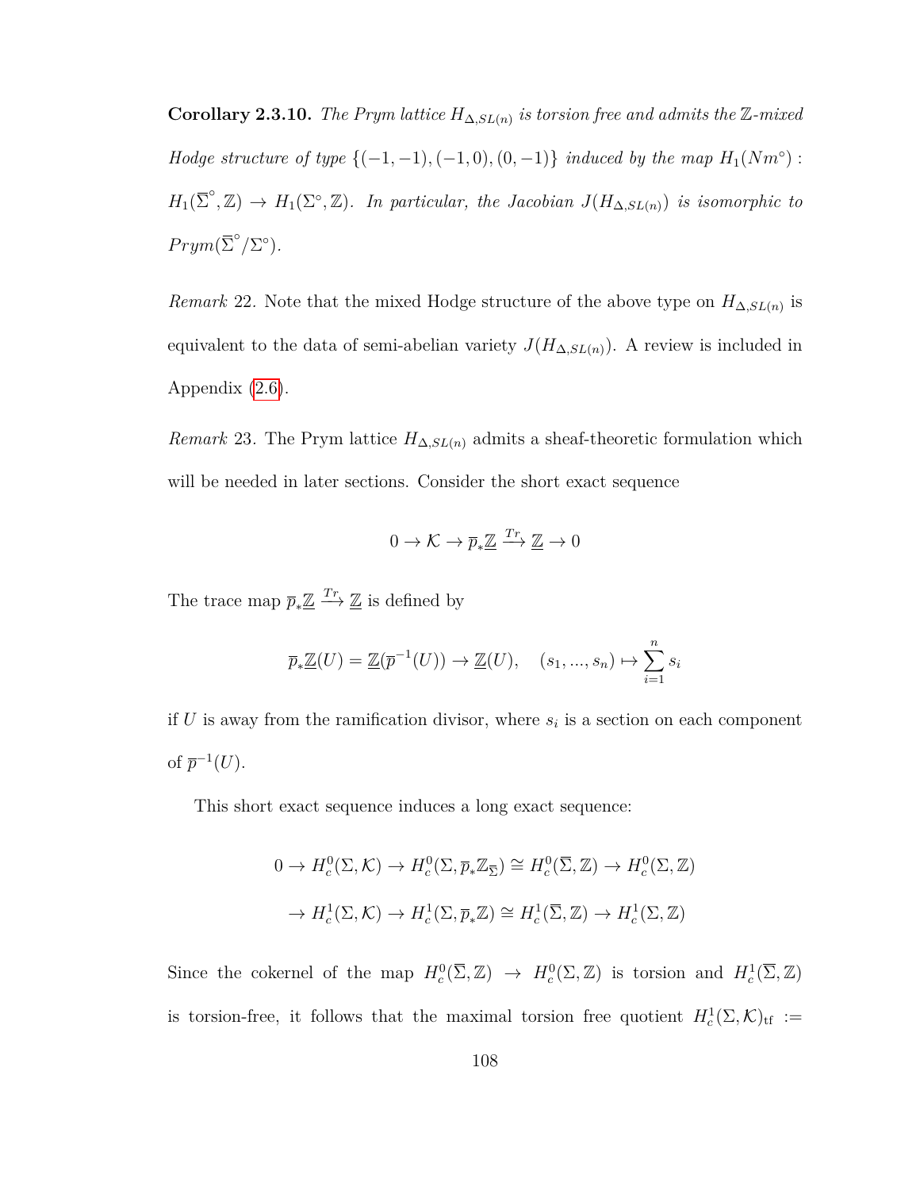**Corollary 2.3.10.** *The Prym lattice $H_{\Delta,SL(n)}$ is torsion free and admits the $\mathbb{Z}$-mixed Hodge structure of type $\{(-1,-1),(-1,0),(0,-1)\}$ induced by the map $H_1(Nm^\circ): H_1(\overline{\Sigma}^\circ,\mathbb{Z}) \to H_1(\Sigma^\circ,\mathbb{Z})$. In particular, the Jacobian $J(H_{\Delta,SL(n)})$ is isomorphic to $Prym(\overline{\Sigma}^\circ/\Sigma^\circ)$.*

*Remark* 22. Note that the mixed Hodge structure of the above type on $H_{\Delta,SL(n)}$ is equivalent to the data of semi-abelian variety $J(H_{\Delta,SL(n)})$. A review is included in Appendix (2.6).

*Remark* 23. The Prym lattice $H_{\Delta,SL(n)}$ admits a sheaf-theoretic formulation which will be needed in later sections. Consider the short exact sequence

$$0 \to \mathcal{K} \to \overline{p}_*\underline{\mathbb{Z}} \xrightarrow{Tr} \underline{\mathbb{Z}} \to 0$$

The trace map $\overline{p}_*\underline{\mathbb{Z}} \xrightarrow{Tr} \underline{\mathbb{Z}}$ is defined by

$$\overline{p}_*\underline{\mathbb{Z}}(U) = \underline{\mathbb{Z}}(\overline{p}^{-1}(U)) \to \underline{\mathbb{Z}}(U), \quad (s_1,...,s_n) \mapsto \sum_{i=1}^{n} s_i$$

if $U$ is away from the ramification divisor, where $s_i$ is a section on each component of $\overline{p}^{-1}(U)$.

This short exact sequence induces a long exact sequence:

$$0 \to H^0_c(\Sigma,\mathcal{K}) \to H^0_c(\Sigma,\overline{p}_*\mathbb{Z}_{\overline{\Sigma}}) \cong H^0_c(\overline{\Sigma},\mathbb{Z}) \to H^0_c(\Sigma,\mathbb{Z})$$

$$\to H^1_c(\Sigma,\mathcal{K}) \to H^1_c(\Sigma,\overline{p}_*\mathbb{Z}) \cong H^1_c(\overline{\Sigma},\mathbb{Z}) \to H^1_c(\Sigma,\mathbb{Z})$$

Since the cokernel of the map $H^0_c(\overline{\Sigma},\mathbb{Z}) \to H^0_c(\Sigma,\mathbb{Z})$ is torsion and $H^1_c(\overline{\Sigma},\mathbb{Z})$ is torsion-free, it follows that the maximal torsion free quotient $H^1_c(\Sigma,\mathcal{K})_{\text{tf}} :=$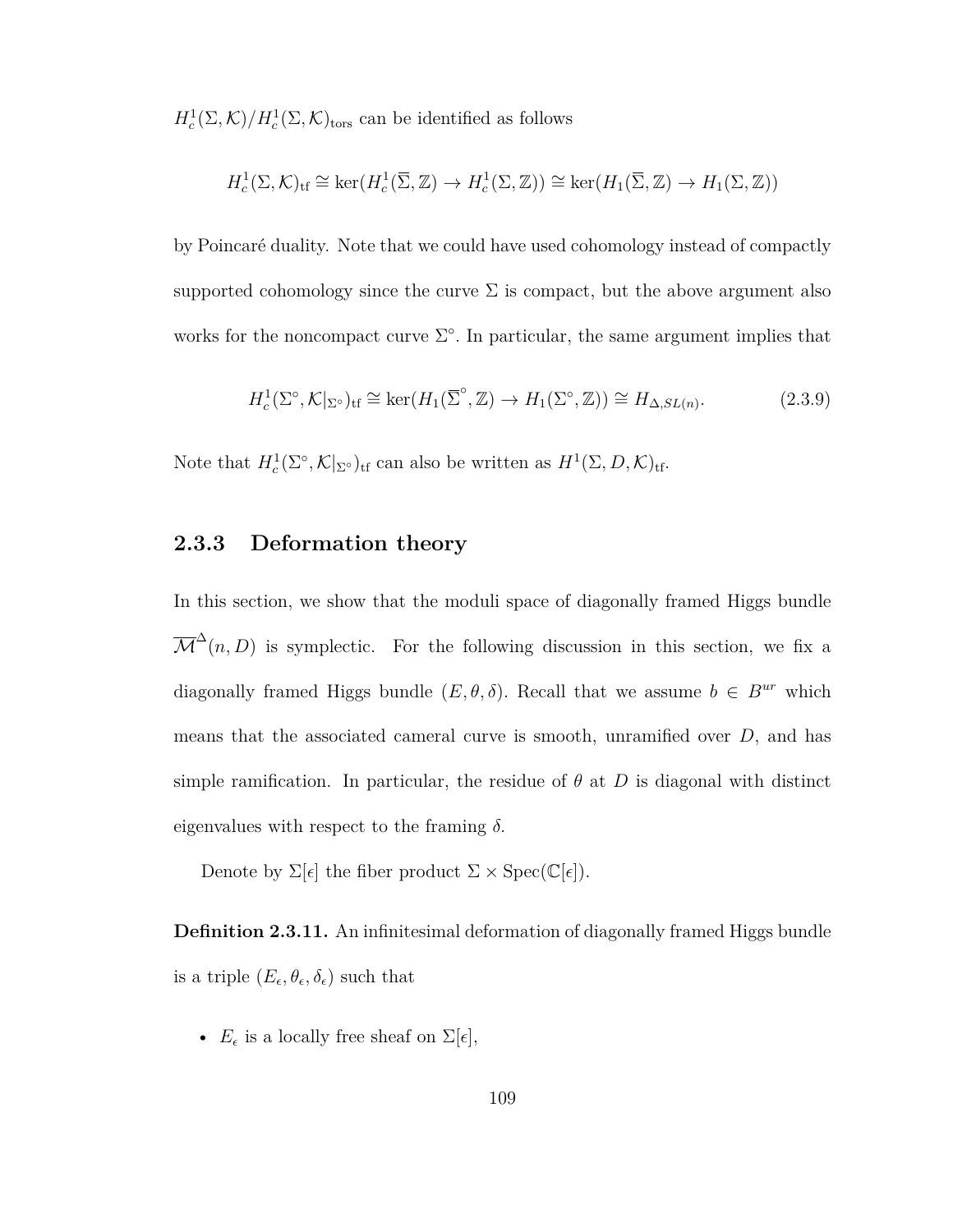$H^1_c(\Sigma, \mathcal{K})/H^1_c(\Sigma, \mathcal{K})_{\text{tors}}$ can be identified as follows

$$H^1_c(\Sigma, \mathcal{K})_{\text{tf}} \cong \ker(H^1_c(\overline{\Sigma}, \mathbb{Z}) \to H^1_c(\Sigma, \mathbb{Z})) \cong \ker(H_1(\overline{\Sigma}, \mathbb{Z}) \to H_1(\Sigma, \mathbb{Z}))$$

by Poincaré duality. Note that we could have used cohomology instead of compactly supported cohomology since the curve $\Sigma$ is compact, but the above argument also works for the noncompact curve $\Sigma^{\circ}$. In particular, the same argument implies that

$$H^1_c(\Sigma^{\circ}, \mathcal{K}|_{\Sigma^{\circ}})_{\text{tf}} \cong \ker(H_1(\overline{\Sigma}^{\circ}, \mathbb{Z}) \to H_1(\Sigma^{\circ}, \mathbb{Z})) \cong H_{\Delta, SL(n)}. \tag{2.3.9}$$

Note that $H^1_c(\Sigma^{\circ}, \mathcal{K}|_{\Sigma^{\circ}})_{\text{tf}}$ can also be written as $H^1(\Sigma, D, \mathcal{K})_{\text{tf}}$.

### 2.3.3 Deformation theory

In this section, we show that the moduli space of diagonally framed Higgs bundle $\overline{\mathcal{M}}^{\Delta}(n, D)$ is symplectic. For the following discussion in this section, we fix a diagonally framed Higgs bundle $(E, \theta, \delta)$. Recall that we assume $b \in B^{ur}$ which means that the associated cameral curve is smooth, unramified over $D$, and has simple ramification. In particular, the residue of $\theta$ at $D$ is diagonal with distinct eigenvalues with respect to the framing $\delta$.

Denote by $\Sigma[\epsilon]$ the fiber product $\Sigma \times \operatorname{Spec}(\mathbb{C}[\epsilon])$.

**Definition 2.3.11.** An infinitesimal deformation of diagonally framed Higgs bundle is a triple $(E_\epsilon, \theta_\epsilon, \delta_\epsilon)$ such that

- $E_\epsilon$ is a locally free sheaf on $\Sigma[\epsilon]$,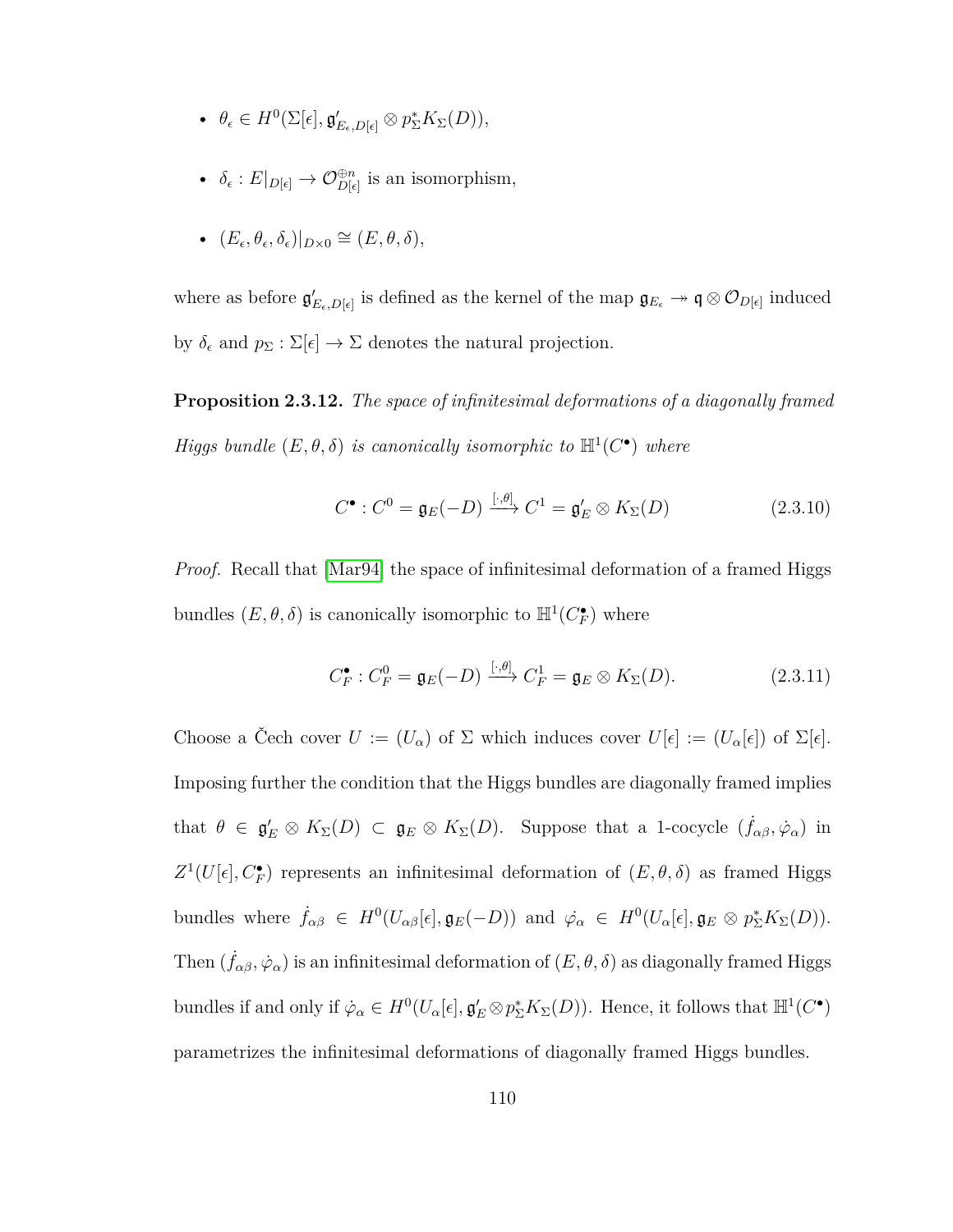- $\theta_\epsilon \in H^0(\Sigma[\epsilon], \mathfrak{g}'_{E_\epsilon, D[\epsilon]} \otimes p_\Sigma^* K_\Sigma(D))$,
- $\delta_\epsilon : E|_{D[\epsilon]} \to \mathcal{O}_{D[\epsilon]}^{\oplus n}$ is an isomorphism,
- $(E_\epsilon, \theta_\epsilon, \delta_\epsilon)|_{D\times 0} \cong (E, \theta, \delta)$,

where as before $\mathfrak{g}'_{E_\epsilon, D[\epsilon]}$ is defined as the kernel of the map $\mathfrak{g}_{E_\epsilon} \twoheadrightarrow \mathfrak{q} \otimes \mathcal{O}_{D[\epsilon]}$ induced by $\delta_\epsilon$ and $p_\Sigma : \Sigma[\epsilon] \to \Sigma$ denotes the natural projection.

**Proposition 2.3.12.** *The space of infinitesimal deformations of a diagonally framed Higgs bundle $(E, \theta, \delta)$ is canonically isomorphic to $\mathbb{H}^1(C^\bullet)$ where*

$$C^\bullet : C^0 = \mathfrak{g}_E(-D) \xrightarrow{[\cdot,\theta]} C^1 = \mathfrak{g}'_E \otimes K_\Sigma(D) \tag{2.3.10}$$

*Proof.* Recall that [Mar94] the space of infinitesimal deformation of a framed Higgs bundles $(E, \theta, \delta)$ is canonically isomorphic to $\mathbb{H}^1(C_F^\bullet)$ where

$$C_F^\bullet : C_F^0 = \mathfrak{g}_E(-D) \xrightarrow{[\cdot,\theta]} C_F^1 = \mathfrak{g}_E \otimes K_\Sigma(D). \tag{2.3.11}$$

Choose a Čech cover $U := (U_\alpha)$ of $\Sigma$ which induces cover $U[\epsilon] := (U_\alpha[\epsilon])$ of $\Sigma[\epsilon]$. Imposing further the condition that the Higgs bundles are diagonally framed implies that $\theta \in \mathfrak{g}'_E \otimes K_\Sigma(D) \subset \mathfrak{g}_E \otimes K_\Sigma(D)$. Suppose that a 1-cocycle $(\dot{f}_{\alpha\beta}, \dot{\varphi}_\alpha)$ in $Z^1(U[\epsilon], C_F^\bullet)$ represents an infinitesimal deformation of $(E, \theta, \delta)$ as framed Higgs bundles where $\dot{f}_{\alpha\beta} \in H^0(U_{\alpha\beta}[\epsilon], \mathfrak{g}_E(-D))$ and $\dot{\varphi}_\alpha \in H^0(U_\alpha[\epsilon], \mathfrak{g}_E \otimes p_\Sigma^* K_\Sigma(D))$. Then $(\dot{f}_{\alpha\beta}, \dot{\varphi}_\alpha)$ is an infinitesimal deformation of $(E, \theta, \delta)$ as diagonally framed Higgs bundles if and only if $\dot{\varphi}_\alpha \in H^0(U_\alpha[\epsilon], \mathfrak{g}'_E \otimes p_\Sigma^* K_\Sigma(D))$. Hence, it follows that $\mathbb{H}^1(C^\bullet)$ parametrizes the infinitesimal deformations of diagonally framed Higgs bundles.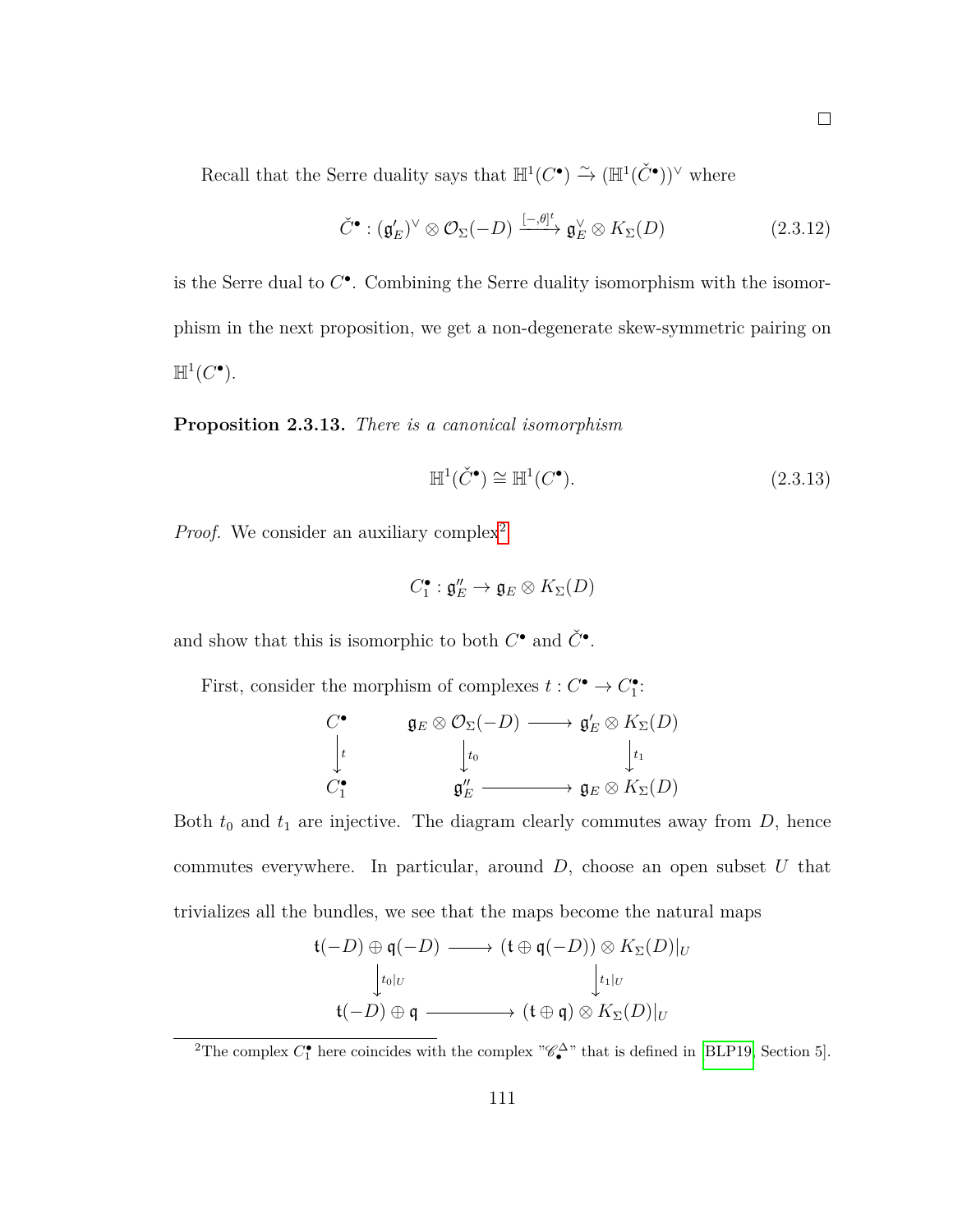□

Recall that the Serre duality says that $\mathbb{H}^1(C^\bullet) \xrightarrow{\sim} (\mathbb{H}^1(\check{C}^\bullet))^\vee$ where

$$\check{C}^\bullet : (\mathfrak{g}'_E)^\vee \otimes \mathcal{O}_\Sigma(-D) \xrightarrow{[-,\theta]^t} \mathfrak{g}_E^\vee \otimes K_\Sigma(D) \tag{2.3.12}$$

is the Serre dual to $C^\bullet$. Combining the Serre duality isomorphism with the isomorphism in the next proposition, we get a non-degenerate skew-symmetric pairing on $\mathbb{H}^1(C^\bullet)$.

**Proposition 2.3.13.** *There is a canonical isomorphism*

$$\mathbb{H}^1(\check{C}^\bullet) \cong \mathbb{H}^1(C^\bullet). \tag{2.3.13}$$

*Proof.* We consider an auxiliary complex[2]

$$C_1^\bullet : \mathfrak{g}''_E \to \mathfrak{g}_E \otimes K_\Sigma(D)$$

and show that this is isomorphic to both $C^\bullet$ and $\check{C}^\bullet$.

First, consider the morphism of complexes $t : C^\bullet \to C_1^\bullet$:

$$\begin{array}{ccccc} C^\bullet & & \mathfrak{g}_E \otimes \mathcal{O}_\Sigma(-D) & \longrightarrow & \mathfrak{g}'_E \otimes K_\Sigma(D) \\ \big\downarrow t & & \big\downarrow t_0 & & \big\downarrow t_1 \\ C_1^\bullet & & \mathfrak{g}''_E & \longrightarrow & \mathfrak{g}_E \otimes K_\Sigma(D) \end{array}$$

Both $t_0$ and $t_1$ are injective. The diagram clearly commutes away from $D$, hence commutes everywhere. In particular, around $D$, choose an open subset $U$ that trivializes all the bundles, we see that the maps become the natural maps

$$\begin{array}{ccc} \mathfrak{t}(-D) \oplus \mathfrak{q}(-D) & \longrightarrow & (\mathfrak{t} \oplus \mathfrak{q}(-D)) \otimes K_\Sigma(D)|_U \\ \big\downarrow t_0|_U & & \big\downarrow t_1|_U \\ \mathfrak{t}(-D) \oplus \mathfrak{q} & \longrightarrow & (\mathfrak{t} \oplus \mathfrak{q}) \otimes K_\Sigma(D)|_U \end{array}$$

---

[2] The complex $C_1^\bullet$ here coincides with the complex "$\mathscr{C}_\bullet^\Delta$" that is defined in [BLP19, Section 5].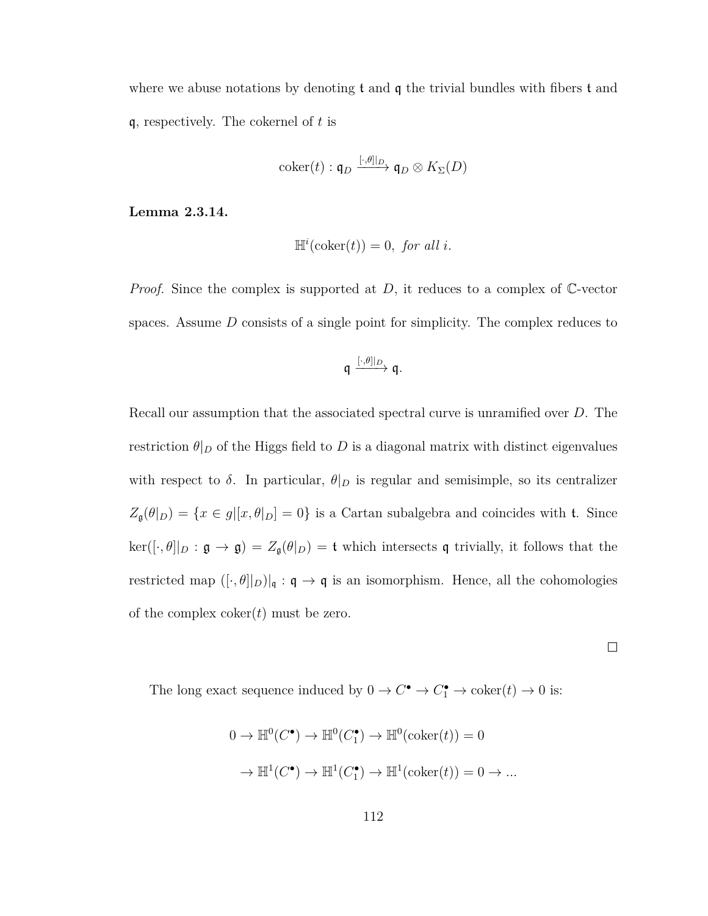where we abuse notations by denoting $\mathfrak{t}$ and $\mathfrak{q}$ the trivial bundles with fibers $\mathfrak{t}$ and $\mathfrak{q}$, respectively. The cokernel of $t$ is

$$\mathrm{coker}(t) : \mathfrak{q}_D \xrightarrow{[\cdot,\theta]|_D} \mathfrak{q}_D \otimes K_\Sigma(D)$$

**Lemma 2.3.14.**

$$\mathbb{H}^i(\mathrm{coker}(t)) = 0, \ \textit{for all } i.$$

*Proof.* Since the complex is supported at $D$, it reduces to a complex of $\mathbb{C}$-vector spaces. Assume $D$ consists of a single point for simplicity. The complex reduces to

$$\mathfrak{q} \xrightarrow{[\cdot,\theta]|_D} \mathfrak{q}.$$

Recall our assumption that the associated spectral curve is unramified over $D$. The restriction $\theta|_D$ of the Higgs field to $D$ is a diagonal matrix with distinct eigenvalues with respect to $\delta$. In particular, $\theta|_D$ is regular and semisimple, so its centralizer $Z_{\mathfrak{g}}(\theta|_D) = \{x \in g | [x, \theta|_D] = 0\}$ is a Cartan subalgebra and coincides with $\mathfrak{t}$. Since $\ker([\cdot, \theta]|_D : \mathfrak{g} \to \mathfrak{g}) = Z_{\mathfrak{g}}(\theta|_D) = \mathfrak{t}$ which intersects $\mathfrak{q}$ trivially, it follows that the restricted map $([\cdot, \theta]|_D)|_{\mathfrak{q}} : \mathfrak{q} \to \mathfrak{q}$ is an isomorphism. Hence, all the cohomologies of the complex $\mathrm{coker}(t)$ must be zero.

∎

The long exact sequence induced by $0 \to C^\bullet \to C_1^\bullet \to \mathrm{coker}(t) \to 0$ is:

$$0 \to \mathbb{H}^0(C^\bullet) \to \mathbb{H}^0(C_1^\bullet) \to \mathbb{H}^0(\mathrm{coker}(t)) = 0$$

$$\to \mathbb{H}^1(C^\bullet) \to \mathbb{H}^1(C_1^\bullet) \to \mathbb{H}^1(\mathrm{coker}(t)) = 0 \to \ldots$$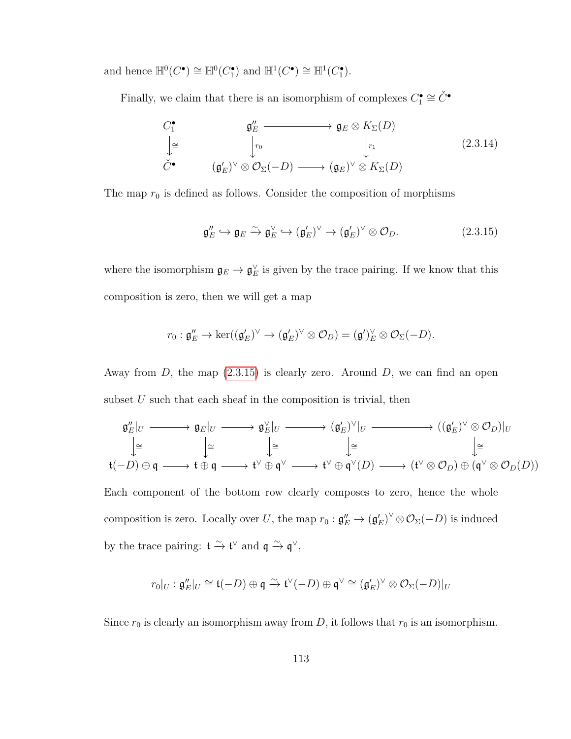and hence $\mathbb{H}^0(C^\bullet) \cong \mathbb{H}^0(C_1^\bullet)$ and $\mathbb{H}^1(C^\bullet) \cong \mathbb{H}^1(C_1^\bullet)$.

Finally, we claim that there is an isomorphism of complexes $C_1^\bullet \cong \check{C}^\bullet$

$$
\begin{array}{ccccc}
C_1^\bullet & & \mathfrak{g}_E'' & \longrightarrow & \mathfrak{g}_E \otimes K_\Sigma(D) \\
\big\downarrow \cong & & \big\downarrow r_0 & & \big\downarrow r_1 \\
\check{C}^\bullet & & (\mathfrak{g}_E')^\vee \otimes \mathcal{O}_\Sigma(-D) & \longrightarrow & (\mathfrak{g}_E)^\vee \otimes K_\Sigma(D)
\end{array}
\tag{2.3.14}
$$

The map $r_0$ is defined as follows. Consider the composition of morphisms

$$
\mathfrak{g}_E'' \hookrightarrow \mathfrak{g}_E \xrightarrow{\sim} \mathfrak{g}_E^\vee \hookrightarrow (\mathfrak{g}_E')^\vee \to (\mathfrak{g}_E')^\vee \otimes \mathcal{O}_D. \tag{2.3.15}
$$

where the isomorphism $\mathfrak{g}_E \to \mathfrak{g}_E^\vee$ is given by the trace pairing. If we know that this composition is zero, then we will get a map

$$
r_0 : \mathfrak{g}_E'' \to \ker((\mathfrak{g}_E')^\vee \to (\mathfrak{g}_E')^\vee \otimes \mathcal{O}_D) = (\mathfrak{g}')_E^\vee \otimes \mathcal{O}_\Sigma(-D).
$$

Away from $D$, the map (2.3.15) is clearly zero. Around $D$, we can find an open subset $U$ such that each sheaf in the composition is trivial, then

$$
\begin{array}{ccccccccc}
\mathfrak{g}_E''|_U & \longrightarrow & \mathfrak{g}_E|_U & \longrightarrow & \mathfrak{g}_E^\vee|_U & \longrightarrow & (\mathfrak{g}_E')^\vee|_U & \longrightarrow & ((\mathfrak{g}_E')^\vee \otimes \mathcal{O}_D)|_U \\
\big\downarrow \cong & & \big\downarrow \cong & & \big\downarrow \cong & & \big\downarrow \cong & & \big\downarrow \cong \\
\mathfrak{t}(-D) \oplus \mathfrak{q} & \longrightarrow & \mathfrak{t} \oplus \mathfrak{q} & \longrightarrow & \mathfrak{t}^\vee \oplus \mathfrak{q}^\vee & \longrightarrow & \mathfrak{t}^\vee \oplus \mathfrak{q}^\vee(D) & \longrightarrow & (\mathfrak{t}^\vee \otimes \mathcal{O}_D) \oplus (\mathfrak{q}^\vee \otimes \mathcal{O}_D(D))
\end{array}
$$

Each component of the bottom row clearly composes to zero, hence the whole composition is zero. Locally over $U$, the map $r_0 : \mathfrak{g}_E'' \to (\mathfrak{g}_E')^\vee \otimes \mathcal{O}_\Sigma(-D)$ is induced by the trace pairing: $\mathfrak{t} \xrightarrow{\sim} \mathfrak{t}^\vee$ and $\mathfrak{q} \xrightarrow{\sim} \mathfrak{q}^\vee$,

$$
r_0|_U : \mathfrak{g}_E''|_U \cong \mathfrak{t}(-D) \oplus \mathfrak{q} \xrightarrow{\sim} \mathfrak{t}^\vee(-D) \oplus \mathfrak{q}^\vee \cong (\mathfrak{g}_E')^\vee \otimes \mathcal{O}_\Sigma(-D)|_U
$$

Since $r_0$ is clearly an isomorphism away from $D$, it follows that $r_0$ is an isomorphism.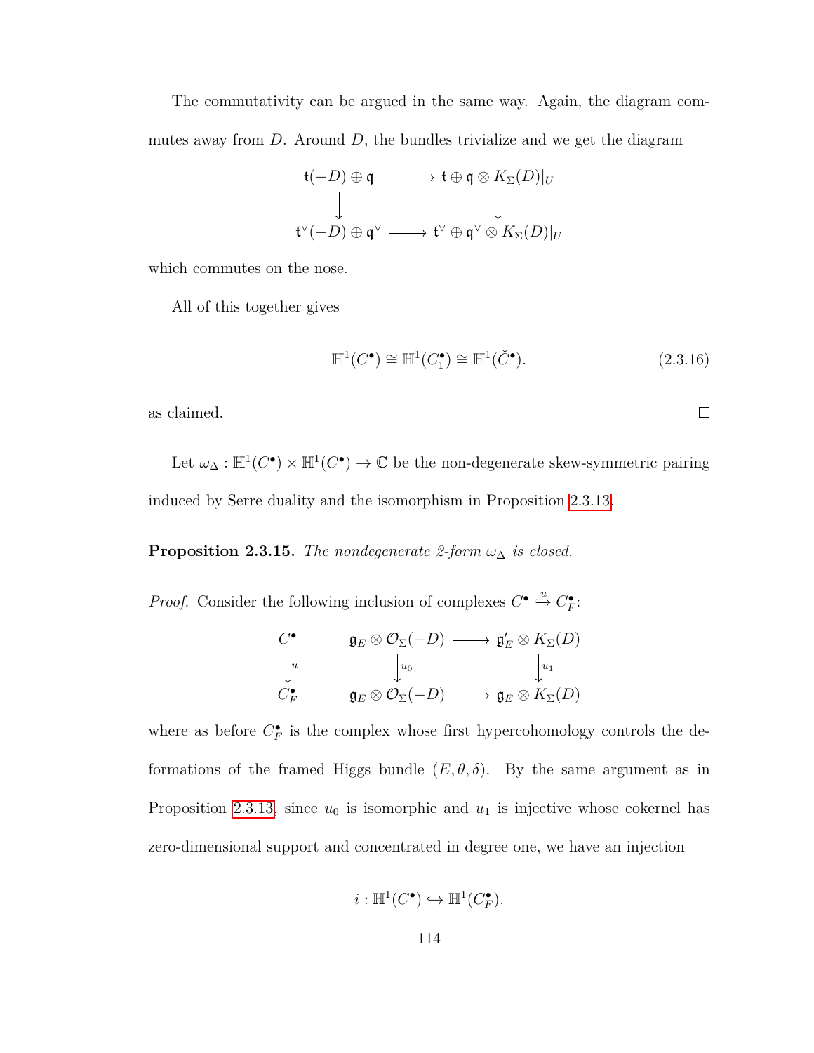The commutativity can be argued in the same way. Again, the diagram commutes away from $D$. Around $D$, the bundles trivialize and we get the diagram

$$
\begin{array}{ccc}
\mathfrak{t}(-D) \oplus \mathfrak{q} & \longrightarrow & \mathfrak{t} \oplus \mathfrak{q} \otimes K_\Sigma(D)|_U \\
\downarrow & & \downarrow \\
\mathfrak{t}^\vee(-D) \oplus \mathfrak{q}^\vee & \longrightarrow & \mathfrak{t}^\vee \oplus \mathfrak{q}^\vee \otimes K_\Sigma(D)|_U
\end{array}
$$

which commutes on the nose.

All of this together gives

$$
\mathbb{H}^1(C^\bullet) \cong \mathbb{H}^1(C_1^\bullet) \cong \mathbb{H}^1(\check{C}^\bullet). \tag{2.3.16}
$$

as claimed. □

Let $\omega_\Delta : \mathbb{H}^1(C^\bullet) \times \mathbb{H}^1(C^\bullet) \to \mathbb{C}$ be the non-degenerate skew-symmetric pairing induced by Serre duality and the isomorphism in Proposition 2.3.13.

**Proposition 2.3.15.** *The nondegenerate 2-form $\omega_\Delta$ is closed.*

*Proof.* Consider the following inclusion of complexes $C^\bullet \overset{u}{\hookrightarrow} C_F^\bullet$:

$$
\begin{array}{ccccc}
C^\bullet & & \mathfrak{g}_E \otimes \mathcal{O}_\Sigma(-D) & \longrightarrow & \mathfrak{g}'_E \otimes K_\Sigma(D) \\
\downarrow{\scriptstyle u} & & \downarrow{\scriptstyle u_0} & & \downarrow{\scriptstyle u_1} \\
C_F^\bullet & & \mathfrak{g}_E \otimes \mathcal{O}_\Sigma(-D) & \longrightarrow & \mathfrak{g}_E \otimes K_\Sigma(D)
\end{array}
$$

where as before $C_F^\bullet$ is the complex whose first hypercohomology controls the deformations of the framed Higgs bundle $(E, \theta, \delta)$. By the same argument as in Proposition 2.3.13, since $u_0$ is isomorphic and $u_1$ is injective whose cokernel has zero-dimensional support and concentrated in degree one, we have an injection

$$
i : \mathbb{H}^1(C^\bullet) \hookrightarrow \mathbb{H}^1(C_F^\bullet).
$$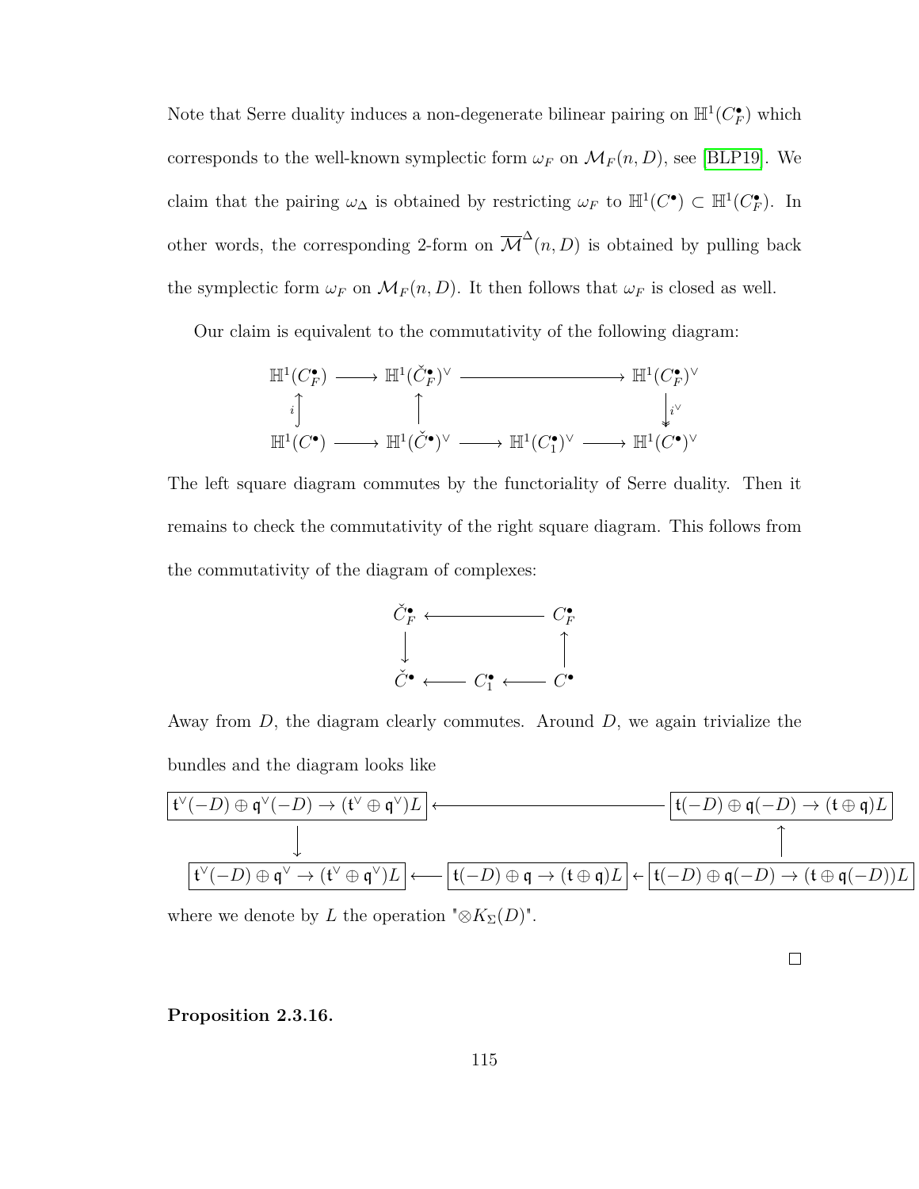Note that Serre duality induces a non-degenerate bilinear pairing on $\mathbb{H}^1(C_F^\bullet)$ which corresponds to the well-known symplectic form $\omega_F$ on $\mathcal{M}_F(n,D)$, see [BLP19]. We claim that the pairing $\omega_\Delta$ is obtained by restricting $\omega_F$ to $\mathbb{H}^1(C^\bullet) \subset \mathbb{H}^1(C_F^\bullet)$. In other words, the corresponding 2-form on $\overline{\mathcal{M}}^\Delta(n,D)$ is obtained by pulling back the symplectic form $\omega_F$ on $\mathcal{M}_F(n,D)$. It then follows that $\omega_F$ is closed as well.

Our claim is equivalent to the commutativity of the following diagram:

$$
\begin{array}{ccccccc}
\mathbb{H}^1(C_F^\bullet) & \longrightarrow & \mathbb{H}^1(\check{C}_F^\bullet)^\vee & & \longrightarrow & & \mathbb{H}^1(C_F^\bullet)^\vee \\
{\scriptstyle i}\uparrow & & \uparrow & & & & \downarrow{\scriptstyle i^\vee} \\
\mathbb{H}^1(C^\bullet) & \longrightarrow & \mathbb{H}^1(\check{C}^\bullet)^\vee & \longrightarrow & \mathbb{H}^1(C_1^\bullet)^\vee & \longrightarrow & \mathbb{H}^1(C^\bullet)^\vee
\end{array}
$$

The left square diagram commutes by the functoriality of Serre duality. Then it remains to check the commutativity of the right square diagram. This follows from the commutativity of the diagram of complexes:

$$
\begin{array}{ccccc}
\check{C}_F^\bullet & & \longleftarrow & & C_F^\bullet \\
\downarrow & & & & \uparrow \\
\check{C}^\bullet & \longleftarrow & C_1^\bullet & \longleftarrow & C^\bullet
\end{array}
$$

Away from $D$, the diagram clearly commutes. Around $D$, we again trivialize the bundles and the diagram looks like

$$
\begin{array}{ccccc}
\boxed{\mathfrak{t}^\vee(-D)\oplus\mathfrak{q}^\vee(-D)\to(\mathfrak{t}^\vee\oplus\mathfrak{q}^\vee)L} & & \longleftarrow & & \boxed{\mathfrak{t}(-D)\oplus\mathfrak{q}(-D)\to(\mathfrak{t}\oplus\mathfrak{q})L} \\
\downarrow & & & & \uparrow \\
\boxed{\mathfrak{t}^\vee(-D)\oplus\mathfrak{q}^\vee\to(\mathfrak{t}^\vee\oplus\mathfrak{q}^\vee)L} & \longleftarrow & \boxed{\mathfrak{t}(-D)\oplus\mathfrak{q}\to(\mathfrak{t}\oplus\mathfrak{q})L} & \leftarrow & \boxed{\mathfrak{t}(-D)\oplus\mathfrak{q}(-D)\to(\mathfrak{t}\oplus\mathfrak{q}(-D))L}
\end{array}
$$

where we denote by $L$ the operation "$\otimes K_\Sigma(D)$".

$\square$

**Proposition 2.3.16.**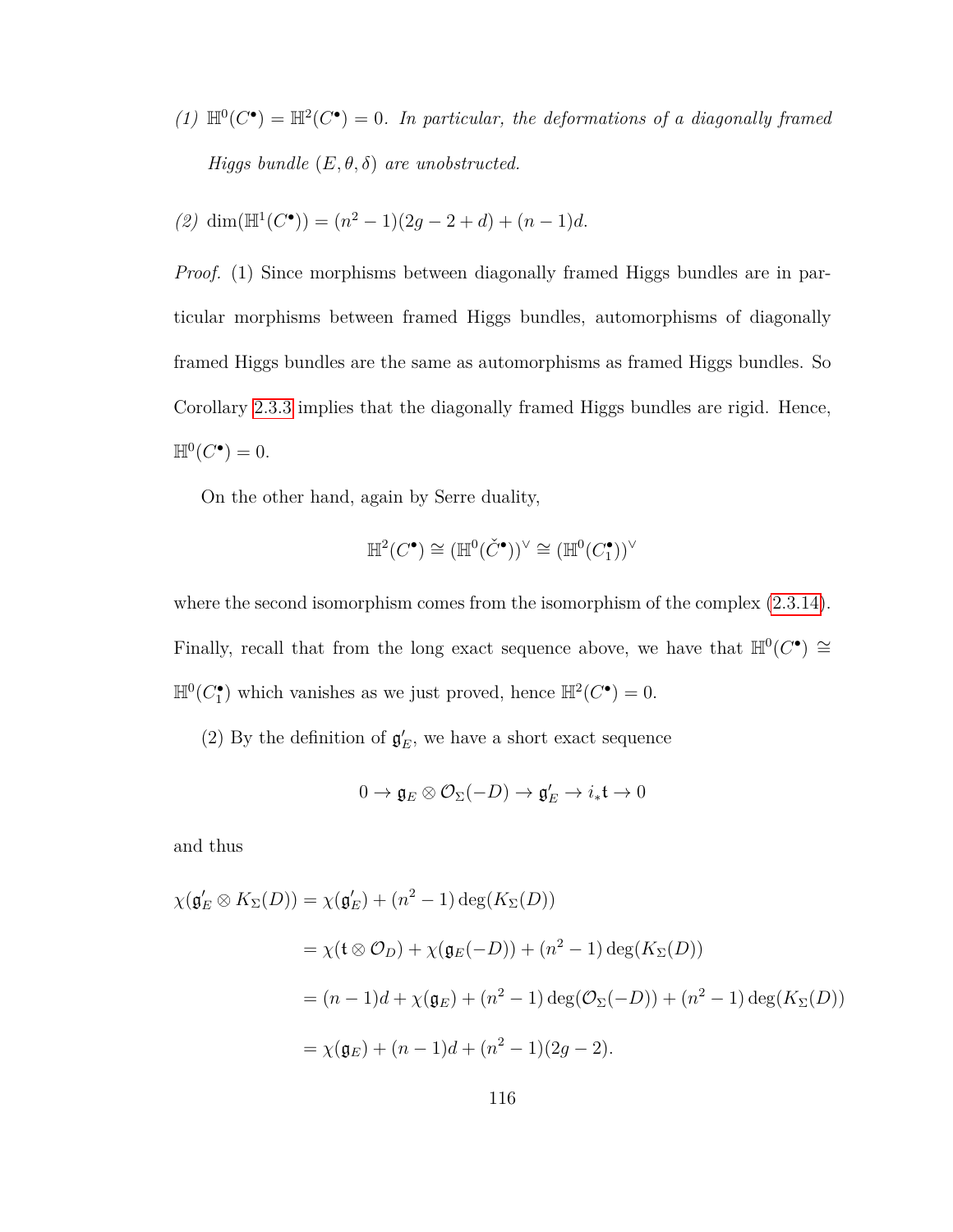*(1)* $\mathbb{H}^0(C^\bullet) = \mathbb{H}^2(C^\bullet) = 0$. *In particular, the deformations of a diagonally framed Higgs bundle* $(E, \theta, \delta)$ *are unobstructed.*

*(2)* $\dim(\mathbb{H}^1(C^\bullet)) = (n^2 - 1)(2g - 2 + d) + (n - 1)d$.

*Proof.* (1) Since morphisms between diagonally framed Higgs bundles are in particular morphisms between framed Higgs bundles, automorphisms of diagonally framed Higgs bundles are the same as automorphisms as framed Higgs bundles. So Corollary 2.3.3 implies that the diagonally framed Higgs bundles are rigid. Hence, $\mathbb{H}^0(C^\bullet) = 0$.

On the other hand, again by Serre duality,

$$\mathbb{H}^2(C^\bullet) \cong (\mathbb{H}^0(\check{C}^\bullet))^\vee \cong (\mathbb{H}^0(C_1^\bullet))^\vee$$

where the second isomorphism comes from the isomorphism of the complex (2.3.14). Finally, recall that from the long exact sequence above, we have that $\mathbb{H}^0(C^\bullet) \cong \mathbb{H}^0(C_1^\bullet)$ which vanishes as we just proved, hence $\mathbb{H}^2(C^\bullet) = 0$.

(2) By the definition of $\mathfrak{g}'_E$, we have a short exact sequence

$$0 \to \mathfrak{g}_E \otimes \mathcal{O}_\Sigma(-D) \to \mathfrak{g}'_E \to i_*\mathfrak{t} \to 0$$

and thus

$$\begin{aligned}
\chi(\mathfrak{g}'_E \otimes K_\Sigma(D)) &= \chi(\mathfrak{g}'_E) + (n^2 - 1)\deg(K_\Sigma(D)) \\
&= \chi(\mathfrak{t} \otimes \mathcal{O}_D) + \chi(\mathfrak{g}_E(-D)) + (n^2 - 1)\deg(K_\Sigma(D)) \\
&= (n - 1)d + \chi(\mathfrak{g}_E) + (n^2 - 1)\deg(\mathcal{O}_\Sigma(-D)) + (n^2 - 1)\deg(K_\Sigma(D)) \\
&= \chi(\mathfrak{g}_E) + (n - 1)d + (n^2 - 1)(2g - 2).
\end{aligned}$$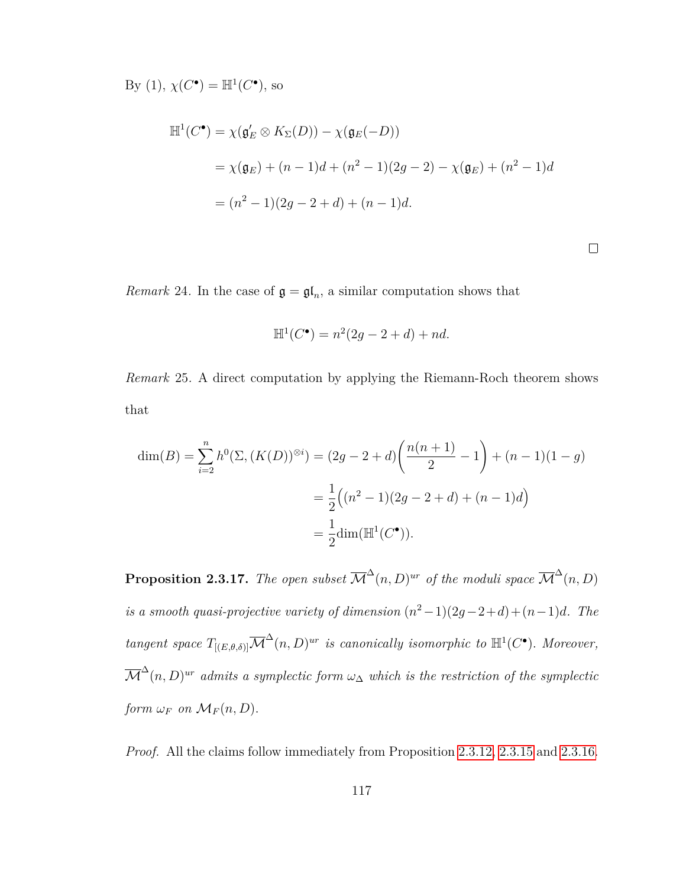By (1), $\chi(C^\bullet) = \mathbb{H}^1(C^\bullet)$, so

$$
\begin{aligned}
\mathbb{H}^1(C^\bullet) &= \chi(\mathfrak{g}'_E \otimes K_\Sigma(D)) - \chi(\mathfrak{g}_E(-D)) \\
&= \chi(\mathfrak{g}_E) + (n-1)d + (n^2-1)(2g-2) - \chi(\mathfrak{g}_E) + (n^2-1)d \\
&= (n^2-1)(2g-2+d) + (n-1)d.
\end{aligned}
$$

□

*Remark* 24. In the case of $\mathfrak{g} = \mathfrak{gl}_n$, a similar computation shows that

$$
\mathbb{H}^1(C^\bullet) = n^2(2g-2+d) + nd.
$$

*Remark* 25. A direct computation by applying the Riemann-Roch theorem shows that

$$
\begin{aligned}
\dim(B) = \sum_{i=2}^{n} h^0(\Sigma, (K(D))^{\otimes i}) &= (2g-2+d)\left(\frac{n(n+1)}{2} - 1\right) + (n-1)(1-g) \\
&= \frac{1}{2}\Big((n^2-1)(2g-2+d) + (n-1)d\Big) \\
&= \frac{1}{2}\dim(\mathbb{H}^1(C^\bullet)).
\end{aligned}
$$

**Proposition 2.3.17.** *The open subset $\overline{\mathcal{M}}^\Delta(n,D)^{ur}$ of the moduli space $\overline{\mathcal{M}}^\Delta(n,D)$ is a smooth quasi-projective variety of dimension $(n^2-1)(2g-2+d)+(n-1)d$. The tangent space $T_{[(E,\theta,\delta)]}\overline{\mathcal{M}}^\Delta(n,D)^{ur}$ is canonically isomorphic to $\mathbb{H}^1(C^\bullet)$. Moreover, $\overline{\mathcal{M}}^\Delta(n,D)^{ur}$ admits a symplectic form $\omega_\Delta$ which is the restriction of the symplectic form $\omega_F$ on $\mathcal{M}_F(n,D)$.*

*Proof.* All the claims follow immediately from Proposition 2.3.12, 2.3.15 and 2.3.16.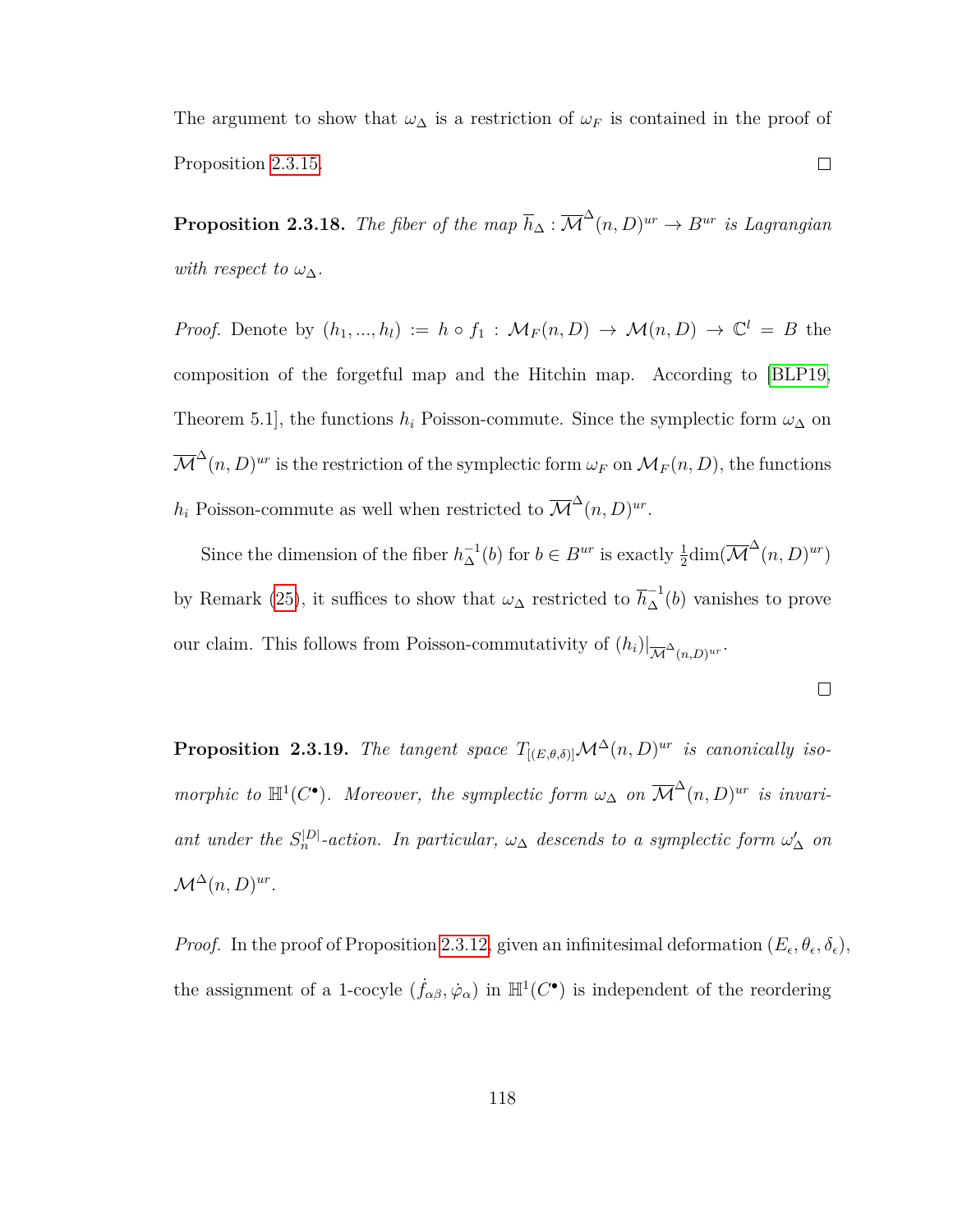The argument to show that $\omega_\Delta$ is a restriction of $\omega_F$ is contained in the proof of Proposition 2.3.15. □

**Proposition 2.3.18.** *The fiber of the map $\overline{h}_\Delta : \overline{\mathcal{M}}^\Delta(n, D)^{ur} \to B^{ur}$ is Lagrangian with respect to $\omega_\Delta$.*

*Proof.* Denote by $(h_1, ..., h_l) := h \circ f_1 : \mathcal{M}_F(n, D) \to \mathcal{M}(n, D) \to \mathbb{C}^l = B$ the composition of the forgetful map and the Hitchin map. According to [BLP19, Theorem 5.1], the functions $h_i$ Poisson-commute. Since the symplectic form $\omega_\Delta$ on $\overline{\mathcal{M}}^\Delta(n, D)^{ur}$ is the restriction of the symplectic form $\omega_F$ on $\mathcal{M}_F(n, D)$, the functions $h_i$ Poisson-commute as well when restricted to $\overline{\mathcal{M}}^\Delta(n, D)^{ur}$.

Since the dimension of the fiber $h_\Delta^{-1}(b)$ for $b \in B^{ur}$ is exactly $\frac{1}{2}\dim(\overline{\mathcal{M}}^\Delta(n, D)^{ur})$ by Remark (25), it suffices to show that $\omega_\Delta$ restricted to $\overline{h}_\Delta^{-1}(b)$ vanishes to prove our claim. This follows from Poisson-commutativity of $(h_i)|_{\overline{\mathcal{M}}^\Delta(n,D)^{ur}}$.

□

**Proposition 2.3.19.** *The tangent space $T_{[(E,\theta,\delta)]}\mathcal{M}^\Delta(n, D)^{ur}$ is canonically isomorphic to $\mathbb{H}^1(C^\bullet)$. Moreover, the symplectic form $\omega_\Delta$ on $\overline{\mathcal{M}}^\Delta(n, D)^{ur}$ is invariant under the $S_n^{|D|}$-action. In particular, $\omega_\Delta$ descends to a symplectic form $\omega'_\Delta$ on $\mathcal{M}^\Delta(n, D)^{ur}$.*

*Proof.* In the proof of Proposition 2.3.12, given an infinitesimal deformation $(E_\epsilon, \theta_\epsilon, \delta_\epsilon)$, the assignment of a 1-cocycle $(\dot{f}_{\alpha\beta}, \dot{\varphi}_\alpha)$ in $\mathbb{H}^1(C^\bullet)$ is independent of the reordering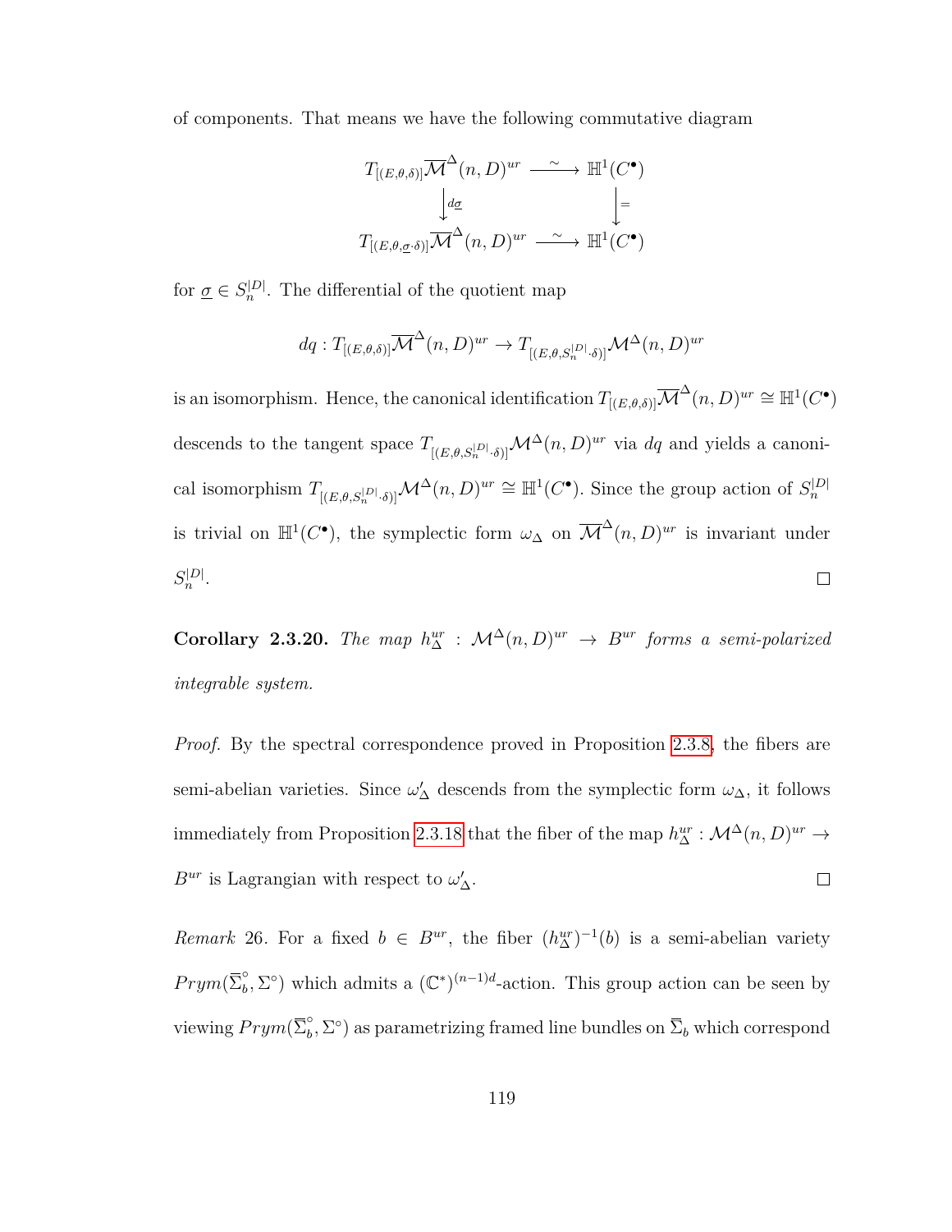of components. That means we have the following commutative diagram

$$\begin{array}{ccc} T_{[(E,\theta,\delta)]}\overline{\mathcal{M}}^{\Delta}(n,D)^{ur} & \xrightarrow{\sim} & \mathbb{H}^1(C^\bullet) \\ \big\downarrow d\underline{\sigma} & & \big\downarrow = \\ T_{[(E,\theta,\underline{\sigma}\cdot\delta)]}\overline{\mathcal{M}}^{\Delta}(n,D)^{ur} & \xrightarrow{\sim} & \mathbb{H}^1(C^\bullet) \end{array}$$

for $\underline{\sigma} \in S_n^{|D|}$. The differential of the quotient map

$$dq : T_{[(E,\theta,\delta)]}\overline{\mathcal{M}}^{\Delta}(n,D)^{ur} \to T_{[(E,\theta,S_n^{|D|}\cdot\delta)]}\mathcal{M}^{\Delta}(n,D)^{ur}$$

is an isomorphism. Hence, the canonical identification $T_{[(E,\theta,\delta)]}\overline{\mathcal{M}}^{\Delta}(n,D)^{ur} \cong \mathbb{H}^1(C^\bullet)$ descends to the tangent space $T_{[(E,\theta,S_n^{|D|}\cdot\delta)]}\mathcal{M}^{\Delta}(n,D)^{ur}$ via $dq$ and yields a canonical isomorphism $T_{[(E,\theta,S_n^{|D|}\cdot\delta)]}\mathcal{M}^{\Delta}(n,D)^{ur} \cong \mathbb{H}^1(C^\bullet)$. Since the group action of $S_n^{|D|}$ is trivial on $\mathbb{H}^1(C^\bullet)$, the symplectic form $\omega_\Delta$ on $\overline{\mathcal{M}}^{\Delta}(n,D)^{ur}$ is invariant under $S_n^{|D|}$. □

**Corollary 2.3.20.** *The map $h_\Delta^{ur} : \mathcal{M}^{\Delta}(n,D)^{ur} \to B^{ur}$ forms a semi-polarized integrable system.*

*Proof.* By the spectral correspondence proved in Proposition 2.3.8, the fibers are semi-abelian varieties. Since $\omega'_\Delta$ descends from the symplectic form $\omega_\Delta$, it follows immediately from Proposition 2.3.18 that the fiber of the map $h_\Delta^{ur} : \mathcal{M}^{\Delta}(n,D)^{ur} \to B^{ur}$ is Lagrangian with respect to $\omega'_\Delta$. □

*Remark* 26. For a fixed $b \in B^{ur}$, the fiber $(h_\Delta^{ur})^{-1}(b)$ is a semi-abelian variety $Prym(\overline{\Sigma}_b^{\circ}, \Sigma^{\circ})$ which admits a $(\mathbb{C}^*)^{(n-1)d}$-action. This group action can be seen by viewing $Prym(\overline{\Sigma}_b^{\circ}, \Sigma^{\circ})$ as parametrizing framed line bundles on $\overline{\Sigma}_b$ which correspond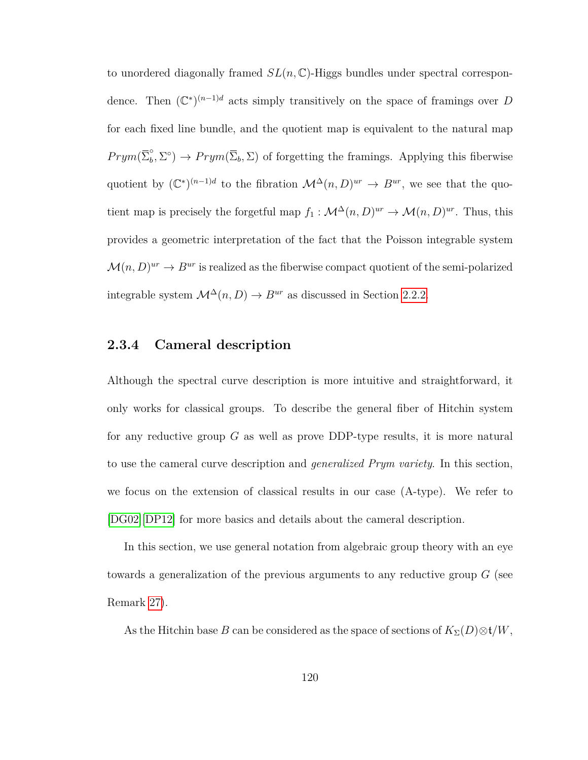to unordered diagonally framed $SL(n, \mathbb{C})$-Higgs bundles under spectral correspondence. Then $(\mathbb{C}^*)^{(n-1)d}$ acts simply transitively on the space of framings over $D$ for each fixed line bundle, and the quotient map is equivalent to the natural map $Prym(\overline{\Sigma}_b^\circ, \Sigma^\circ) \to Prym(\overline{\Sigma}_b, \Sigma)$ of forgetting the framings. Applying this fiberwise quotient by $(\mathbb{C}^*)^{(n-1)d}$ to the fibration $\mathcal{M}^\Delta(n, D)^{ur} \to B^{ur}$, we see that the quotient map is precisely the forgetful map $f_1 : \mathcal{M}^\Delta(n, D)^{ur} \to \mathcal{M}(n, D)^{ur}$. Thus, this provides a geometric interpretation of the fact that the Poisson integrable system $\mathcal{M}(n, D)^{ur} \to B^{ur}$ is realized as the fiberwise compact quotient of the semi-polarized integrable system $\mathcal{M}^\Delta(n, D) \to B^{ur}$ as discussed in Section 2.2.2.

### 2.3.4 Cameral description

Although the spectral curve description is more intuitive and straightforward, it only works for classical groups. To describe the general fiber of Hitchin system for any reductive group $G$ as well as prove DDP-type results, it is more natural to use the cameral curve description and *generalized Prym variety*. In this section, we focus on the extension of classical results in our case (A-type). We refer to [DG02][DP12] for more basics and details about the cameral description.

In this section, we use general notation from algebraic group theory with an eye towards a generalization of the previous arguments to any reductive group $G$ (see Remark 27).

As the Hitchin base $B$ can be considered as the space of sections of $K_\Sigma(D) \otimes \mathfrak{t}/W$,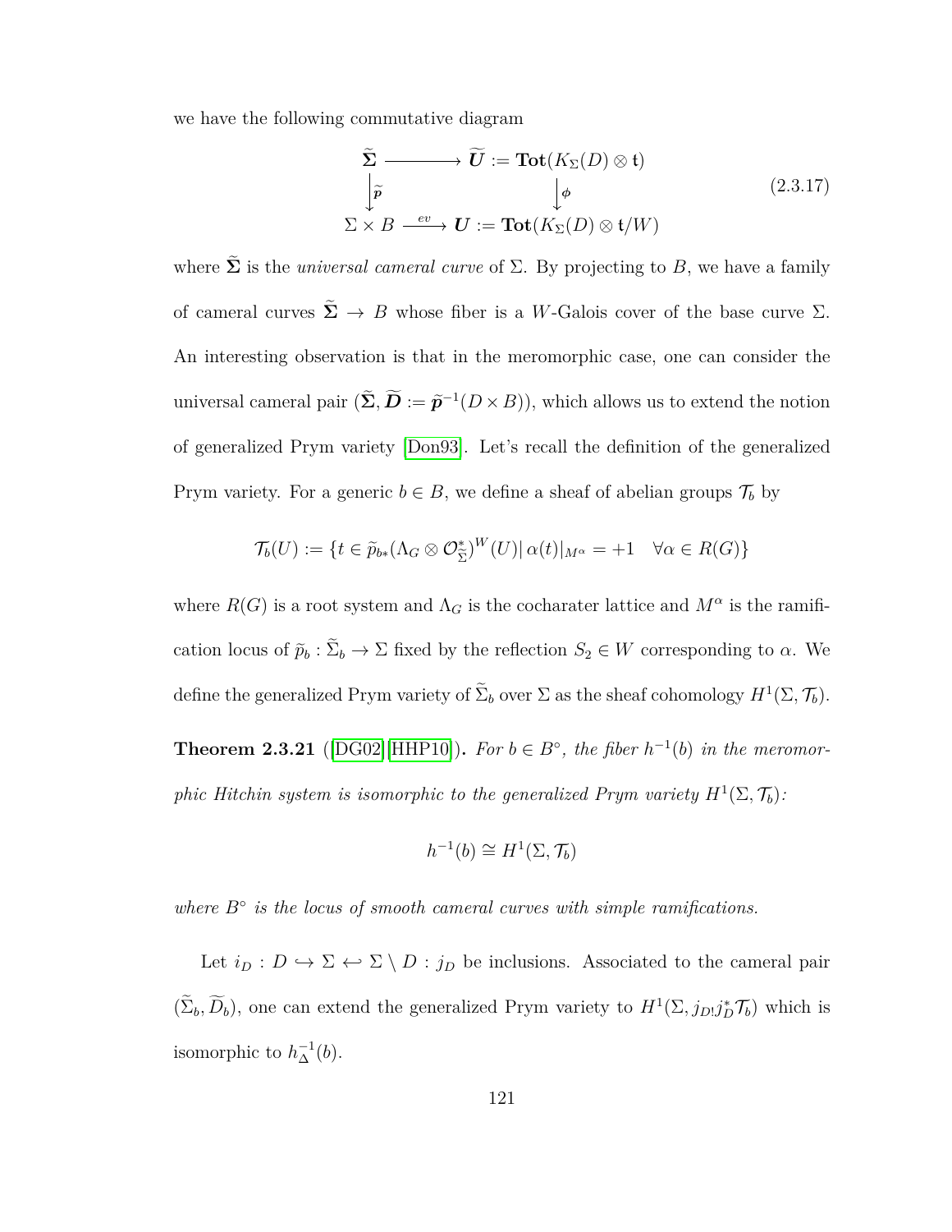we have the following commutative diagram

$$
\begin{array}{ccc}
\widetilde{\boldsymbol{\Sigma}} & \longrightarrow & \widetilde{\boldsymbol{U}} := \mathbf{Tot}(K_\Sigma(D) \otimes \mathfrak{t}) \\
\Big\downarrow \widetilde{\boldsymbol{p}} & & \Big\downarrow \boldsymbol{\phi} \\
\Sigma \times B & \xrightarrow{\ ev\ } & \boldsymbol{U} := \mathbf{Tot}(K_\Sigma(D) \otimes \mathfrak{t}/W)
\end{array}
\tag{2.3.17}
$$

where $\widetilde{\boldsymbol{\Sigma}}$ is the *universal cameral curve* of $\Sigma$. By projecting to $B$, we have a family of cameral curves $\widetilde{\boldsymbol{\Sigma}} \to B$ whose fiber is a $W$-Galois cover of the base curve $\Sigma$. An interesting observation is that in the meromorphic case, one can consider the universal cameral pair $(\widetilde{\boldsymbol{\Sigma}}, \widetilde{\boldsymbol{D}} := \widetilde{\boldsymbol{p}}^{-1}(D \times B))$, which allows us to extend the notion of generalized Prym variety [Don93]. Let's recall the definition of the generalized Prym variety. For a generic $b \in B$, we define a sheaf of abelian groups $\mathcal{T}_b$ by

$$
\mathcal{T}_b(U) := \{t \in \widetilde{p}_{b*}(\Lambda_G \otimes \mathcal{O}^*_{\widetilde{\Sigma}})^W(U) |\, \alpha(t)|_{M^\alpha} = +1 \quad \forall \alpha \in R(G)\}
$$

where $R(G)$ is a root system and $\Lambda_G$ is the cocharater lattice and $M^\alpha$ is the ramification locus of $\widetilde{p}_b : \widetilde{\Sigma}_b \to \Sigma$ fixed by the reflection $S_2 \in W$ corresponding to $\alpha$. We define the generalized Prym variety of $\widetilde{\Sigma}_b$ over $\Sigma$ as the sheaf cohomology $H^1(\Sigma, \mathcal{T}_b)$.

**Theorem 2.3.21** ([DG02][HHP10])**.** *For $b \in B^\circ$, the fiber $h^{-1}(b)$ in the meromorphic Hitchin system is isomorphic to the generalized Prym variety $H^1(\Sigma, \mathcal{T}_b)$:*

$$
h^{-1}(b) \cong H^1(\Sigma, \mathcal{T}_b)
$$

*where $B^\circ$ is the locus of smooth cameral curves with simple ramifications.*

Let $i_D : D \hookrightarrow \Sigma \hookleftarrow \Sigma \setminus D : j_D$ be inclusions. Associated to the cameral pair $(\widetilde{\Sigma}_b, \widetilde{D}_b)$, one can extend the generalized Prym variety to $H^1(\Sigma, j_{D!}j_D^*\mathcal{T}_b)$ which is isomorphic to $h_\Delta^{-1}(b)$.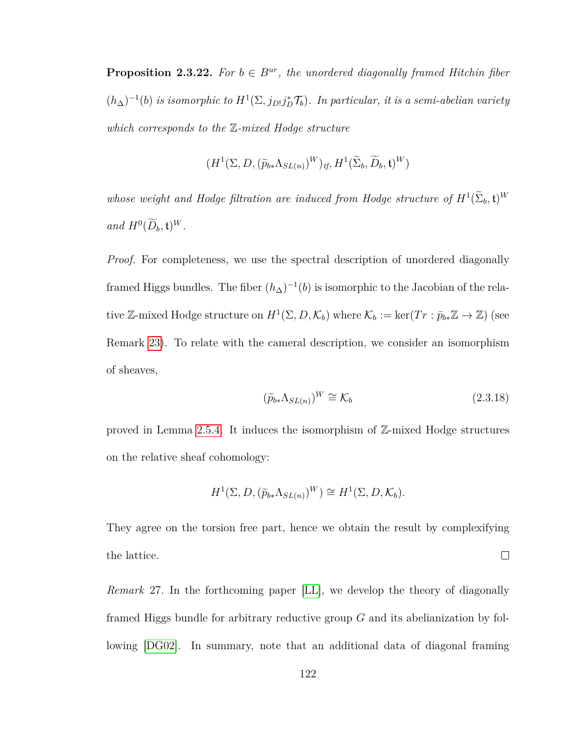**Proposition 2.3.22.** *For $b \in B^{ur}$, the unordered diagonally framed Hitchin fiber $(h_\Delta)^{-1}(b)$ is isomorphic to $H^1(\Sigma, j_{D!}j_D^*\mathcal{T}_b)$. In particular, it is a semi-abelian variety which corresponds to the $\mathbb{Z}$-mixed Hodge structure*

$$(H^1(\Sigma, D, (\widetilde{p}_{b*}\Lambda_{SL(n)})^W)_{tf}, H^1(\widetilde{\Sigma}_b, \widetilde{D}_b, \mathfrak{t})^W)$$

*whose weight and Hodge filtration are induced from Hodge structure of $H^1(\widetilde{\Sigma}_b, \mathfrak{t})^W$ and $H^0(\widetilde{D}_b, \mathfrak{t})^W$.*

*Proof.* For completeness, we use the spectral description of unordered diagonally framed Higgs bundles. The fiber $(h_\Delta)^{-1}(b)$ is isomorphic to the Jacobian of the relative $\mathbb{Z}$-mixed Hodge structure on $H^1(\Sigma, D, \mathcal{K}_b)$ where $\mathcal{K}_b := \ker(Tr : \bar{p}_{b*}\mathbb{Z} \to \mathbb{Z})$ (see Remark 23). To relate with the cameral description, we consider an isomorphism of sheaves,

$$(\widetilde{p}_{b*}\Lambda_{SL(n)})^W \cong \mathcal{K}_b \tag{2.3.18}$$

proved in Lemma 2.5.4. It induces the isomorphism of $\mathbb{Z}$-mixed Hodge structures on the relative sheaf cohomology:

$$H^1(\Sigma, D, (\widetilde{p}_{b*}\Lambda_{SL(n)})^W) \cong H^1(\Sigma, D, \mathcal{K}_b).$$

They agree on the torsion free part, hence we obtain the result by complexifying the lattice. $\square$

*Remark* 27. In the forthcoming paper [LL], we develop the theory of diagonally framed Higgs bundle for arbitrary reductive group $G$ and its abelianization by following [DG02]. In summary, note that an additional data of diagonal framing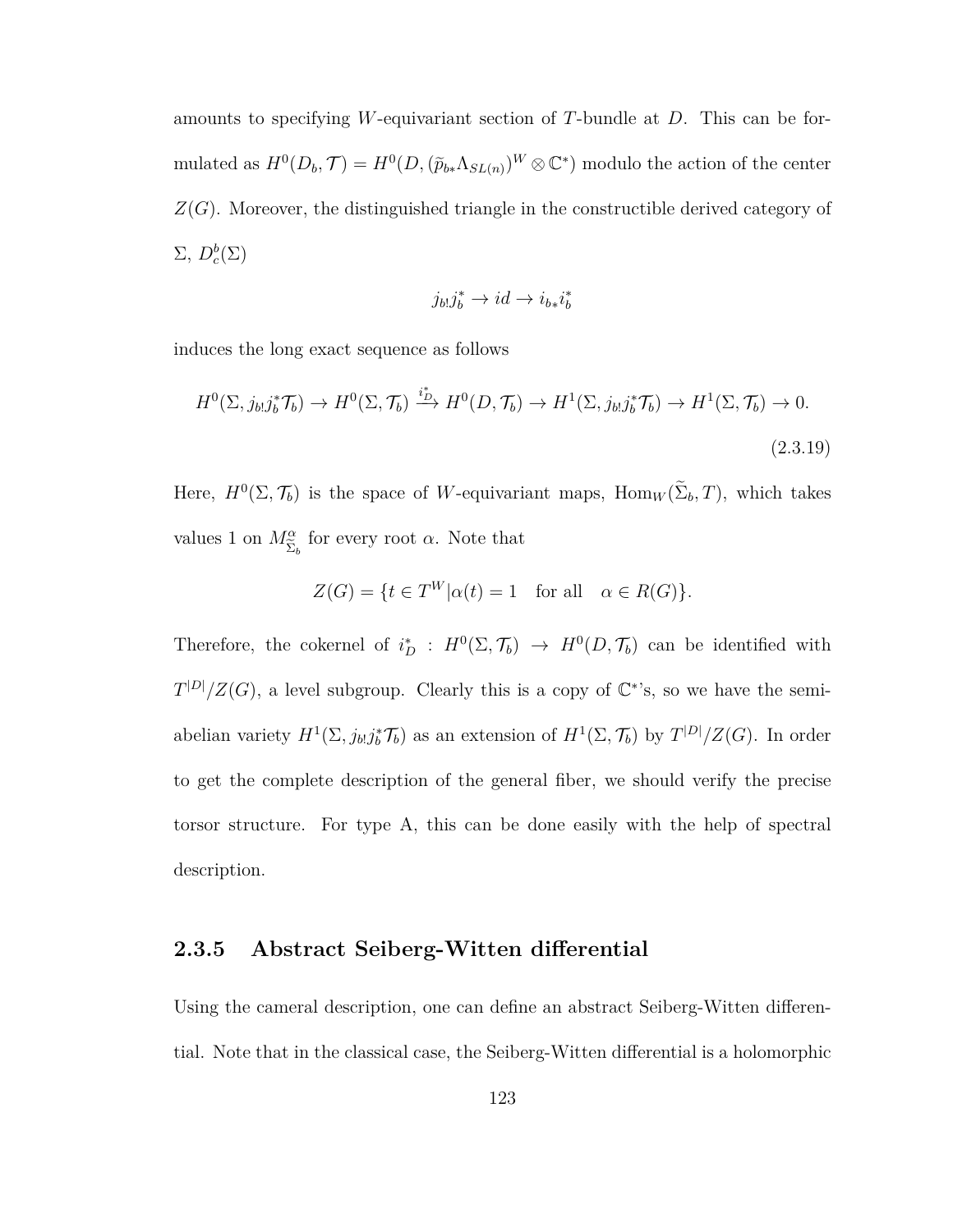amounts to specifying $W$-equivariant section of $T$-bundle at $D$. This can be formulated as $H^0(D_b, \mathcal{T}) = H^0(D, (\widetilde{p}_{b*}\Lambda_{SL(n)})^W \otimes \mathbb{C}^*)$ modulo the action of the center $Z(G)$. Moreover, the distinguished triangle in the constructible derived category of $\Sigma$, $D^b_c(\Sigma)$

$$j_{b!}j_b^* \to id \to i_{b*}i_b^*$$

induces the long exact sequence as follows

$$H^0(\Sigma, j_{b!}j_b^*\mathcal{T}_b) \to H^0(\Sigma, \mathcal{T}_b) \xrightarrow{i_D^*} H^0(D, \mathcal{T}_b) \to H^1(\Sigma, j_{b!}j_b^*\mathcal{T}_b) \to H^1(\Sigma, \mathcal{T}_b) \to 0. \tag{2.3.19}$$

Here, $H^0(\Sigma, \mathcal{T}_b)$ is the space of $W$-equivariant maps, $\mathrm{Hom}_W(\widetilde{\Sigma}_b, T)$, which takes values 1 on $M^\alpha_{\widetilde{\Sigma}_b}$ for every root $\alpha$. Note that

$$Z(G) = \{t \in T^W | \alpha(t) = 1 \quad \text{for all} \quad \alpha \in R(G)\}.$$

Therefore, the cokernel of $i_D^* : H^0(\Sigma, \mathcal{T}_b) \to H^0(D, \mathcal{T}_b)$ can be identified with $T^{|D|}/Z(G)$, a level subgroup. Clearly this is a copy of $\mathbb{C}^*$'s, so we have the semi-abelian variety $H^1(\Sigma, j_{b!}j_b^*\mathcal{T}_b)$ as an extension of $H^1(\Sigma, \mathcal{T}_b)$ by $T^{|D|}/Z(G)$. In order to get the complete description of the general fiber, we should verify the precise torsor structure. For type A, this can be done easily with the help of spectral description.

### 2.3.5 Abstract Seiberg-Witten differential

Using the cameral description, one can define an abstract Seiberg-Witten differential. Note that in the classical case, the Seiberg-Witten differential is a holomorphic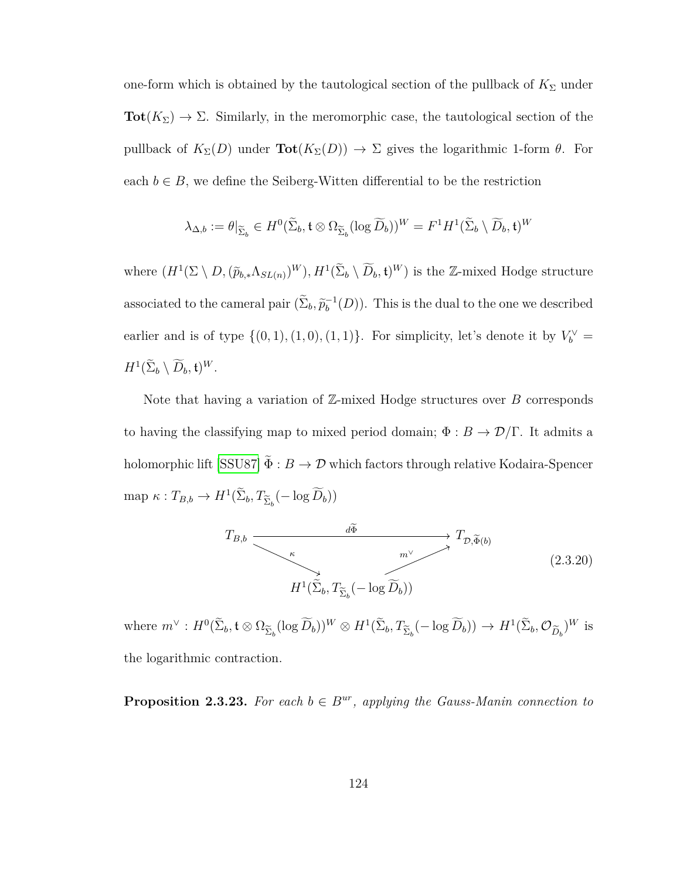one-form which is obtained by the tautological section of the pullback of $K_\Sigma$ under $\mathbf{Tot}(K_\Sigma) \to \Sigma$. Similarly, in the meromorphic case, the tautological section of the pullback of $K_\Sigma(D)$ under $\mathbf{Tot}(K_\Sigma(D)) \to \Sigma$ gives the logarithmic 1-form $\theta$. For each $b \in B$, we define the Seiberg-Witten differential to be the restriction

$$\lambda_{\Delta,b} := \theta|_{\widetilde{\Sigma}_b} \in H^0(\widetilde{\Sigma}_b, \mathfrak{t} \otimes \Omega_{\widetilde{\Sigma}_b}(\log \widetilde{D}_b))^W = F^1 H^1(\widetilde{\Sigma}_b \setminus \widetilde{D}_b, \mathfrak{t})^W$$

where $(H^1(\Sigma \setminus D, (\widetilde{p}_{b,*}\Lambda_{SL(n)})^W), H^1(\widetilde{\Sigma}_b \setminus \widetilde{D}_b, \mathfrak{t})^W)$ is the $\mathbb{Z}$-mixed Hodge structure associated to the cameral pair $(\widetilde{\Sigma}_b, \widetilde{p}_b^{-1}(D))$. This is the dual to the one we described earlier and is of type $\{(0,1),(1,0),(1,1)\}$. For simplicity, let's denote it by $V_b^\vee = H^1(\widetilde{\Sigma}_b \setminus \widetilde{D}_b, \mathfrak{t})^W$.

Note that having a variation of $\mathbb{Z}$-mixed Hodge structures over $B$ corresponds to having the classifying map to mixed period domain; $\Phi : B \to \mathcal{D}/\Gamma$. It admits a holomorphic lift [SSU87] $\widetilde{\Phi} : B \to \mathcal{D}$ which factors through relative Kodaira-Spencer map $\kappa : T_{B,b} \to H^1(\widetilde{\Sigma}_b, T_{\widetilde{\Sigma}_b}(-\log \widetilde{D}_b))$

$$\begin{array}{ccc} T_{B,b} & \xrightarrow{\quad d\widetilde{\Phi} \quad} & T_{\mathcal{D},\widetilde{\Phi}(b)} \\ & {\scriptstyle \kappa}\searrow \qquad \nearrow{\scriptstyle m^\vee} & \\ & H^1(\widetilde{\Sigma}_b, T_{\widetilde{\Sigma}_b}(-\log \widetilde{D}_b)) & \end{array} \tag{2.3.20}$$

where $m^\vee : H^0(\widetilde{\Sigma}_b, \mathfrak{t} \otimes \Omega_{\widetilde{\Sigma}_b}(\log \widetilde{D}_b))^W \otimes H^1(\widetilde{\Sigma}_b, T_{\widetilde{\Sigma}_b}(-\log \widetilde{D}_b)) \to H^1(\widetilde{\Sigma}_b, \mathcal{O}_{\widetilde{D}_b})^W$ is the logarithmic contraction.

**Proposition 2.3.23.** *For each $b \in B^{ur}$, applying the Gauss-Manin connection to*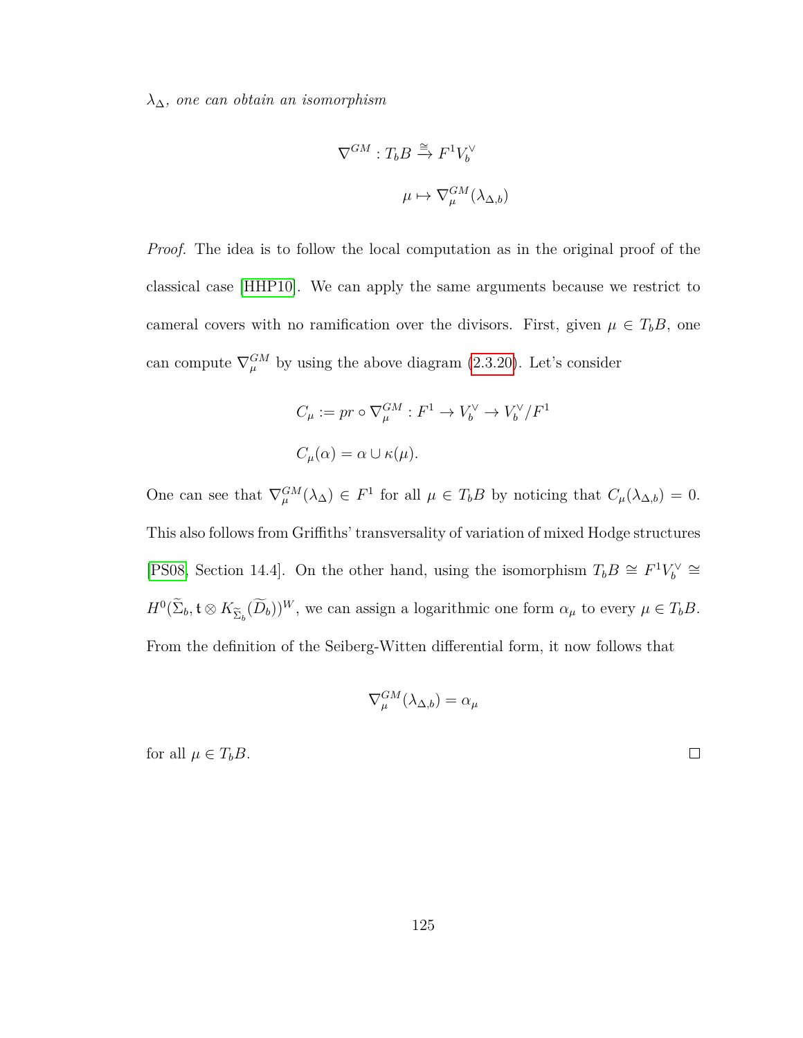*$\lambda_\Delta$, one can obtain an isomorphism*

$$\nabla^{GM} : T_b B \xrightarrow{\cong} F^1 V_b^\vee$$

$$\mu \mapsto \nabla^{GM}_\mu(\lambda_{\Delta,b})$$

*Proof.* The idea is to follow the local computation as in the original proof of the classical case [HHP10]. We can apply the same arguments because we restrict to cameral covers with no ramification over the divisors. First, given $\mu \in T_b B$, one can compute $\nabla^{GM}_\mu$ by using the above diagram (2.3.20). Let's consider

$$C_\mu := pr \circ \nabla^{GM}_\mu : F^1 \to V_b^\vee \to V_b^\vee / F^1$$

$$C_\mu(\alpha) = \alpha \cup \kappa(\mu).$$

One can see that $\nabla^{GM}_\mu(\lambda_\Delta) \in F^1$ for all $\mu \in T_b B$ by noticing that $C_\mu(\lambda_{\Delta,b}) = 0$. This also follows from Griffiths' transversality of variation of mixed Hodge structures [PS08, Section 14.4]. On the other hand, using the isomorphism $T_b B \cong F^1 V_b^\vee \cong H^0(\widetilde{\Sigma}_b, \mathfrak{t} \otimes K_{\widetilde{\Sigma}_b}(\widetilde{D}_b))^W$, we can assign a logarithmic one form $\alpha_\mu$ to every $\mu \in T_b B$. From the definition of the Seiberg-Witten differential form, it now follows that

$$\nabla^{GM}_\mu(\lambda_{\Delta,b}) = \alpha_\mu$$

for all $\mu \in T_b B$. □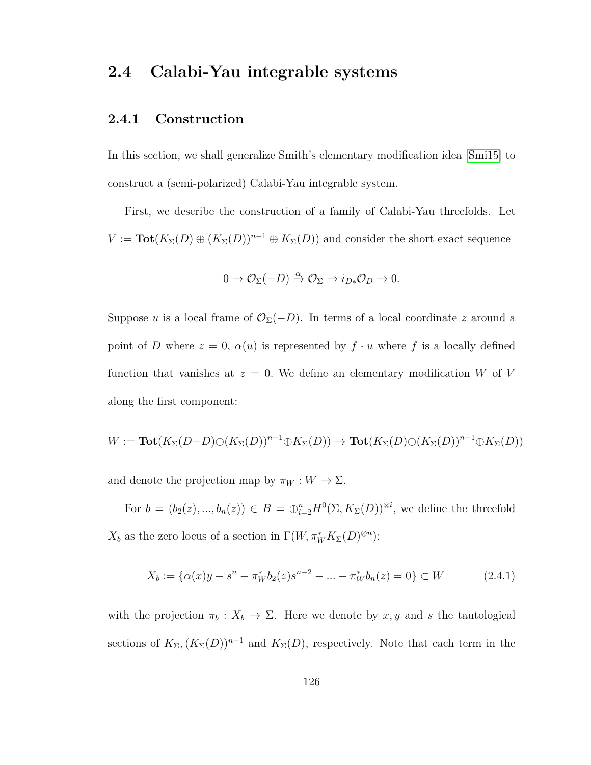## 2.4 Calabi-Yau integrable systems

### 2.4.1 Construction

In this section, we shall generalize Smith's elementary modification idea [Smi15] to construct a (semi-polarized) Calabi-Yau integrable system.

First, we describe the construction of a family of Calabi-Yau threefolds. Let $V := \mathbf{Tot}(K_\Sigma(D) \oplus (K_\Sigma(D))^{n-1} \oplus K_\Sigma(D))$ and consider the short exact sequence

$$0 \to \mathcal{O}_\Sigma(-D) \xrightarrow{\alpha} \mathcal{O}_\Sigma \to i_{D*}\mathcal{O}_D \to 0.$$

Suppose $u$ is a local frame of $\mathcal{O}_\Sigma(-D)$. In terms of a local coordinate $z$ around a point of $D$ where $z = 0$, $\alpha(u)$ is represented by $f \cdot u$ where $f$ is a locally defined function that vanishes at $z = 0$. We define an elementary modification $W$ of $V$ along the first component:

$$W := \mathbf{Tot}(K_\Sigma(D-D) \oplus (K_\Sigma(D))^{n-1} \oplus K_\Sigma(D)) \to \mathbf{Tot}(K_\Sigma(D) \oplus (K_\Sigma(D))^{n-1} \oplus K_\Sigma(D))$$

and denote the projection map by $\pi_W : W \to \Sigma$.

For $b = (b_2(z), ..., b_n(z)) \in B = \oplus_{i=2}^n H^0(\Sigma, K_\Sigma(D))^{\otimes i}$, we define the threefold $X_b$ as the zero locus of a section in $\Gamma(W, \pi_W^* K_\Sigma(D)^{\otimes n})$:

$$X_b := \{\alpha(x)y - s^n - \pi_W^* b_2(z)s^{n-2} - ... - \pi_W^* b_n(z) = 0\} \subset W \tag{2.4.1}$$

with the projection $\pi_b : X_b \to \Sigma$. Here we denote by $x, y$ and $s$ the tautological sections of $K_\Sigma, (K_\Sigma(D))^{n-1}$ and $K_\Sigma(D)$, respectively. Note that each term in the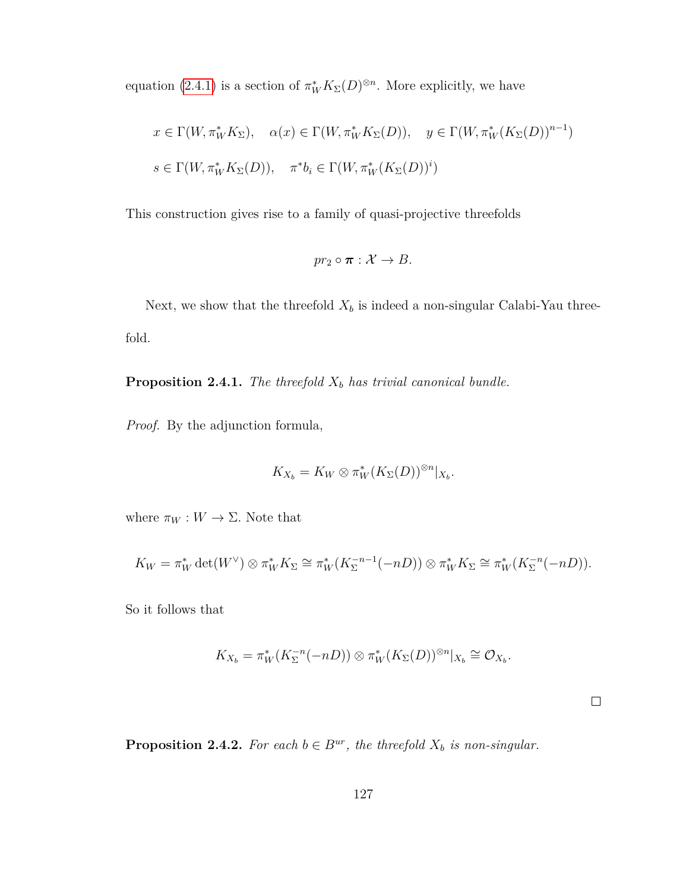equation (2.4.1) is a section of $\pi_W^* K_\Sigma(D)^{\otimes n}$. More explicitly, we have

$$x \in \Gamma(W, \pi_W^* K_\Sigma), \quad \alpha(x) \in \Gamma(W, \pi_W^* K_\Sigma(D)), \quad y \in \Gamma(W, \pi_W^*(K_\Sigma(D))^{n-1})$$

$$s \in \Gamma(W, \pi_W^* K_\Sigma(D)), \quad \pi^* b_i \in \Gamma(W, \pi_W^*(K_\Sigma(D))^i)$$

This construction gives rise to a family of quasi-projective threefolds

$$pr_2 \circ \boldsymbol{\pi} : \mathcal{X} \to B.$$

Next, we show that the threefold $X_b$ is indeed a non-singular Calabi-Yau threefold.

**Proposition 2.4.1.** *The threefold $X_b$ has trivial canonical bundle.*

*Proof.* By the adjunction formula,

$$K_{X_b} = K_W \otimes \pi_W^*(K_\Sigma(D))^{\otimes n}|_{X_b}.$$

where $\pi_W : W \to \Sigma$. Note that

$$K_W = \pi_W^* \det(W^\vee) \otimes \pi_W^* K_\Sigma \cong \pi_W^*(K_\Sigma^{-n-1}(-nD)) \otimes \pi_W^* K_\Sigma \cong \pi_W^*(K_\Sigma^{-n}(-nD)).$$

So it follows that

$$K_{X_b} = \pi_W^*(K_\Sigma^{-n}(-nD)) \otimes \pi_W^*(K_\Sigma(D))^{\otimes n}|_{X_b} \cong \mathcal{O}_{X_b}.$$

$\square$

**Proposition 2.4.2.** *For each $b \in B^{ur}$, the threefold $X_b$ is non-singular.*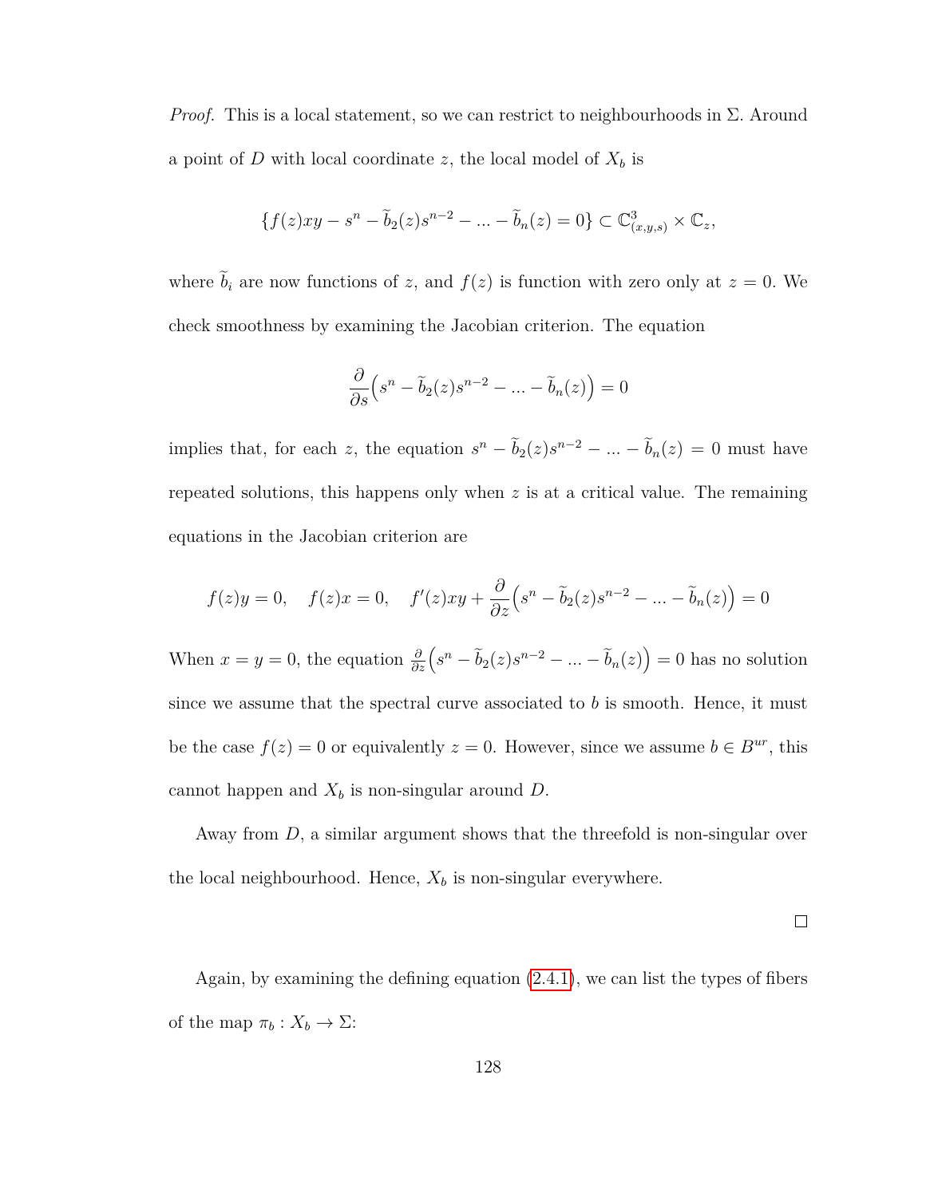*Proof.* This is a local statement, so we can restrict to neighbourhoods in $\Sigma$. Around a point of $D$ with local coordinate $z$, the local model of $X_b$ is

$$\{f(z)xy - s^n - \widetilde{b}_2(z)s^{n-2} - ... - \widetilde{b}_n(z) = 0\} \subset \mathbb{C}^3_{(x,y,s)} \times \mathbb{C}_z,$$

where $\widetilde{b}_i$ are now functions of $z$, and $f(z)$ is function with zero only at $z = 0$. We check smoothness by examining the Jacobian criterion. The equation

$$\frac{\partial}{\partial s}\Big(s^n - \widetilde{b}_2(z)s^{n-2} - ... - \widetilde{b}_n(z)\Big) = 0$$

implies that, for each $z$, the equation $s^n - \widetilde{b}_2(z)s^{n-2} - ... - \widetilde{b}_n(z) = 0$ must have repeated solutions, this happens only when $z$ is at a critical value. The remaining equations in the Jacobian criterion are

$$f(z)y = 0, \quad f(z)x = 0, \quad f'(z)xy + \frac{\partial}{\partial z}\Big(s^n - \widetilde{b}_2(z)s^{n-2} - ... - \widetilde{b}_n(z)\Big) = 0$$

When $x = y = 0$, the equation $\frac{\partial}{\partial z}\Big(s^n - \widetilde{b}_2(z)s^{n-2} - ... - \widetilde{b}_n(z)\Big) = 0$ has no solution since we assume that the spectral curve associated to $b$ is smooth. Hence, it must be the case $f(z) = 0$ or equivalently $z = 0$. However, since we assume $b \in B^{ur}$, this cannot happen and $X_b$ is non-singular around $D$.

Away from $D$, a similar argument shows that the threefold is non-singular over the local neighbourhood. Hence, $X_b$ is non-singular everywhere. □

Again, by examining the defining equation (2.4.1), we can list the types of fibers of the map $\pi_b : X_b \to \Sigma$: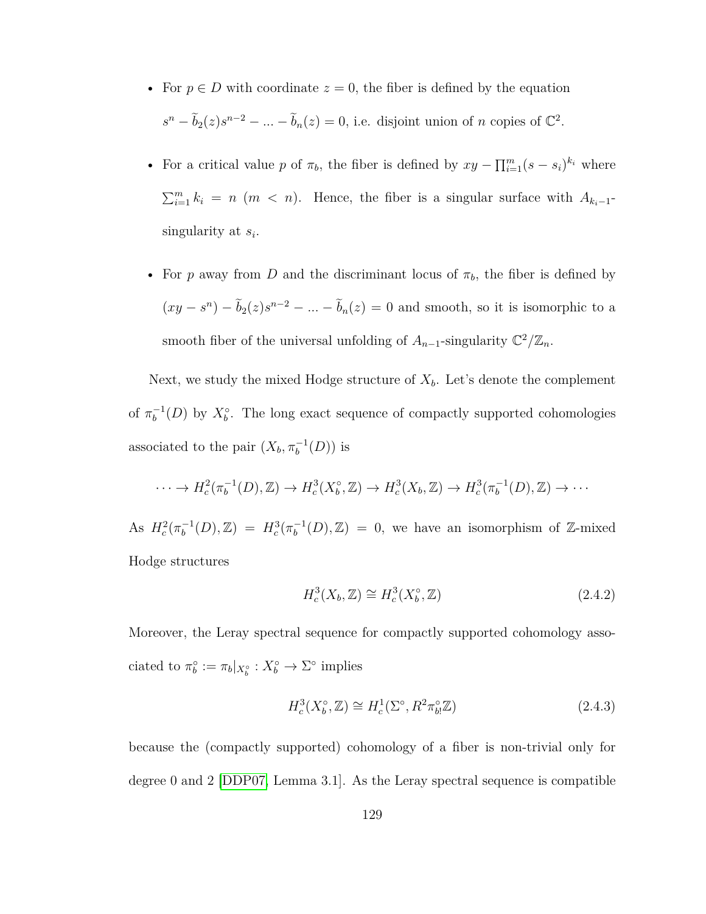- For $p \in D$ with coordinate $z = 0$, the fiber is defined by the equation $s^n - \widetilde{b}_2(z)s^{n-2} - ... - \widetilde{b}_n(z) = 0$, i.e. disjoint union of $n$ copies of $\mathbb{C}^2$.

- For a critical value $p$ of $\pi_b$, the fiber is defined by $xy - \prod_{i=1}^m (s - s_i)^{k_i}$ where $\sum_{i=1}^m k_i = n$ ($m < n$). Hence, the fiber is a singular surface with $A_{k_i-1}$-singularity at $s_i$.

- For $p$ away from $D$ and the discriminant locus of $\pi_b$, the fiber is defined by $(xy - s^n) - \widetilde{b}_2(z)s^{n-2} - ... - \widetilde{b}_n(z) = 0$ and smooth, so it is isomorphic to a smooth fiber of the universal unfolding of $A_{n-1}$-singularity $\mathbb{C}^2/\mathbb{Z}_n$.

Next, we study the mixed Hodge structure of $X_b$. Let's denote the complement of $\pi_b^{-1}(D)$ by $X_b^\circ$. The long exact sequence of compactly supported cohomologies associated to the pair $(X_b, \pi_b^{-1}(D))$ is

$$\cdots \to H_c^2(\pi_b^{-1}(D), \mathbb{Z}) \to H_c^3(X_b^\circ, \mathbb{Z}) \to H_c^3(X_b, \mathbb{Z}) \to H_c^3(\pi_b^{-1}(D), \mathbb{Z}) \to \cdots$$

As $H_c^2(\pi_b^{-1}(D), \mathbb{Z}) = H_c^3(\pi_b^{-1}(D), \mathbb{Z}) = 0$, we have an isomorphism of $\mathbb{Z}$-mixed Hodge structures

$$H_c^3(X_b, \mathbb{Z}) \cong H_c^3(X_b^\circ, \mathbb{Z}) \tag{2.4.2}$$

Moreover, the Leray spectral sequence for compactly supported cohomology associated to $\pi_b^\circ := \pi_b|_{X_b^\circ} : X_b^\circ \to \Sigma^\circ$ implies

$$H_c^3(X_b^\circ, \mathbb{Z}) \cong H_c^1(\Sigma^\circ, R^2\pi_{b!}^\circ\mathbb{Z}) \tag{2.4.3}$$

because the (compactly supported) cohomology of a fiber is non-trivial only for degree 0 and 2 [DDP07, Lemma 3.1]. As the Leray spectral sequence is compatible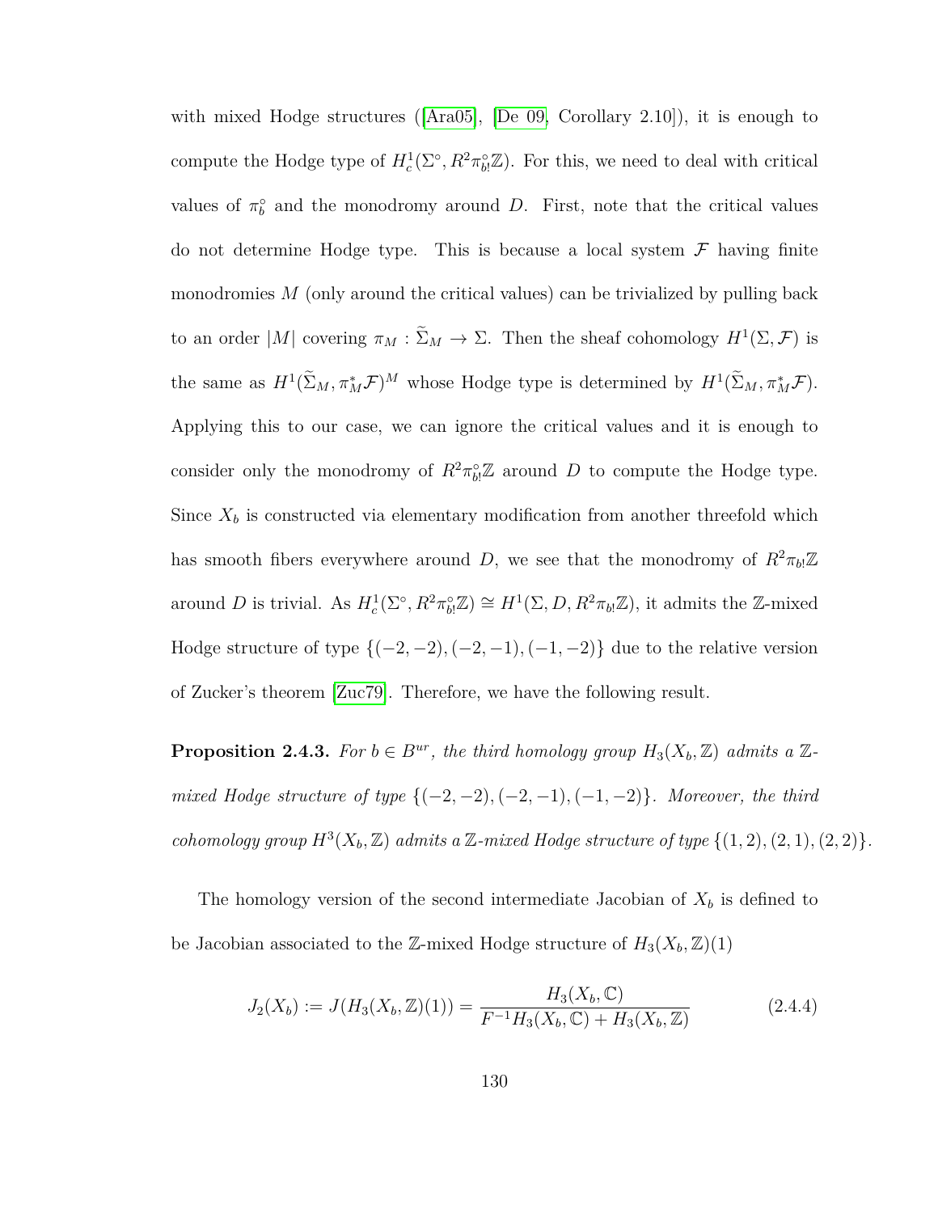with mixed Hodge structures ([Ara05], [De 09, Corollary 2.10]), it is enough to compute the Hodge type of $H^1_c(\Sigma^\circ, R^2\pi^\circ_{b!}\mathbb{Z})$. For this, we need to deal with critical values of $\pi^\circ_b$ and the monodromy around $D$. First, note that the critical values do not determine Hodge type. This is because a local system $\mathcal{F}$ having finite monodromies $M$ (only around the critical values) can be trivialized by pulling back to an order $|M|$ covering $\pi_M : \widetilde{\Sigma}_M \to \Sigma$. Then the sheaf cohomology $H^1(\Sigma, \mathcal{F})$ is the same as $H^1(\widetilde{\Sigma}_M, \pi_M^*\mathcal{F})^M$ whose Hodge type is determined by $H^1(\widetilde{\Sigma}_M, \pi_M^*\mathcal{F})$. Applying this to our case, we can ignore the critical values and it is enough to consider only the monodromy of $R^2\pi^\circ_{b!}\mathbb{Z}$ around $D$ to compute the Hodge type. Since $X_b$ is constructed via elementary modification from another threefold which has smooth fibers everywhere around $D$, we see that the monodromy of $R^2\pi_{b!}\mathbb{Z}$ around $D$ is trivial. As $H^1_c(\Sigma^\circ, R^2\pi^\circ_{b!}\mathbb{Z}) \cong H^1(\Sigma, D, R^2\pi_{b!}\mathbb{Z})$, it admits the $\mathbb{Z}$-mixed Hodge structure of type $\{(-2,-2), (-2,-1), (-1,-2)\}$ due to the relative version of Zucker's theorem [Zuc79]. Therefore, we have the following result.

**Proposition 2.4.3.** *For $b \in B^{ur}$, the third homology group $H_3(X_b, \mathbb{Z})$ admits a $\mathbb{Z}$-mixed Hodge structure of type $\{(-2,-2), (-2,-1), (-1,-2)\}$. Moreover, the third cohomology group $H^3(X_b, \mathbb{Z})$ admits a $\mathbb{Z}$-mixed Hodge structure of type $\{(1,2), (2,1), (2,2)\}$.*

The homology version of the second intermediate Jacobian of $X_b$ is defined to be Jacobian associated to the $\mathbb{Z}$-mixed Hodge structure of $H_3(X_b, \mathbb{Z})(1)$

$$J_2(X_b) := J(H_3(X_b, \mathbb{Z})(1)) = \frac{H_3(X_b, \mathbb{C})}{F^{-1}H_3(X_b, \mathbb{C}) + H_3(X_b, \mathbb{Z})} \tag{2.4.4}$$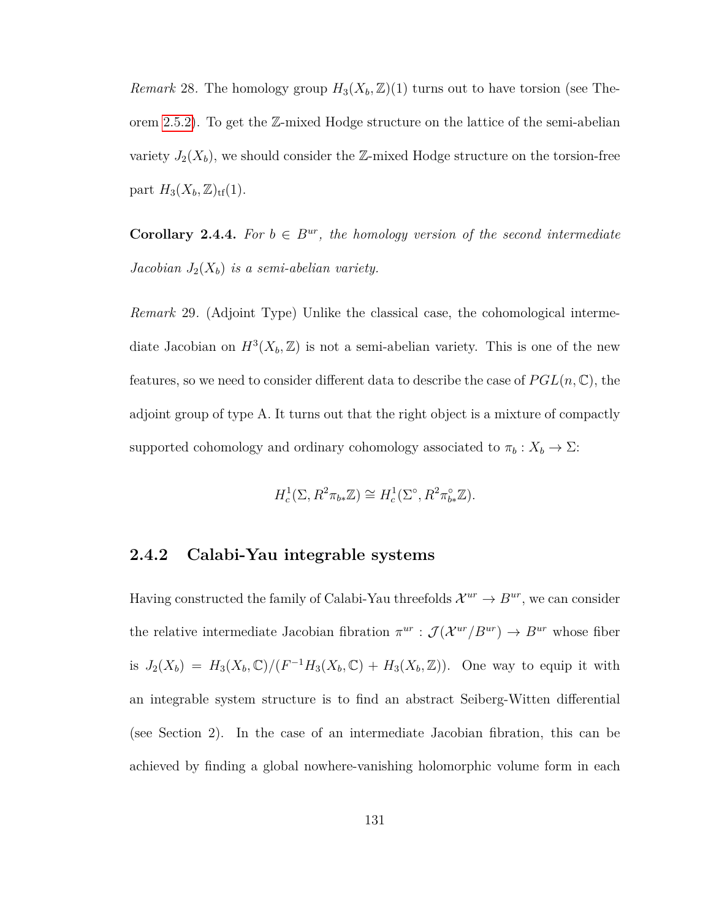*Remark* 28. The homology group $H_3(X_b, \mathbb{Z})(1)$ turns out to have torsion (see Theorem 2.5.2). To get the $\mathbb{Z}$-mixed Hodge structure on the lattice of the semi-abelian variety $J_2(X_b)$, we should consider the $\mathbb{Z}$-mixed Hodge structure on the torsion-free part $H_3(X_b, \mathbb{Z})_{\text{tf}}(1)$.

**Corollary 2.4.4.** *For $b \in B^{ur}$, the homology version of the second intermediate Jacobian $J_2(X_b)$ is a semi-abelian variety.*

*Remark* 29. (Adjoint Type) Unlike the classical case, the cohomological intermediate Jacobian on $H^3(X_b, \mathbb{Z})$ is not a semi-abelian variety. This is one of the new features, so we need to consider different data to describe the case of $PGL(n, \mathbb{C})$, the adjoint group of type A. It turns out that the right object is a mixture of compactly supported cohomology and ordinary cohomology associated to $\pi_b : X_b \to \Sigma$:

$$H^1_c(\Sigma, R^2\pi_{b*}\mathbb{Z}) \cong H^1_c(\Sigma^\circ, R^2\pi^\circ_{b*}\mathbb{Z}).$$

### 2.4.2 Calabi-Yau integrable systems

Having constructed the family of Calabi-Yau threefolds $\mathcal{X}^{ur} \to B^{ur}$, we can consider the relative intermediate Jacobian fibration $\pi^{ur} : \mathcal{J}(\mathcal{X}^{ur}/B^{ur}) \to B^{ur}$ whose fiber is $J_2(X_b) = H_3(X_b, \mathbb{C})/(F^{-1}H_3(X_b, \mathbb{C}) + H_3(X_b, \mathbb{Z}))$. One way to equip it with an integrable system structure is to find an abstract Seiberg-Witten differential (see Section 2). In the case of an intermediate Jacobian fibration, this can be achieved by finding a global nowhere-vanishing holomorphic volume form in each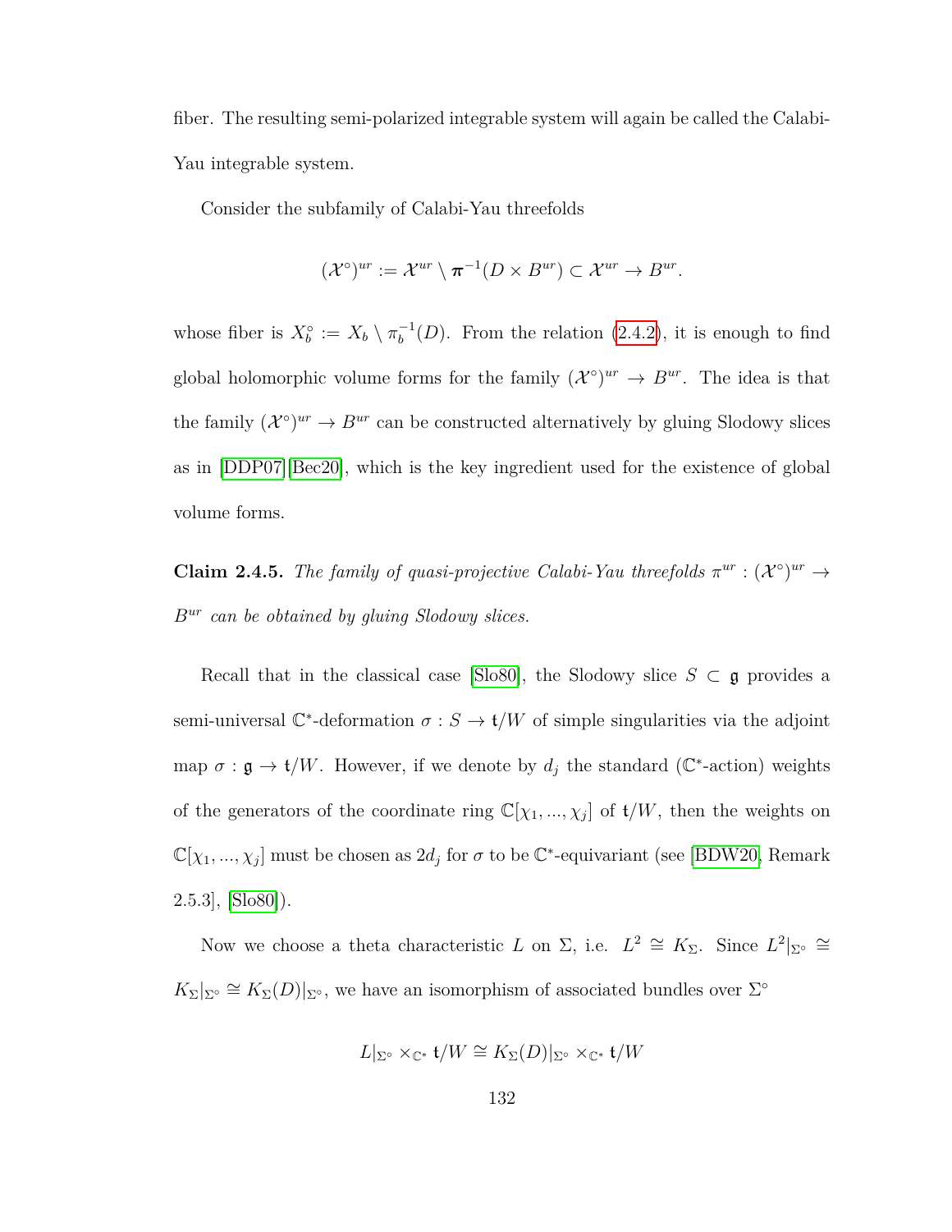fiber. The resulting semi-polarized integrable system will again be called the Calabi-Yau integrable system.

Consider the subfamily of Calabi-Yau threefolds

$$(\mathcal{X}^\circ)^{ur} := \mathcal{X}^{ur} \setminus \boldsymbol{\pi}^{-1}(D \times B^{ur}) \subset \mathcal{X}^{ur} \to B^{ur}.$$

whose fiber is $X_b^\circ := X_b \setminus \pi_b^{-1}(D)$. From the relation (2.4.2), it is enough to find global holomorphic volume forms for the family $(\mathcal{X}^\circ)^{ur} \to B^{ur}$. The idea is that the family $(\mathcal{X}^\circ)^{ur} \to B^{ur}$ can be constructed alternatively by gluing Slodowy slices as in [DDP07][Bec20], which is the key ingredient used for the existence of global volume forms.

**Claim 2.4.5.** *The family of quasi-projective Calabi-Yau threefolds $\pi^{ur} : (\mathcal{X}^\circ)^{ur} \to B^{ur}$ can be obtained by gluing Slodowy slices.*

Recall that in the classical case [Slo80], the Slodowy slice $S \subset \mathfrak{g}$ provides a semi-universal $\mathbb{C}^*$-deformation $\sigma : S \to \mathfrak{t}/W$ of simple singularities via the adjoint map $\sigma : \mathfrak{g} \to \mathfrak{t}/W$. However, if we denote by $d_j$ the standard ($\mathbb{C}^*$-action) weights of the generators of the coordinate ring $\mathbb{C}[\chi_1, ..., \chi_j]$ of $\mathfrak{t}/W$, then the weights on $\mathbb{C}[\chi_1, ..., \chi_j]$ must be chosen as $2d_j$ for $\sigma$ to be $\mathbb{C}^*$-equivariant (see [BDW20, Remark 2.5.3], [Slo80]).

Now we choose a theta characteristic $L$ on $\Sigma$, i.e. $L^2 \cong K_\Sigma$. Since $L^2|_{\Sigma^\circ} \cong K_\Sigma|_{\Sigma^\circ} \cong K_\Sigma(D)|_{\Sigma^\circ}$, we have an isomorphism of associated bundles over $\Sigma^\circ$

$$L|_{\Sigma^\circ} \times_{\mathbb{C}^*} \mathfrak{t}/W \cong K_\Sigma(D)|_{\Sigma^\circ} \times_{\mathbb{C}^*} \mathfrak{t}/W$$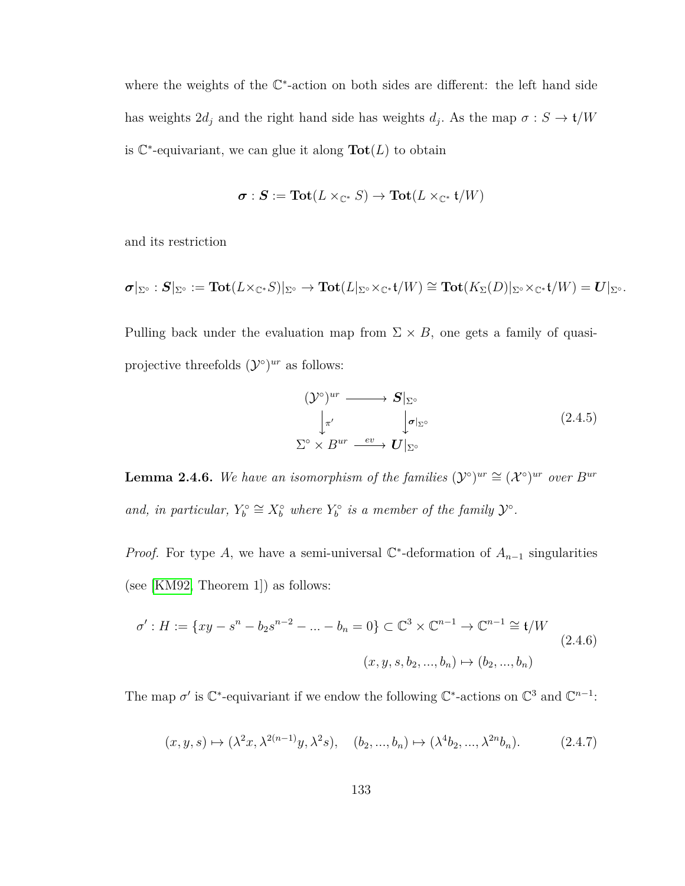where the weights of the $\mathbb{C}^*$-action on both sides are different: the left hand side has weights $2d_j$ and the right hand side has weights $d_j$. As the map $\sigma : S \to \mathfrak{t}/W$ is $\mathbb{C}^*$-equivariant, we can glue it along $\mathbf{Tot}(L)$ to obtain

$$\boldsymbol{\sigma} : \boldsymbol{S} := \mathbf{Tot}(L \times_{\mathbb{C}^*} S) \to \mathbf{Tot}(L \times_{\mathbb{C}^*} \mathfrak{t}/W)$$

and its restriction

$$\boldsymbol{\sigma}|_{\Sigma^\circ} : \boldsymbol{S}|_{\Sigma^\circ} := \mathbf{Tot}(L \times_{\mathbb{C}^*} S)|_{\Sigma^\circ} \to \mathbf{Tot}(L|_{\Sigma^\circ} \times_{\mathbb{C}^*} \mathfrak{t}/W) \cong \mathbf{Tot}(K_\Sigma(D)|_{\Sigma^\circ} \times_{\mathbb{C}^*} \mathfrak{t}/W) = \boldsymbol{U}|_{\Sigma^\circ}.$$

Pulling back under the evaluation map from $\Sigma \times B$, one gets a family of quasi-projective threefolds $(\mathcal{Y}^\circ)^{ur}$ as follows:

$$\begin{array}{ccc} (\mathcal{Y}^\circ)^{ur} & \longrightarrow & \boldsymbol{S}|_{\Sigma^\circ} \\ \downarrow{\scriptstyle \pi'} & & \downarrow{\scriptstyle \boldsymbol{\sigma}|_{\Sigma^\circ}} \\ \Sigma^\circ \times B^{ur} & \xrightarrow{ev} & \boldsymbol{U}|_{\Sigma^\circ} \end{array} \tag{2.4.5}$$

**Lemma 2.4.6.** *We have an isomorphism of the families $(\mathcal{Y}^\circ)^{ur} \cong (\mathcal{X}^\circ)^{ur}$ over $B^{ur}$ and, in particular, $Y_b^\circ \cong X_b^\circ$ where $Y_b^\circ$ is a member of the family $\mathcal{Y}^\circ$.*

*Proof.* For type $A$, we have a semi-universal $\mathbb{C}^*$-deformation of $A_{n-1}$ singularities (see [KM92, Theorem 1]) as follows:

$$\begin{aligned} \sigma' : H := \{xy - s^n - b_2 s^{n-2} - \dots - b_n = 0\} \subset \mathbb{C}^3 \times \mathbb{C}^{n-1} &\to \mathbb{C}^{n-1} \cong \mathfrak{t}/W \\ (x, y, s, b_2, \dots, b_n) &\mapsto (b_2, \dots, b_n) \end{aligned} \tag{2.4.6}$$

The map $\sigma'$ is $\mathbb{C}^*$-equivariant if we endow the following $\mathbb{C}^*$-actions on $\mathbb{C}^3$ and $\mathbb{C}^{n-1}$:

$$(x, y, s) \mapsto (\lambda^2 x, \lambda^{2(n-1)} y, \lambda^2 s), \quad (b_2, \dots, b_n) \mapsto (\lambda^4 b_2, \dots, \lambda^{2n} b_n). \tag{2.4.7}$$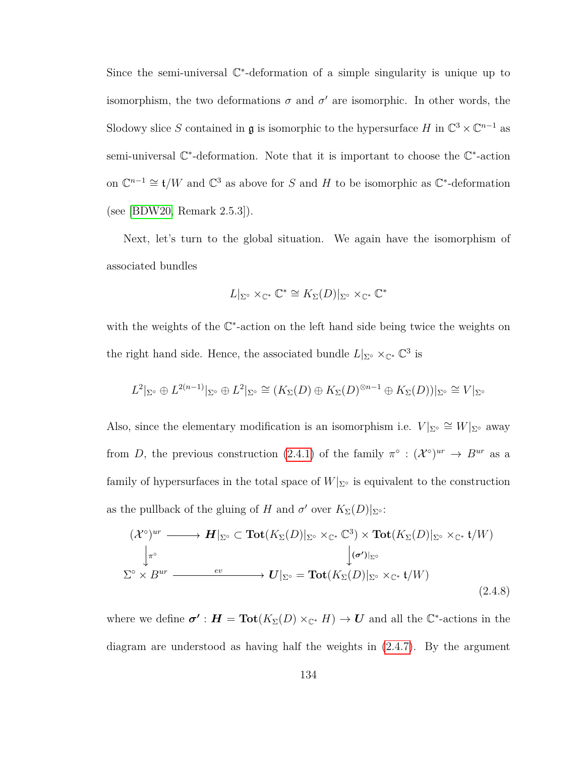Since the semi-universal $\mathbb{C}^*$-deformation of a simple singularity is unique up to isomorphism, the two deformations $\sigma$ and $\sigma'$ are isomorphic. In other words, the Slodowy slice $S$ contained in $\mathfrak{g}$ is isomorphic to the hypersurface $H$ in $\mathbb{C}^3 \times \mathbb{C}^{n-1}$ as semi-universal $\mathbb{C}^*$-deformation. Note that it is important to choose the $\mathbb{C}^*$-action on $\mathbb{C}^{n-1} \cong \mathfrak{t}/W$ and $\mathbb{C}^3$ as above for $S$ and $H$ to be isomorphic as $\mathbb{C}^*$-deformation (see [BDW20, Remark 2.5.3]).

Next, let's turn to the global situation. We again have the isomorphism of associated bundles

$$L|_{\Sigma^\circ} \times_{\mathbb{C}^*} \mathbb{C}^* \cong K_\Sigma(D)|_{\Sigma^\circ} \times_{\mathbb{C}^*} \mathbb{C}^*$$

with the weights of the $\mathbb{C}^*$-action on the left hand side being twice the weights on the right hand side. Hence, the associated bundle $L|_{\Sigma^\circ} \times_{\mathbb{C}^*} \mathbb{C}^3$ is

$$L^2|_{\Sigma^\circ} \oplus L^{2(n-1)}|_{\Sigma^\circ} \oplus L^2|_{\Sigma^\circ} \cong (K_\Sigma(D) \oplus K_\Sigma(D)^{\otimes n-1} \oplus K_\Sigma(D))|_{\Sigma^\circ} \cong V|_{\Sigma^\circ}$$

Also, since the elementary modification is an isomorphism i.e. $V|_{\Sigma^\circ} \cong W|_{\Sigma^\circ}$ away from $D$, the previous construction (2.4.1) of the family $\pi^\circ : (\mathcal{X}^\circ)^{ur} \to B^{ur}$ as a family of hypersurfaces in the total space of $W|_{\Sigma^\circ}$ is equivalent to the construction as the pullback of the gluing of $H$ and $\sigma'$ over $K_\Sigma(D)|_{\Sigma^\circ}$:

$$\begin{array}{ccc}
(\mathcal{X}^\circ)^{ur} & \longrightarrow & \boldsymbol{H}|_{\Sigma^\circ} \subset \mathbf{Tot}(K_\Sigma(D)|_{\Sigma^\circ} \times_{\mathbb{C}^*} \mathbb{C}^3) \times \mathbf{Tot}(K_\Sigma(D)|_{\Sigma^\circ} \times_{\mathbb{C}^*} \mathfrak{t}/W) \\
\downarrow{\scriptstyle \pi^\circ} & & \downarrow{\scriptstyle (\boldsymbol{\sigma'})|_{\Sigma^\circ}} \\
\Sigma^\circ \times B^{ur} & \xrightarrow{\quad ev \quad} & \boldsymbol{U}|_{\Sigma^\circ} = \mathbf{Tot}(K_\Sigma(D)|_{\Sigma^\circ} \times_{\mathbb{C}^*} \mathfrak{t}/W)
\end{array} \tag{2.4.8}$$

where we define $\boldsymbol{\sigma'} : \boldsymbol{H} = \mathbf{Tot}(K_\Sigma(D) \times_{\mathbb{C}^*} H) \to \boldsymbol{U}$ and all the $\mathbb{C}^*$-actions in the diagram are understood as having half the weights in (2.4.7). By the argument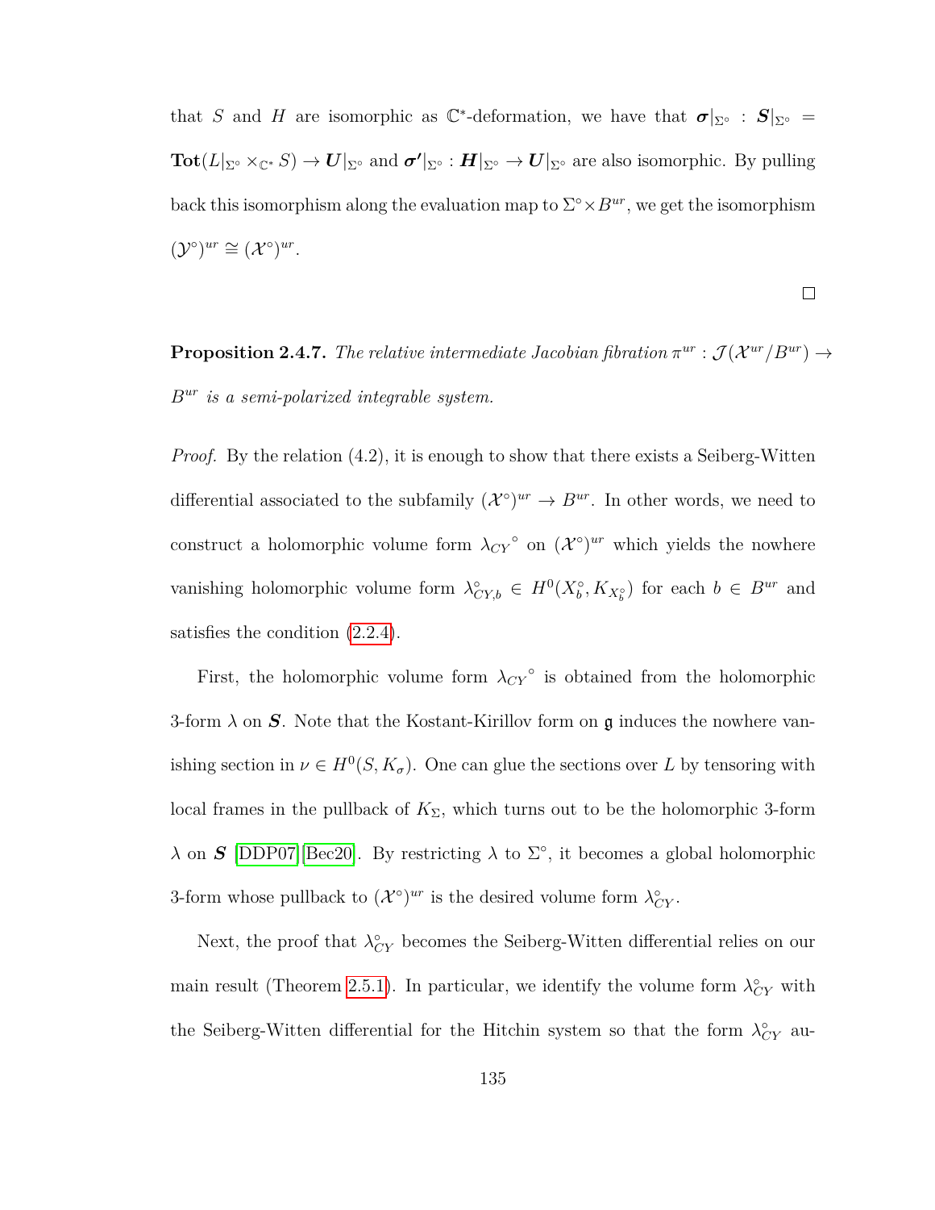that $S$ and $H$ are isomorphic as $\mathbb{C}^*$-deformation, we have that $\boldsymbol{\sigma}|_{\Sigma^\circ} : \boldsymbol{S}|_{\Sigma^\circ} = \mathbf{Tot}(L|_{\Sigma^\circ} \times_{\mathbb{C}^*} S) \to \boldsymbol{U}|_{\Sigma^\circ}$ and $\boldsymbol{\sigma'}|_{\Sigma^\circ} : \boldsymbol{H}|_{\Sigma^\circ} \to \boldsymbol{U}|_{\Sigma^\circ}$ are also isomorphic. By pulling back this isomorphism along the evaluation map to $\Sigma^\circ \times B^{ur}$, we get the isomorphism $(\mathcal{Y}^\circ)^{ur} \cong (\mathcal{X}^\circ)^{ur}$.

□

**Proposition 2.4.7.** *The relative intermediate Jacobian fibration $\pi^{ur} : \mathcal{J}(\mathcal{X}^{ur}/B^{ur}) \to B^{ur}$ is a semi-polarized integrable system.*

*Proof.* By the relation (4.2), it is enough to show that there exists a Seiberg-Witten differential associated to the subfamily $(\mathcal{X}^\circ)^{ur} \to B^{ur}$. In other words, we need to construct a holomorphic volume form ${\lambda_{CY}}^\circ$ on $(\mathcal{X}^\circ)^{ur}$ which yields the nowhere vanishing holomorphic volume form $\lambda^\circ_{CY,b} \in H^0(X^\circ_b, K_{X^\circ_b})$ for each $b \in B^{ur}$ and satisfies the condition (2.2.4).

First, the holomorphic volume form ${\lambda_{CY}}^\circ$ is obtained from the holomorphic 3-form $\lambda$ on $\boldsymbol{S}$. Note that the Kostant-Kirillov form on $\mathfrak{g}$ induces the nowhere vanishing section in $\nu \in H^0(S, K_\sigma)$. One can glue the sections over $L$ by tensoring with local frames in the pullback of $K_\Sigma$, which turns out to be the holomorphic 3-form $\lambda$ on $\boldsymbol{S}$ [DDP07][Bec20]. By restricting $\lambda$ to $\Sigma^\circ$, it becomes a global holomorphic 3-form whose pullback to $(\mathcal{X}^\circ)^{ur}$ is the desired volume form $\lambda^\circ_{CY}$.

Next, the proof that $\lambda^\circ_{CY}$ becomes the Seiberg-Witten differential relies on our main result (Theorem 2.5.1). In particular, we identify the volume form $\lambda^\circ_{CY}$ with the Seiberg-Witten differential for the Hitchin system so that the form $\lambda^\circ_{CY}$ au-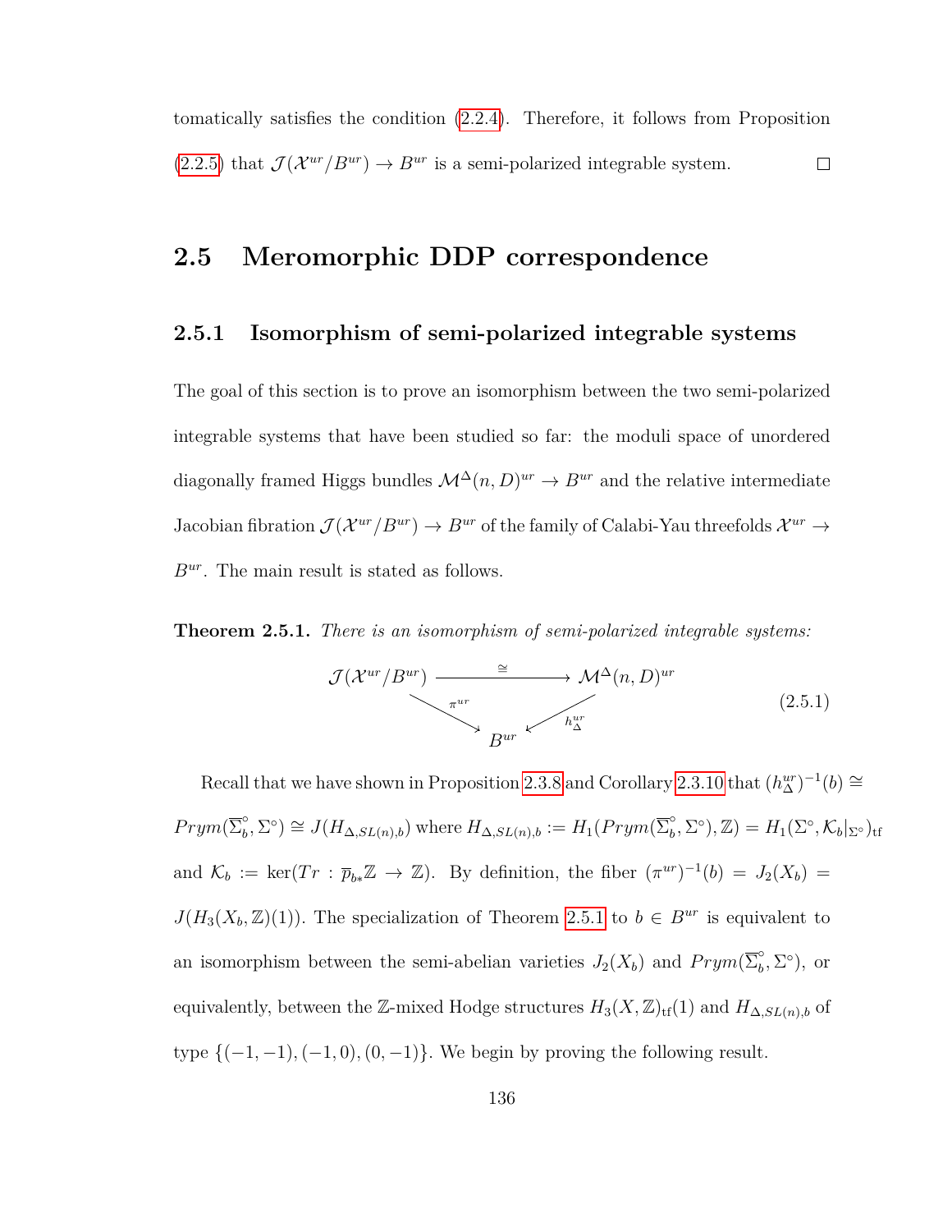tomatically satisfies the condition (2.2.4). Therefore, it follows from Proposition (2.2.5) that $\mathcal{J}(\mathcal{X}^{ur}/B^{ur}) \to B^{ur}$ is a semi-polarized integrable system. $\square$

## 2.5 Meromorphic DDP correspondence

### 2.5.1 Isomorphism of semi-polarized integrable systems

The goal of this section is to prove an isomorphism between the two semi-polarized integrable systems that have been studied so far: the moduli space of unordered diagonally framed Higgs bundles $\mathcal{M}^{\Delta}(n, D)^{ur} \to B^{ur}$ and the relative intermediate Jacobian fibration $\mathcal{J}(\mathcal{X}^{ur}/B^{ur}) \to B^{ur}$ of the family of Calabi-Yau threefolds $\mathcal{X}^{ur} \to B^{ur}$. The main result is stated as follows.

**Theorem 2.5.1.** *There is an isomorphism of semi-polarized integrable systems:*

$$\begin{array}{ccc} \mathcal{J}(\mathcal{X}^{ur}/B^{ur}) & \xrightarrow{\quad\cong\quad} & \mathcal{M}^{\Delta}(n, D)^{ur} \\ & {\scriptstyle \pi^{ur}} \searrow \quad \swarrow {\scriptstyle h^{ur}_{\Delta}} & \\ & B^{ur} & \end{array} \tag{2.5.1}$$

Recall that we have shown in Proposition 2.3.8 and Corollary 2.3.10 that $(h^{ur}_{\Delta})^{-1}(b) \cong Prym(\overline{\Sigma}^{\circ}_b, \Sigma^{\circ}) \cong J(H_{\Delta, SL(n),b})$ where $H_{\Delta,SL(n),b} := H_1(Prym(\overline{\Sigma}^{\circ}_b, \Sigma^{\circ}), \mathbb{Z}) = H_1(\Sigma^{\circ}, \mathcal{K}_b|_{\Sigma^{\circ}})_{\text{tf}}$ and $\mathcal{K}_b := \ker(Tr : \overline{p}_{b*}\mathbb{Z} \to \mathbb{Z})$. By definition, the fiber $(\pi^{ur})^{-1}(b) = J_2(X_b) = J(H_3(X_b, \mathbb{Z})(1))$. The specialization of Theorem 2.5.1 to $b \in B^{ur}$ is equivalent to an isomorphism between the semi-abelian varieties $J_2(X_b)$ and $Prym(\overline{\Sigma}^{\circ}_b, \Sigma^{\circ})$, or equivalently, between the $\mathbb{Z}$-mixed Hodge structures $H_3(X, \mathbb{Z})_{\text{tf}}(1)$ and $H_{\Delta,SL(n),b}$ of type $\{(-1, -1), (-1, 0), (0, -1)\}$. We begin by proving the following result.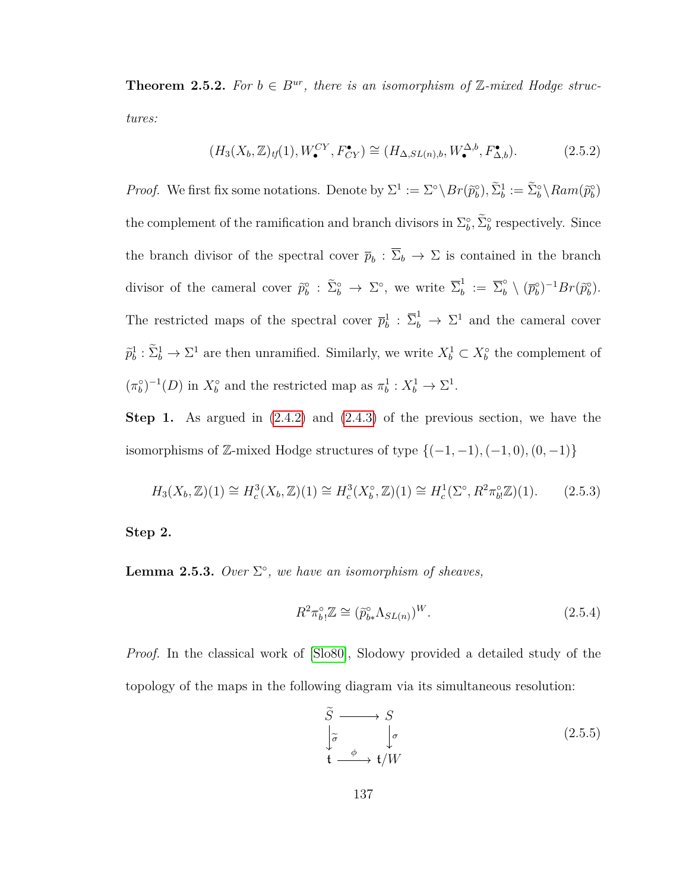**Theorem 2.5.2.** *For $b \in B^{ur}$, there is an isomorphism of $\mathbb{Z}$-mixed Hodge structures:*

$$(H_3(X_b, \mathbb{Z})_{tf}(1), W_\bullet^{CY}, F_{CY}^\bullet) \cong (H_{\Delta, SL(n), b}, W_\bullet^{\Delta, b}, F_{\Delta, b}^\bullet). \tag{2.5.2}$$

*Proof.* We first fix some notations. Denote by $\Sigma^1 := \Sigma^\circ \backslash Br(\widetilde{p}_b^\circ), \widetilde{\Sigma}_b^1 := \widetilde{\Sigma}_b^\circ \backslash Ram(\widetilde{p}_b^\circ)$ the complement of the ramification and branch divisors in $\Sigma_b^\circ, \widetilde{\Sigma}_b^\circ$ respectively. Since the branch divisor of the spectral cover $\overline{p}_b : \overline{\Sigma}_b \to \Sigma$ is contained in the branch divisor of the cameral cover $\widetilde{p}_b^\circ : \widetilde{\Sigma}_b^\circ \to \Sigma^\circ$, we write $\overline{\Sigma}_b^1 := \overline{\Sigma}_b^\circ \setminus (\overline{p}_b^\circ)^{-1} Br(\widetilde{p}_b^\circ)$. The restricted maps of the spectral cover $\overline{p}_b^1 : \overline{\Sigma}_b^1 \to \Sigma^1$ and the cameral cover $\widetilde{p}_b^1 : \widetilde{\Sigma}_b^1 \to \Sigma^1$ are then unramified. Similarly, we write $X_b^1 \subset X_b^\circ$ the complement of $(\pi_b^\circ)^{-1}(D)$ in $X_b^\circ$ and the restricted map as $\pi_b^1 : X_b^1 \to \Sigma^1$.

**Step 1.** As argued in (2.4.2) and (2.4.3) of the previous section, we have the isomorphisms of $\mathbb{Z}$-mixed Hodge structures of type $\{(-1,-1),(-1,0),(0,-1)\}$

$$H_3(X_b, \mathbb{Z})(1) \cong H_c^3(X_b, \mathbb{Z})(1) \cong H_c^3(X_b^\circ, \mathbb{Z})(1) \cong H_c^1(\Sigma^\circ, R^2 \pi_{b!}^\circ \mathbb{Z})(1). \tag{2.5.3}$$

**Step 2.**

**Lemma 2.5.3.** *Over $\Sigma^\circ$, we have an isomorphism of sheaves,*

$$R^2 \pi_{b!}^\circ \mathbb{Z} \cong (\widetilde{p}_{b*}^\circ \Lambda_{SL(n)})^W. \tag{2.5.4}$$

*Proof.* In the classical work of [Slo80], Slodowy provided a detailed study of the topology of the maps in the following diagram via its simultaneous resolution:

$$\begin{array}{ccc} \widetilde{S} & \longrightarrow & S \\ \big\downarrow{\scriptstyle\widetilde{\sigma}} & & \big\downarrow{\scriptstyle\sigma} \\ \mathfrak{t} & \xrightarrow{\ \phi\ } & \mathfrak{t}/W \end{array} \tag{2.5.5}$$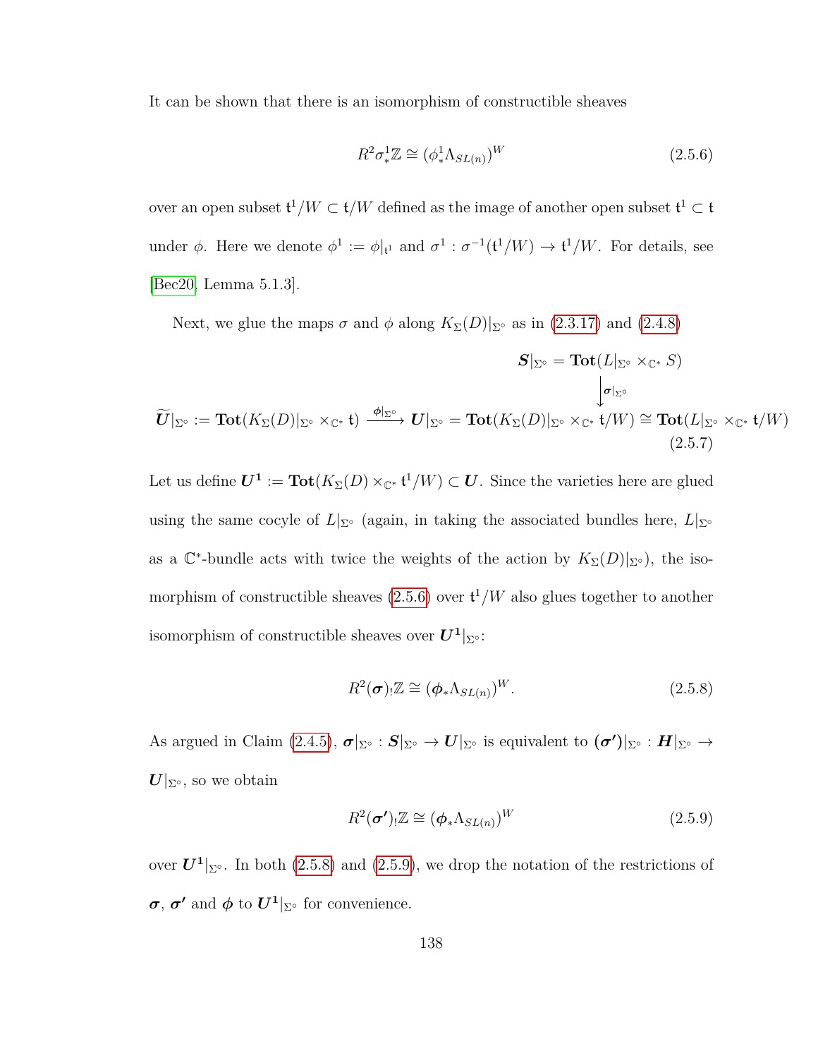It can be shown that there is an isomorphism of constructible sheaves

$$R^2\sigma^1_*\mathbb{Z} \cong (\phi^1_*\Lambda_{SL(n)})^W \tag{2.5.6}$$

over an open subset $\mathfrak{t}^1/W \subset \mathfrak{t}/W$ defined as the image of another open subset $\mathfrak{t}^1 \subset \mathfrak{t}$ under $\phi$. Here we denote $\phi^1 := \phi|_{\mathfrak{t}^1}$ and $\sigma^1 : \sigma^{-1}(\mathfrak{t}^1/W) \to \mathfrak{t}^1/W$. For details, see [Bec20, Lemma 5.1.3].

Next, we glue the maps $\sigma$ and $\phi$ along $K_\Sigma(D)|_{\Sigma^\circ}$ as in (2.3.17) and (2.4.8)

$$\begin{array}{ccc} & & \boldsymbol{S}|_{\Sigma^\circ} = \mathbf{Tot}(L|_{\Sigma^\circ} \times_{\mathbb{C}^*} S) \\ & & \Big\downarrow {\scriptstyle \boldsymbol{\sigma}|_{\Sigma^\circ}} \\ \widetilde{\boldsymbol{U}}|_{\Sigma^\circ} := \mathbf{Tot}(K_\Sigma(D)|_{\Sigma^\circ} \times_{\mathbb{C}^*} \mathfrak{t}) & \xrightarrow{\boldsymbol{\phi}|_{\Sigma^\circ}} & \boldsymbol{U}|_{\Sigma^\circ} = \mathbf{Tot}(K_\Sigma(D)|_{\Sigma^\circ} \times_{\mathbb{C}^*} \mathfrak{t}/W) \cong \mathbf{Tot}(L|_{\Sigma^\circ} \times_{\mathbb{C}^*} \mathfrak{t}/W) \end{array} \tag{2.5.7}$$

Let us define $\boldsymbol{U^1} := \mathbf{Tot}(K_\Sigma(D) \times_{\mathbb{C}^*} \mathfrak{t}^1/W) \subset \boldsymbol{U}$. Since the varieties here are glued using the same cocyle of $L|_{\Sigma^\circ}$ (again, in taking the associated bundles here, $L|_{\Sigma^\circ}$ as a $\mathbb{C}^*$-bundle acts with twice the weights of the action by $K_\Sigma(D)|_{\Sigma^\circ}$), the isomorphism of constructible sheaves (2.5.6) over $\mathfrak{t}^1/W$ also glues together to another isomorphism of constructible sheaves over $\boldsymbol{U^1}|_{\Sigma^\circ}$:

$$R^2(\boldsymbol{\sigma})_!\mathbb{Z} \cong (\boldsymbol{\phi}_*\Lambda_{SL(n)})^W. \tag{2.5.8}$$

As argued in Claim (2.4.5), $\boldsymbol{\sigma}|_{\Sigma^\circ} : \boldsymbol{S}|_{\Sigma^\circ} \to \boldsymbol{U}|_{\Sigma^\circ}$ is equivalent to $(\boldsymbol{\sigma'})|_{\Sigma^\circ} : \boldsymbol{H}|_{\Sigma^\circ} \to \boldsymbol{U}|_{\Sigma^\circ}$, so we obtain

$$R^2(\boldsymbol{\sigma'})_!\mathbb{Z} \cong (\boldsymbol{\phi}_*\Lambda_{SL(n)})^W \tag{2.5.9}$$

over $\boldsymbol{U^1}|_{\Sigma^\circ}$. In both (2.5.8) and (2.5.9), we drop the notation of the restrictions of $\boldsymbol{\sigma}$, $\boldsymbol{\sigma'}$ and $\boldsymbol{\phi}$ to $\boldsymbol{U^1}|_{\Sigma^\circ}$ for convenience.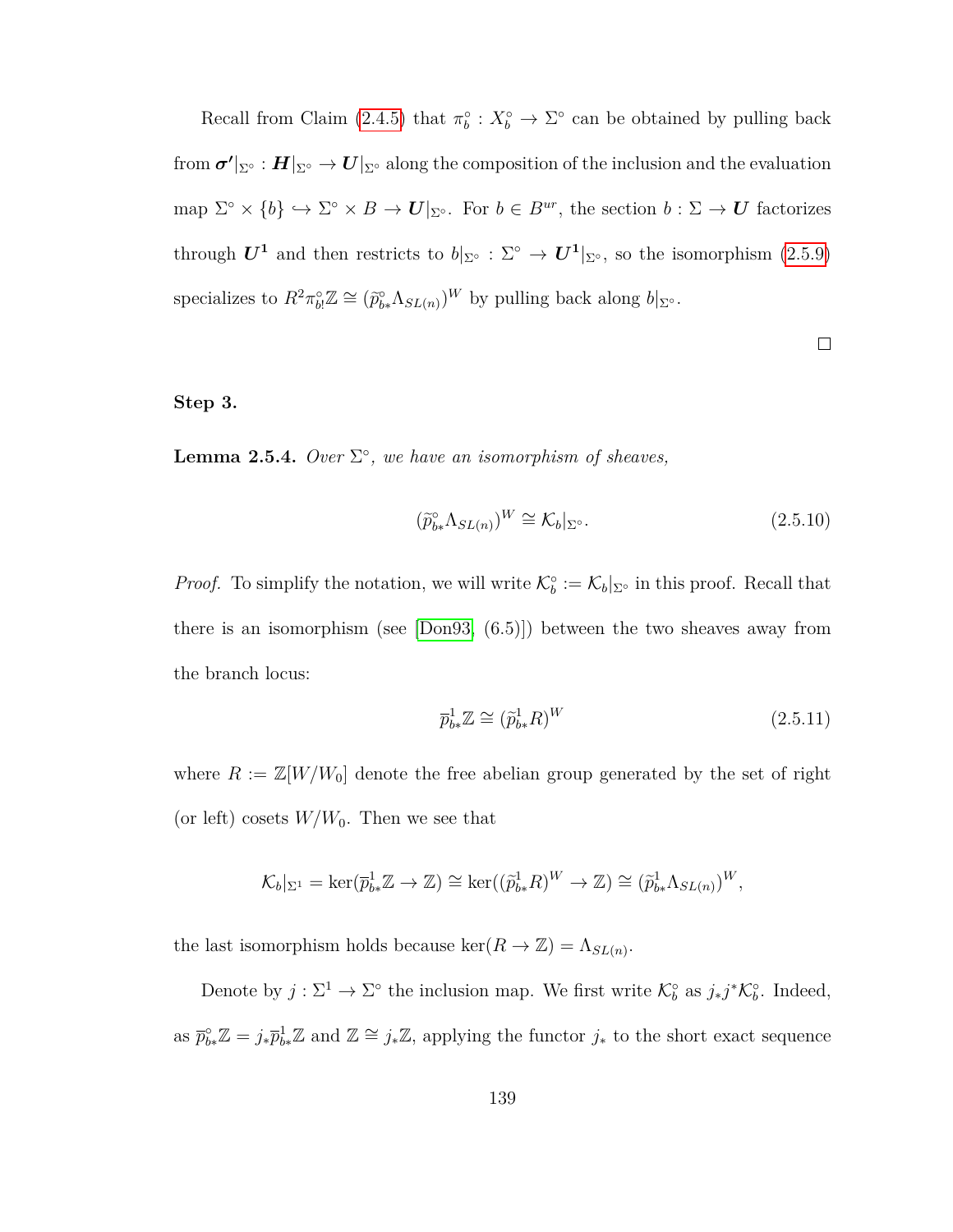Recall from Claim (2.4.5) that $\pi_b^\circ : X_b^\circ \to \Sigma^\circ$ can be obtained by pulling back from $\boldsymbol{\sigma'}|_{\Sigma^\circ} : \boldsymbol{H}|_{\Sigma^\circ} \to \boldsymbol{U}|_{\Sigma^\circ}$ along the composition of the inclusion and the evaluation map $\Sigma^\circ \times \{b\} \hookrightarrow \Sigma^\circ \times B \to \boldsymbol{U}|_{\Sigma^\circ}$. For $b \in B^{ur}$, the section $b : \Sigma \to \boldsymbol{U}$ factorizes through $\boldsymbol{U^1}$ and then restricts to $b|_{\Sigma^\circ} : \Sigma^\circ \to \boldsymbol{U^1}|_{\Sigma^\circ}$, so the isomorphism (2.5.9) specializes to $R^2\pi_{b!}^\circ \mathbb{Z} \cong (\widetilde{p}_{b*}^\circ \Lambda_{SL(n)})^W$ by pulling back along $b|_{\Sigma^\circ}$.

□

**Step 3.**

**Lemma 2.5.4.** *Over $\Sigma^\circ$, we have an isomorphism of sheaves,*

$$(\widetilde{p}_{b*}^\circ \Lambda_{SL(n)})^W \cong \mathcal{K}_b|_{\Sigma^\circ}. \tag{2.5.10}$$

*Proof.* To simplify the notation, we will write $\mathcal{K}_b^\circ := \mathcal{K}_b|_{\Sigma^\circ}$ in this proof. Recall that there is an isomorphism (see [Don93, (6.5)]) between the two sheaves away from the branch locus:

$$\overline{p}_{b*}^1 \mathbb{Z} \cong (\widetilde{p}_{b*}^1 R)^W \tag{2.5.11}$$

where $R := \mathbb{Z}[W/W_0]$ denote the free abelian group generated by the set of right (or left) cosets $W/W_0$. Then we see that

$$\mathcal{K}_b|_{\Sigma^1} = \ker(\overline{p}_{b*}^1 \mathbb{Z} \to \mathbb{Z}) \cong \ker((\widetilde{p}_{b*}^1 R)^W \to \mathbb{Z}) \cong (\widetilde{p}_{b*}^1 \Lambda_{SL(n)})^W,$$

the last isomorphism holds because $\ker(R \to \mathbb{Z}) = \Lambda_{SL(n)}$.

Denote by $j : \Sigma^1 \to \Sigma^\circ$ the inclusion map. We first write $\mathcal{K}_b^\circ$ as $j_* j^* \mathcal{K}_b^\circ$. Indeed, as $\overline{p}_{b*}^\circ \mathbb{Z} = j_* \overline{p}_{b*}^1 \mathbb{Z}$ and $\mathbb{Z} \cong j_* \mathbb{Z}$, applying the functor $j_*$ to the short exact sequence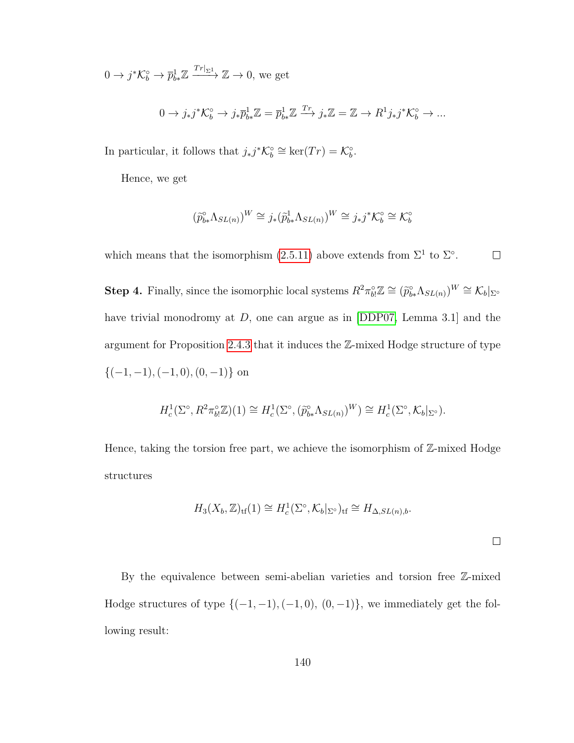$0 \to j^*\mathcal{K}_b^\circ \to \overline{p}^1_{b*}\mathbb{Z} \xrightarrow{Tr|_{\Sigma^1}} \mathbb{Z} \to 0$, we get

$$0 \to j_*j^*\mathcal{K}_b^\circ \to j_*\overline{p}^1_{b*}\mathbb{Z} = \overline{p}^1_{b*}\mathbb{Z} \xrightarrow{Tr} j_*\mathbb{Z} = \mathbb{Z} \to R^1j_*j^*\mathcal{K}_b^\circ \to ...$$

In particular, it follows that $j_*j^*\mathcal{K}_b^\circ \cong \ker(Tr) = \mathcal{K}_b^\circ$.

Hence, we get

$$(\widetilde{p}^\circ_{b*}\Lambda_{SL(n)})^W \cong j_*(\widetilde{p}^1_{b*}\Lambda_{SL(n)})^W \cong j_*j^*\mathcal{K}_b^\circ \cong \mathcal{K}_b^\circ$$

which means that the isomorphism (2.5.11) above extends from $\Sigma^1$ to $\Sigma^\circ$. $\square$

**Step 4.** Finally, since the isomorphic local systems $R^2\pi^\circ_{b!}\mathbb{Z} \cong (\widetilde{p}^\circ_{b*}\Lambda_{SL(n)})^W \cong \mathcal{K}_b|_{\Sigma^\circ}$ have trivial monodromy at $D$, one can argue as in [DDP07, Lemma 3.1] and the argument for Proposition 2.4.3 that it induces the $\mathbb{Z}$-mixed Hodge structure of type $\{(-1,-1),(-1,0),(0,-1)\}$ on

$$H^1_c(\Sigma^\circ, R^2\pi^\circ_{b!}\mathbb{Z})(1) \cong H^1_c(\Sigma^\circ, (\widetilde{p}^\circ_{b*}\Lambda_{SL(n)})^W) \cong H^1_c(\Sigma^\circ, \mathcal{K}_b|_{\Sigma^\circ}).$$

Hence, taking the torsion free part, we achieve the isomorphism of $\mathbb{Z}$-mixed Hodge structures

$$H_3(X_b,\mathbb{Z})_{\mathrm{tf}}(1) \cong H^1_c(\Sigma^\circ, \mathcal{K}_b|_{\Sigma^\circ})_{\mathrm{tf}} \cong H_{\Delta,SL(n),b}.$$

$\square$

By the equivalence between semi-abelian varieties and torsion free $\mathbb{Z}$-mixed Hodge structures of type $\{(-1,-1),(-1,0),\ (0,-1)\}$, we immediately get the following result: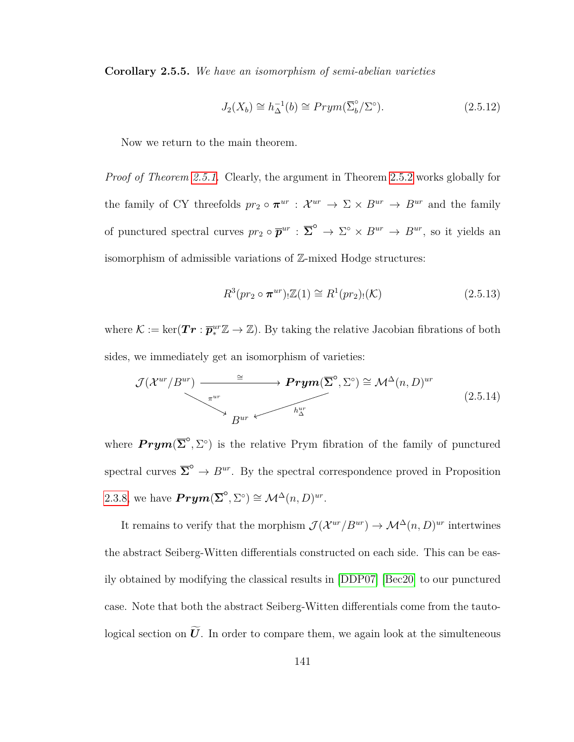**Corollary 2.5.5.** *We have an isomorphism of semi-abelian varieties*

$$J_2(X_b) \cong h_\Delta^{-1}(b) \cong Prym(\overline{\Sigma}_b^\circ/\Sigma^\circ). \tag{2.5.12}$$

Now we return to the main theorem.

*Proof of Theorem 2.5.1.* Clearly, the argument in Theorem 2.5.2 works globally for the family of CY threefolds $pr_2 \circ \boldsymbol{\pi}^{ur} : \mathcal{X}^{ur} \to \Sigma \times B^{ur} \to B^{ur}$ and the family of punctured spectral curves $pr_2 \circ \overline{\boldsymbol{p}}^{ur} : \overline{\boldsymbol{\Sigma}}^\circ \to \Sigma^\circ \times B^{ur} \to B^{ur}$, so it yields an isomorphism of admissible variations of $\mathbb{Z}$-mixed Hodge structures:

$$R^3(pr_2 \circ \boldsymbol{\pi}^{ur})_! \mathbb{Z}(1) \cong R^1(pr_2)_!(\mathcal{K}) \tag{2.5.13}$$

where $\mathcal{K} := \ker(\boldsymbol{Tr} : \overline{\boldsymbol{p}}_*^{ur}\mathbb{Z} \to \mathbb{Z})$. By taking the relative Jacobian fibrations of both sides, we immediately get an isomorphism of varieties:

$$\begin{array}{ccc} \mathcal{J}(\mathcal{X}^{ur}/B^{ur}) & \xrightarrow{\cong} & \boldsymbol{Prym}(\overline{\boldsymbol{\Sigma}}^\circ, \Sigma^\circ) \cong \mathcal{M}^\Delta(n, D)^{ur} \\ & {\scriptstyle \pi^{ur}} \searrow \quad \swarrow {\scriptstyle h_\Delta^{ur}} & \\ & B^{ur} & \end{array} \tag{2.5.14}$$

where $\boldsymbol{Prym}(\overline{\boldsymbol{\Sigma}}^\circ, \Sigma^\circ)$ is the relative Prym fibration of the family of punctured spectral curves $\overline{\boldsymbol{\Sigma}}^\circ \to B^{ur}$. By the spectral correspondence proved in Proposition 2.3.8, we have $\boldsymbol{Prym}(\overline{\boldsymbol{\Sigma}}^\circ, \Sigma^\circ) \cong \mathcal{M}^\Delta(n, D)^{ur}$.

It remains to verify that the morphism $\mathcal{J}(\mathcal{X}^{ur}/B^{ur}) \to \mathcal{M}^\Delta(n, D)^{ur}$ intertwines the abstract Seiberg-Witten differentials constructed on each side. This can be easily obtained by modifying the classical results in [DDP07] [Bec20] to our punctured case. Note that both the abstract Seiberg-Witten differentials come from the tautological section on $\widetilde{\boldsymbol{U}}$. In order to compare them, we again look at the simulteneous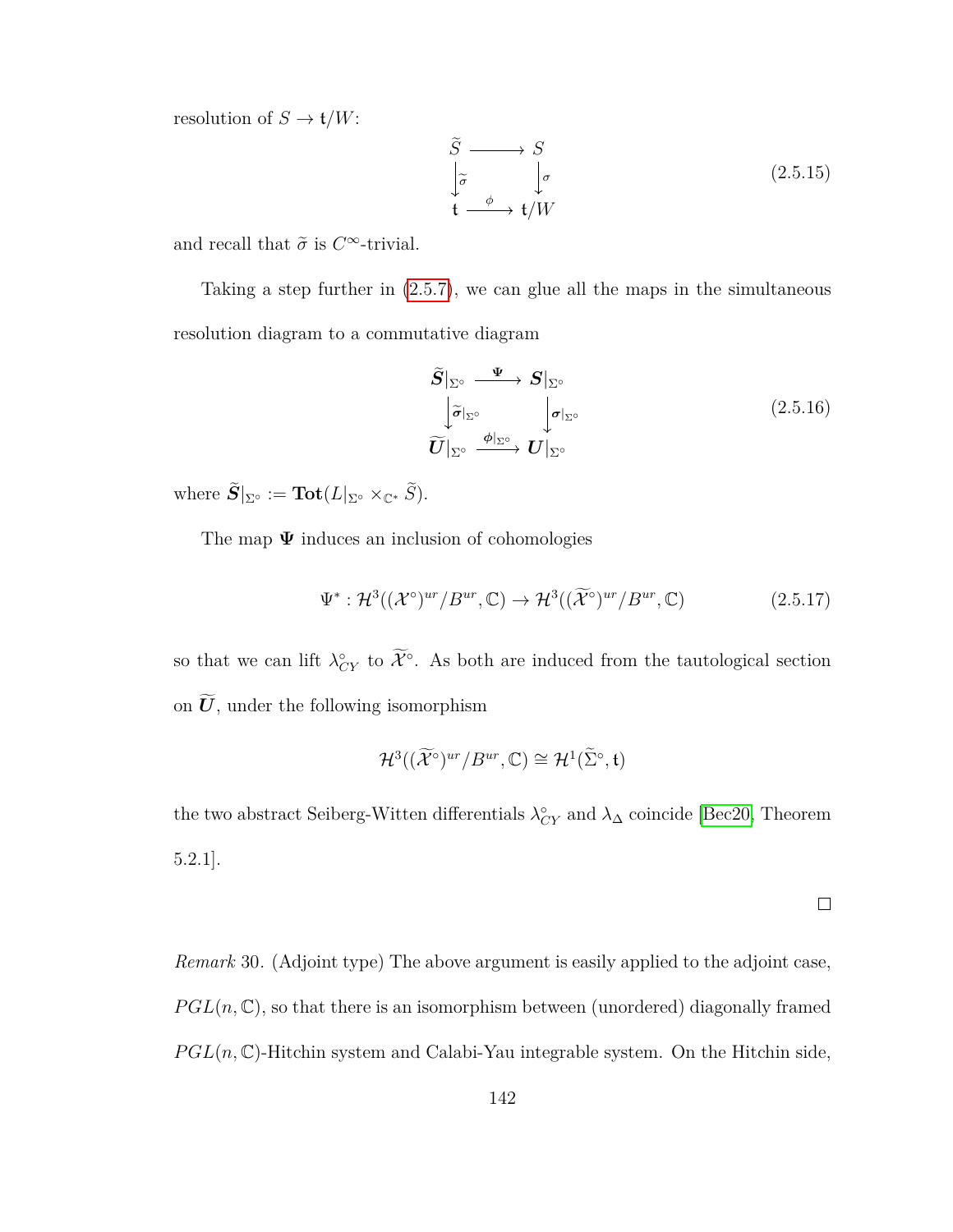resolution of $S \to \mathfrak{t}/W$:

$$\begin{array}{ccc} \widetilde{S} & \longrightarrow & S \\ \big\downarrow{\scriptstyle \widetilde{\sigma}} & & \big\downarrow{\scriptstyle \sigma} \\ \mathfrak{t} & \xrightarrow{\ \phi\ } & \mathfrak{t}/W \end{array} \tag{2.5.15}$$

and recall that $\widetilde{\sigma}$ is $C^\infty$-trivial.

Taking a step further in (2.5.7), we can glue all the maps in the simultaneous resolution diagram to a commutative diagram

$$\begin{array}{ccc} \widetilde{\boldsymbol{S}}|_{\Sigma^\circ} & \xrightarrow{\ \boldsymbol{\Psi}\ } & \boldsymbol{S}|_{\Sigma^\circ} \\ \big\downarrow{\scriptstyle \widetilde{\boldsymbol{\sigma}}|_{\Sigma^\circ}} & & \big\downarrow{\scriptstyle \boldsymbol{\sigma}|_{\Sigma^\circ}} \\ \widetilde{\boldsymbol{U}}|_{\Sigma^\circ} & \xrightarrow{\ \boldsymbol{\phi}|_{\Sigma^\circ}\ } & \boldsymbol{U}|_{\Sigma^\circ} \end{array} \tag{2.5.16}$$

where $\widetilde{\boldsymbol{S}}|_{\Sigma^\circ} := \mathbf{Tot}(L|_{\Sigma^\circ} \times_{\mathbb{C}^*} \widetilde{S})$.

The map $\boldsymbol{\Psi}$ induces an inclusion of cohomologies

$$\Psi^* : \mathcal{H}^3((\mathcal{X}^\circ)^{ur}/B^{ur}, \mathbb{C}) \to \mathcal{H}^3((\widetilde{\mathcal{X}}^\circ)^{ur}/B^{ur}, \mathbb{C}) \tag{2.5.17}$$

so that we can lift $\lambda_{CY}^\circ$ to $\widetilde{\mathcal{X}}^\circ$. As both are induced from the tautological section on $\widetilde{\boldsymbol{U}}$, under the following isomorphism

$$\mathcal{H}^3((\widetilde{\mathcal{X}}^\circ)^{ur}/B^{ur}, \mathbb{C}) \cong \mathcal{H}^1(\widetilde{\Sigma}^\circ, \mathfrak{t})$$

the two abstract Seiberg-Witten differentials $\lambda_{CY}^\circ$ and $\lambda_\Delta$ coincide [Bec20, Theorem 5.2.1].

□

*Remark* 30. (Adjoint type) The above argument is easily applied to the adjoint case, $PGL(n, \mathbb{C})$, so that there is an isomorphism between (unordered) diagonally framed $PGL(n, \mathbb{C})$-Hitchin system and Calabi-Yau integrable system. On the Hitchin side,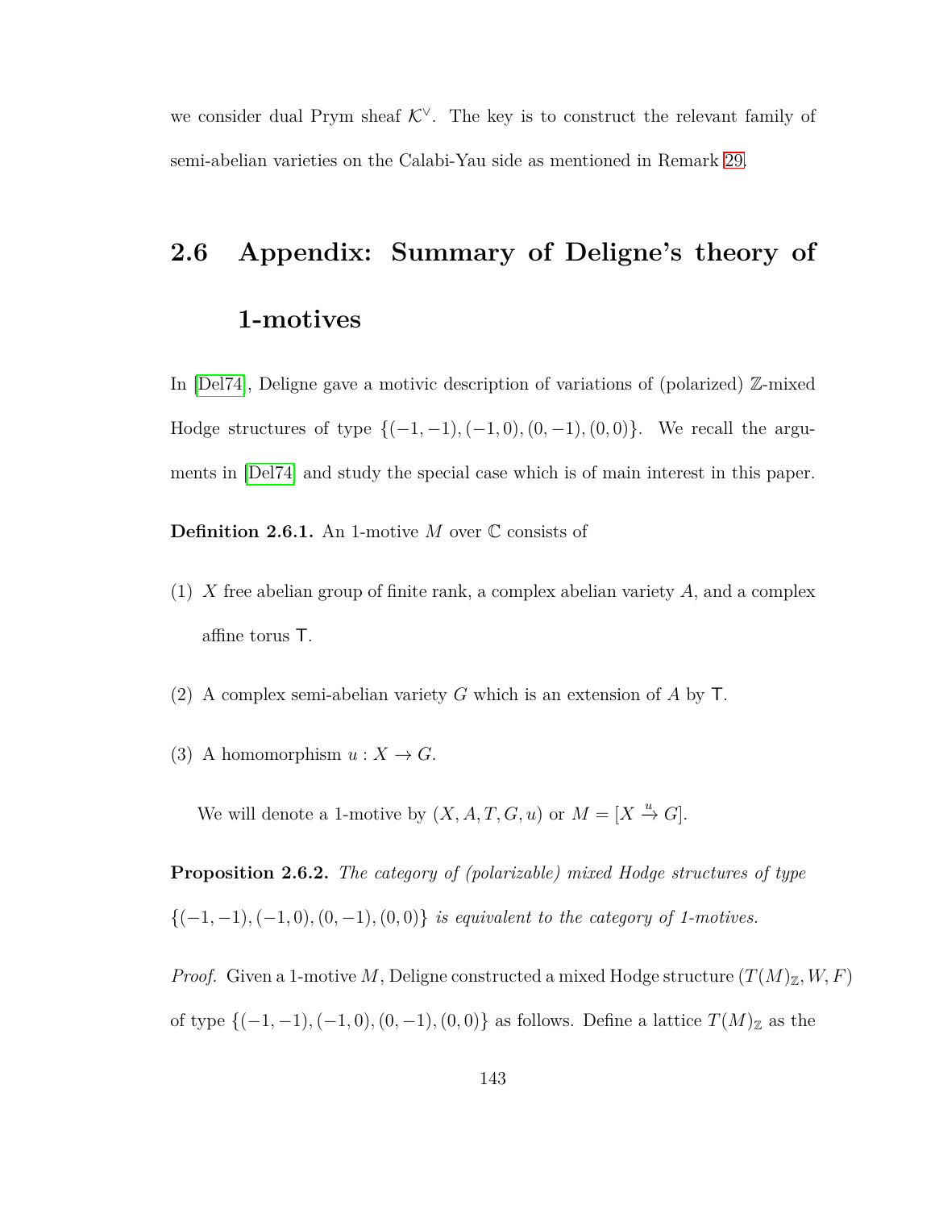we consider dual Prym sheaf $\mathcal{K}^\vee$. The key is to construct the relevant family of semi-abelian varieties on the Calabi-Yau side as mentioned in Remark 29.

## 2.6 Appendix: Summary of Deligne's theory of 1-motives

In [Del74], Deligne gave a motivic description of variations of (polarized) $\mathbb{Z}$-mixed Hodge structures of type $\{(-1,-1),(-1,0),(0,-1),(0,0)\}$. We recall the arguments in [Del74] and study the special case which is of main interest in this paper.

**Definition 2.6.1.** An 1-motive $M$ over $\mathbb{C}$ consists of

(1) $X$ free abelian group of finite rank, a complex abelian variety $A$, and a complex affine torus $\mathsf{T}$.

(2) A complex semi-abelian variety $G$ which is an extension of $A$ by $\mathsf{T}$.

(3) A homomorphism $u : X \to G$.

We will denote a 1-motive by $(X, A, T, G, u)$ or $M = [X \overset{u}{\to} G]$.

**Proposition 2.6.2.** *The category of (polarizable) mixed Hodge structures of type* $\{(-1,-1),(-1,0),(0,-1),(0,0)\}$ *is equivalent to the category of 1-motives.*

*Proof.* Given a 1-motive $M$, Deligne constructed a mixed Hodge structure $(T(M)_\mathbb{Z}, W, F)$ of type $\{(-1,-1),(-1,0),(0,-1),(0,0)\}$ as follows. Define a lattice $T(M)_\mathbb{Z}$ as the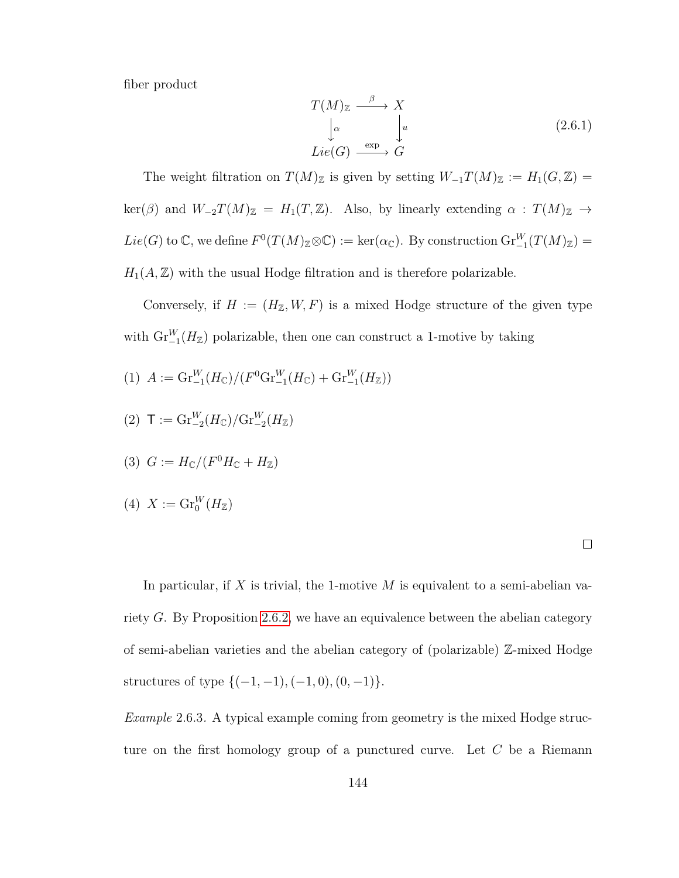fiber product

$$
\begin{array}{ccc}
T(M)_{\mathbb{Z}} & \xrightarrow{\beta} & X \\
\downarrow{\scriptstyle \alpha} & & \downarrow{\scriptstyle u} \\
Lie(G) & \xrightarrow{\exp} & G
\end{array}
\tag{2.6.1}
$$

The weight filtration on $T(M)_{\mathbb{Z}}$ is given by setting $W_{-1}T(M)_{\mathbb{Z}} := H_1(G, \mathbb{Z}) = \ker(\beta)$ and $W_{-2}T(M)_{\mathbb{Z}} = H_1(T, \mathbb{Z})$. Also, by linearly extending $\alpha : T(M)_{\mathbb{Z}} \to Lie(G)$ to $\mathbb{C}$, we define $F^0(T(M)_{\mathbb{Z}} \otimes \mathbb{C}) := \ker(\alpha_{\mathbb{C}})$. By construction $\mathrm{Gr}^W_{-1}(T(M)_{\mathbb{Z}}) = H_1(A, \mathbb{Z})$ with the usual Hodge filtration and is therefore polarizable.

Conversely, if $H := (H_{\mathbb{Z}}, W, F)$ is a mixed Hodge structure of the given type with $\mathrm{Gr}^W_{-1}(H_{\mathbb{Z}})$ polarizable, then one can construct a 1-motive by taking

(1) $A := \mathrm{Gr}^W_{-1}(H_{\mathbb{C}})/(F^0\mathrm{Gr}^W_{-1}(H_{\mathbb{C}}) + \mathrm{Gr}^W_{-1}(H_{\mathbb{Z}}))$

(2) $\mathsf{T} := \mathrm{Gr}^W_{-2}(H_{\mathbb{C}})/\mathrm{Gr}^W_{-2}(H_{\mathbb{Z}})$

(3) $G := H_{\mathbb{C}}/(F^0 H_{\mathbb{C}} + H_{\mathbb{Z}})$

(4) $X := \mathrm{Gr}^W_0(H_{\mathbb{Z}})$

□

In particular, if $X$ is trivial, the 1-motive $M$ is equivalent to a semi-abelian variety $G$. By Proposition 2.6.2, we have an equivalence between the abelian category of semi-abelian varieties and the abelian category of (polarizable) $\mathbb{Z}$-mixed Hodge structures of type $\{(-1,-1), (-1,0), (0,-1)\}$.

*Example* 2.6.3. A typical example coming from geometry is the mixed Hodge structure on the first homology group of a punctured curve. Let $C$ be a Riemann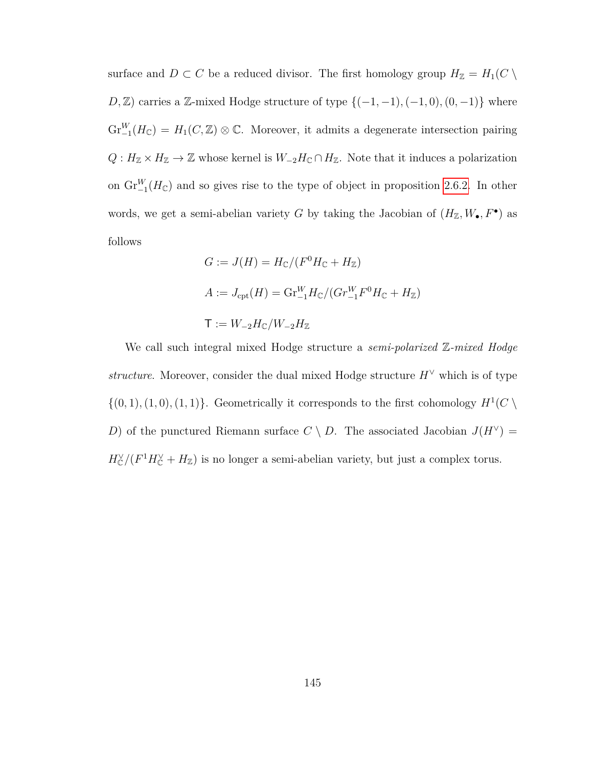surface and $D \subset C$ be a reduced divisor. The first homology group $H_{\mathbb{Z}} = H_1(C \setminus D, \mathbb{Z})$ carries a $\mathbb{Z}$-mixed Hodge structure of type $\{(-1,-1), (-1,0), (0,-1)\}$ where $\mathrm{Gr}^W_{-1}(H_{\mathbb{C}}) = H_1(C, \mathbb{Z}) \otimes \mathbb{C}$. Moreover, it admits a degenerate intersection pairing $Q : H_{\mathbb{Z}} \times H_{\mathbb{Z}} \to \mathbb{Z}$ whose kernel is $W_{-2}H_{\mathbb{C}} \cap H_{\mathbb{Z}}$. Note that it induces a polarization on $\mathrm{Gr}^W_{-1}(H_{\mathbb{C}})$ and so gives rise to the type of object in proposition 2.6.2. In other words, we get a semi-abelian variety $G$ by taking the Jacobian of $(H_{\mathbb{Z}}, W_{\bullet}, F^{\bullet})$ as follows

$$G := J(H) = H_{\mathbb{C}}/(F^0 H_{\mathbb{C}} + H_{\mathbb{Z}})$$

$$A := J_{\mathrm{cpt}}(H) = \mathrm{Gr}^W_{-1} H_{\mathbb{C}}/(Gr^W_{-1} F^0 H_{\mathbb{C}} + H_{\mathbb{Z}})$$

$$\mathsf{T} := W_{-2}H_{\mathbb{C}}/W_{-2}H_{\mathbb{Z}}$$

We call such integral mixed Hodge structure a *semi-polarized $\mathbb{Z}$-mixed Hodge structure*. Moreover, consider the dual mixed Hodge structure $H^{\vee}$ which is of type $\{(0,1), (1,0), (1,1)\}$. Geometrically it corresponds to the first cohomology $H^1(C \setminus D)$ of the punctured Riemann surface $C \setminus D$. The associated Jacobian $J(H^{\vee}) = H^{\vee}_{\mathbb{C}}/(F^1 H^{\vee}_{\mathbb{C}} + H_{\mathbb{Z}})$ is no longer a semi-abelian variety, but just a complex torus.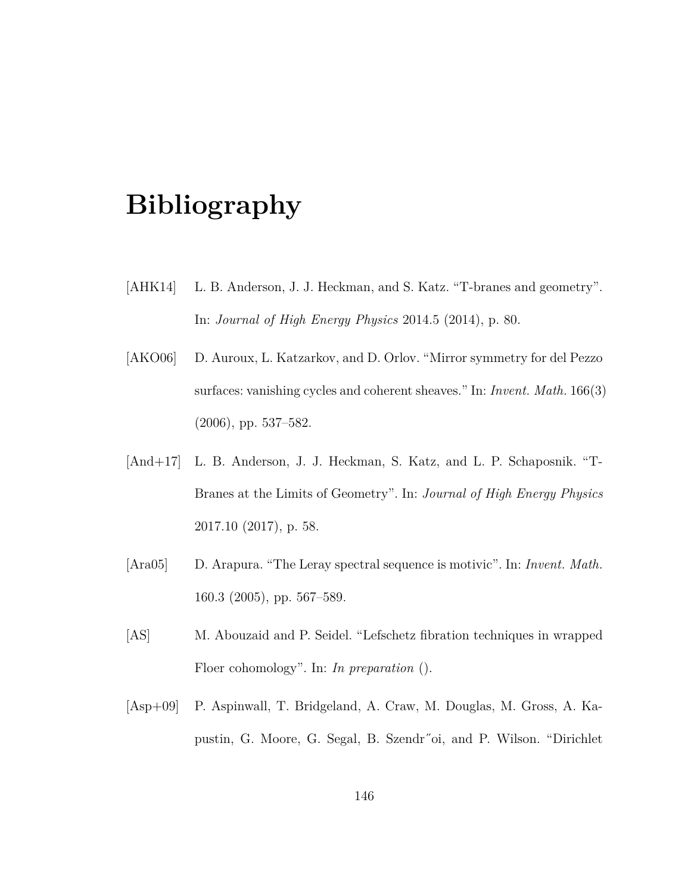# Bibliography

[AHK14] L. B. Anderson, J. J. Heckman, and S. Katz. "T-branes and geometry". In: *Journal of High Energy Physics* 2014.5 (2014), p. 80.

[AKO06] D. Auroux, L. Katzarkov, and D. Orlov. "Mirror symmetry for del Pezzo surfaces: vanishing cycles and coherent sheaves." In: *Invent. Math.* 166(3) (2006), pp. 537–582.

[And+17] L. B. Anderson, J. J. Heckman, S. Katz, and L. P. Schaposnik. "T-Branes at the Limits of Geometry". In: *Journal of High Energy Physics* 2017.10 (2017), p. 58.

[Ara05] D. Arapura. "The Leray spectral sequence is motivic". In: *Invent. Math.* 160.3 (2005), pp. 567–589.

[AS] M. Abouzaid and P. Seidel. "Lefschetz fibration techniques in wrapped Floer cohomology". In: *In preparation* ().

[Asp+09] P. Aspinwall, T. Bridgeland, A. Craw, M. Douglas, M. Gross, A. Kapustin, G. Moore, G. Segal, B. Szendr˝oi, and P. Wilson. "Dirichlet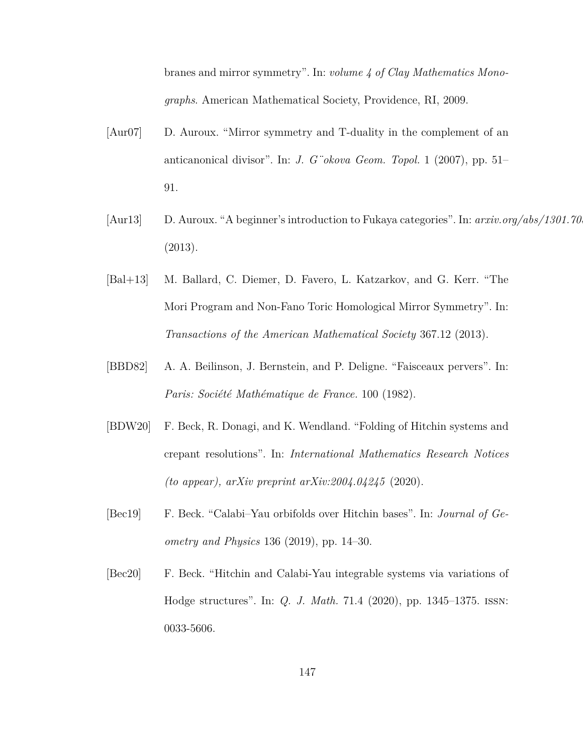branes and mirror symmetry". In: *volume 4 of Clay Mathematics Monographs*. American Mathematical Society, Providence, RI, 2009.

[Aur07] D. Auroux. "Mirror symmetry and T-duality in the complement of an anticanonical divisor". In: *J. Gökova Geom. Topol.* 1 (2007), pp. 51–91.

[Aur13] D. Auroux. "A beginner's introduction to Fukaya categories". In: *arxiv.org/abs/1301.70* (2013).

[Bal+13] M. Ballard, C. Diemer, D. Favero, L. Katzarkov, and G. Kerr. "The Mori Program and Non-Fano Toric Homological Mirror Symmetry". In: *Transactions of the American Mathematical Society* 367.12 (2013).

[BBD82] A. A. Beilinson, J. Bernstein, and P. Deligne. "Faisceaux pervers". In: *Paris: Société Mathématique de France.* 100 (1982).

[BDW20] F. Beck, R. Donagi, and K. Wendland. "Folding of Hitchin systems and crepant resolutions". In: *International Mathematics Research Notices (to appear), arXiv preprint arXiv:2004.04245* (2020).

[Bec19] F. Beck. "Calabi–Yau orbifolds over Hitchin bases". In: *Journal of Geometry and Physics* 136 (2019), pp. 14–30.

[Bec20] F. Beck. "Hitchin and Calabi-Yau integrable systems via variations of Hodge structures". In: *Q. J. Math.* 71.4 (2020), pp. 1345–1375. ISSN: 0033-5606.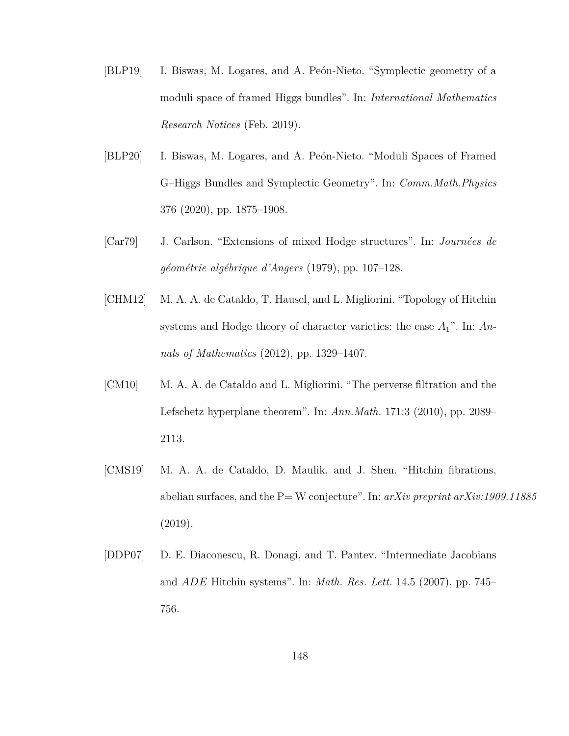[BLP19] I. Biswas, M. Logares, and A. Peón-Nieto. "Symplectic geometry of a moduli space of framed Higgs bundles". In: *International Mathematics Research Notices* (Feb. 2019).

[BLP20] I. Biswas, M. Logares, and A. Peón-Nieto. "Moduli Spaces of Framed G–Higgs Bundles and Symplectic Geometry". In: *Comm.Math.Physics* 376 (2020), pp. 1875–1908.

[Car79] J. Carlson. "Extensions of mixed Hodge structures". In: *Journées de géométrie algébrique d'Angers* (1979), pp. 107–128.

[CHM12] M. A. A. de Cataldo, T. Hausel, and L. Migliorini. "Topology of Hitchin systems and Hodge theory of character varieties: the case $A_1$". In: *Annals of Mathematics* (2012), pp. 1329–1407.

[CM10] M. A. A. de Cataldo and L. Migliorini. "The perverse filtration and the Lefschetz hyperplane theorem". In: *Ann.Math.* 171:3 (2010), pp. 2089–2113.

[CMS19] M. A. A. de Cataldo, D. Maulik, and J. Shen. "Hitchin fibrations, abelian surfaces, and the P= W conjecture". In: *arXiv preprint arXiv:1909.11885* (2019).

[DDP07] D. E. Diaconescu, R. Donagi, and T. Pantev. "Intermediate Jacobians and *ADE* Hitchin systems". In: *Math. Res. Lett.* 14.5 (2007), pp. 745–756.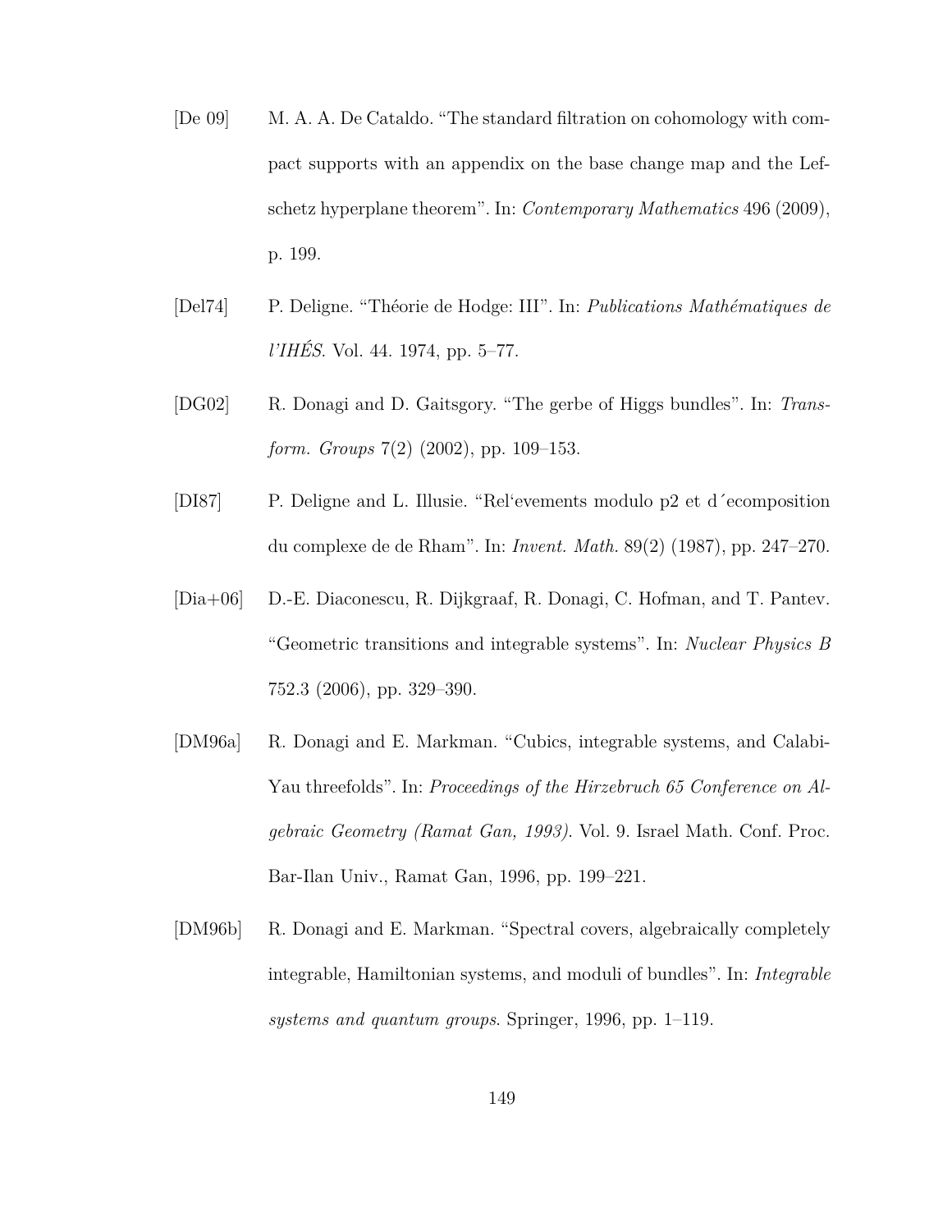[De 09] M. A. A. De Cataldo. "The standard filtration on cohomology with compact supports with an appendix on the base change map and the Lefschetz hyperplane theorem". In: *Contemporary Mathematics* 496 (2009), p. 199.

[Del74] P. Deligne. "Théorie de Hodge: III". In: *Publications Mathématiques de l'IHÉS*. Vol. 44. 1974, pp. 5–77.

[DG02] R. Donagi and D. Gaitsgory. "The gerbe of Higgs bundles". In: *Transform. Groups* 7(2) (2002), pp. 109–153.

[DI87] P. Deligne and L. Illusie. "Rel'evements modulo p2 et d´ecomposition du complexe de de Rham". In: *Invent. Math.* 89(2) (1987), pp. 247–270.

[Dia+06] D.-E. Diaconescu, R. Dijkgraaf, R. Donagi, C. Hofman, and T. Pantev. "Geometric transitions and integrable systems". In: *Nuclear Physics B* 752.3 (2006), pp. 329–390.

[DM96a] R. Donagi and E. Markman. "Cubics, integrable systems, and Calabi-Yau threefolds". In: *Proceedings of the Hirzebruch 65 Conference on Algebraic Geometry (Ramat Gan, 1993)*. Vol. 9. Israel Math. Conf. Proc. Bar-Ilan Univ., Ramat Gan, 1996, pp. 199–221.

[DM96b] R. Donagi and E. Markman. "Spectral covers, algebraically completely integrable, Hamiltonian systems, and moduli of bundles". In: *Integrable systems and quantum groups*. Springer, 1996, pp. 1–119.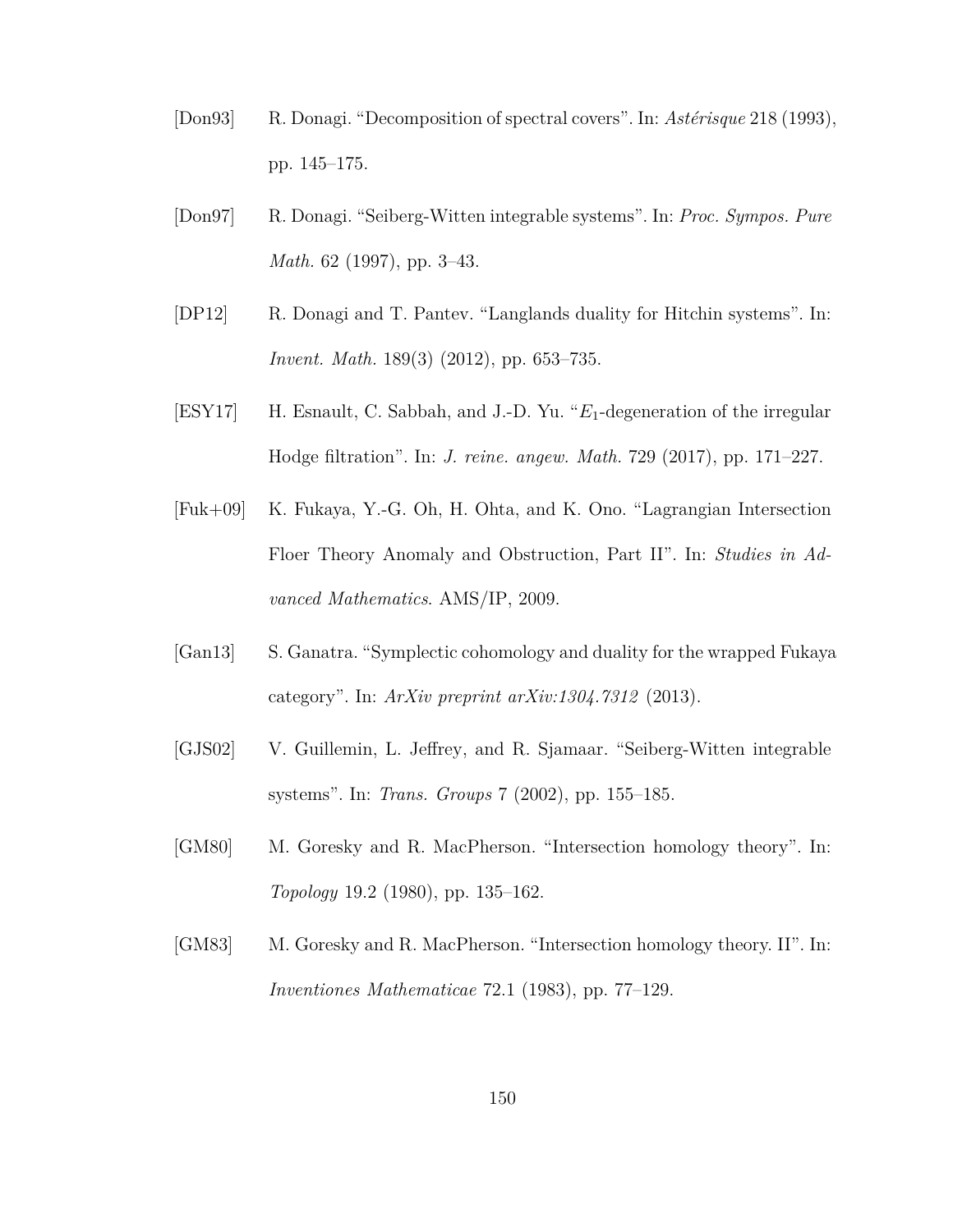[Don93] R. Donagi. "Decomposition of spectral covers". In: *Astérisque* 218 (1993), pp. 145–175.

[Don97] R. Donagi. "Seiberg-Witten integrable systems". In: *Proc. Sympos. Pure Math.* 62 (1997), pp. 3–43.

[DP12] R. Donagi and T. Pantev. "Langlands duality for Hitchin systems". In: *Invent. Math.* 189(3) (2012), pp. 653–735.

[ESY17] H. Esnault, C. Sabbah, and J.-D. Yu. "$E_1$-degeneration of the irregular Hodge filtration". In: *J. reine. angew. Math.* 729 (2017), pp. 171–227.

[Fuk+09] K. Fukaya, Y.-G. Oh, H. Ohta, and K. Ono. "Lagrangian Intersection Floer Theory Anomaly and Obstruction, Part II". In: *Studies in Advanced Mathematics*. AMS/IP, 2009.

[Gan13] S. Ganatra. "Symplectic cohomology and duality for the wrapped Fukaya category". In: *ArXiv preprint arXiv:1304.7312* (2013).

[GJS02] V. Guillemin, L. Jeffrey, and R. Sjamaar. "Seiberg-Witten integrable systems". In: *Trans. Groups* 7 (2002), pp. 155–185.

[GM80] M. Goresky and R. MacPherson. "Intersection homology theory". In: *Topology* 19.2 (1980), pp. 135–162.

[GM83] M. Goresky and R. MacPherson. "Intersection homology theory. II". In: *Inventiones Mathematicae* 72.1 (1983), pp. 77–129.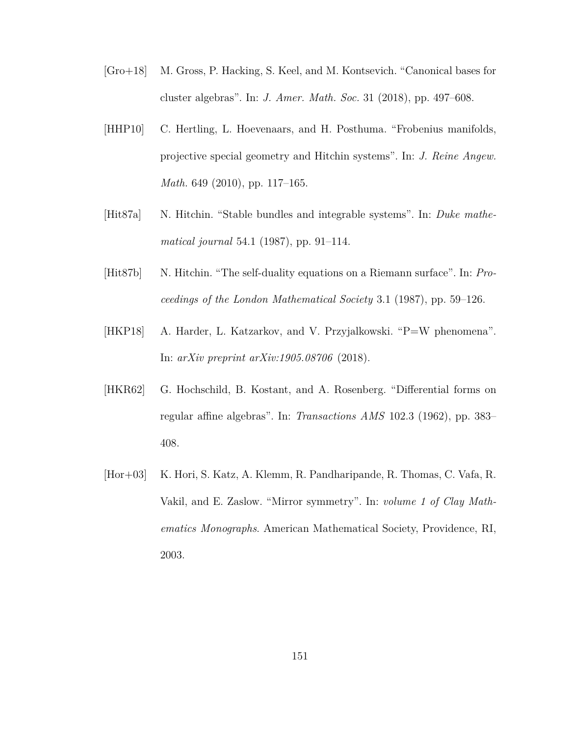[Gro+18] M. Gross, P. Hacking, S. Keel, and M. Kontsevich. "Canonical bases for cluster algebras". In: *J. Amer. Math. Soc.* 31 (2018), pp. 497–608.

[HHP10] C. Hertling, L. Hoevenaars, and H. Posthuma. "Frobenius manifolds, projective special geometry and Hitchin systems". In: *J. Reine Angew. Math.* 649 (2010), pp. 117–165.

[Hit87a] N. Hitchin. "Stable bundles and integrable systems". In: *Duke mathematical journal* 54.1 (1987), pp. 91–114.

[Hit87b] N. Hitchin. "The self-duality equations on a Riemann surface". In: *Proceedings of the London Mathematical Society* 3.1 (1987), pp. 59–126.

[HKP18] A. Harder, L. Katzarkov, and V. Przyjalkowski. "P=W phenomena". In: *arXiv preprint arXiv:1905.08706* (2018).

[HKR62] G. Hochschild, B. Kostant, and A. Rosenberg. "Differential forms on regular affine algebras". In: *Transactions AMS* 102.3 (1962), pp. 383–408.

[Hor+03] K. Hori, S. Katz, A. Klemm, R. Pandharipande, R. Thomas, C. Vafa, R. Vakil, and E. Zaslow. "Mirror symmetry". In: *volume 1 of Clay Mathematics Monographs*. American Mathematical Society, Providence, RI, 2003.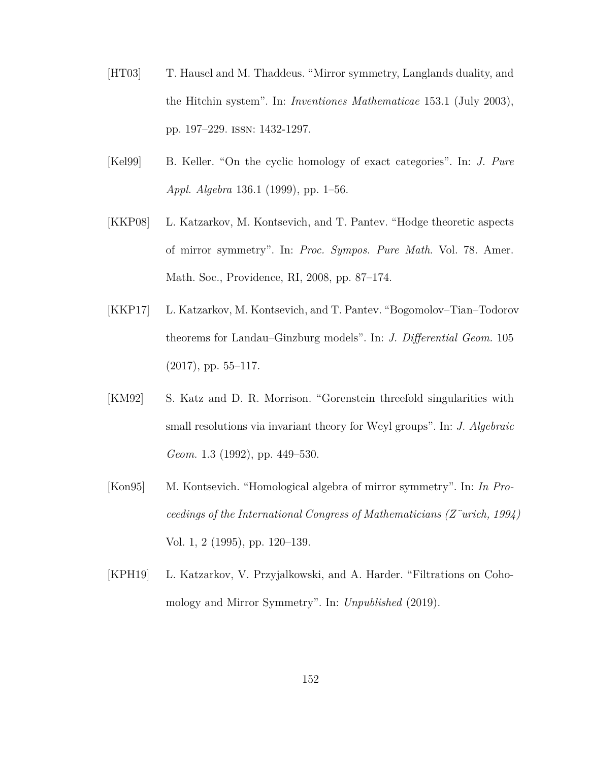[HT03] T. Hausel and M. Thaddeus. "Mirror symmetry, Langlands duality, and the Hitchin system". In: *Inventiones Mathematicae* 153.1 (July 2003), pp. 197–229. ISSN: 1432-1297.

[Kel99] B. Keller. "On the cyclic homology of exact categories". In: *J. Pure Appl. Algebra* 136.1 (1999), pp. 1–56.

[KKP08] L. Katzarkov, M. Kontsevich, and T. Pantev. "Hodge theoretic aspects of mirror symmetry". In: *Proc. Sympos. Pure Math.* Vol. 78. Amer. Math. Soc., Providence, RI, 2008, pp. 87–174.

[KKP17] L. Katzarkov, M. Kontsevich, and T. Pantev. "Bogomolov–Tian–Todorov theorems for Landau–Ginzburg models". In: *J. Differential Geom.* 105 (2017), pp. 55–117.

[KM92] S. Katz and D. R. Morrison. "Gorenstein threefold singularities with small resolutions via invariant theory for Weyl groups". In: *J. Algebraic Geom.* 1.3 (1992), pp. 449–530.

[Kon95] M. Kontsevich. "Homological algebra of mirror symmetry". In: *In Proceedings of the International Congress of Mathematicians (Z¨urich, 1994)* Vol. 1, 2 (1995), pp. 120–139.

[KPH19] L. Katzarkov, V. Przyjalkowski, and A. Harder. "Filtrations on Cohomology and Mirror Symmetry". In: *Unpublished* (2019).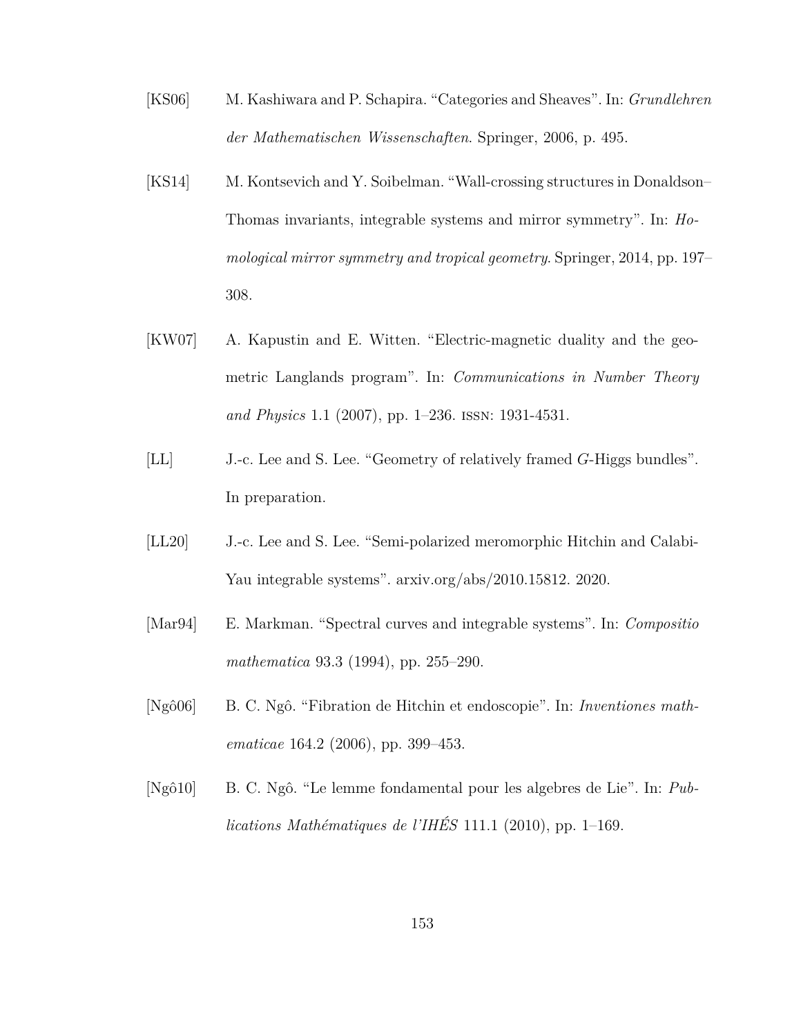[KS06] M. Kashiwara and P. Schapira. "Categories and Sheaves". In: *Grundlehren der Mathematischen Wissenschaften*. Springer, 2006, p. 495.

[KS14] M. Kontsevich and Y. Soibelman. "Wall-crossing structures in Donaldson–Thomas invariants, integrable systems and mirror symmetry". In: *Homological mirror symmetry and tropical geometry*. Springer, 2014, pp. 197–308.

[KW07] A. Kapustin and E. Witten. "Electric-magnetic duality and the geometric Langlands program". In: *Communications in Number Theory and Physics* 1.1 (2007), pp. 1–236. ISSN: 1931-4531.

[LL] J.-c. Lee and S. Lee. "Geometry of relatively framed $G$-Higgs bundles". In preparation.

[LL20] J.-c. Lee and S. Lee. "Semi-polarized meromorphic Hitchin and Calabi-Yau integrable systems". arxiv.org/abs/2010.15812. 2020.

[Mar94] E. Markman. "Spectral curves and integrable systems". In: *Compositio mathematica* 93.3 (1994), pp. 255–290.

[Ngô06] B. C. Ngô. "Fibration de Hitchin et endoscopie". In: *Inventiones mathematicae* 164.2 (2006), pp. 399–453.

[Ngô10] B. C. Ngô. "Le lemme fondamental pour les algebres de Lie". In: *Publications Mathématiques de l'IHÉS* 111.1 (2010), pp. 1–169.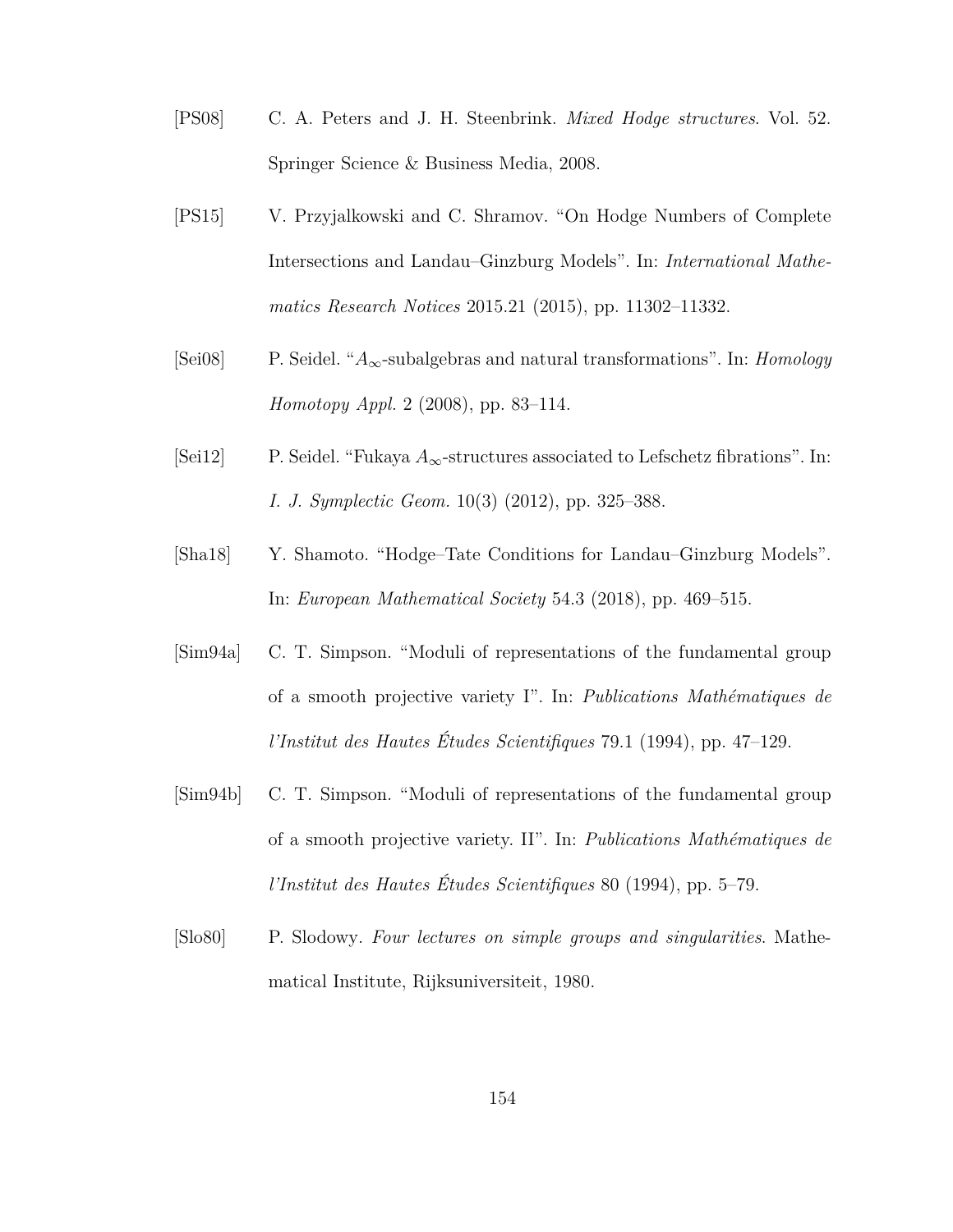[PS08] C. A. Peters and J. H. Steenbrink. *Mixed Hodge structures*. Vol. 52. Springer Science & Business Media, 2008.

[PS15] V. Przyjalkowski and C. Shramov. "On Hodge Numbers of Complete Intersections and Landau–Ginzburg Models". In: *International Mathematics Research Notices* 2015.21 (2015), pp. 11302–11332.

[Sei08] P. Seidel. "$A_\infty$-subalgebras and natural transformations". In: *Homology Homotopy Appl.* 2 (2008), pp. 83–114.

[Sei12] P. Seidel. "Fukaya $A_\infty$-structures associated to Lefschetz fibrations". In: *I. J. Symplectic Geom.* 10(3) (2012), pp. 325–388.

[Sha18] Y. Shamoto. "Hodge–Tate Conditions for Landau–Ginzburg Models". In: *European Mathematical Society* 54.3 (2018), pp. 469–515.

[Sim94a] C. T. Simpson. "Moduli of representations of the fundamental group of a smooth projective variety I". In: *Publications Mathématiques de l'Institut des Hautes Études Scientifiques* 79.1 (1994), pp. 47–129.

[Sim94b] C. T. Simpson. "Moduli of representations of the fundamental group of a smooth projective variety. II". In: *Publications Mathématiques de l'Institut des Hautes Études Scientifiques* 80 (1994), pp. 5–79.

[Slo80] P. Slodowy. *Four lectures on simple groups and singularities*. Mathematical Institute, Rijksuniversiteit, 1980.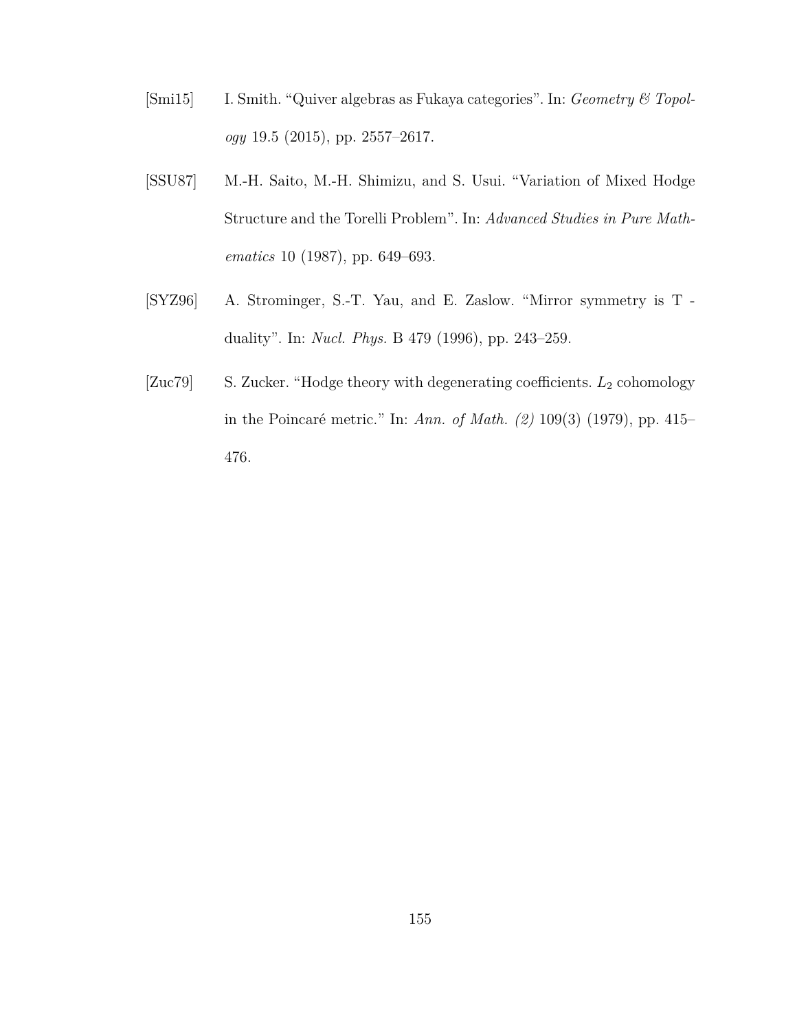[Smi15] I. Smith. "Quiver algebras as Fukaya categories". In: *Geometry & Topology* 19.5 (2015), pp. 2557–2617.

[SSU87] M.-H. Saito, M.-H. Shimizu, and S. Usui. "Variation of Mixed Hodge Structure and the Torelli Problem". In: *Advanced Studies in Pure Mathematics* 10 (1987), pp. 649–693.

[SYZ96] A. Strominger, S.-T. Yau, and E. Zaslow. "Mirror symmetry is T - duality". In: *Nucl. Phys.* B 479 (1996), pp. 243–259.

[Zuc79] S. Zucker. "Hodge theory with degenerating coefficients. $L_2$ cohomology in the Poincaré metric." In: *Ann. of Math. (2)* 109(3) (1979), pp. 415–476.